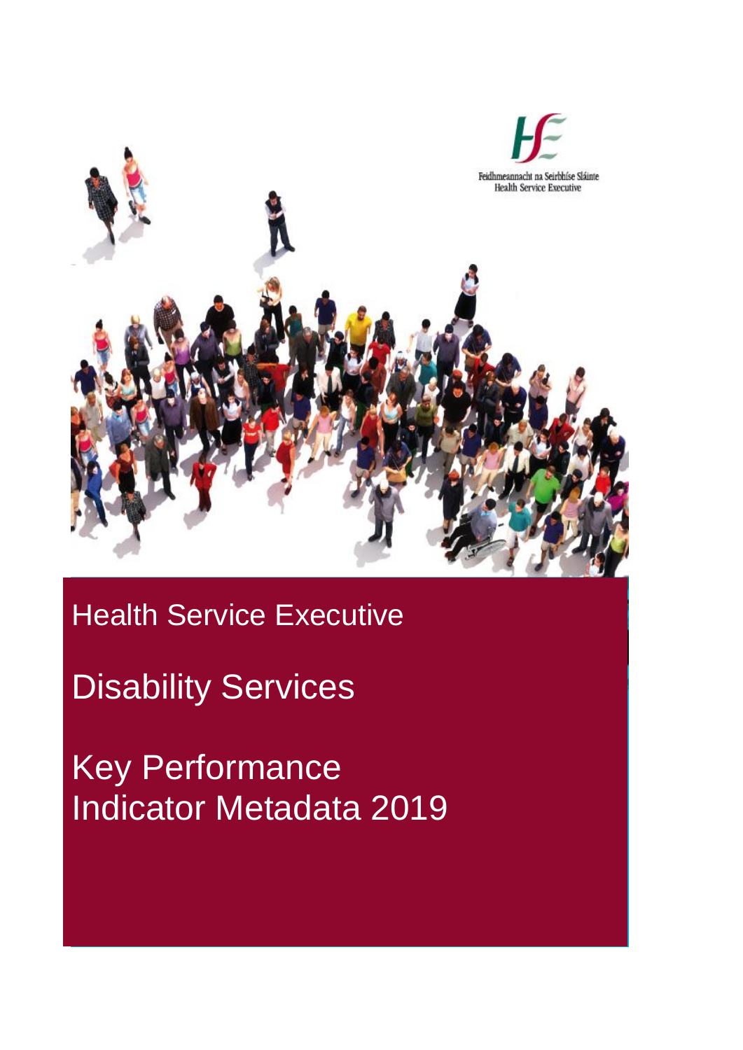Feidhmeannacht na Seirbhíse Sláinte
Health Service Executive

# Health Service Executive

# Disability Services

# Key Performance Indicator Metadata 2019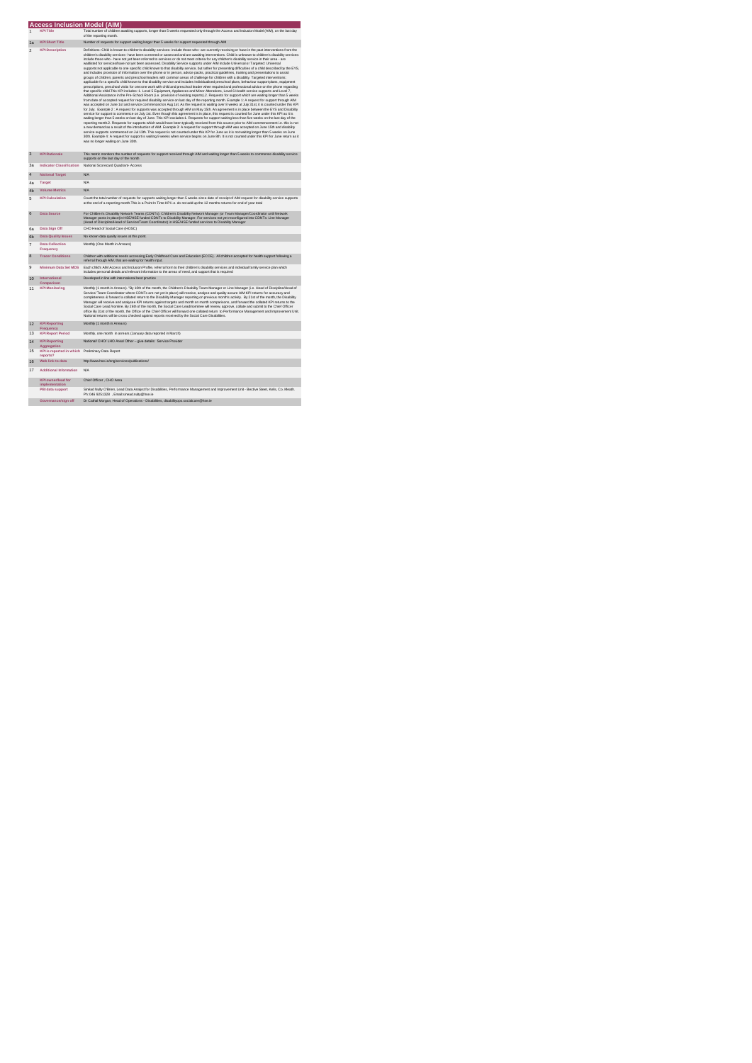## Access Inclusion Model (AIM)

| | | |
|---|---|---|
| 1 | KPI Title | Total number of children awaiting supports, longer than 5 weeks requested only through the Access and Inclusion Model (AIM), on the last day of the reporting month. |
| 1a | KPI Short Title | Number of requests for support waiting longer than 5 weeks for support requested through AIM |
| 2 | KPI Description | Definitions: Child is known to children's disability services: include those who - are currently receiving or have in the past interventions from the children's disability services- have been screened or assessed and are awaiting interventions. Child is unknown to children's disability services: include those who - have not yet been referred to services or do not meet criteria for any children's disability service in their area - are waitlisted for services/have not yet been assessed. Disability Service supports under AIM include Universal or Targeted: Universal supports:not applicable to one specific child known to that disability service, but rather for preventing difficulties of a child described by the EYS, and includes provision of information over the phone or in person, advice packs, practical guidelines, training and presentations to assist groups of children, parents and preschool leaders with common areas of challenge for children with a disability. Targeted interventions: applicable for a specific child known to that disability service and includes individualised preschool plans, behaviour support plans, equipment prescriptions, preschool visits for one-one work with child and preschool leader when required and professional advice on the phone regarding that specific child.This KPI includes: 1. Level 6 Equipment, Appliances and Minor Alterations, Level 6 Health service supports and Level 7, Additional Assistance in the Pre-School Room (i.e. provision of existing reports) 2. Requests for support which are waiting longer than 5 weeks from date of accepted request for required disability service on last day of the reporting month. Example 1: A request for support through AIM was accepted on June 1st and service commenced on Aug 1st. As the request is waiting over 8 weeks at July 31st, it is counted under this KPI for July. Example 2 : A request for supports was accepted through AIM on May 16th. An agreement is in place between the EYS and Disability service for support to commence on July 1st. Even though this agreement is in place, this request is counted for June under this KPI as it is waiting longer than 5 weeks on last day of June. This KPI excludes:1. Requests for support waiting less than five weeks on the last day of the reporting month.2. Requests for supports which would have been typically received from this source prior to AIM commencement i.e. this is not a new demand as a result of the introduction of AIM. Example 3: A request for support through AIM was accepted on June 15th and disability service supports commenced on Jul 12th. This request is not counted under this KP for June as it is not waiting longer than 5 weeks on June 30th. Example 4: A request for support is waiting 9 weeks when service begins on June 9th. It is not counted under this KPI for June return as it was no longer waiting on June 30th. |
| 3 | KPI Rationale | This metric monitors the number of requests for support received through AIM and waiting longer than 5 weeks to commence disability service supports on the last day of the month |
| 3a | Indicator Classification | National Scorecard Quadrant- Access |
| 4 | National Target | N/A |
| 4a | Target | N/A |
| 4b | Volume Metrics | N/A |
| 5 | KPI Calculation | Count the total number of requests for supports waiting longer than 5 weeks since date of receipt of AIM request for disability service supports at the end of a reporting month.This is a Point in Time KPI i.e. do not add up the 12 months returns for end of year total |
| 6 | Data Source | For Children's Disability Network Teams (CDNTs): Children's Disability Network Manager (or Team Manager/Coordinator until Network Manager posts in place)in HSE/HSE funded CDNTs to Disability Manager. For services not yet reconfigured into CDNTs: Line Manager (Head of Discipline/Head of Service/Team Coordinator) in HSE/HSE funded services to Disability Manager |
| 6a | Data Sign Off | CHO Head of Social Care (HOSC) |
| 6b | Data Quality Issues | No known data quality issues at this point. |
| 7 | Data Collection Frequency | Monthly (One Month in Arrears) |
| 8 | Tracer Conditions | Children with additional needs accessing Early Childhood Care and Education (ECCE). All children accepted for health support following a referral through AIM, that are waiting for health input. |
| 9 | Minimum Data Set MDS | Each child's AIM Access and Inclusion Profile, referral form to their children's disability services and individual family service plan which includes personal details and relevant information to the areas of need, and support that is required |
| 10 | International Comparison | Developed in line with international best practice |
| 11 | KPI Monitoring | Monthly (1 month in Arrears). "By 10th of the month, the Children's Disability Team Manager or Line Manager (i.e. Head of Discipline/Head of Service/ Team Coordinator where CDNTs are not yet in place) will review, analyse and quality assure AIM KPI returns for accuracy and completeness & forward a collated return to the Disability Manager reporting on previous month's activity. By 21st of the month, the Disability Manager will receive and analyse KPI returns against targets and month on month comparisons, and forward the collated KPI returns to the Social Care Lead /nominee. By 26th of the month, the Social Care Lead/nominee will review, approve, collate and submit to the Chief Officer office By 31st of the month, the Office of the Chief Officer will forward one collated return to Performance Management and Improvement Unit. National returns will be cross checked against reports received by the Social Care Disabilities. |
| 12 | KPI Reporting Frequency | Monthly (1 month in Arrears) |
| 13 | KPI Report Period | Monthly, one month in arrears (January data reported in March) |
| 14 | KPI Reporting Aggregation | National/ CHO/ LHO Area/ Other – give details: Service Provider |
| 15 | KPI is reported in which reports? | Preliminary Data Report |
| 16 | Web link to data | http://www.hse.ie/eng/services/publications/ |
| 17 | Additional Information | N/A |
| | KPI owner/lead for implementation | Chief Officer, CHO Area |
| | PBI data support | Sinéad Nulty O'Brien, Lead Data Analyst for Disabilities, Performance Management and Improvement Unit - Bective Steet, Kells, Co. Meath. Ph: 046 9251328 , Email:sinead.nulty@hse.ie |
| | Governance/sign off | Dr Cathal Morgan, Head of Operations - Disabilities, disabilityops.socialcare@hse.ie |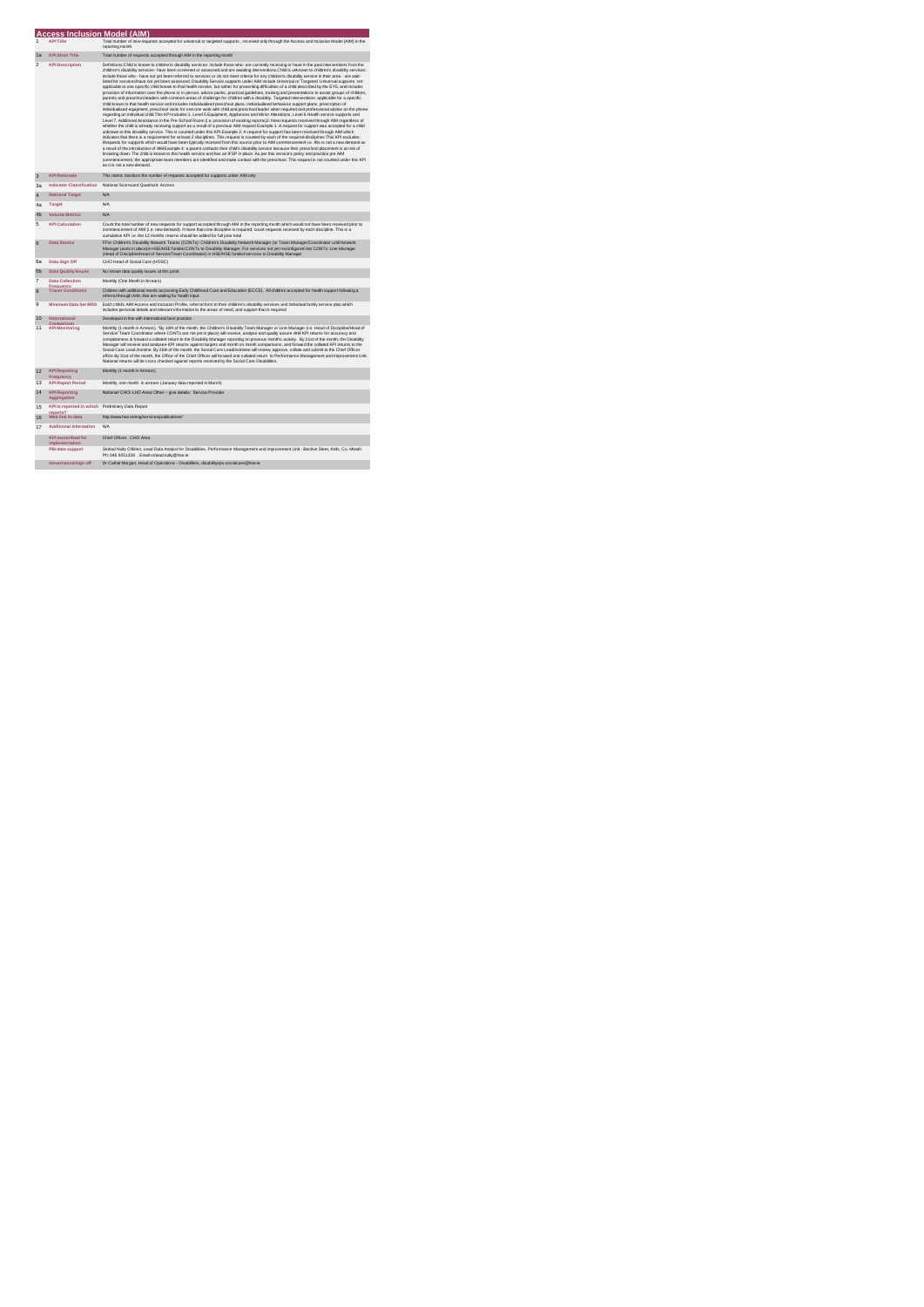# Access Inclusion Model (AIM)

| | | |
|---|---|---|
| 1 | KPI Title | Total number of new requests accepted for universal or targeted supports , received only through the Access and Inclusion Model (AIM) in the reporting month. |
| 1a | KPI Short Title | Total number of requests accepted through AIM in the reporting month |
| 2 | KPI Description | Definitions:Child is known to children's disability services: include those who - are currently receiving or have in the past interventions from the children's disability services- have been screened or assessed and are awaiting interventions.Child is unknown to children's disability services: include those who - have not yet been referred to services or do not meet criteria for any children's disability service in their area - are wait-listed for services/have not yet been assessed. Disability Service supports under AIM include Universal or Targeted. Universal supports: not applicable to one specific child known to that health service, but rather for preventing difficulties of a child described by the EYS, and includes provision of information over the phone or in person, advice packs, practical guidelines, training and presentations to assist groups of children, parents and preschool leaders with common areas of challenge for children with a disability. Targeted interventions: applicable for a specific child known to that health service and includes individualised preschool plans, individualised behaviour support plans, prescription of individualised equipment, preschool visits for one:one work with child and preschool leader when required and professional advice on the phone regarding an individual child.This KPI includes:1. Level 5 Equipment, Appliances and Minor Alterations, Level 6 Health service supports and Level 7, Additional Assistance in the Pre-School Room (i.e. provision of existing reports)2. New requests received through AIM regardless of whether the child is already receiving support as a result of a previous AIM request Example 1: A request for support was accepted for a child unknown to this disability service. This is counted under this KPI.Example 2: A request for support has been received through AIM which indicates that there is a requirement for at least 2 disciplines. This request is counted by each of the required disciplines This KPI excludes: Requests for supports which would have been typically received from this source prior to AIM commencement i.e. this is not a new demand as a result of the introduction of AIMExample 4: a parent contacts their child's disability service because their preschool placement is at risk of breaking down. The child is known to this health service and has an IFSP in place. As per this service's policy and practice pre AIM commencement, the appropriate team members are identified and make contact with the preschool. This request is not counted under this KPI as it is not a new demand. |
| 3 | KPI Rationale | This metric monitors the number of requests accepted for supports under AIM only |
| 3a | Indicator Classification | National Scorecard Quadrant- Access |
| 4 | National Target | N/A |
| 4a | Target | N/A |
| 4b | Volume Metrics | N/A |
| 5 | KPI Calculation | Count the total number of new requests for support accepted through AIM in the reporting month which would not have been received prior to commencement of AIM (i.e. new demand). If more than one discipline is required, count requests received by each discipline. This is a cumulative KPI i.e. the 12 months returns should be added for full year total |
| 6 | Data Source | FFor Children's Disability Network Teams (CDNTs): Children's Disability Network Manager (or Team Manager/Coordinator until Network Manager posts in place)in HSE/HSE funded CDNTs to Disability Manager. For services not yet reconfigured into CDNTs: Line Manager (Head of Discipline/Head of Service/Team Coordinator) in HSE/HSE funded services to Disability Manager |
| 6a | Data Sign Off | CHO Head of Social Care (HOSC) |
| 6b | Data Quality Issues | No known data quality issues at this point. |
| 7 | Data Collection Frequency | Monthly (One Month in Arrears) |
| 8 | Tracer Conditions | Children with additional needs accessing Early Childhood Care and Education (ECCE) . All children accepted for health support following a referral through AIM, that are waiting for health input. |
| 9 | Minimum Data Set MDS | Each child's AIM Access and Inclusion Profile, referral form to their children's disability services and individual family service plan which includes personal details and relevant information to the areas of need, and support that is required |
| 10 | International Comparison | Developed in line with international best practice |
| 11 | KPI Monitoring | Monthly (1 month in Arrears). *By 10th of the month, the Children's Disability Team Manager or Line Manager (i.e. Head of Discipline/Head of Service/ Team Coordinator where CDNTs are not yet in place) will receive, analyse and quality assure AIM KPI returns for accuracy and completeness & forward a collated return to the Disability Manager reporting on previous month's activity. By 21st of the month, the Disability Manager will receive and analysee KPI returns against targets and month on month comparisons, and forward the collated KPI returns to the Social Care Lead/nominee. By 28th of the month, the Social Care Lead/nominee will review, approve, collate and submit to the Chief Officer office By 31st of the month, the Office of the Chief Officer will forward one collated return to Performance Management and Improvement Unit. National returns will be cross checked against reports received by the Social Care Disabilities. |
| 12 | KPI Reporting Frequency | Monthly (1 month in Arrears) |
| 13 | KPI Report Period | Monthly, one month in arrears (January data reported in March) |
| 14 | KPI Reporting Aggregation | National/ CHO/ LHO Area/ Other – give details: Service Provider |
| 15 | KPI is reported in which reports? | Preliminary Data Report |
| 16 | Web link to data | http://www.hse.ie/eng/services/publications/ |
| 17 | Additional Information | N/A |
| | KPI owner/lead for implementation | Chief Officer , CHO Area |
| | PBI data support | Sinéad Nulty O'Brien, Lead Data Analyst for Disabilities, Performance Management and Improvement Unit - Bective Street, Kells, Co. Meath. Ph: 046 9251328 , Email:sinead.nulty@hse.ie |
| | Governance/sign off | Dr Cathal Morgan, Head of Operations - Disabilities, disabilityops.socialcare@hse.ie |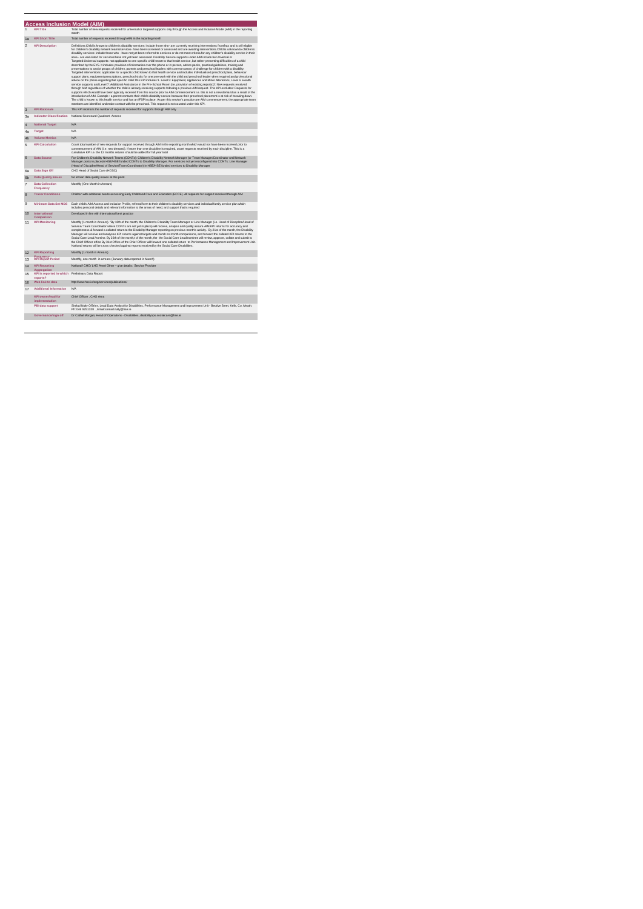## Access Inclusion Model (AIM)

| | | |
|---|---|---|
| 1 | KPI Title | Total number of new requests received for universal or targeted supports only through the Access and Inclusion Model (AIM) in the reporting month |
| 1a | KPI Short Title | Total number of requests received through AIM in the reporting month |
| 2 | KPI Description | Definitions:Child is known to children's disability services: include those who - are currently receiving interventions from/has and is still eligible for children's disability network teams/services - have been screened or assessed and are awaiting interventions.Child is unknown to children's disability services: include those who - have not yet been referred to services or do not meet criteria for any children's disability service in their area - are wait-listed for services/have not yet been assessed. Disability Service supports under AIM include be Universal or Targeted.Universal supports: not applicable to one specific child known to that health service, but rather presenting difficulties of a child described by the EYS. It includes provision of information over the phone or in person, advice packs, practical guidelines, training and presentations to assist groups of children, parents and preschool leaders with common areas of challenge for children with a disability. Targeted interventions: applicable for a specific child known to that health service and includes individualised preschool plans, behaviour support plans, equipment prescriptions; preschool visits for one one work with the child and preschool leader when required and professional advice on the phone regarding that specific child.This KPI includes:1. Level 6: Equipment, Appliances and Minor Alterations, Level 6: Health service supports and Level 7: Additional Assistance in the Pre-School Room (i.e. provision of existing reports)2. New requests received through AIM regardless of whether the child is already receiving supports following a previous AIM request. This KPI excludes: Requests for supports which would have been typically received from this source prior to AIM commencement i.e. this is not a new demand as a result of the introduction of AIM. Example - a parent contacts their child's disability service because their preschool placement is at risk of breaking down. The child is known to this health service and has an IFSP in place. As per this service's practice pre AIM commencement, the appropriate team members are identified and make contact with the preschool. This request is not counted under this KPI. |
| 3 | KPI Rationale | This KPI monitors the number of requests received for supports through AIM only |
| 3a | Indicator Classification | National Scorecard Quadrant- Access |
| 4 | National Target | N/A |
| 4a | Target | N/A |
| 4b | Volume Metrics | N/A |
| 5 | KPI Calculation | Count total number of new requests for support received through AIM in the reporting month which would not have been received prior to commencement of AIM (i.e. new demand). If more than one discipline is required, count requests received by each discipline. This is a cumulative KPI i.e. the 12 months returns should be added for full year total |
| 6 | Data Source | For Children's Disability Network Teams (CDNTs): Children's Disability Network Manager (or Team Manager/Coordinator until Network Manager posts in place)in HSE/HSE funded CDNTs to Disability Manager. For services not yet reconfigured into CDNTs: Line Manager (Head of Discipline/Head of Service/Team Coordinator) in HSE/HSE funded services to Disability Manager |
| 6a | Data Sign Off | CHO Head of Social Care (HOSC) |
| 6b | Data Quality Issues | No known data quality issues at this point. |
| 7 | Data Collection Frequency | Monthly (One Month in Arrears) |
| 8 | Tracer Conditions | Children with additional needs accessing Early Childhood Care and Education (ECCE). All requests for support received through AIM |
| 9 | Minimum Data Set MDS | Each child's AIM Access and Inclusion Profile, referral form to their children's disability services and individual family service plan which includes personal details and relevant information to the areas of need, and support that is required |
| 10 | International Comparison | Developed in line with international best practice |
| 11 | KPI Monitoring | Monthly (1 month in Arrears). "By 10th of the month, the Children's Disability Team Manager or Line Manager (i.e. Head of Discipline/Head of Service/ Team Coordinator where CDNTs are not yet in place) will receive, analyse and quality assure AIM KPI returns for accuracy and completeness & forward a collated return to the Disability Manager reporting on previous month's activity. By 21st of the month, the Disability Manager will receive and analyse KPI returns against targets and month on month comparisons, and forward the collated KPI returns to the Social Care Lead/nominee. By 26th of the month(-) of the month, the Social Care Lead/nominee will review, approve, collate and submit to the Chief Officer office By 31st Office of the Chief Officer will forward one collated return to Performance Management and Improvement Unit. National returns will be cross checked against reports received by the Social Care Disabilities. |
| 12 | KPI Reporting Frequency | Monthly (1 month in Arrears) |
| 13 | KPI Report Period | Monthly, one month in arrears (January data reported in March) |
| 14 | KPI Reporting Aggregation | National/ CHO/ LHO Area/ Other – give details: Service Provider |
| 15 | KPI is reported in which reports? | Preliminary Data Report |
| 16 | Web link to data | http://www.hse.ie/eng/services/publications/ |
| 17 | Additional Information | N/A |
| | KPI owner/lead for implementation | Chief Officer , CHO Area |
| | PBI data support | Sinéad Nulty O'Brien, Lead Data Analyst for Disabilities, Performance Management and Improvement Unit - Bective Street, Kells, Co. Meath. Ph: 046 9251330 , Email:sinead.nulty@hse.ie |
| | Governance/sign off | Dr Cathal Morgan, Head of Operations - Disabilities, disabilityops.socialcare@hse.ie |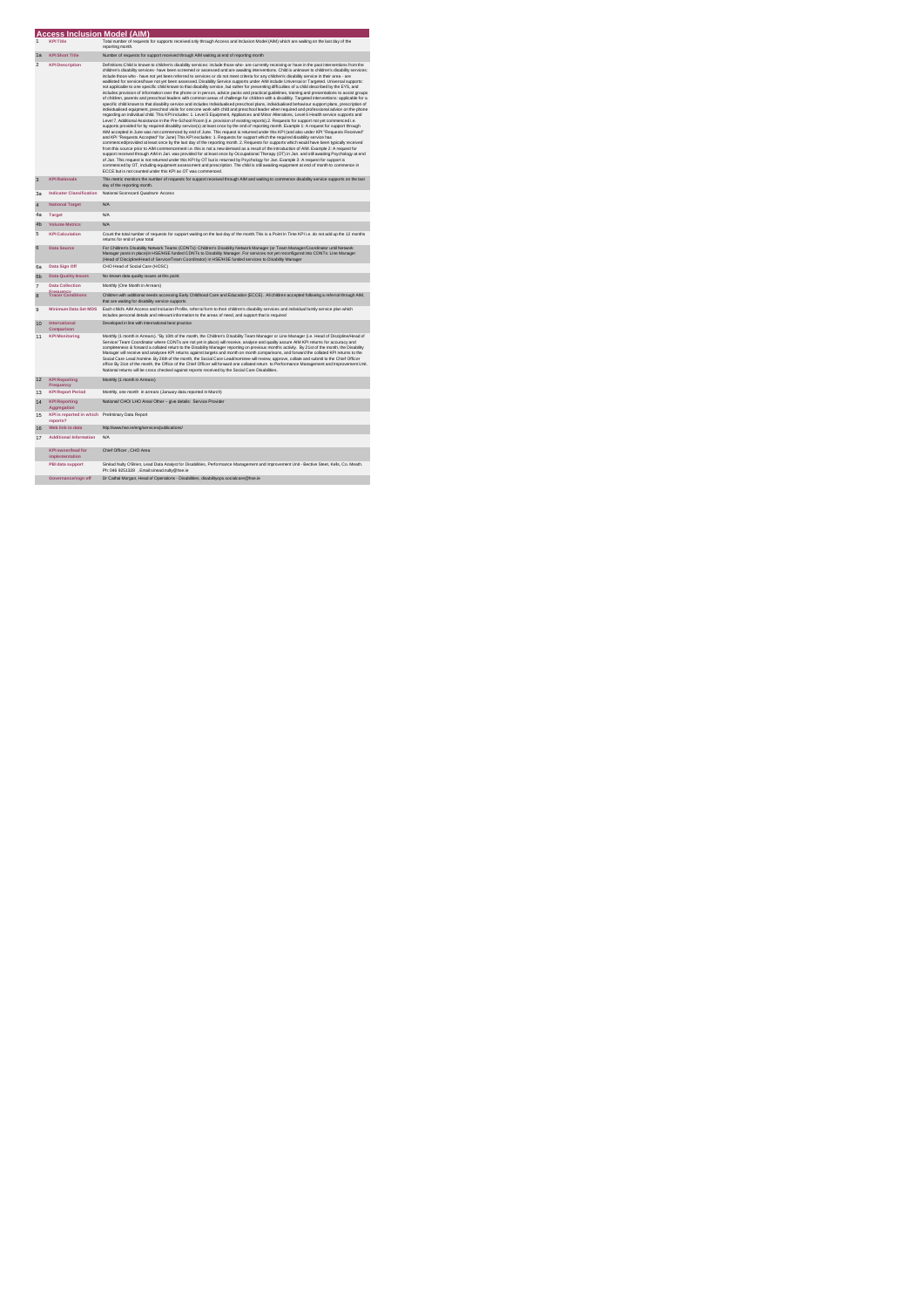## Access Inclusion Model (AIM)

| | | |
|---|---|---|
| 1 | KPI Title | Total number of requests for supports received only through Access and Inclusion Model (AIM) which are waiting on the last day of the reporting month. |
| 1a | KPI Short Title | Number of requests for support received through AIM waiting at end of reporting month |
| 2 | KPI Description | Definitions:Child is known to children's disability services: include those who- are currently receiving or have in the past interventions from the children's disability services- have been screened or assessed and are awaiting interventions. Child is unknown to children's disability services: include those who - have not yet been referred to services or do not meet criteria for any children's disability service in their area - are waitlisted for services/have not yet been assessed. Disability Service supports under AIM include Universal or Targeted. Universal supports: not applicable to one specific child known to that disability service, but rather for presenting difficulties of a child described by the EYS, and includes provision of information over the phone or in person, advice packs and practical guidelines, training and presentations to assist groups of children, parents and preschool leaders with common areas of challenge for children with a disability. Targeted interventions: applicable for a specific child known to that disability service and includes individualised preschool plans, individualised behaviour support plans, prescription of individualised equipment, preschool visits for one:one work with child and preschool leader when required and professional advice on the phone regarding an individual child. This KPI includes: 1. Level 5 Equipment, Appliances and Minor Alterations, Level 6 Health service supports and Level 7, Additional Assistance in the Pre-School Room (i.e. provision of existing reports).2. Requests for support not yet commenced i.e. supports provided for by required disability service(s) at least once by the end of reporting month. Example 1: A request for support through AIM accepted in June was not commenced by end of June. This request is returned under this KPI (and also under KPI "Requests Received" and KPI "Requests Accepted" for June) This KPI excludes: 1. Requests for support which the required disability service has commenced/provided at least once by the last day of the reporting month. 2. Requests for supports which would have been typically received from this source prior to AIM commencement i.e. this is not a new demand as a result of the introduction of AIM. Example 2: A request for support received through AIM in Jan. was provided for at least once by Occupational Therapy (OT) in Jan. and still awaiting Psychology at end of Jan. This request is not returned under this KPI by OT but is returned by Psychology for Jan. Example 3: A request for support is commenced by OT, including equipment assessment and prescription. The child is still awaiting equipment at end of month to commence in ECCE but is not counted under this KPI as OT was commenced. |
| 3 | KPI Rationale | This metric monitors the number of requests for support received through AIM and waiting to commence disability service supports on the last day of the reporting month. |
| 3a | Indicator Classification | National Scorecard Quadrant- Access |
| 4 | National Target | N/A |
| 4a | Target | N/A |
| 4b | Volume Metrics | N/A |
| 5 | KPI Calculation | Count the total number of requests for support waiting on the last day of the month.This is a Point in Time KPI i.e. do not add up the 12 months returns for end of year total |
| 6 | Data Source | For Children's Disability Network Teams (CDNTs): Children's Disability Network Manager (or Team Manager/Coordinator until Network Manager posts in place)in HSE/HSE funded CDNTs to Disability Manager. For services not yet reconfigured into CDNTs: Line Manager (Head of Discipline/Head of Service/Team Coordinator) in HSE/HSE funded services to Disability Manager |
| 6a | Data Sign Off | CHO Head of Social Care (HOSC) |
| 6b | Data Quality Issues | No known data quality issues at this point. |
| 7 | Data Collection Frequency | Monthly (One Month in Arrears) |
| 8 | Tracer Conditions | Children with additional needs accessing Early Childhood Care and Education (ECCE). All children accepted following a referral through AIM, that are waiting for disability service supports |
| 9 | Minimum Data Set MDS | Each child's AIM Access and Inclusion Profile, referral form to their children's disability services and individual family service plan which includes personal details and relevant information to the areas of need, and support that is required |
| 10 | International Comparison | Developed in line with international best practice |
| 11 | KPI Monitoring | Monthly (1 month in Arrears). "By 10th of the month, the Children's Disability Team Manager or Line Manager (i.e. Head of Discipline/Head of Service/ Team Coordinator where CDNTs are not yet in place) will receive, analyse and quality assure AIM KPI returns for accuracy and completeness & forward a collated return to the Disability Manager reporting on previous month's activity. By 21st of the month, the Disability Manager will receive and analyse KPI returns against targets and month on month comparisons, and forward the collated KPI returns to the Social Care Lead/nominee. By 26th of the month, the Social Care Lead/nominee will review, approve, collate and submit to the Chief Officer office By 21st of the month, the Office of the Chief Officer will forward one collated return to Performance Management and Improvement Unit. National returns will be cross checked against reports received by the Social Care Disabilities. |
| 12 | KPI Reporting Frequency | Monthly (1 month in Arrears) |
| 13 | KPI Report Period | Monthly, one month in arrears (January data reported in March) |
| 14 | KPI Reporting Aggregation | National/ CHO/ LHO Area/ Other – give details: Service Provider |
| 15 | KPI is reported in which reports? | Preliminary Data Report |
| 16 | Web link to data | http://www.hse.ie/eng/services/publications/ |
| 17 | Additional Information | N/A |
| | KPI owner/lead for implementation | Chief Officer , CHO Area |
| | PBI data support | Sinéad Nulty O'Brien, Lead Data Analyst for Disabilities, Performance Management and Improvement Unit - Bective Street, Kells, Co. Meath. Ph: 046 9251328 , Email:sinead.nulty@hse.ie |
| | Governance/sign off | Dr Cathal Morgan, Head of Operations - Disabilities , disabilityops.socialcare@hse.ie |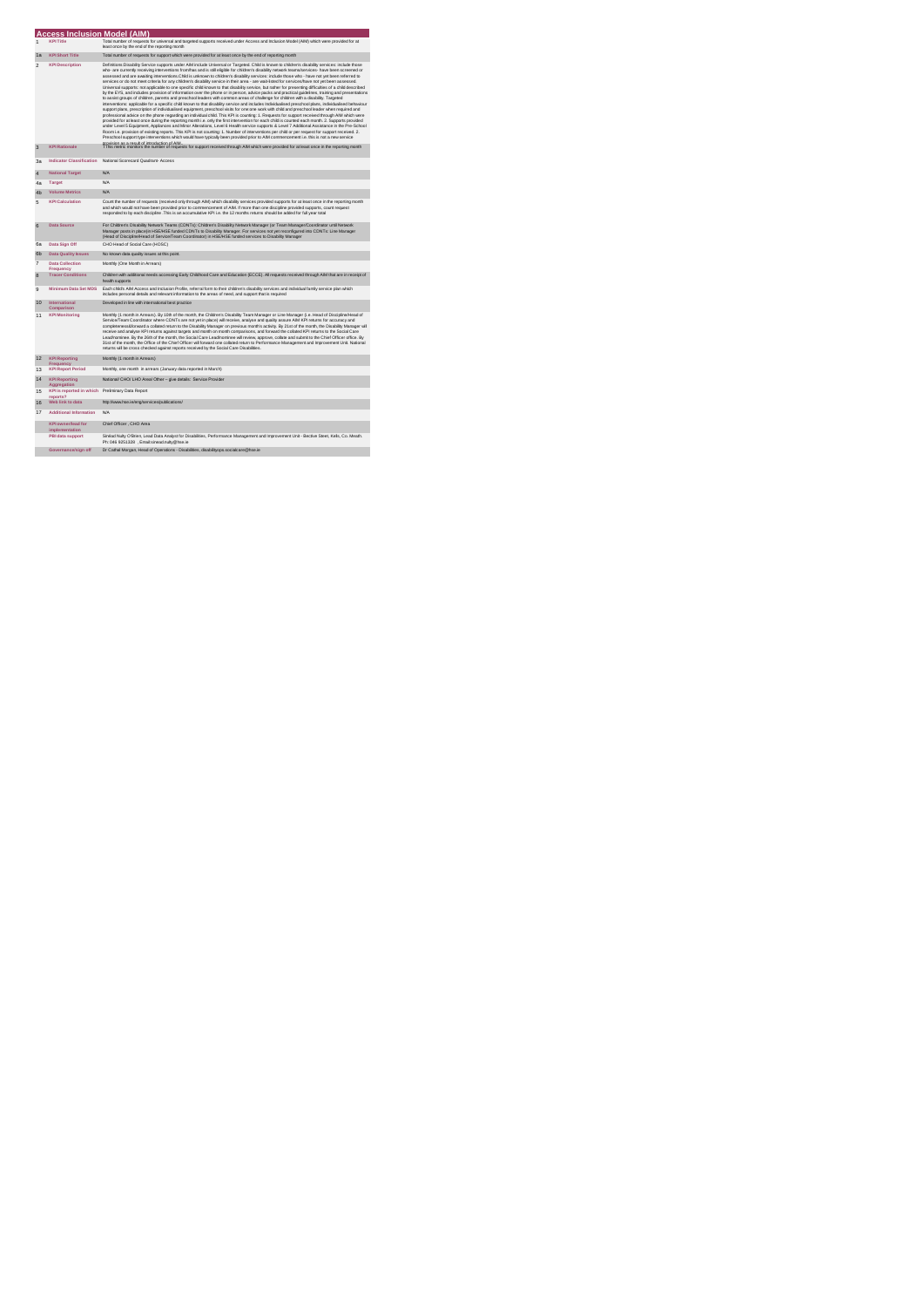# Access Inclusion Model (AIM)

| | | |
|---|---|---|
| 1 | KPI Title | Total number of requests for universal and targeted supports received under Access and Inclusion Model (AIM) which were provided for at least once by the end of the reporting month |
| 1a | KPI Short Title | Total number of requests for support which were provided for at least once by the end of reporting month |
| 2 | KPI Description | Definitions:Disability Service supports under AIM include Universal or Targeted. Child is known to children's disability services: include those who- are currently receiving interventions from/has and is still eligible for children's disability network teams/services- have been screened or assessed and are awaiting interventions.Child is unknown to children's disability services: include those who - have not yet been referred to services or do not meet criteria for any children's disability service in their area - are wait-listed for services/have not yet been assessed. Universal supports: not applicable to one specific child known to that disability service, but rather for preventing difficulties of a child described by the EYS, and includes provision of information over the phone or in person, advice packs and practical guidelines, training and presentations to assist groups of children, parents and preschool leaders with common areas of challenges for children with a disability. Targeted interventions: applicable for a specific child known to that disability service and includes individualised preschool plans, individualised behaviour support plans, prescription of individualised equipment, preschool visits for one-one work with child and preschool leader when required and professional advice on the phone regarding an individual child. This KPI is counting: 1. Requests for support received through AIM which were provided for at least once during the reporting month i.e. only the first intervention for each child is counted each month. 2. Supports provided under Level 6 Equipment, Appliances and Minor Alterations, Level 6 Health service supports & Level 7 Additional Assistance in the Pre-School Room i.e. provision of existing reports. This KPI is not counting: 1. Number of interventions per child or per request for support received. 2. Preschool support type interventions which would have typically been provided prior to AIM commencement i.e. this is not a new service provision as a result of introduction of AIM. |
| 3 | KPI Rationale | This metric monitors the number of requests for support received through AIM which were provided for at least once in the reporting month |
| 3a | Indicator Classification | National Scorecard Quadrant- Access |
| 4 | National Target | N/A |
| 4a | Target | N/A |
| 4b | Volume Metrics | N/A |
| 5 | KPI Calculation | Count the number of requests (received only through AIM) which disability services provided supports for at least once in the reporting month and which would not have been provided prior to commencement of AIM. If more than one discipline provided supports, count request responded to by each discipline. This is an accumulative KPI i.e. the 12 months returns should be added for full year total |
| 6 | Data Source | For Children's Disability Network Teams (CDNTs): Children's Disability Network Managers (or Team Manager/Coordinator until Network Manager posts in place)in HSE/HSE funded CDNTs to Disability Manager. For services not yet reconfigured into CDNTs: Line Manager (Head of Discipline/Head of Service/Team Coordinator) in HSE/HSE funded services to Disability Manager |
| 6a | Data Sign Off | CHO Head of Social Care (HOSC) |
| 6b | Data Quality Issues | No known data quality issues at this point. |
| 7 | Data Collection Frequency | Monthly (One Month in Arrears) |
| 8 | Tracer Conditions | Children with additional needs accessing Early Childhood Care and Education (ECCE). All requests received through AIM that are in receipt of health supports |
| 9 | Minimum Data Set MDS | Each child's AIM Access and Inclusion Profile, referral form to their children's disability services and individual family service plan which includes personal details and relevant information to the areas of need, and support that is required |
| 10 | International Comparison | Developed in line with international best practice |
| 11 | KPI Monitoring | Monthly (1 month in Arrears). By 10th of the month, the Children's Disability Team Manager or Line Manager (i.e. Head of Discipline/Head of Service/Team Coordinator where CDNTs are not yet in place) will receive, analyse and quality assure AIM KPI returns for accuracy and completeness/forward a collated return to the Disability Manager on previous month's activity. By 21st of the month, the Disability Manager will receive and analyse KPI returns against targets and month on month comparisons, and forward the collated KPI returns to the Social Care Lead/nominee. By the 26th of the month, the Social Care Lead/nominee will review, approve, collate and submit to the Chief Officer office. By 31st of the month, the Office of the Chief Officer will forward one collated return to Performance Management and Improvement Unit. National returns will be cross checked against reports received by the Social Care Disabilities. |
| 12 | KPI Reporting Frequency | Monthly (1 month in Arrears) |
| 13 | KPI Report Period | Monthly, one month in arrears (January data reported in March) |
| 14 | KPI Reporting Aggregation | National/ CHO/ LHO Area/ Other – give details: Service Provider |
| 15 | KPI is reported in which reports? | Preliminary Data Report |
| 16 | Web link to data | http://www.hse.ie/eng/services/publications/ |
| 17 | Additional Information | N/A |
| | KPI owner/lead for implementation | Chief Officer , CHO Area |
| | PBI data support | Sinéad Nulty O'Brien, Lead Data Analyst for Disabilities, Performance Management and Improvement Unit - Bective Street, Kells, Co. Meath. Ph: 046 9251328 , Email:sinead.nulty@hse.ie |
| | Governance/sign off | Dr Cathal Morgan, Head of Operations - Disabilities, disabilityops.socialcare@hse.ie |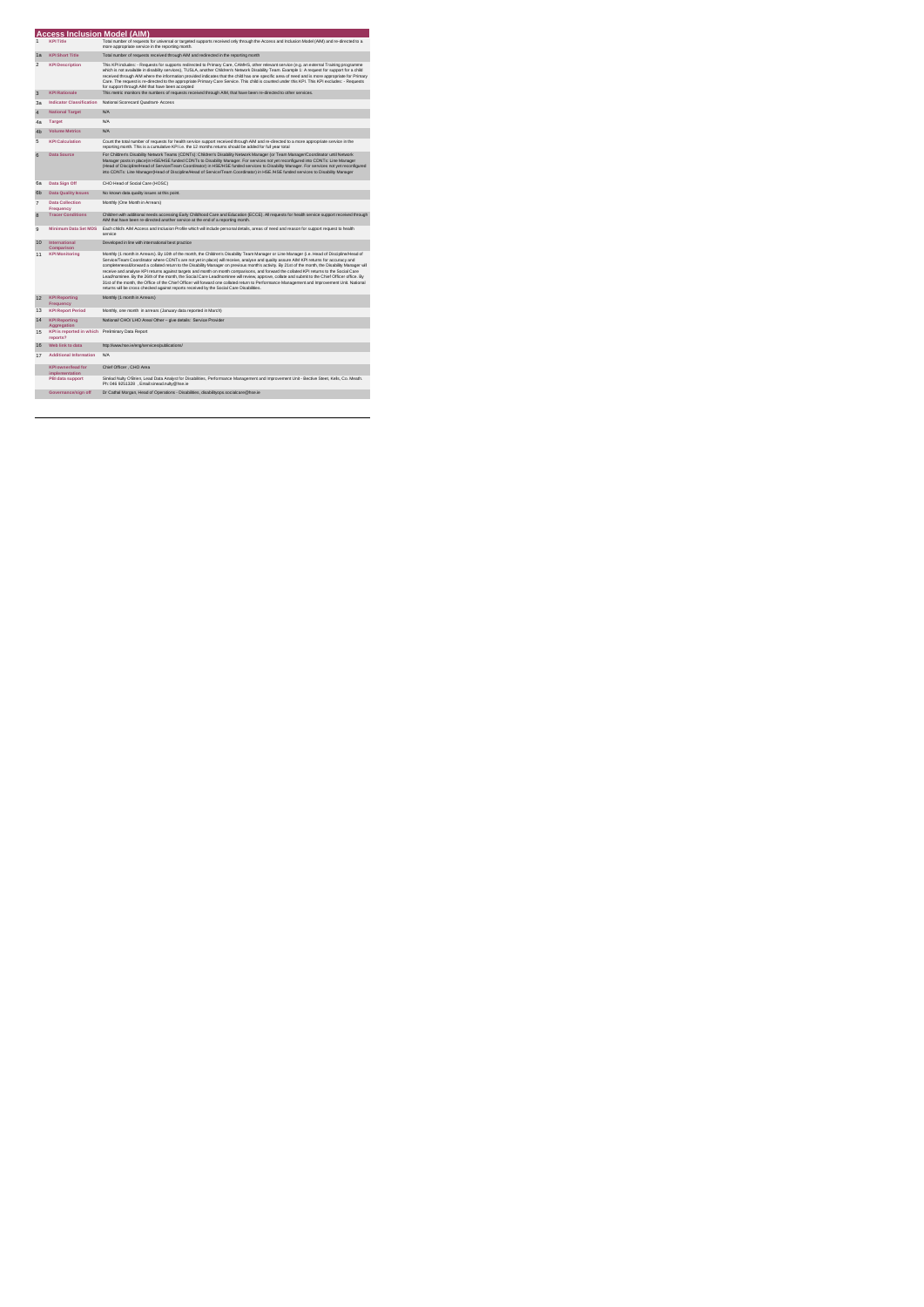## Access Inclusion Model (AIM)

| | | |
|---|---|---|
| 1 | KPI Title | Total number of requests for universal or targeted supports received only through the Access and Inclusion Model (AIM) and re-directed to a more appropriate service in the reporting month. |
| 1a | KPI Short Title | Total number of requests received through AIM and redirected in the reporting month |
| 2 | KPI Description | This KPI includes: - Requests for supports redirected to Primary Care, CAMHS, other relevant service (e.g. an external Training programme which is not available in disability services), TUSLA, another Children's Network Disability Team. Example 1: A request for support for a child received through AIM where the information provided indicates that the child has one specific area of need and is more appropriate for Primary Care. The request is re-directed to the appropriate Primary Care Service. This child is counted under this KPI. This KPI excludes: - Requests for support through AIM that have been accepted |
| 3 | KPI Rationale | This metric monitors the numbers of requests received through AIM, that have been re-directed to other services. |
| 3a | Indicator Classification | National Scorecard Quadrant- Access |
| 4 | National Target | N/A |
| 4a | Target | N/A |
| 4b | Volume Metrics | N/A |
| 5 | KPI Calculation | Count the total number of requests for health service support received through AIM and re-directed to a more appropriate service in the reporting month. This is a cumulative KPI i.e. the 12 months returns should be added for full year total |
| 6 | Data Source | For Children's Disability Network Teams (CDNTs): Children's Disability Network Manager (or Team Manager/Coordinator until Network Manager posts in place)in HSE/HSE funded CDNTs to Disability Manager. For services not yet reconfigured into CDNTs: Line Manager (Head of Discipline/Head of Service/Team Coordinator) in HSE/HSE funded services to Disability Manager. For services not yet reconfigured into CDNTs: Line Manager(Head of Discipline/Head of Service/Team Coordinator) in HSE /HSE funded services to Disability Manager |
| 6a | Data Sign Off | CHO Head of Social Care (HOSC) |
| 6b | Data Quality Issues | No known data quality issues at this point. |
| 7 | Data Collection Frequency | Monthly (One Month in Arrears) |
| 8 | Tracer Conditions | Children with additional needs accessing Early Childhood Care and Education (ECCE). All requests for health service support received through AIM that have been re-directed another service at the end of a reporting month. |
| 9 | Minimum Data Set MDS | Each child's AIM Access and Inclusion Profile which will include personal details, areas of need and reason for support request to health service |
| 10 | International Comparison | Developed in line with international best practice |
| 11 | KPI Monitoring | Monthly (1 month in Arrears). By 10th of the month, the Children's Disability Team Manager or Line Manager (i.e. Head of Discipline/Head of Service/Team Coordinator where CDNTs are not yet in place) will receive, analyse and quality assure AIM KPI returns for accuracy and completeness&forward a collated return to the Disability Manager on previous month's activity. By 21st of the month, the Disability Manager will receive and analyse KPI returns against targets and month on month comparisons, and forward the collated KPI returns to the Social Care Lead/nominee. By the 26th of the month, the Social Care Lead/nominee will review, approve, collate and submit to the Chief Officer office. By 31st of the month, the Office of the Chief Officer will forward one collated return to Performance Management and Improvement Unit. National returns will be cross checked against reports received by the Social Care Disabilities. |
| 12 | KPI Reporting Frequency | Monthly (1 month in Arrears) |
| 13 | KPI Report Period | Monthly, one month in arrears (January data reported in March) |
| 14 | KPI Reporting Aggregation | National/ CHO/ LHO Area/ Other – give details: Service Provider |
| 15 | KPI is reported in which reports? | Preliminary Data Report |
| 16 | Web link to data | http://www.hse.ie/eng/services/publications/ |
| 17 | Additional Information | N/A |
| | KPI owner/lead for implementation | Chief Officer , CHO Area |
| | PBI data support | Sinéad Nulty O'Brien, Lead Data Analyst for Disabilities, Performance Management and Improvement Unit - Bective Steet, Kells, Co. Meath. Ph: 046 9251320 , Email:sinead.nulty@hse.ie |
| | Governance/sign off | Dr Cathal Morgan, Head of Operations - Disabilities, disabilityops.socialcare@hse.ie |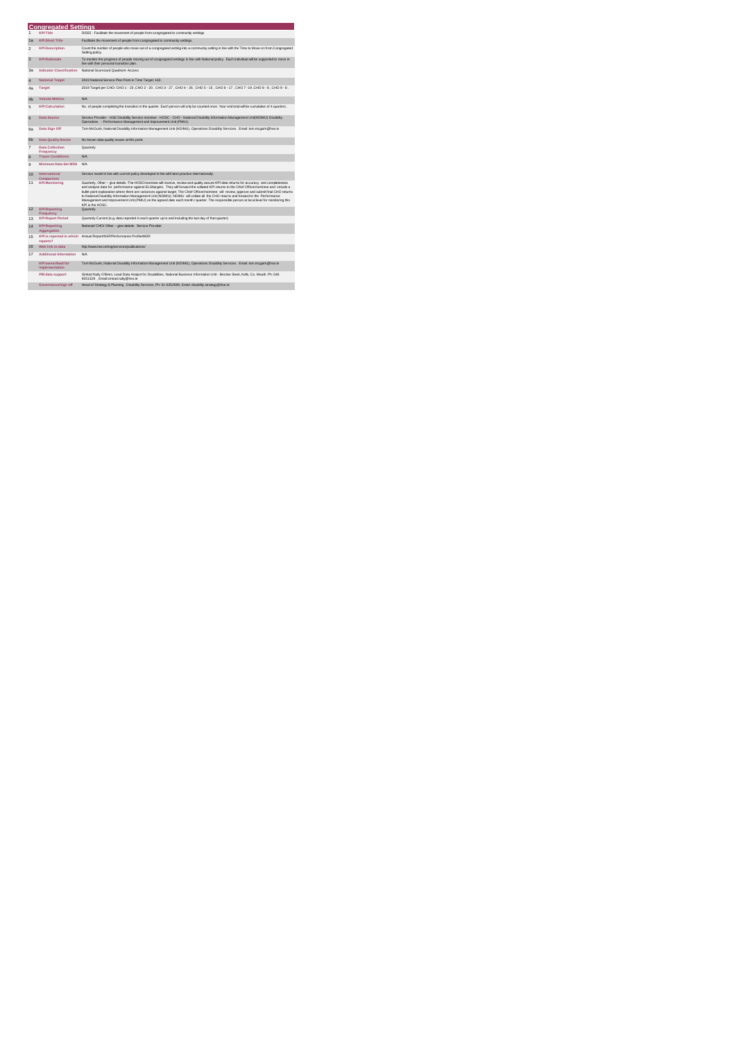## Congregated Settings

| | | |
|---|---|---|
| 1 | KPI Title | DIS55 - Facilitate the movement of people from congregated to community settings |
| 1a | KPI Short Title | Facilitate the movement of people from congregated to community settings |
| 2 | KPI Description | Count the number of people who move out of a congregated setting into a community setting in line with the Time to Move on from Congregated Setting policy. |
| 3 | KPI Rationale | To monitor the progress of people moving out of congregated settings in line with National policy. Each individual will be supported to move in line with their personal transition plan. |
| 3a | Indicator Classification | National Scorecard Quadrant- Access |
| 4 | National Target | 2019 National Service Plan Point in Time Target: 160. |
| 4a | Target | 2019 Target per CHO: CHO 1 - 20 ,CHO 2 - 20 , CHO 3 - 27 , CHO 4 - 26 , CHO 5 - 15 , CHO 6 - 17 , CHO 7 -19 ,CHO 8 - 8 , CHO 9 - 8 . |
| 4b | Volume Metrics | N/A |
| 5 | KPI Calculation | No. of people completing the transition in the quarter. Each person will only be counted once. Year end total will be cumulative of 4 quarters . |
| 6 | Data Source | Service Provider - HSE Disability Service nominee - HOSC - CHO - National Disability Information Management Unit(NDIMU) Disability Operations - Performance Management and Improvement Unit (PMIU). |
| 6a | Data Sign Off | Tom McGuirk, National Disability Information Management Unit (NDIMU), Operations Disability Services. Email: tom.mcgark@hse.ie |
| 6b | Data Quality Issues | No known data quality issues at this point. |
| 7 | Data Collection Frequency | Quarterly |
| 8 | Tracer Conditions | N/A |
| 9 | Minimum Data Set MDS | N/A |
| 10 | International Comparison | Service model in line with current policy developed in line with best practice internationally. |
| 11 | KPI Monitoring | Quarterly, Other – give details :The HOSC/nominee will receive, review and quality assure KPI data returns for accuracy and completeness and analyse data for performance against ELS/targets. They will forward the collated KPI returns to the Chief Officer/nominee and include a bullet point explanation where there are variances against target. The Chief Officer/nominee will review, approve and submit final CHO returns to National Disability Information Management Unit (NDIMU). NDIMU will collate all the CHO returns and forward to the Performance Management and Improvement Unit (PMIU) on the agreed date each month / quarter. The responsible person at local level for monitoring this KPI is the HOSC. |
| 12 | KPI Reporting Frequency | Quarterly |
| 13 | KPI Report Period | Quarterly Current (e.g. data reported in each quarter up to and including the last day of that quarter) |
| 14 | KPI Reporting Aggregation | National/ CHO/ Other – give details: Service Provider |
| 15 | KPI is reported in which reports? | Annual Report/NSP/Performance Profile/MDR |
| 16 | Web link to data | http://www.hse.ie/eng/services/publications/ |
| 17 | Additional Information | N/A |
| | KPI owner/lead for implementation | Tom McGuirk, National Disability Information Management Unit (NDIMU), Operations Disability Services. Email: tom.mcgark@hse.ie |
| | PBI data support | Sinéad Nulty O'Brien, Lead Data Analyst for Disabilities, National Business Information Unit - Bective Steet, Kells, Co. Meath. Ph: 046 9251328 , Email:sinead.nulty@hse.ie |
| | Governance/sign off | Head of Strategy & Planning , Disability Services, Ph: 01-6352699, Email: disability.strategy@hse.ie |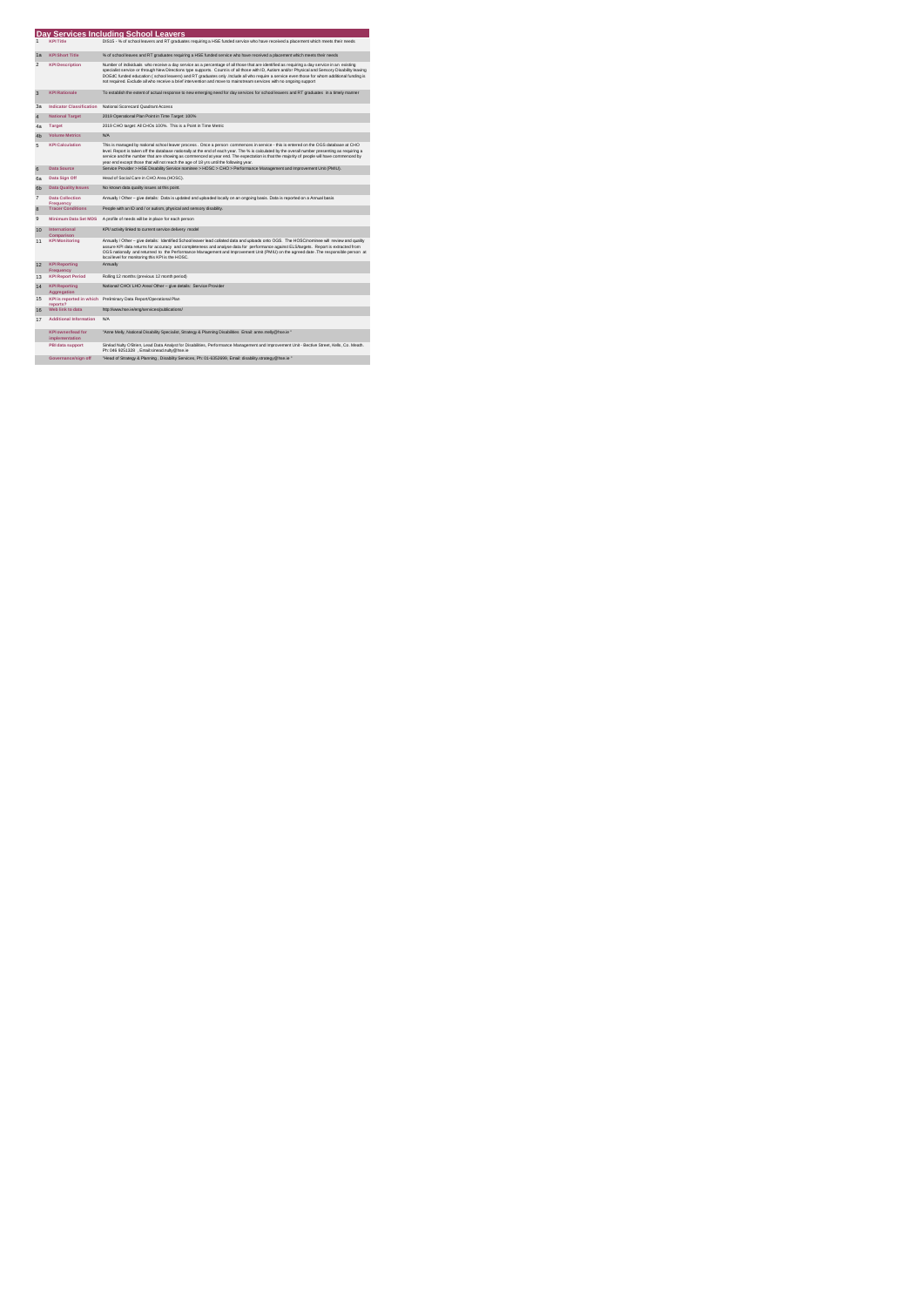# Day Services Including School Leavers

| | | |
|---|---|---|
| 1 | KPI Title | DIS15 - % of school leavers and RT graduates requiring a HSE funded service who have received a placement which meets their needs |
| 1a | KPI Short Title | % of school leavers and RT graduates requiring a HSE funded service who have received a placement which meets their needs |
| 2 | KPI Description | Number of individuals. who receive a day service as a percentage of all those that are identified as requiring a day service in an existing specialist service or through New Directions type supports. Count is of all those with ID, Autism and/or Physical and Sensory Disability leaving DOS&C funded education ( school leavers) and RT graduates only. Include all who require a service even those for whom additional funding is not required. Exclude all who receive a brief intervention and move to mainstream services with no ongoing support. |
| 3 | KPI Rationale | To establish the extent of actual response to new emerging need for day services for school leavers and RT graduates in a timely manner |
| 3a | Indicator Classification | National Scorecard Quadrant Access |
| 4 | National Target | 2019 Operational Plan Point in Time Target: 100% |
| 4a | Target | 2019 CHO target: All CHOs 100%. This is a Point in Time Metric |
| 4b | Volume Metrics | N/A |
| 5 | KPI Calculation | This is managed by national school leaver process . Once a person commences in service - this is entered on the OGS database at CHO level. Report is taken off the database nationally at the end of each year. The % is calculated by the overall number presenting as requiring a service and the number that are showing as commenced at year end. The expectation is that the majority of people will have commenced by year end except those that will not reach the age of 18 yrs until the following year. |
| 6 | Data Source | Service Provider > HSE Disability Service nominee > HOSC > CHO > Performance Management and Improvement Unit (PMIU). |
| 6a | Data Sign Off | Head of Social Care in CHO Area (HOSC). |
| 6b | Data Quality Issues | No known data quality issues at this point. |
| 7 | Data Collection Frequency | Annually / Other – give details: Data is updated and uploaded locally on an ongoing basis. Data is reported on a Annual basis |
| 8 | Tracer Conditions | People with an ID and / or autism, physical and sensory disability. |
| 9 | Minimum Data Set MDS | A profile of needs will be in place for each person |
| 10 | International Comparison | KPI activity linked to current service delivery model |
| 11 | KPI Monitoring | Annually / Other – give details: Identified School leaver lead collated data and uploads onto OGS. The HOSC/nominee will review and quality assure KPI data returns for accuracy and completeness and analyse data for performance against ELS/targets. Report is extracted from OGS nationally and returned to the Performance Management and Improvement Unit (PMIU) on the agreed date. The responsible person at local level for monitoring this KPI is the HOSC. |
| 12 | KPI Reporting Frequency | Annually |
| 13 | KPI Report Period | Rolling 12 months (previous 12 month period) |
| 14 | KPI Reporting Aggregation | National/ CHO/ LHO Area/ Other – give details: Service Provider |
| 15 | KPI is reported in which reports? | Preliminary Data Report/Operational Plan |
| 16 | Web link to data | http://www.hse.ie/eng/services/publications/ |
| 17 | Additional Information | N/A |
| | KPI owner/lead for implementation | "Anne Melly, National Disability Specialist, Strategy & Planning Disabilities. Email: anne.melly@hse.ie " |
| | PBI data support | Sinéad Nulty O'Brien, Lead Data Analyst for Disabilities, Performance Management and Improvement Unit - Bective Street, Kells ,Co. Meath. Ph: 046 9251328 , Email:sinead.nulty@hse.ie |
| | Governance/sign off | "Head of Strategy & Planning , Disability Services, Ph: 01-6352699, Email: disability.strategy@hse.ie " |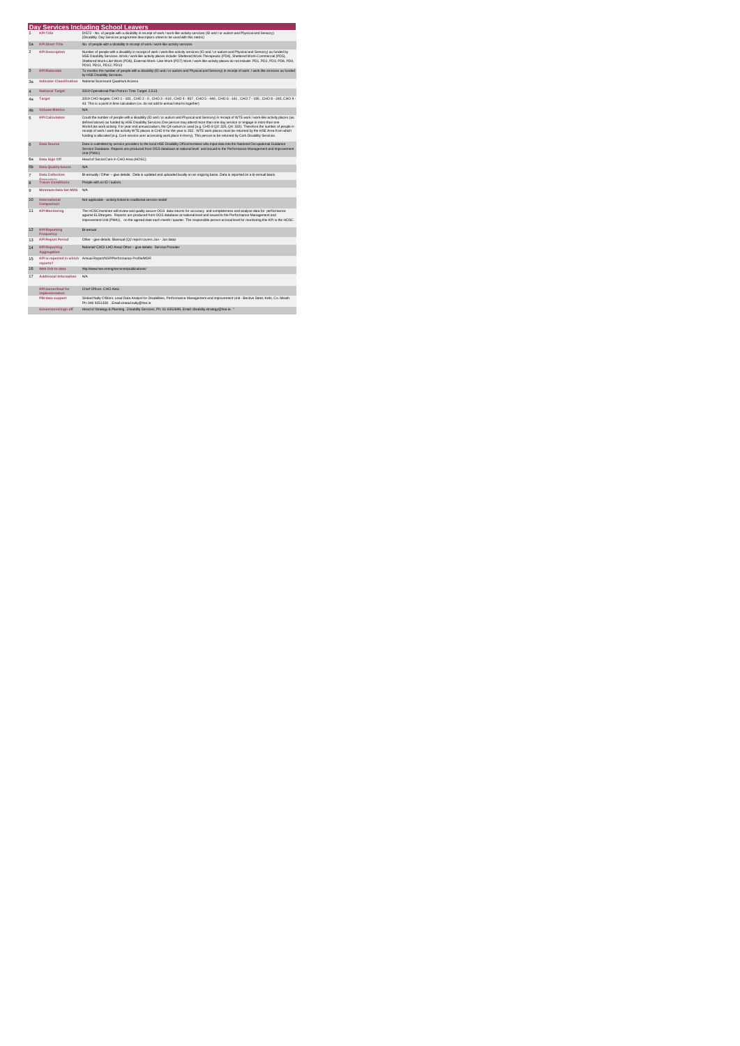# Day Services Including School Leavers

| | | |
|---|---|---|
| 1 | **KPI Title** | DIS72 - No. of people with a disability in receipt of work / work-like activity services (ID and / or autism and Physical and Sensory) (Disability: Day Services programme descriptors sheet to be used with this metric) |
| 1a | **KPI Short Title** | No. of people with a disability in receipt of work / work-like activity services |
| 2 | **KPI Description** | Number of people with a disability in receipt of work / work-like activity services (ID and / or autism and Physical and Sensory) as funded by HSE Disability Services. Work / work like activity places include: Sheltered Work-Therapeutic (PD4), Sheltered Work-Commercial (PD5), Sheltered Work-Like Work (PD6), External Work- Like Work (PD7) Work / work like activity places do not include: PD1, PD2, PD3, PD8, PD9, PD10, PD11, PD12, PD13 |
| 3 | **KPI Rationale** | To monitor the number of people with a disability (ID and / or autism and Physical and Sensory) in receipt of work / work like services as funded by HSE Disability Services. |
| 3a | **Indicator Classification** | National Scorecard Quadrant Access |
| 4 | **National Target** | 2019 Operational Plan Point in Time Target: 2,513. |
| 4a | **Target** | 2019 CHO targets: CHO 1 - 181 , CHO 2 - 0 , CHO 3 - 410 , CHO 4 - 857 , CHO 5 - 446 , CHO 6 - 141 , CHO 7 - 195 , CHO 8 - 240, CHO 9 - 43. This is a point in time calculation (i.e. do not add bi-annual returns together) |
| 4b | **Volume Metrics** | N/A |
| 5 | **KPI Calculation** | Count the number of people with a disability (ID and / or autism and Physical and Sensory) in receipt of WTE work / work-like activity places (as defined above) as funded by HSE Disability Services.One person may attend more than one day service or engage in more than one Work/Like work activity. For year end annual outturn, the Q4 outturn is used (e.g. CHO 8 Q2: 325, Q4: 332). Therefore the number of people in receipt of work / work like activity WTE places in CHO 8 for the year is 332. WTE work places must be returned by the HSE Area from which funding is allocated (e.g. Cork service user accessing work place in Kerry). This person to be returned by Cork Disability Services. |
| 6 | **Data Source** | Data is submitted by service providers to the local HSE Disability Office/nominee who input data into the National Occupational Guidance Service Database. Reports are produced from OGS database at national level and issued to the Performance Management and Improvement Unit (PMIU). |
| 6a | **Data Sign Off** | Head of Social Care in CHO Area (HOSC) |
| 6b | **Data Quality Issues** | N/A |
| 7 | **Data Collection Frequency** | Bi-annually / Other – give details: Data is updated and uploaded locally on an ongoing basis. Data is reported on a Bi-annual basis. |
| 8 | **Tracer Conditions** | People with an ID / autism. |
| 9 | **Minimum Data Set MDS** | N/A |
| 10 | **International Comparison** | Not applicable - activity linked to traditional service model |
| 11 | **KPI Monitoring** | The HOSC/nominee will review and quality assure OGS data returns for accuracy and completeness and analyse data for performance against ELS/targets. Reports are produced from OGS database at national level and issued to the Performance Management and Improvement Unit (PMIU) on the agreed date each month / quarter. The responsible person at local level for monitoring this KPI is the HOSC. |
| 12 | **KPI Reporting Frequency** | Bi-annual |
| 13 | **KPI Report Period** | Other - give details: Biannual (Q2 report covers Jan - Jun data) |
| 14 | **KPI Reporting Aggregation** | National/ CHO/ LHO Area/ Other – give details: Service Provider |
| 15 | **KPI is reported in which reports?** | Annual Report/NSP/Performance Profile/MDR |
| 16 | **Web link to data** | http://www.hse.ie/eng/services/publications/ |
| 17 | **Additional Information** | N/A |
| | **KPI owner/lead for implementation** | Chief Officer, CHO Area |
| | **PBI data support** | Sinéad Nulty O'Brien, Lead Data Analyst for Disabilities, Performance Management and Improvement Unit - Bective Street, Kells, Co. Meath. Ph: 046 9251328 , Email:sinead.nulty@hse.ie |
| | **Governance/sign off** | Head of Strategy & Planning , Disability Services, Ph: 01-6352699, Email: disability.strategy@hse.ie |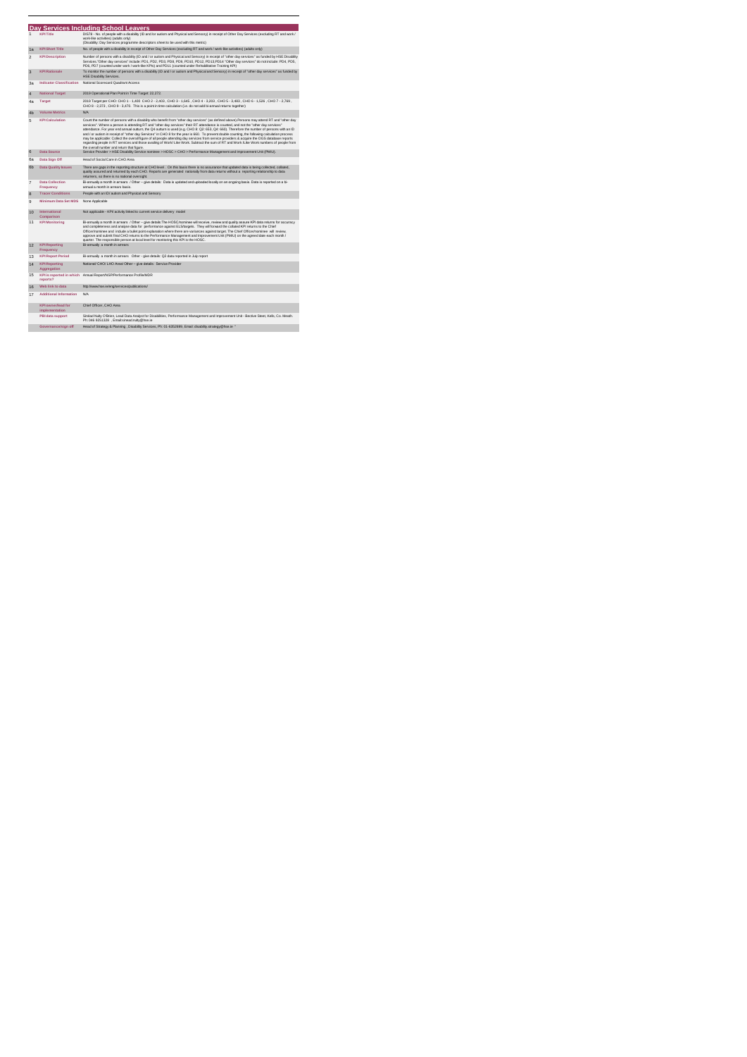## Day Services Including School Leavers

| | | |
|---|---|---|
| 1 | KPI Title | DIS78 - No. of people with a disability (ID and /or autism and Physical and Sensory) in receipt of Other Day Services (excluding RT and work / work-like activities) (adults only) (Disability; Day Services programme descriptors sheet to be used with this metric) |
| 1a | KPI Short Title | No. of people with a disability in receipt of Other Day Services (excluding RT and work / work-like activities) (adults only) |
| 2 | KPI Description | Number of persons with a disability (ID and / or autism and Physical and Sensory) in receipt of "other day services" as funded by HSE Disability Services."Other day services" include: PD1, PD2, PD3, PD8, PD9, PD10, PD12, PD13,PD14 "Other day services" do not include: PD4, PD5, PD6, PD7 (counted under work / work-like KPIs) and PD11 (counted under Rehabilitative Training KPI) |
| 3 | KPI Rationale | To monitor the number of persons with a disability (ID and / or autism and Physical and Sensory) in receipt of "other day services" as funded by HSE Disability Services. |
| 3a | Indicator Classification | National Scorecard Quadrant Access |
| 4 | National Target | 2019 Operational Plan Point in Time Target: 22,272. |
| 4a | Target | 2019 Target per CHO: CHO 1 - 1,490 CHO 2 - 2,403 , CHO 3 - 1,645 , CHO 4 - 3,203 , CHO 5 - 3,483 , CHO 6 - 1,526 , CHO 7 - 2,789 , CHO 8 - 2,373 , CHO 9 - 3,470. This is a point in time calculation (i.e. do not add bi-annual returns together) |
| 4b | Volume Metrics | N/A |
| 5 | KPI Calculation | Count the number of persons with a disability who benefit from "other day services" (as defined above).Persons may attend RT and "other day services". Where a person is attending RT and "other day services" their RT attendance is counted, and not the "other day services" attendance. For year end annual outturn, the Q4 outturn is used (e.g. CHO 8: Q2: 653, Q4: 660). Therefore the number of persons with an ID and / or autism in receipt of "other day Services" in CHO 8 for the year is 660. To prevent double counting, the following calculation process may be applicable: Collect the overall figure of all people attending day services from service providers & acquire the DSS database reports regarding people in RT services and those availing of Work/ Like Work. Subtract the sum of RT and Work /Like Work numbers of people from the overall number and return that figure. |
| 6 | Data Source | Service Provider > HSE Disability Service nominee > HOSC > CHO > Performance Management and Improvement Unit (PMIU). |
| 6a | Data Sign Off | Head of Social Care in CHO Area. |
| 6b | Data Quality Issues | There are gaps in the reporting structure at CHO level. On this basis there is no assurance that updated data is being collected, collated, quality assured and returned by each CHO. Reports are generated nationally from data returns without a reporting relationship to data returners, so there is no national oversight. |
| 7 | Data Collection Frequency | Bi-annually a month in arrears / Other – give details: Data is updated and uploaded locally on an ongoing basis. Data is reported on a bi-annual a month in arrears basis. |
| 8 | Tracer Conditions | People with an ID/ autism and Physical and Sensory |
| 9 | Minimum Data Set MDS | None Applicable |
| 10 | International Comparison | Not applicable - KPI activity linked to current service delivery model |
| 11 | KPI Monitoring | Bi-annually a month in arrears / Other – give details:The HOSC/nominee will receive, review and quality assure KPI data returns for accuracy and completeness and analyse data for performance against SLS/targets. They will forward the collated KPI returns to the Chief Officer/nominee and include a bullet point explanation where there are variances against target. The Chief Officer/nominee will review, approve and submit final CHO returns to the Performance Management and Improvement Unit (PMIU) on the agreed date each month / quarter. The responsible person at local level for monitoring this KPI is the HOSC. |
| 12 | KPI Reporting Frequency | Bi-annually a month in arrears |
| 13 | KPI Report Period | Bi-annually a month in arrears Other - give details: Q2 data reported in July report |
| 14 | KPI Reporting Aggregation | National/ CHO/ LHO Area/ Other – give details: Service Provider |
| 15 | KPI is reported in which reports? | Annual Report/NSP/Performance Profile/MDR |
| 16 | Web link to data | http://www.hse.ie/eng/services/publications/ |
| 17 | Additional Information | N/A |
| | KPI owner/lead for implementation | Chief Officer, CHO Area. |
| | PBI data support | Sinéad Nulty O'Brien, Lead Data Analyst for Disabilities, Performance Management and Improvement Unit - Bective Street, Kells, Co. Meath. Ph: 046 9251330 , Email:sinead.nulty@hse.ie |
| | Governance/sign off | Head of Strategy & Planning , Disability Services, Ph: 01-6352699, Email: disability.strategy@hse.ie " |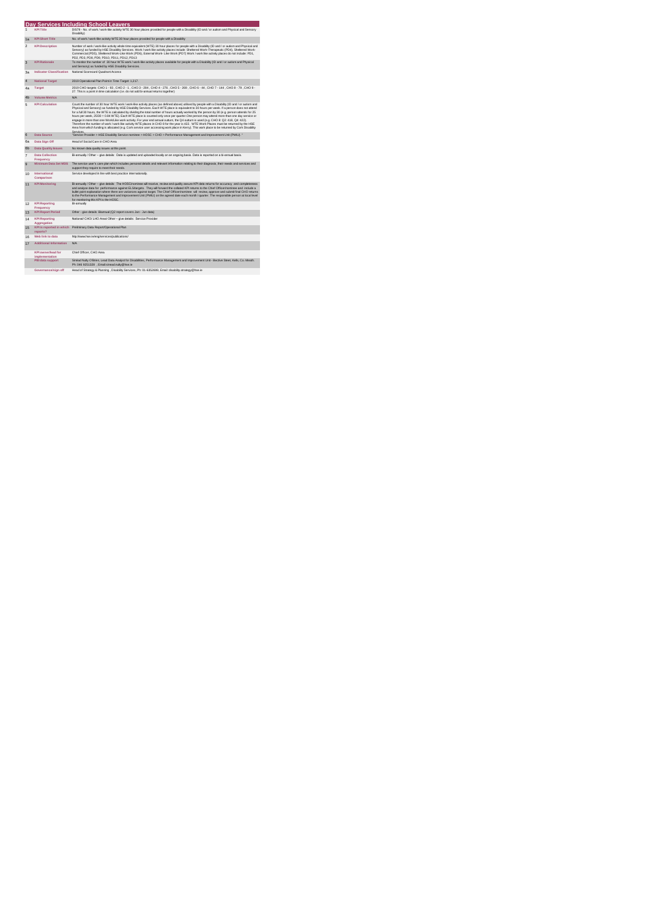# Day Services Including School Leavers

| | | |
|---|---|---|
| 1 | KPI Title | DIS79 - No. of work / work-like activity WTE 30 hour places provided for people with a Disability (ID and / or autism and Physical and Sensory Disability) |
| 1a | KPI Short Title | No. of work / work-like activity WTE 30 hour places provided for people with a Disability |
| 2 | KPI Description | Number of work / work-like activity whole time equivalent (WTE) 30 hour places for people with a Disability (ID and / or autism and Physical and Sensory) as funded by HSE Disability Services. Work / work like activity places include: Sheltered Work-Therapeutic (PD4), Sheltered Work-Commercial (PD5), Sheltered Work-Like Work (PD6), External Work- Like Work (PD7) Work / work like activity places do not include: PD1, PD2, PD3, PD8, PD9, PD10, PD11, PD12, PD13 |
| 3 | KPI Rationale | To monitor the number of 30 hour WTE work / work-like activity places available for people with a Disability (ID and / or autism and Physical and Sensory) as funded by HSE Disability Services. |
| 3a | Indicator Classification | National Scorecard Quadrant Access |
| 4 | National Target | 2019 Operational Plan Point in Time Target: 1,217 |
| 4a | Target | 2019 CHO targets: CHO 1 - 93 , CHO 2 - 1 , CHO 3 - 284 , CHO 4 - 276 , CHO 5 - 269 , CHO 6 - 44 , CHO 7 - 144 , CHO 8 - 79 , CHO 9 - 27. This is a point in time calculation (i.e. do not add bi-annual returns together) |
| 4b | Volume Metrics | N/A |
| 5 | KPI Calculation | Count the number of 30 hour WTE work / work-like activity places (as defined above) utilised by people with a Disability (ID and / or autism and Physical and Sensory) as funded by HSE Disability Services. Each WTE place is equivalent to 30 hours per week. If a person does not attend for a full 30 hours, the WTE is calculated by dividing the total number of hours actually worked by the person by 30 (e.g. person attends for 25 hours per week, 25/30 = 0.84 WTE). Each WTE place is counted only once per quarter. One person may attend more than one day service or engage in more than one Work/Like work activity. For year end annual outturn, the Q4 outturn is used (e.g. CHO 8: Q2: 416, Q4: 422) Therefore the number of work / work like activity WTE places in CHO 8 for the year is 422. WTE Work Places must be returned by the HSE Area from which funding is allocated (e.g. Cork service user accessing work place in Kerry). This work place to be returned by Cork Disability Services. |
| 6 | Data Source | "Service Provider > HSE Disability Service nominee > HOSC > CHO > Performance Management and Improvement Unit (PMIU). " |
| 6a | Data Sign Off | Head of Social Care in CHO Area |
| 6b | Data Quality Issues | No known data quality issues at this point. |
| 7 | Data Collection Frequency | Bi-annually / Other – give details: Data is updated and uploaded locally on an ongoing basis. Data is reported on a bi-annual basis. |
| 8 | Minimum Data Set MDS | The service user's care plan which includes personal details and relevant information relating to their diagnosis, their needs and services and support they require to meet their needs. |
| 10 | International Comparison | Service developed in line with best practice internationally. |
| 11 | KPI Monitoring | Bi-annually / Other – give details: The HOSC/nominee will receive, review and quality assure KPI data returns for accuracy and completeness and analyse data for performance against ELS/targets. They will forward the collated KPI returns to the Chief Officer/nominee and include a bullet point explanation where there are variances against target. The Chief Officer/nominee will review, approve and submit final CHO returns to the Performance Management and Improvement Unit (PMIU) on the agreed date each month / quarter. The responsible person at local level for monitoring this KPI is the HOSC. |
| 12 | KPI Reporting Frequency | Bi-annually |
| 13 | KPI Report Period | Other - give details: Biannual (Q2 report covers Jan - Jun data) |
| 14 | KPI Reporting Aggregation | National/ CHO/ LHO Area/ Other – give details: Service Provider |
| 15 | KPI is reported in which reports? | Preliminary Data Report/Operational Plan |
| 16 | Web link to data | http://www.hse.ie/eng/services/publications/ |
| 17 | Additional Information | N/A |
| | KPI owner/lead for implementation | Chief Officer, CHO Area |
| | PBI data support | Sinéad Nulty O'Brien, Lead Data Analyst for Disabilities, Performance Management and Improvement Unit - Bective Street, Kells, Co. Meath. Ph: 046 9251328 , Email:sinead.nulty@hse.ie |
| | Governance/sign off | Head of Strategy & Planning , Disability Services, Ph: 01-6352699, Email: disability.strategy@hse.ie |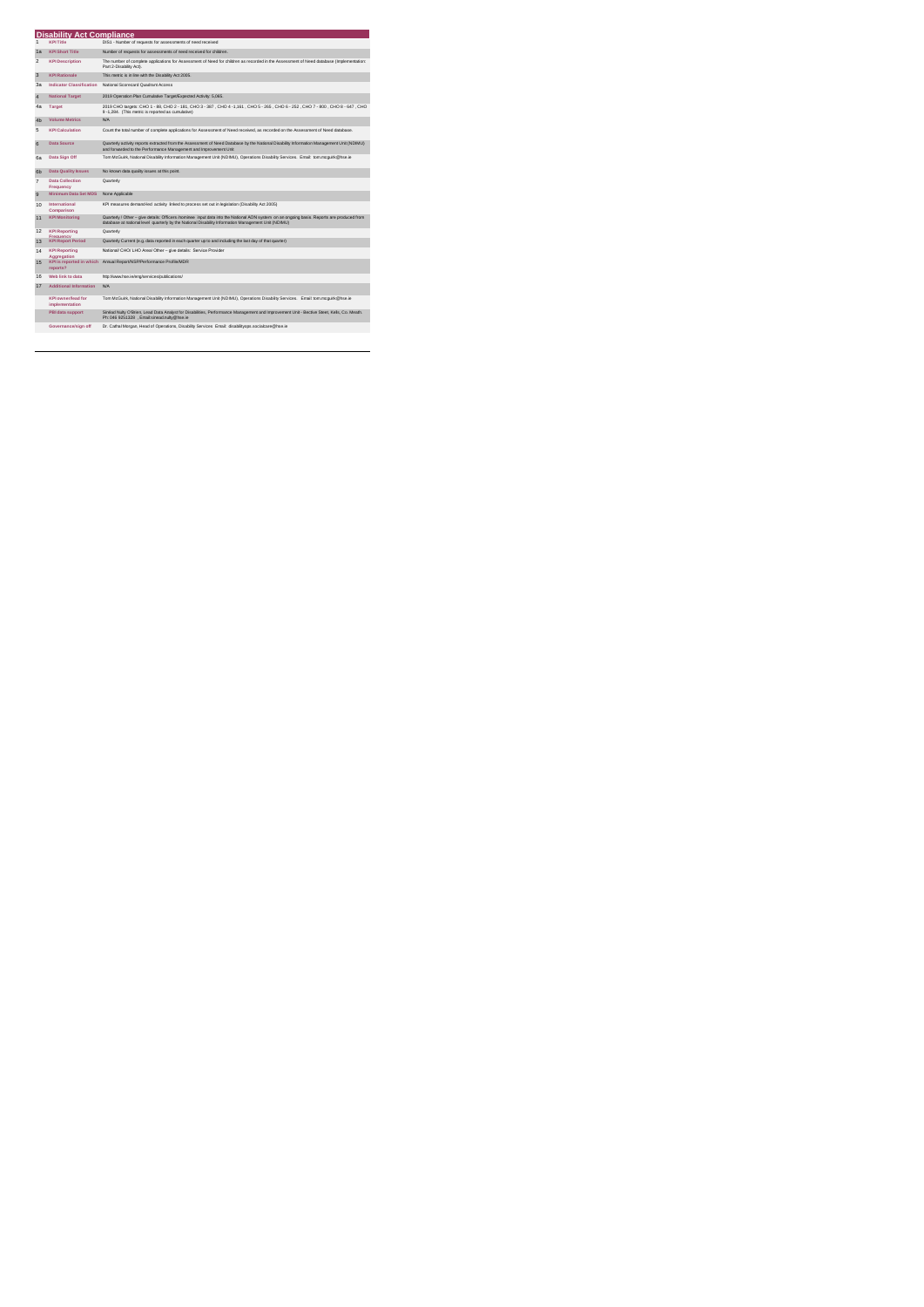# Disability Act Compliance

| | | |
|---|---|---|
| 1 | KPI Title | DIS1 - Number of requests for assessments of need received |
| 1a | KPI Short Title | Number of requests for assessments of need received for children. |
| 2 | KPI Description | The number of complete applications for Assessment of Need for children as recorded in the Assessment of Need database (Implementation: Part 2 Disability Act). |
| 3 | KPI Rationale | This metric is in line with the Disability Act 2005. |
| 3a | Indicator Classification | National Scorecard Quadrant Access |
| 4 | National Target | 2019 Operation Plan Cumulative Target/Expected Activity: 5,065. |
| 4a | Target | 2019 CHO targets: CHO 1 - 89, CHO 2 - 181, CHO 3 - 387 , CHO 4 -1,161 , CHO 5 - 265 , CHO 6 - 252 , CHO 7 - 800 , CHO 8 - 647 , CHO 9 - 1,284. (This metric is reported as cumulative) |
| 4b | Volume Metrics | N/A |
| 5 | KPI Calculation | Count the total number of complete applications for Assessment of Need received, as recorded on the Assessment of Need database. |
| 6 | Data Source | Quarterly activity reports extracted from the Assessment of Need Database by the National Disability Information Management Unit (NDIMU) and forwarded to the Performance Management and Improvement Unit |
| 6a | Data Sign Off | Tom McGuirk, National Disability Information Management Unit (NDIMU), Operations Disability Services. Email: tom.mcguirk@hse.ie |
| 6b | Data Quality Issues | No known data quality issues at this point. |
| 7 | Data Collection Frequency | Quarterly |
| 9 | Minimum Data Set MDS | None Applicable |
| 10 | International Comparison | KPI measures demand-led activity linked to process set out in legislation (Disability Act 2005) |
| 11 | KPI Monitoring | Quarterly / Other – give details: Officers /nominee input data into the National AON system on an on-going basis. Reports are produced from database at national level quarterly by the National Disability Information Management Unit (NDIMU) |
| 12 | KPI Reporting Frequency | Quarterly |
| 13 | KPI Report Period | Quarterly Current (e.g. data reported in each quarter up to and including the last day of that quarter) |
| 14 | KPI Reporting Aggregation | National/ CHO/ LHO Area/ Other – give details: Service Provider |
| 15 | KPI is reported in which reports? | Annual Report/NSP/Performance Profile/MDR |
| 16 | Web link to data | http://www.hse.ie/eng/services/publications/ |
| 17 | Additional Information | N/A |
| | KPI owner/lead for implementation | Tom McGuirk, National Disability Information Management Unit (NDIMU), Operations Disability Services. Email: tom.mcguirk@hse.ie |
| | PBI data support | Sinéad Nulty O'Brien, Lead Data Analyst for Disabilities, Performance Management and Improvement Unit - Bective Street, Kells, Co. Meath. Ph: 046 9251329 , Email:sinead.nulty@hse.ie |
| | Governance/sign off | Dr. Cathal Morgan, Head of Operations, Disability Services Email: disabilityops.socialcare@hse.ie |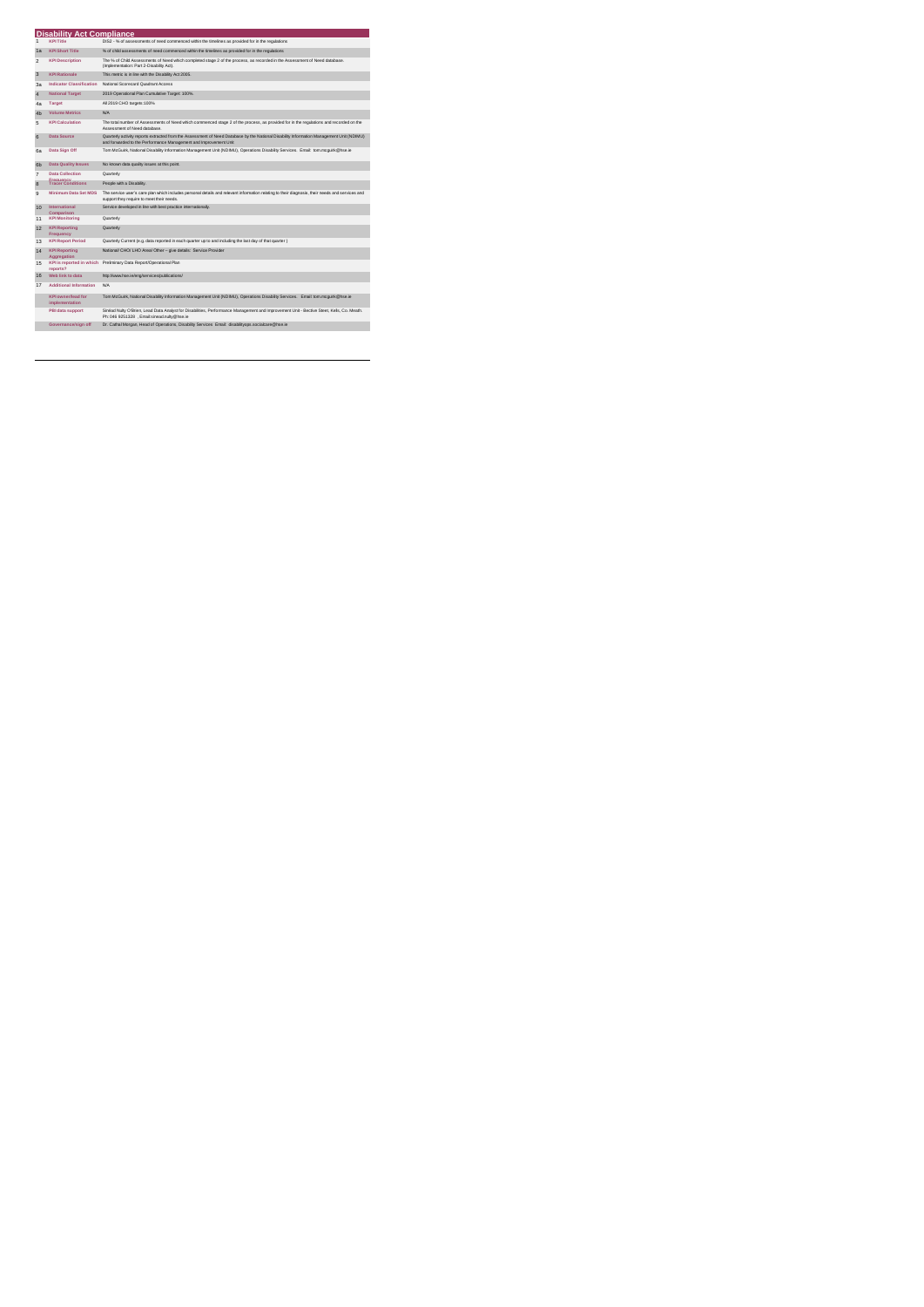## Disability Act Compliance

| | | |
|---|---|---|
| 1 | KPI Title | DIS2 - % of assessments of need commenced within the timelines as provided for in the regulations |
| 1a | KPI Short Title | % of child assessments of need commenced within the timelines as provided for in the regulations |
| 2 | KPI Description | The % of Child Assessments of Need which completed stage 2 of the process, as recorded in the Assessment of Need database. (Implementation: Part 2-Disability Act). |
| 3 | KPI Rationale | This metric is in line with the Disability Act 2005. |
| 3a | Indicator Classification | National Scorecard Quadrant Access |
| 4 | National Target | 2019 Operational Plan Cumulative Target: 100%. |
| 4a | Target | All 2019 CHO targets:100% |
| 4b | Volume Metrics | N/A |
| 5 | KPI Calculation | The total number of Assessments of Need which commenced stage 2 of the process, as provided for in the regulations and recorded on the Assessment of Need database. |
| 6 | Data Source | Quarterly activity reports extracted from the Assessment of Need Database by the National Disability Information Management Unit (NDIMU) and forwarded to the Performance Management and Improvement Unit |
| 6a | Data Sign Off | Tom McGuirk, National Disability Information Management Unit (NDIMU), Operations Disability Services. Email: tom.mcguirk@hse.ie |
| 6b | Data Quality Issues | No known data quality issues at this point. |
| 7 | Data Collection Frequency | Quarterly |
| 8 | Tracer Conditions | People with a Disability. |
| 9 | Minimum Data Set MDS | The service user's care plan which includes personal details and relevant information relating to their diagnosis, their needs and services and support they require to meet their needs. |
| 10 | International Comparison | Service developed in line with best practice internationally. |
| 11 | KPI Monitoring | Quarterly |
| 12 | KPI Reporting Frequency | Quarterly |
| 13 | KPI Report Period | Quarterly Current (e.g. data reported in each quarter up to and including the last day of that quarter ) |
| 14 | KPI Reporting Aggregation | National/ CHO/ LHO Area/ Other – give details: Service Provider |
| 15 | KPI is reported in which reports? | Preliminary Data Report/Operational Plan |
| 16 | Web link to data | http://www.hse.ie/eng/services/publications/ |
| 17 | Additional Information | N/A |
| | KPI owner/lead for implementation | Tom McGuirk, National Disability Information Management Unit (NDIMU), Operations Disability Services. Email: tom.mcguirk@hse.ie |
| | PBI data support | Sinéad Nulty O'Brien, Lead Data Analyst for Disabilities, Performance Management and Improvement Unit - Bective Street, Kells, Co. Meath. Ph: 046 9251328 . Email:sinead.nulty@hse.ie |
| | Governance/sign off | Dr. Cathal Morgan, Head of Operations, Disability Services. Email: disabilityops.socialcare@hse.ie |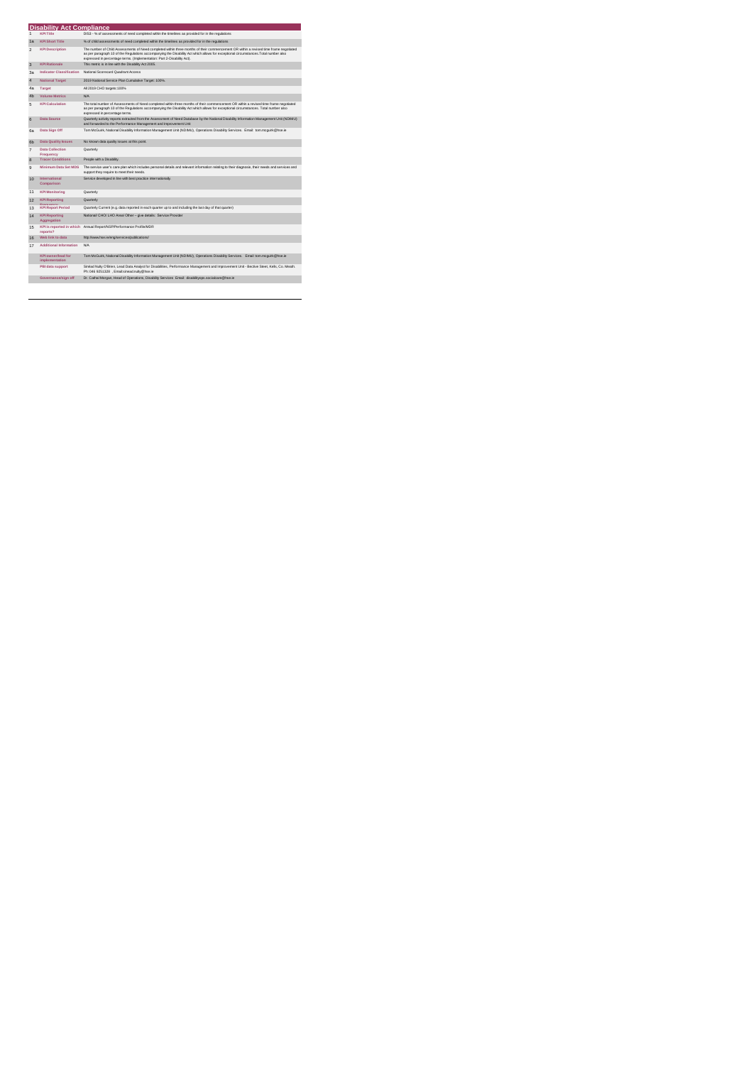# Disability Act Compliance

| | | |
|---|---|---|
| 1 | KPI Title | DIS3 - % of assessments of need completed within the timelines as provided for in the regulations |
| 1a | KPI Short Title | % of child assessments of need completed within the timelines as provided for in the regulations |
| 2 | KPI Description | The number of Child Assessments of Need completed within three months of their commencement OR within a revised time frame negotiated as per paragraph 10 of the Regulations accompanying the Disability Act which allows for exceptional circumstances.Total number also expressed in percentage terms. (Implementation: Part 2-Disability Act). |
| 3 | KPI Rationale | This metric is in line with the Disability Act 2005. |
| 3a | Indicator Classification | National Scorecard Quadrant Access |
| 4 | National Target | 2019 National Service Plan Cumulative Target: 100%. |
| 4a | Target | All 2019 CHO targets 100% |
| 4b | Volume Metrics | N/A |
| 5 | KPI Calculation | The total number of Assessments of Need completed within three months of their commencement OR within a revised time frame negotiated as per paragraph 10 of the Regulations accompanying the Disability Act which allows for exceptional circumstances. Total number also expressed in percentage terms. |
| 6 | Data Source | Quarterly activity reports extracted from the Assessment of Need Database by the National Disability Information Management Unit (NDIMU) and forwarded to the Performance Management and Improvement Unit |
| 6a | Data Sign Off | Tom McGuirk, National Disability Information Management Unit (NDIMU), Operations Disability Services. Email: tom.mcguirk@hse.ie |
| 6b | Data Quality Issues | No known data quality issues at this point. |
| 7 | Data Collection Frequency | Quarterly |
| 8 | Tracer Conditions | People with a Disability. |
| 9 | Minimum Data Set MDS | The service user's care plan which includes personal details and relevant information relating to their diagnosis, their needs and services and support they require to meet their needs. |
| 10 | International Comparison | Service developed in line with best practice internationally. |
| 11 | KPI Monitoring | Quarterly |
| 12 | KPI Reporting Frequency | Quarterly |
| 13 | KPI Report Period | Quarterly Current (e.g. data reported in each quarter up to and including the last day of that quarter) |
| 14 | KPI Reporting Aggregation | National/ CHO/ LHO Area/ Other – give details: Service Provider |
| 15 | KPI is reported in which reports? | Annual Report/NSP/Performance Profile/MDR |
| 16 | Web link to data | http://www.hse.ie/eng/services/publications/ |
| 17 | Additional Information | N/A |
| | KPI owner/lead for implementation | Tom McGuirk, National Disability Information Management Unit (NDIMU), Operations Disability Services. Email: tom.mcguirk@hse.ie |
| | PBI data support | Sinéad Nulty O'Brien, Lead Data Analyst for Disabilities, Performance Management and Improvement Unit - Bective Steet, Kells, Co. Meath. Ph: 046 9251328 , Email:sinead.nulty@hse.ie |
| | Governance/sign off | Dr. Cathal Morgan, Head of Operations, Disability Services Email: disabilityops.socialcare@hse.ie |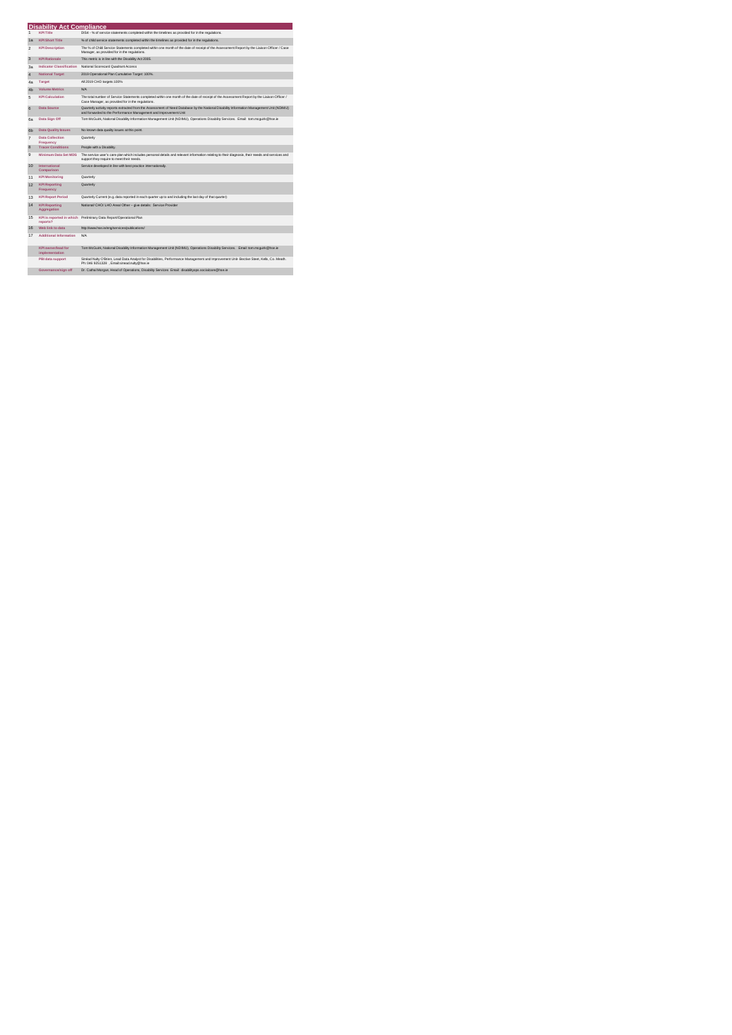## Disability Act Compliance

| | | |
|---|---|---|
| 1 | KPI Title | DIS4 - % of service statements completed within the timelines as provided for in the regulations. |
| 1a | KPI Short Title | % of child service statements completed within the timelines as provided for in the regulations. |
| 2 | KPI Description | The % of Child Service Statements completed within one month of the date of receipt of the Assessment Report by the Liaison Officer / Case Manager, as provided for in the regulations. |
| 3 | KPI Rationale | This metric is in line with the Disability Act 2005. |
| 3a | Indicator Classification | National Scorecard Quadrant Access |
| 4 | National Target | 2019 Operational Plan Cumulative Target: 100%. |
| 4a | Target | All 2019 CHO targets:100% |
| 4b | Volume Metrics | N/A |
| 5 | KPI Calculation | The total number of Service Statements completed within one month of the date of receipt of the Assessment Report by the Liaison Officer / Case Manager, as provided for in the regulations. |
| 6 | Data Source | Quarterly activity reports extracted from the Assessment of Need Database by the National Disability Information Management Unit (NDIMU) and forwarded to the Performance Management and Improvement Unit |
| 6a | Data Sign Off | Tom McGuirk, National Disability Information Management Unit (NDIMU), Operations Disability Services. Email: tom.mcguirk@hse.ie |
| 6b | Data Quality Issues | No known data quality issues at this point. |
| 7 | Data Collection Frequency | Quarterly |
| 8 | Tracer Conditions | People with a Disability. |
| 9 | Minimum Data Set MDS | The service user's care plan which includes personal details and relevant information relating to their diagnosis, their needs and services and support they require to meet their needs. |
| 10 | International Comparison | Service developed in line with best practice internationally. |
| 11 | KPI Monitoring | Quarterly |
| 12 | KPI Reporting Frequency | Quarterly |
| 13 | KPI Report Period | Quarterly Current (e.g. data reported in each quarter up to and including the last day of that quarter) |
| 14 | KPI Reporting Aggregation | National/ CHO/ LHO Area/ Other – give details: Service Provider |
| 15 | KPI is reported in which reports? | Preliminary Data Report/Operational Plan |
| 16 | Web link to data | http://www.hse.ie/eng/services/publications/ |
| 17 | Additional Information | N/A |
| | KPI owner/lead for implementation | Tom McGuirk, National Disability Information Management Unit (NDIMU), Operations Disability Services. Email: tom.mcguirk@hse.ie |
| | PBI data support | Sinéad Nulty O'Brien, Lead Data Analyst for Disabilities, Performance Management and Improvement Unit- Bective Street, Kells, Co. Meath. Ph: 046 9251328 , Email:sinead.nulty@hse.ie |
| | Governance/sign off | Dr. Cathal Morgan, Head of Operations, Disability Services Email: disabilityops.socialcare@hse.ie |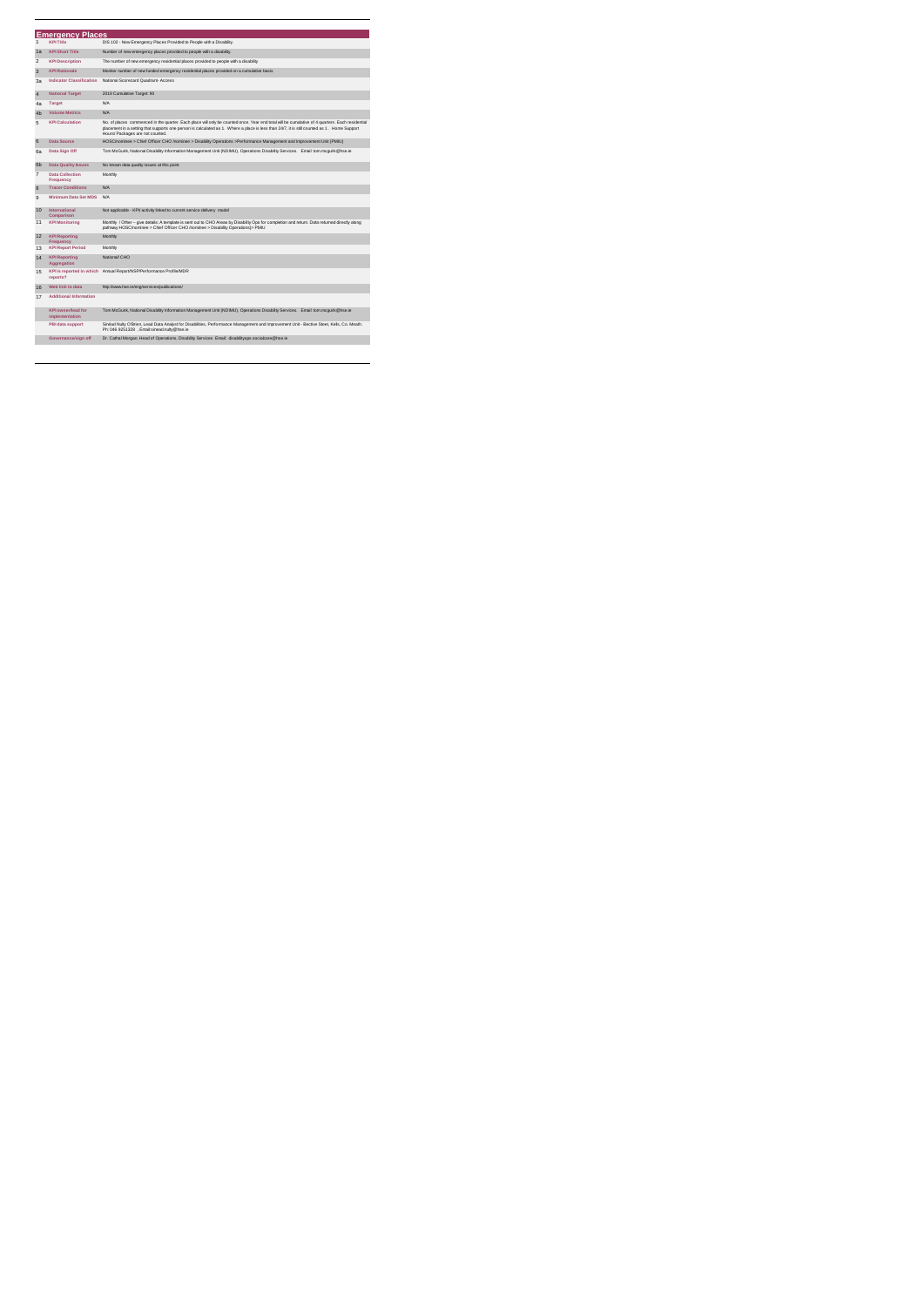## Emergency Places

| | | |
|---|---|---|
| 1 | KPI Title | DIS 102 - New Emergency Places Provided to People with a Disability. |
| 1a | KPI Short Title | Number of new emergency places provided to people with a disability. |
| 2 | KPI Description | The number of new emergency residential places provided to people with a disability |
| 3 | KPI Rationale | Monitor number of new funded emergency residential places provided on a cumulative basis |
| 3a | Indicator Classification | National Scorecard Quadrant- Access |
| 4 | National Target | 2019 Cumulative Target: 90 |
| 4a | Target | N/A |
| 4b | Volume Metrics | N/A |
| 5 | KPI Calculation | No. of places commenced in the quarter. Each place will only be counted once. Year end total will be cumulative of 4 quarters. Each residential placement in a setting that supports one person is calculated as 1. Where a place is less than 24/7, it is still counted as 1. Home Support Hours/ Packages are not counted. |
| 6 | Data Source | HOSC/nominee > Chief Officer CHO /nominee > Disability Operations >Performance Management and Improvement Unit (PMIU) |
| 6a | Data Sign Off | Tom McGuirk, National Disability Information Management Unit (NDIMU), Operations Disability Services. Email: tom.mcguirk@hse.ie |
| 6b | Data Quality Issues | No known data quality issues at this point. |
| 7 | Data Collection Frequency | Monthly |
| 8 | Tracer Conditions | N/A |
| 9 | Minimum Data Set MDS | N/A |
| 10 | International Comparison | Not applicable - KPI activity linked to current service delivery model |
| 11 | KPI Monitoring | Monthly / Other – give details: A template is sent out to CHO Areas by Disability Ops for completion and return. Data returned directly along pathway HOSC/nominee > Chief Officer CHO /nominee > Disability Operations) > PMIU |
| 12 | KPI Reporting Frequency | Monthly |
| 13 | KPI Report Period | Monthly |
| 14 | KPI Reporting Aggregation | National/ CHO |
| 15 | KPI is reported in which reports? | Annual Report/NSP/Performance Profile/MDR |
| 16 | Web link to data | http://www.hse.ie/eng/services/publications/ |
| 17 | Additional Information | |
| | KPI owner/lead for implementation | Tom McGuirk, National Disability Information Management Unit (NDIMU), Operations Disability Services. Email: tom.mcguirk@hse.ie |
| | PBI data support | Sinéad Nulty O'Brien, Lead Data Analyst for Disabilities, Performance Management and Improvement Unit - Bective Street, Kells, Co. Meath. Ph: 046 9251328 , Email:sinead.nulty@hse.ie |
| | Governance/sign off | Dr. Cathal Morgan, Head of Operations, Disability Services. Email: disabilityops.socialcare@hse.ie |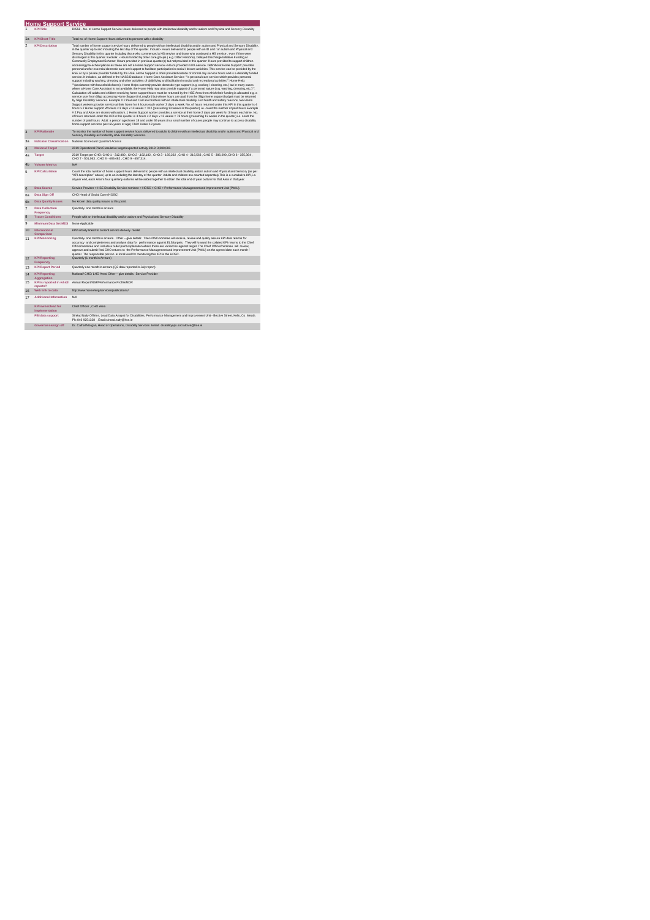## Home Support Service

| | | |
|---|---|---|
| 1 | KPI Title | DIS58 - No. of Home Support Service Hours delivered to people with intellectual disability and/or autism and Physical and Sensory Disability |
| 1a | KPI Short Title | Total no. of Home Support Hours delivered to persons with a disability |
| 2 | KPI Description | Total number of home support service hours delivered to people with an intellectual disability and/or autism and Physical and Sensory Disability, in the quarter up to and including the last day of the quarter. Include:• Hours delivered to people with an ID and / or autism and Physical and Sensory Disability in this quarter including those who commenced a HS service and those who continued a HS service , even if they were discharged in this quarter. Exclude: • Hours funded by other care groups ( e.g. Older Persons); Delayed Discharge Initiative Funding or Community Employment Scheme• Hours provided in previous quarter(s) but not provided in this quarter• Hours provided to support children accessing pre-school places as these are not a Home Support service.• Hours provided in PA service. Definitions:Home Support: provides personal and/or essential domestic care and support to facilitate participation in social / leisure activities. This service can be provided by the HSE or by a private provider funded by the HSE. Home Support is often provided outside of normal day service hours and is a disability funded service. It includes, as defined in the NASS Database: Home Care Assistant Service: "a personal care service which provides personal support including washing, dressing and other activities of daily living and facilitation in social and recreational activities" Home Help: "(assistance with household chores). Home Helps currently provide domestic type support (e.g. cooking / cleaning, etc.) but in many cases where a Home Care Assistant is not available, the Home Help may also provide support of a personal nature (e.g. washing, dressing, etc.)". Calculation: All adults and children receiving home support hours must be returned by the HSE Area from which their funding is allocated e.g. a service user from Sligo accessing Home Support in Longford but whose hours are paid from the Sligo home support budget must be returned by Sligo Disability Services. Example # 1:Paul and Carl are brothers with an intellectual disability. For health and safety reasons, two Home Support workers provide service at their home for 4 hours each worker 3 days a week. No. of hours returned under this KPI in this quarter is 4 hours x 2 Home Support Workers x 3 days x 13 weeks = 312 (presuming 13 weeks in the quarter) i.e. count the number of paid hours.Example # 2:Fay and Alice are sisters with autism. 1 Home Support worker provides a service at their home 2 days per week for 3 hours each time. No. of hours returned under this KPI in this quarter is 3 hours x 2 days x 13 weeks = 78 hours (presuming 13 weeks in the quarter) i.e. count the number of paid hours Adult: a person aged over 18 and under 65 years (in a small number of cases people may continue to access disability home support services post 65 years of age) Child: Under 18 years. |
| 3 | KPI Rationale | To monitor the number of home support service hours delivered to adults & children with an intellectual disability and/or autism and Physical and Sensory Disability as funded by HSE Disability Services. |
| 3a | Indicator Classification | National Scorecard Quadrant Access |
| 4 | National Target | 2019 Operational Plan Cumulative target/expected activity 2019: 3,000,000. |
| 4a | Target | 2019 Target per CHO: CHO 1 - 312,480 , CHO 2 - 192,182 , CHO 3 - 169,262 , CHO 4 - 216,563 , CHO 5 - 386,290 ,CHO 6 - 355,364 , CHO 7 - 501,063 , CHO 8 - 408,482 , CHO 9 - 457,314. |
| 4b | Volume Metrics | N/A |
| 5 | KPI Calculation | Count the total number of home support hours delivered to people with an intellectual disability and/or autism and Physical and Sensory (as per "KPI description" above) up to an including the last day of the quarter. Adults and children are counted separately.This is a cumulative KPI, i.e. at year end, each Area's four quarterly outturns will be added together to obtain the total end of year outturn for that Area in that year. |
| 6 | Data Source | Service Provider > HSE Disability Service nominee > HOSC > CHO > Performance Management and Improvement Unit (PMIU). |
| 6a | Data Sign Off | CHO Head of Social Care (HOSC) |
| 6b | Data Quality Issues | No known data quality issues at this point |
| 7 | Data Collection Frequency | Quarterly- one month in arrears |
| 8 | Tracer Conditions | People with an intellectual disability and/or autism and Physical and Sensory Disability |
| 9 | Minimum Data Set MDS | None Applicable |
| 10 | International Comparison | KPI/ activity limited to current service delivery model |
| 11 | KPI Monitoring | Quarterly- one month in arrears. Other – give details: The HOSC/nominee will receive, review and quality assure KPI data returns for accuracy and completeness and analyse data for performance against ELS/targets. They will forward the collated KPI returns to the Chief Officer/nominee and include a bullet point explanation where there are variances against target. The Chief Officer/nominee will review, approve and submit final CHO returns to the Performance Management and Improvement Unit (PMIU) on the agreed date each month / quarter. The responsible person at local level for monitoring this KPI is the HOSC. |
| 12 | KPI Reporting Frequency | Quarterly (1 month in Arrears) |
| 13 | KPI Report Period | Quarterly one month in arrears (Q2 data reported in July report) |
| 14 | KPI Reporting Aggregation | National/ CHO/ LHO Area/ Other – give details: Service Provider |
| 15 | KPI is reported in which reports? | Annual Report/NSP/Performance Profile/MDR |
| 16 | Web link to data | http://www.hse.ie/eng/services/publications/ |
| 17 | Additional Information | N/A |
| | KPI owner/lead for implementation | Chief Officer , CHO Area |
| | PBI data support | Sinéad Nulty O'Brien, Lead Data Analyst for Disabilities, Performance Management and Improvement Unit - Bective Street, Kells, Co. Meath. Ph: 046 9251328 , Email:sinead.nulty@hse.ie |
| | Governance/sign off | Dr. Cathal Morgan, Head of Operations, Disability Services Email: disabilityops.socialcare@hse.ie |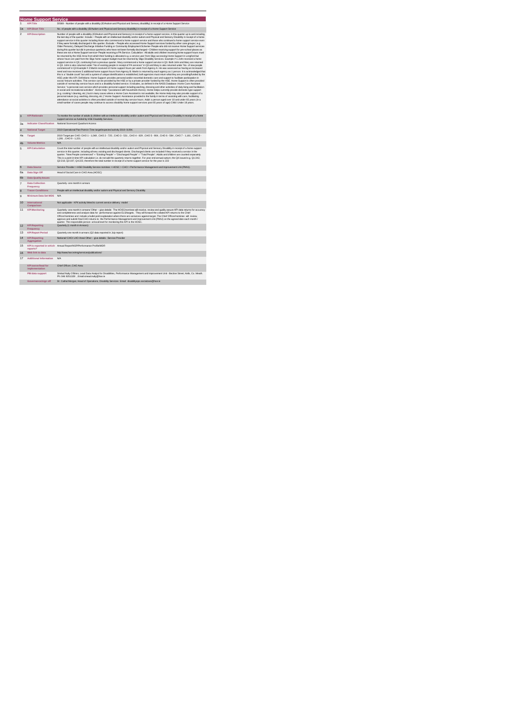# Home Support Service

| | | |
|---|---|---|
| 1 | KPI Title | DIS69 - Number of people with a disability (ID/Autism and Physical and Sensory disability) in receipt of a Home Support Service |
| 1a | KPI Short Title | No. of people with a disability (ID/Autism and Physical and Sensory disability) in receipt of a Home Support Service |
| 2 | KPI Description | Number of people with a disability (ID/Autism and Physical and Sensory) in receipt of a home support service, in this quarter up to and including the last day of the quarter. Include: • People with an intellectual disability and/or autism and Physical and Sensory Disability in receipt of a home support service in this quarter including those who commenced a home support service and those who continued a home support service even if they were formally discharged in this quarter. Exclude: • People who accessed Home Support services funded by other care groups ( e.g. Older Persons), Delayed Discharge Initiative Funding or Community Employment Scheme• People who did not receive Home Support services during this quarter but did in previous quarter(s) who have not been formally discharged • Children receiving support for pre-school places as these are not a Home Support service• People receiving a PA Service. Calculation : All adults and children receiving home support hours must be returned by the HSE Area from which their funding is allocated e.g. a service user from Sligo accessing Home Support in Longford but whose hours are paid from the Sligo home support budget must be returned by Sligo Disability Services. Example # 1 John received a home support service in Q2, continuing from a previous quarter. Mary commenced a home support service in Q2. Both John and Mary are returned in Q2. John is also returned under "No. of existing people in receipt of PA services" in Q2 and Mary is also returned under "No. of new people commenced" in Q2 Example # 2 Martin received 10 home support hours per week from Agency A. He was assessed as having an increased need and now receives 5 additional home support hours from Agency B. Martin is returned by each agency as 1 person. It is acknowledged that this is a "double count" but until a system of unique identification is established, both agencies must return what they are providing/funded by the HSE under this KPI. Definitions: Home Support: provides personal and/or essential domestic care and support to facilitate participation in social / leisure activities. This service can be provided by the HSE or by a private provider funded by the HSE. Home Support is often provided outside of normal day service hours and is a disability funded service. It includes, as defined in the NASS Database: Home Care Assistant Service: "a personal care service which provides personal support including washing, dressing and other activities of daily living and facilitation in social and recreational activities". Home Help: "(assistance with household chores). Home Helps currently provide domestic type support (e.g. cooking / cleaning, etc.) but in many cases where a Home Care Assistant is not available, the Home Help may also provide support of a personal nature (e.g. washing, dressing, etc.)" Home Support: Assistance provided to the family in terms of assisting with care, facilitating attendance at social activities is often provided outside of normal day service hours. Adult: a person aged over 18 and under 65 years (in a small number of cases people may continue to access disability home support services post 65 years of age) Child: Under 18 years. |
| 3 | KPI Rationale | To monitor the number of adults & children with an intellectual disability and/or autism and Physical and Sensory Disability in receipt of a home support service as funded by HSE Disability Services. |
| 3a | Indicator Classification | National Scorecard Quadrant Access |
| 4 | National Target | 2019 Operational Plan Point in Time target/expected activity 2019: 8,094. |
| 4a | Target | 2019 Target per CHO: CHO 1 - 1,049 , CHO 2 - 725 , CHO 3 - 531 , CHO 4 - 629 , CHO 5 - 904 , CHO 6 - 584 , CHO 7 - 1,161 , CHO 8 - 1,281 , CHO 9 - 1,221. |
| 4b | Volume Metrics | N/A |
| 5 | KPI Calculation | Count the total number of people with an intellectual disability and/or autism and Physical and Sensory Disability in receipt of a home support service in this quarter, including all new, existing and discharged clients. Discharged clients are included if they received a service in the quarter. "New People commenced" + "Existing People" + "Discharged People" = "Total People". Adults and children are counted separately. This is a point in time KPI calculation i.e. do not add the quarterly returns together. For year end annual outturn, the Q4 is used e.g. Q1:242, Q2:219, Q3:197, Q4:222, therefore the total number in receipt of a home support service for the year is 222 |
| 6 | Data Source | Service Provider > HSE Disability Service nominee > HOSC > CHO > Performance Management and Improvement Unit (PMIU). |
| 6a | Data Sign Off | Head of Social Care in CHO Area (HOSC) |
| 6b | Data Quality Issues | |
| 7 | Data Collection Frequency | Quarterly- one month in arrears |
| 8 | Tracer Conditions | People with an intellectual disability and/or autism and Physical and Sensory Disability |
| 9 | Minimum Data Set MDS | N/A |
| 10 | International Comparison | Not applicable - KPI activity linked to current service delivery model |
| 11 | KPI Monitoring | Quarterly- one month in arrears/ Other – give details: The HOSC/nominee will receive, review and quality assure KPI data returns for accuracy and completeness and analyse data for performance against ELS/targets. They will forward the collated KPI returns to the Chief Officer/nominee and include a bullet point explanation where there are variances against target. The Chief Officer/nominee will review, approve and submit final CHO returns to the Performance Management and Improvement Unit (PMIU) on the agreed date each month / quarter. The responsible person at local level for monitoring this KPI is the HOSC. |
| 12 | KPI Reporting Frequency | Quarterly (1 month in Arrears) |
| 13 | KPI Report Period | Quarterly one month in arrears (Q2 data reported in July report) |
| 14 | KPI Reporting Aggregation | National/ CHO/ LHO Area/ Other – give details: Service Provider |
| 15 | KPI is reported in which reports? | Annual Report/NSP/Performance Profile/MDR |
| 16 | Web link to data | http://www.hse.ie/eng/services/publications/ |
| 17 | Additional Information | N/A |
| | KPI owner/lead for implementation | Chief Officer, CHO Area |
| | PBI data support | Sinéad Nulty O'Brien, Lead Data Analyst for Disabilities, Performance Management and Improvement Unit - Bective Street, Kells, Co. Meath. Ph: 046 9251328 , Email:sinead.nulty@hse.ie |
| | Governance/sign off | Dr. Cathal Morgan, Head of Operations, Disability Services Email: disabilityops.socialcare@hse.ie |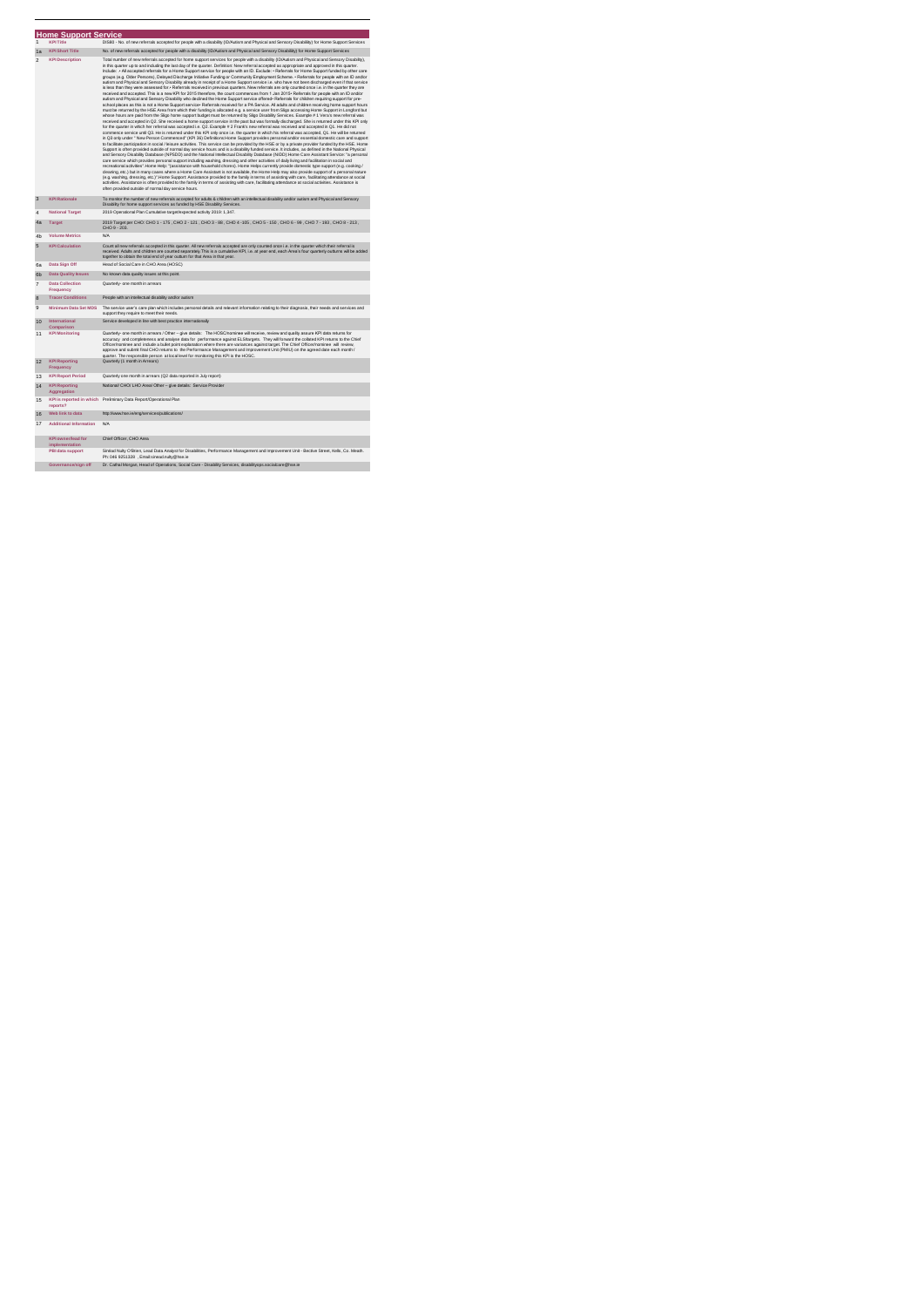## Home Support Service

| | | |
|---|---|---|
| 1 | KPI Title | DIS83 - No. of new referrals accepted for people with a disability (ID/Autism and Physical and Sensory Disability) for Home Support Services |
| 1a | KPI Short Title | No. of new referrals accepted for people with a disability (ID/Autism and Physical and Sensory Disability) for Home Support Services |
| 2 | KPI Description | Total number of new referrals accepted for home support services for people with a disability (ID/Autism and Physical and Sensory Disability), in this quarter up to and including the last day of the quarter. Definition: New referral accepted as appropriate and approved in this quarter. Include: • All accepted referrals for a Home Support service for people with an ID. Exclude: • Referrals for Home Support funded by other care groups (e.g. Older Persons); Delayed Discharge Initiative Funding or Community Employment Scheme. • Referrals for people with an ID and/or autism and Physical and Sensory Disability already in receipt of a Home Support service i.e. who have not been discharged even if that service is less than they were assessed for • Referrals received in previous quarters. New referrals are only counted once i.e. in the quarter they are received and accepted. This is a new KPI for 2015 therefore, the count commences from 1 Jan 2015• Referrals for people with an ID and/or autism and Physical and Sensory Disability who declined the Home Support service offered• Referrals for children requiring support for pre-school places as this is not a Home Support service• Referrals received for a PA Service. All adults and children receiving home support hours must be returned by the HSE Area from which their funding is allocated e.g. a service user from Sligo accessing Home Support in Longford but whose hours are paid from the Sligo home support budget must be returned by Sligo Disability Services. Example # 1 Vera's new referral was received and accepted in Q2. She received a home support service in the past but was formally discharged. She is returned under this KPI only for the quarter in which her referral was accepted i.e. Q2. Example # 2 Frank's new referral was received and accepted in Q1. He did not commence service until Q3. He is returned under this KPI only once i.e. the quarter in which his referral was accepted, Q1. He will be returned in Q3 only under " New Person Commenced" (KPI 36) Definitions:Home Support provides personal and/or essential domestic care and support to facilitate participation in social / leisure activities. This service can be provided by the HSE or by a private provider funded by the HSE. Home Support is often provided outside of normal day service hours and is a disability funded service. It includes, as defined in the National Physical and Sensory Disability Database (NPSDD) and the National Intellectual Disability Database (NIDD) Home Care Assistant Service: "a personal care service which provides personal support including washing, dressing and other activities of daily living and facilitation in social and recreational activities" Home Help: "(assistance with household chores). Home Helps currently provide domestic type support (e.g. cooking / cleaning, etc.) but in many cases where a Home Care Assistant is not available, the Home Help may also provide support of a personal nature (e.g. washing, dressing, etc.)" Home Support: Assistance provided to the family in terms of assisting with care, facilitating attendance at social activities. Assistance is often provided to the family in terms of assisting with care, facilitating attendance at social activities. Assistance is often provided outside of normal day service hours. |
| 3 | KPI Rationale | To monitor the number of new referrals accepted for adults & children with an intellectual disability and/or autism and Physical and Sensory Disability for home support services as funded by HSE Disability Services. |
| 4 | National Target | 2019 Operational Plan Cumulative target/expected activity 2019: 1,347. |
| 4a | Target | 2019 Target per CHO: CHO 1 - 175 , CHO 2 - 121 , CHO 3 - 88 , CHO 4 -105 , CHO 5 - 150 , CHO 6 - 99 , CHO 7 - 183 , CHO 8 - 213 , CHO 9 - 203. |
| 4b | Volume Metrics | N/A |
| 5 | KPI Calculation | Count all new referrals accepted in this quarter. All new referrals accepted are only counted once i.e. in the quarter which their referral is received. Adults and children are counted separately. This is a cumulative KPI, i.e. at year end, each Area's four quarterly outturns will be added together to obtain the total end of year outturn for that Area in that year. |
| 6a | Data Sign Off | Head of Social Care in CHO Area (HOSC) |
| 6b | Data Quality Issues | No known data quality issues at this point. |
| 7 | Data Collection Frequency | Quarterly- one month in arrears |
| 8 | Tracer Conditions | People with an intellectual disability and/or autism |
| 9 | Minimum Data Set MDS | The service user's care plan which includes personal details and relevant information relating to their diagnosis, their needs and services and support they require to meet their needs. |
| 10 | International Comparison | Service developed in line with best practice internationally |
| 11 | KPI Monitoring | Quarterly- one month in arrears / Other – give details: The HOSC/nominee will receive, review and quality assure KPI data returns for accuracy and completeness and analyse data for performance against ELS/targets. They will forward the collated KPI returns to the Chief Officer/nominee and include a bullet point explanation where there are variances against target. The Chief Officer/nominee will review, approve and submit final CHO returns to the Performance Management and Improvement Unit (PMIU) on the agreed date each month / quarter. The responsible person at local level for monitoring this KPI is the HOSC. |
| 12 | KPI Reporting Frequency | Quarterly (1 month in Arrears) |
| 13 | KPI Report Period | Quarterly one month in arrears (Q2 data reported in July report) |
| 14 | KPI Reporting Aggregation | National/ CHO/ LHO Area/ Other – give details: Service Provider |
| 15 | KPI is reported in which reports? | Preliminary Data Report/Operational Plan |
| 16 | Web link to data | http://www.hse.ie/eng/services/publications/ |
| 17 | Additional Information | N/A |
| | KPI owner/lead for implementation | Chief Officer, CHO Area |
| | PBI data support | Sinéad Nulty O'Brien, Lead Data Analyst for Disabilities, Performance Management and Improvement Unit - Bective Street, Kells, Co. Meath. Ph: 046 9251328 , Email:sinead.nulty@hse.ie |
| | Governance/sign off | Dr. Cathal Morgan, Head of Operations, Social Care - Disability Services, disabilityops.socialcare@hse.ie |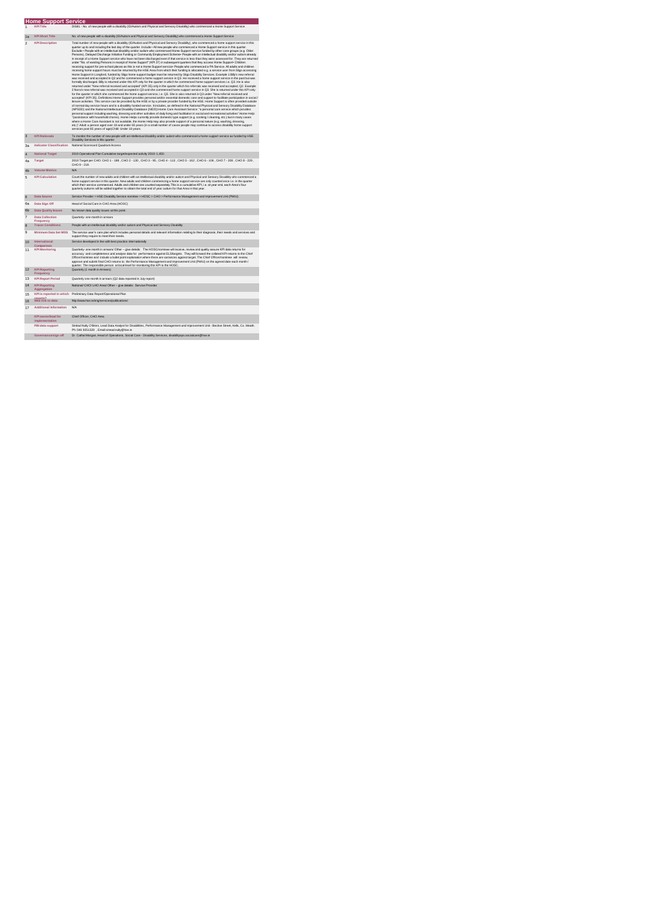# Home Support Service

| | | |
|---|---|---|
| 1 | KPI Title | DIS81 - No. of new people with a disability (ID/Autism and Physical and Sensory Disability) who commenced a Home Support Service |
| 1a | KPI Short Title | No. of new people with a disability (ID/Autism and Physical and Sensory Disability) who commenced a Home Support Service |
| 2 | KPI Description | Total number of new people with a disability (ID/Autism and Physical and Sensory Disability), who commenced a home support service in this quarter up to and including the last day of the quarter. Include • All new people who commenced a Home Support service in this quarter. Exclude • People with an intellectual disability and/or autism who commenced Home Support service funded by other care groups (e.g. Older Persons), Delayed Discharge Initiative Funding or Community Employment Scheme• People with an intellectual disability and/or autism already in receipt of a Home Support service who have not been discharged even if that service is less than they were assessed for. They are returned under "No. of existing Persons in receipt of Home Support" (KPI 37) in subsequent quarters that they access Home Support• Children receiving support for pre-school places as this is not a Home Support service• People who commenced a PA Service. All adults and children receiving home support hours must be returned by the HSE Area from which their funding is allocated e.g. a service user from Sligo accessing Home Support in Longford, funded by Sligo home support budget must be returned by Sligo Disability Services. Example 1:Billy's new referral was received and accepted in Q2 and he commenced a home support service in Q3. He received a home support service in the past but was formally discharged. Billy is returned under this KPI only for the quarter in which he commenced home support services i.e. Q3. He is also returned under "New referral received and accepted" (KPI 35) only in the quarter which his referrals was received and accepted, Q2. Example 2 Nora's new referral was received and accepted in Q3 and she commenced home support service in Q3. She is returned under this KPI only for the quarter in which she commenced the home support service, i.e. Q3. She is also returned in Q3 under "New referral received and accepted" (KPI 35). Definitions:Home Support provides personal and/or essential domestic care and support to facilitate participation in social / leisure activities. This service can be provided by the HSE or by a private provider funded by the HSE. Home Support is often provided outside of normal day service hours and is a disability funded service. It includes, as defined in the National Physical and Sensory Disability Database (NPSDD) and the National Intellectual Disability Database (NIDD):• Home Care Assistant Service: "a personal care service which provides personal support including washing, dressing and other activities of daily living and facilitation in social and recreational activities" Home Help: "(assistance with household chores). Home Helps currently provide domestic type support (e.g. cooking / cleaning, etc.) but in many cases where a Home Care Assistant is not available, the Home Help may also provide support of a personal nature (e.g. washing, dressing, etc.)".Adult: a person aged over 18 and under 65 years (in a small number of cases people may continue to access disability home support services post 65 years of age)Child: Under 18 years. |
| 3 | KPI Rationale | To monitor the number of new people with an intellectual disability and/or autism who commenced a home support service as funded by HSE Disability Services in this quarter |
| 3a | Indicator Classification | National Scorecard Quadrant Access |
| 4 | National Target | 2019 Operational Plan Cumulative target/expected activity 2019: 1,450. |
| 4a | Target | 2019 Target per CHO: CHO 1 - 188 , CHO 2 - 130 , CHO 3 - 95 , CHO 4 - 113 , CHO 5 - 162 , CHO 6 - 106 , CHO 7 - 208 , CHO 8 - 229 , CHO 9 - 219. |
| 4b | Volume Metrics | N/A |
| 5 | KPI Calculation | Count the number of new adults and children with an intellectual disability and/or autism and Physical and Sensory Disability who commenced a home support service in this quarter. New adults and children commencing a home support service are only counted once i.e. in the quarter which their service commenced. Adults and children are counted separately.This is a cumulative KPI, i.e. at year end, each Area's four quarterly outturns will be added together to obtain the total end of year outturn for that Area in that year. |
| 6 | Data Source | Service Provider > HSE Disability Service nominee > HOSC > CHO > Performance Management and Improvement Unit (PMIU). |
| 6a | Data Sign Off | Head of Social Care in CHO Area (HOSC) |
| 6b | Data Quality Issues | No known data quality issues at this point. |
| 7 | Data Collection Frequency | Quarterly- one month in arrears |
| 8 | Tracer Conditions | People with an intellectual disability and/or autism and Physical and Sensory Disability |
| 9 | Minimum Data Set MDS | The service user's care plan which includes personal details and relevant information relating to their diagnosis, their needs and services and support they require to meet their needs. |
| 10 | International Comparison | Service developed in line with best practice internationally |
| 11 | KPI Monitoring | Quarterly- one month in arrears/ Other – give details: The HOSC/nominee will receive, review and quality assure KPI data returns for accuracy and completeness and analyse data for performance against ELS/targets. They will forward the collated KPI returns to the Chief Officer/nominee and include a bullet point explanation where there are variances against target. The Chief Officer/nominee will review, approve and submit final CHO returns to the Performance Management and Improvement Unit (PMIU) on the agreed date each month / quarter. The responsible person at local level for monitoring this KPI is the HOSC. |
| 12 | KPI Reporting Frequency | Quarterly (1 month in Arrears) |
| 13 | KPI Report Period | Quarterly one month in arrears (Q2 data reported in July report) |
| 14 | KPI Reporting Aggregation | National/ CHO/ LHO Area/ Other – give details: Service Provider |
| 15 | KPI is reported in which reports? | Preliminary Data Report/Operational Plan |
| 16 | Web link to data | http://www.hse.ie/eng/services/publications/ |
| 17 | Additional Information | N/A |
| | KPI owner/lead for implementation | Chief Officer, CHO Area |
| | PBI data support | Sinéad Nulty O'Brien, Lead Data Analyst for Disabilities, Performance Management and Improvement Unit - Bective Street, Kells, Co. Meath. Ph: 046 9251328 , Email:sinead.nulty@hse.ie |
| | Governance/sign off | Dr. Cathal Morgan, Head of Operations, Social Care - Disability Services, disabilityops.socialcare@hse.ie |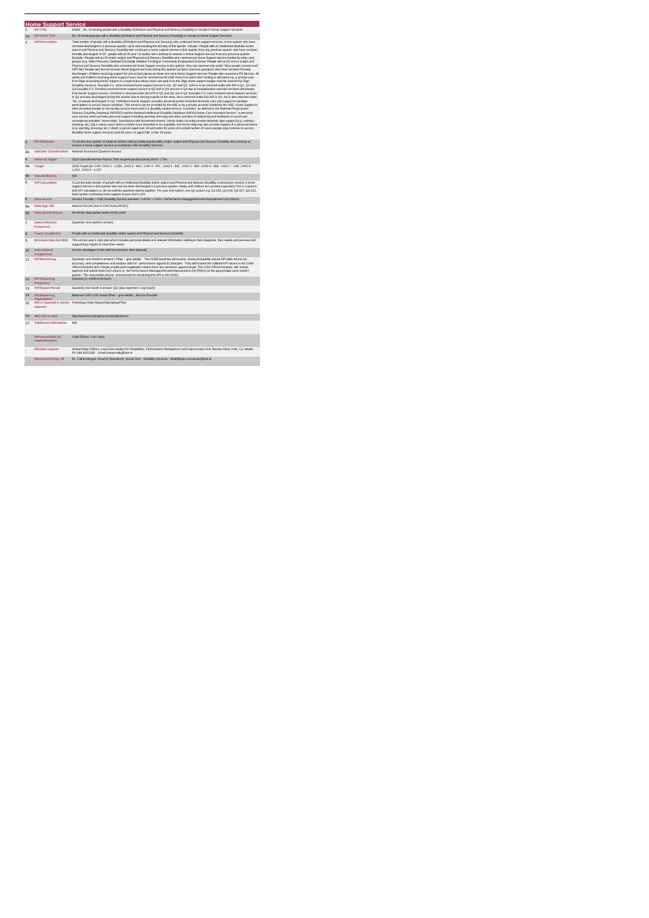## Home Support Service

| | | |
|---|---|---|
| 1 | KPI Title | DIS82 - No. of existing people with a disability (ID/Autism and Physical and Sensory Disability) in receipt of Home Support Services |
| 1a | KPI Short Title | No. of existing people with a disability (ID/Autism and Physical and Sensory Disability) in receipt of Home Support Services |
| 2 | KPI Description | Total number of people with a disability (ID/Autism and Physical and Sensory) who continued home support services, in this quarter who have not been discharged in a previous quarter, up to and including the last day of the quarter. Include:• People with an intellectual disability and/or autism and Physical and Sensory Disability who continued a home support service in this quarter from any previous quarter who have not been formally discharged• In Q1, people with an ID and / or autism who continue to receive a Home Support service from any previous quarter. Exclude:• People with an ID and/or autism and Physical and Sensory Disability who commenced Home Support service funded by other care groups (e.g. Older Persons), Delayed Discharge Initiative Funding or Community Employment Scheme• People with an ID and or autism and Physical and Sensory Disability who commenced Home Support service in this quarter- they are returned only under "New people commenced" (KPI 36)• People who did not receive Home Support services during this quarter but did in previous quarter(s) who have not been formally discharged • Children receiving support for pre-school places as these are not a Home Support service• People who received a PA Service. All adults and children receiving home support hours must be returned by the HSE Area from which their funding is allocated e.g. a service user from Sligo accessing Home Support in Longford but whose hours are paid from the Sligo home support budget must be returned by Sligo Disability Services. Example # 1: John received home support services in Q1, Q2 and Q3. John is to be returned under this KPI in Q1, Q2 and Q3 Example # 2: Christina received home support service in Q2 and in Q4 and not in Q3 due to hospitalisation and had not been discharged from Home Support service. Christine is returned under this KPI in Q2 and Q4, not in Q3. Example # 3: Liam received Home Support services in Q1 and was discharged during this quarter due to moving outside of the Area. He is returned under this KPI in Q1. He is also returned under "No. of people discharged" in Q1. Definitions:Home Support: provides personal and/or essential domestic care and support to facilitate participation in social / leisure activities. This service can be provided by the HSE or by a private provider funded by the HSE. Home Support is often provided outside of normal day service hours and is a disability funded service. It includes, as defined in the National Physical and Sensory Disability Database (NPSDD) and the National Intellectual Disability Database (NIDD) Home Care Assistant Service: "a personal care service which provides personal support including washing, dressing and other activities of daily living and facilitation in social and recreational activities". Home Help: "(assistance with household chores). Home Helps currently provide domestic type support (e.g. cooking / cleaning, etc.) but in many cases where a Home Care Assistant is not available, the Home Help may also provide support of a personal nature (e.g. washing, dressing, etc.)" Adult: a person aged over 18 and under 65 years (in a small number of cases people may continue to access disability home support services post 65 years of age) Child: Under 18 years. |
| 3 | KPI Rationale | To monitor the number of adults & children with an intellectual disability and/or autism and Physical and Sensory Disability who continue to receive a home support service as funded by HSE Disability Services. |
| 3a | Indicator Classification | National Scorecard Quadrant Access |
| 4 | National Target | 2019 Operational Plan Point in Time target/expected activity 2019: 7,734. |
| 4a | Target | 2019 Target per CHO: CHO 1 - 1,002 , CHO 2 - 893 , CHO 3 - 507 , CHO 4 - 801 , CHO 5 - 963 , CHO 6 - 588 , CHO 7 - 1,09 , CHO 8 - 1,224 , CHO 9 - 1,167. |
| 4b | Volume Metrics | N/A |
| 5 | KPI Calculation | Count the total number of people with an intellectual disability and/or autism and Physical and Sensory Disability continuing to receive a home support service in this quarter who had not been discharged in a previous quarter. Adults and children are counted separately.This is a point in time KPI calculation i.e. do not add the quarterly returns together. For year end outturn, use Q4 outturn e.g. Q1:242, Q2:218, Q3:197, Q4:222, total number continuing home support at year end is 222. |
| 6 | Data Source | Service Provider > HSE Disability Service nominee > HOSC > CHO > Performance Management and Improvement Unit (PMIU). |
| 6a | Data Sign Off | Head of Social Care in CHO Area (HOSC) |
| 6b | Data Quality Issues | No known data quality issues at this point. |
| 7 | Data Collection Frequency | Quarterly- one month in arrears |
| 8 | Tracer Conditions | People with an intellectual disability and/or autism and Physical and Sensory Disability |
| 9 | Minimum Data Set MDS | The service user's care plan which includes personal details and relevant information relating to their diagnosis, their needs and services and support they require to meet their needs. |
| 10 | International Comparison | Service developed in line with best practice internationally |
| 11 | KPI Monitoring | Quarterly- one month in arrears / Other – give details: The HOSC/nominee will receive, review and quality assure KPI data returns for accuracy and completeness and analyse data for performance against ELS/targets. They will forward the collated KPI returns to the Chief Officer/nominee and include a bullet point explanation where there are variances against target. The Chief Officer/nominee will review, approve and submit final CHO returns to the Performance Management and Improvement Unit (PMIU) on the agreed date each month / quarter. The responsible person at local level for monitoring this KPI is the HOSC. |
| 12 | KPI Reporting Frequency | Quarterly (1 month in Arrears) |
| 13 | KPI Report Period | Quarterly one month in arrears (Q2 data reported in July report) |
| 14 | KPI Reporting Aggregation | National/ CHO/ LHO Area/ Other – give details: Service Provider |
| 15 | KPI is reported in which reports? | Preliminary Data Report/Operational Plan |
| 16 | Web link to data | http://www.hse.ie/eng/services/publications/ |
| 17 | Additional Information | N/A |
| | KPI owner/lead for implementation | Chief Officer, CHO Area |
| | PBI data support | Sinéad Nally O'Brien, Lead Data Analyst for Disabilities, Performance Management and Improvement Unit- Bective Street, Kells, Co. Meath. Ph: 046 9251328 , Email:sinead.nally@hse.ie |
| | Governance/sign off | Dr. Cathal Morgan, Head of Operations, Social Care - Disability Services, disabilityops.socialcare@hse.ie |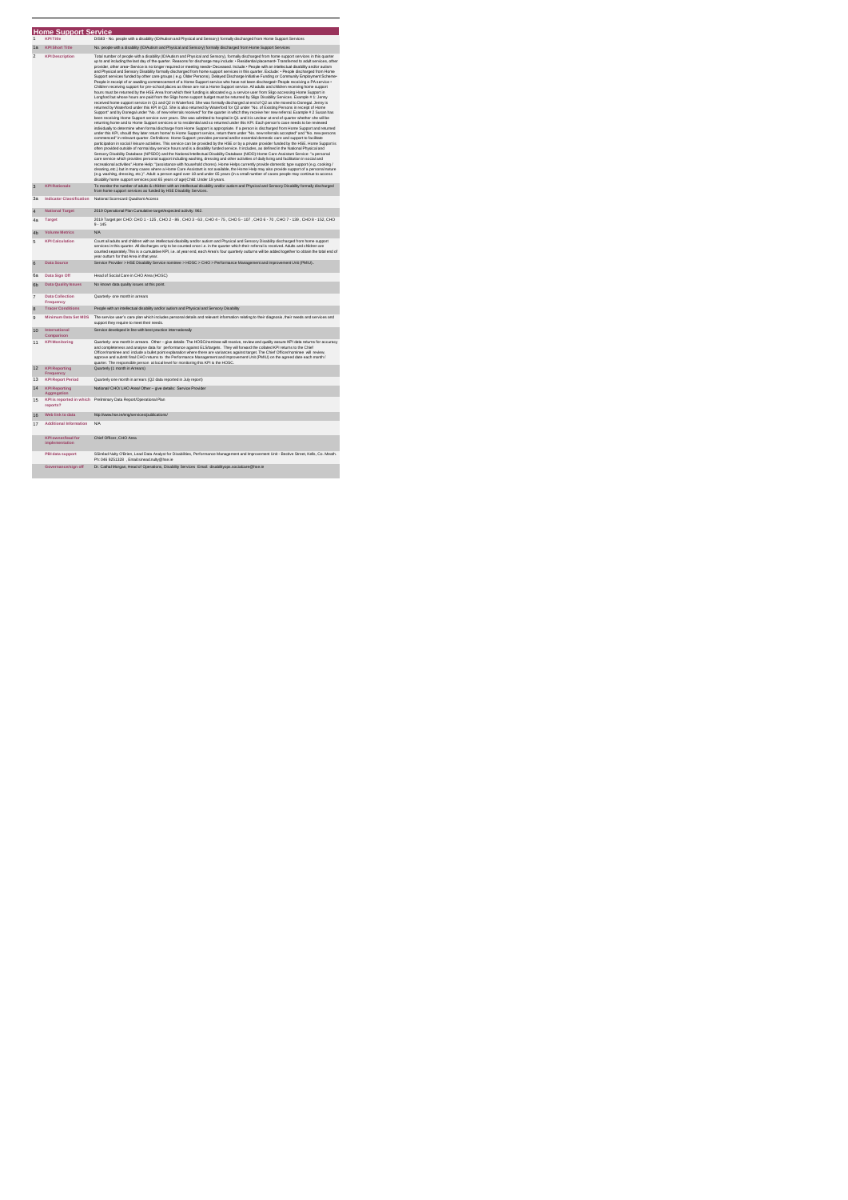## Home Support Service

| | | |
|---|---|---|
| 1 | KPI Title | DIS63 - No. people with a disability (ID/Autism and Physical and Sensory) formally discharged from Home Support Services |
| 1a | KPI Short Title | No. people with a disability (ID/Autism and Physical and Sensory) formally discharged from Home Support Services |
| 2 | KPI Description | Total number of people with a disability (ID/Autism and Physical and Sensory), formally discharged from home support services in this quarter up to and including the last day of the quarter. Reasons for discharge may include: • Residential placement• Transferred to adult services, other provider, other area• Service is no longer required or meeting needs• Deceased. Include: • People with an intellectual disability and/or autism and Physical and Sensory Disability formally discharged from home support services in this quarter. Exclude: • People discharged from Home Support services funded by other care groups ( e.g. Older Persons), Delayed Discharge Initiative Funding or Community Employment Scheme• People in receipt of or awaiting commencement of a Homes Support service who have not been discharged• People receiving a PA service • Children receiving support for pre-school places as these are not a Home Support service. All adults and children receiving home support hours must be returned by the HSE Area from which their funding is allocated e.g. a service user from Sligo accessing Home Support in Longford but whose hours are paid from the Sligo home support budget must be returned by Sligo Disability Services. Example # 1: Jenny received home support service in Q1 and Q2 in Waterford. She was formally discharged at end of Q2 as she moved to Donegal. Jenny is returned by Waterford under this KPI in Q2. She is also returned by Waterford for Q2 under "No. of Existing Persons in receipt of Home Support" and by Donegal under "No. of new referrals received" for the quarter in which they receive her new referral. Example # 2 Susan has been receiving Home Support service over years. She was admitted to hospital in Q1 and it is unclear at end of quarter whether she will be returning home and to Home Support services or to residential and so not returned under this KPI. Each person's case needs to be reviewed individually to determine when formal discharge from Home Support is appropriate. If a person is discharged from Home Support and returned under this KPI, should they later return home/ to Home Support service, return them under "No. new referrals accepted" and "No. new persons commenced" in relevant quarter. Definitions: Home Support: provides personal and/or essential domestic care and support to facilitate participation in social / leisure activities. This service can be provided by the HSE or by a private provider funded by the HSE. Home Support is often provided outside of normal day service hours and is a disability funded service. It includes, as defined in the National Physical and Sensory Disability Database (NPSDD) and the National Intellectual Disability Database (NIDD) Home Care Assistant Service: "a personal care service which provides personal support including washing, dressing and other activities of daily living and facilitation in social and recreational activities" Home Help: "(assistance with household chores). Home Helps currently provide domestic type support (e.g. cooking / cleaning, etc.) but in many cases where a Home Care Assistant is not available, the Home Help may also provide support of a personal nature (e.g. washing, dressing, etc.)". Adult: a person aged over 18 and under 65 years (in a small number of cases people may continue to access disability home support services post 65 years of age) Child: Under 18 years. |
| 3 | KPI Rationale | To monitor the number of adults & children with an intellectual disability and/or autism and Physical and Sensory Disability formally discharged from home support services as funded by HSE Disability Services. |
| 3a | Indicator Classification | National Scorecard Quadrant Access |
| 4 | National Target | 2019 Operational Plan Cumulative target/expected activity: 962. |
| 4a | Target | 2019 Target per CHO: CHO 1 - 125 , CHO 2 - 86 , CHO 3 - 63 , CHO 4 - 75 , CHO 5 - 107 , CHO 6 - 70 , CHO 7 - 139 , CHO 8 - 152, CHO 9 - 145 |
| 4b | Volume Metrics | N/A |
| 5 | KPI Calculation | Count all adults and children with an intellectual disability and/or autism and Physical and Sensory Disability discharged from home support services in this quarter. All discharges only to be counted once i.e. in the quarter which their referral is received. Adults and children are counted separately.This is a cumulative KPI, i.e. at year end, each Area's four quarterly outturns will be added together to obtain the total end of year outturn for that Area in that year. |
| 6 | Data Source | Service Provider > HSE Disability Service nominee > HOSC > CHO > Performance Management and Improvement Unit (PMIU). |
| 6a | Data Sign Off | Head of Social Care in CHO Area (HOSC) |
| 6b | Data Quality Issues | No known data quality issues at this point. |
| 7 | Data Collection Frequency | Quarterly- one month in arrears |
| 8 | Tracer Conditions | People with an intellectual disability and/or autism and Physical and Sensory Disability |
| 9 | Minimum Data Set MDS | The service user's care plan which includes personal details and relevant information relating to their diagnosis, their needs and services and support they require to meet their needs. |
| 10 | International Comparison | Service developed in line with best practice internationally |
| 11 | KPI Monitoring | Quarterly- one month in arrears. Other – give details: The HOSC/nominee will receive, review and quality assure KPI data returns for accuracy and completeness and analyse data for performance against ELS/targets. They will forward the collated KPI returns to the Chief Officer/nominee and include a bullet point explanation where there are variances against targets The Chief Officer/nominee will review, approve and submit final CHO returns to the Performance Management and Improvement Unit (PMIU) on the agreed date each month / quarter. The responsible person at local level for monitoring this KPI is the HOSC. |
| 12 | KPI Reporting Frequency | Quarterly (1 month in Arrears) |
| 13 | KPI Report Period | Quarterly one month in arrears (Q2 data reported in July report) |
| 14 | KPI Reporting Aggregation | National/ CHO/ LHO Area/ Other – give details: Service Provider |
| 15 | KPI is reported in which reports? | Preliminary Data Report/Operational Plan |
| 16 | Web link to data | http://www.hse.ie/eng/services/publications/ |
| 17 | Additional Information | N/A |
| | KPI owner/lead for implementation | Chief Officer, CHO Area |
| | PBI data support | SSinéad Nulty O'Brien, Lead Data Analyst for Disabilities, Performance Management and Improvement Unit - Bective Street, Kells, Co. Meath. Ph: 046 9251328 , Email:sinead.nulty@hse.ie |
| | Governance/sign off | Dr. Cathal Morgan, Head of Operations, Disability Services Email: disabilityops.socialcare@hse.ie |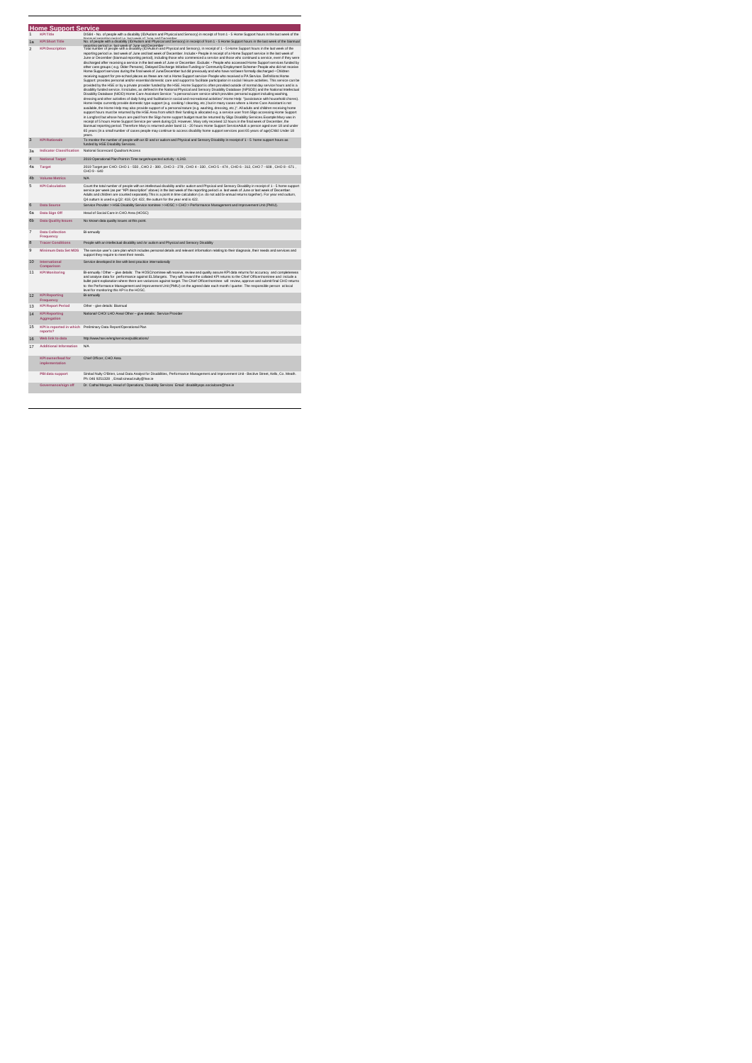# Home Support Service

| | | |
|---|---|---|
| 1 | KPI Title | DIS64 - No. of people with a disability (ID/Autism and Physical and Sensory) in receipt of from 1 - 5 Home Support hours in the last week of the biannual reporting period i.e. last week of June and December |
| 1a | KPI Short Title | No. of people with a disability (ID/Autism and Physical and Sensory) in receipt of from 1 - 5 Home Support hours in the last week of the biannual reporting period i.e. last week of June and December |
| 2 | KPI Description | Total number of people with a disability (ID/Autism and Physical and Sensory), in receipt of 1 - 5 Home Support hours in the last week of the reporting period i.e. last week of June and last week of December. Include: • People in receipt of a Home Support service in the last week of June or December (biannual reporting period), including those who commenced a service and those who continued a service, even if they were discharged after receiving a service in the last week of June or December. Exclude: • People who accessed Home Support services funded by other care groups (e.g. Older Persons), Delayed Discharge Initiative Funding or Community Employment Scheme• People who did not receive Home Support services during the final week of June/December but did previously and who have not been formerly discharged • Children receiving support for pre-school places as these are not a Home Support service• People who received a PA Service. Definitions Home Support: provides personal and/or essential domestic care and support to facilitate participation in social / leisure activities. This service can be provided by the HSE or by a private provider funded by the HSE. Home Support is often provided outside of normal day service hours and is a disability funded service. It includes, as defined in the National Physical and Sensory Disability Database (NPSDD) and the National Intellectual Disability Database (NIDD) Home Care Assistant Service: "a personal care service which provides personal support including washing, dressing and other activities of daily living and facilitation in social and recreational activities" Home Help: "assistance with household chores). Home Helps currently provide domestic type support (e.g. cooking / cleaning, etc.) but in many cases where a Home Care Assistant is not available, the Home Help may also provide support of a personal nature (e.g. washing, dressing, etc.)". All adults and children receiving home support hours must be returned by the HSE Area from which their funding is allocated e.g. a service user from Sligo accessing Home Support in Longford but whose hours are paid from the Sligo home support budget must be returned by Sligo Disability Services.Example:Mary was in receipt of 5 hours Home Support Service per week during Q3. However, Mary only received 12 hours in the final week of December, the biannual reporting period. Therefore Mary is returned under band 11 - 20 hours Home Support ServiceAdult: a person aged over 18 and under 65 years (in a small number of cases people may continue to access disability home support services post 65 years of age)Child: Under 18 years. |
| 3 | KPI Rationale | To monitor the number of people with an ID and or autism and Physical and Sensory Disability in receipt of 1 - 5 home support hours as funded by HSE Disability Services. |
| 3a | Indicator Classification | National Scorecard Quadrant Access |
| 4 | National Target | 2019 Operational Plan Point in Time target/expected activity - 4,343 |
| 4a | Target | 2019 Target per CHO: CHO 1 - 530 , CHO 2 - 380 , CHO 3 - 276 , CHO 4 - 330 , CHO 5 - 474 , CHO 6 - 312, CHO 7 - 608 , CHO 8 - 671 , CHO 9 - 640 |
| 4b | Volume Metrics | N/A |
| 5 | KPI Calculation | Count the total number of people with an intellectual disability and/or autism and Physical and Sensory Disability in receipt of 1 - 5 home support service per week (as per "KPI description" above) in the last week of the reporting period i.e. last week of June or last week of December. Adults and children are counted separately.This is a point in time calculation (i.e. do not add bi-annual returns together). For year end outturn, Q4 outturn is used e.g.Q2: 418, Q4: 422, the outturn for the year end is 422. |
| 6 | Data Source | Service Provider > HSE Disability Service nominee > HOSC > CHO > Performance Management and Improvement Unit (PMIU). |
| 6a | Data Sign Off | Head of Social Care in CHO Area (HOSC) |
| 6b | Data Quality Issues | No known data quality issues at this point. |
| 7 | Data Collection Frequency | Bi-annually |
| 8 | Tracer Conditions | People with an intellectual disability and /or autism and Physical and Sensory Disability |
| 9 | Minimum Data Set MDS | The service user's care plan which includes personal details and relevant information relating to their diagnosis, their needs and services and support they require to meet their needs. |
| 10 | International Comparison | Service developed in line with best practice internationally |
| 11 | KPI Monitoring | Bi-annually / Other – give details: The HOSC/nominee will receive, review and quality assure KPI data returns for accuracy and completeness and analyse data for performance against ELS/targets. They will forward the collated KPI returns to the Chief Officer/nominee and include a bullet point explanation where there are variances against target. The Chief Officer/nominee will review, approve and submit final CHO returns to the Performance Management and Improvement Unit (PMIU) on the agreed date each month / quarter. The responsible person at local level for monitoring this KPI is the HOSC. |
| 12 | KPI Reporting Frequency | Bi-annually |
| 13 | KPI Report Period | Other - give details: Biannual |
| 14 | KPI Reporting Aggregation | National/ CHO/ LHO Area/ Other – give details: Service Provider |
| 15 | KPI is reported in which reports? | Preliminary Data Report/Operational Plan |
| 16 | Web link to data | http://www.hse.ie/eng/services/publications/ |
| 17 | Additional Information | N/A |
| | KPI owner/lead for implementation | Chief Officer, CHO Area |
| | PBI data support | Sinéad Nulty O'Brien, Lead Data Analyst for Disabilities, Performance Management and Improvement Unit - Bective Street, Kells, Co. Meath. Ph: 046 9251328 , Email:sinead.nulty@hse.ie |
| | Governance/sign off | Dr. Cathal Morgan, Head of Operations, Disability Services Email: disabilityops.socialcare@hse.ie |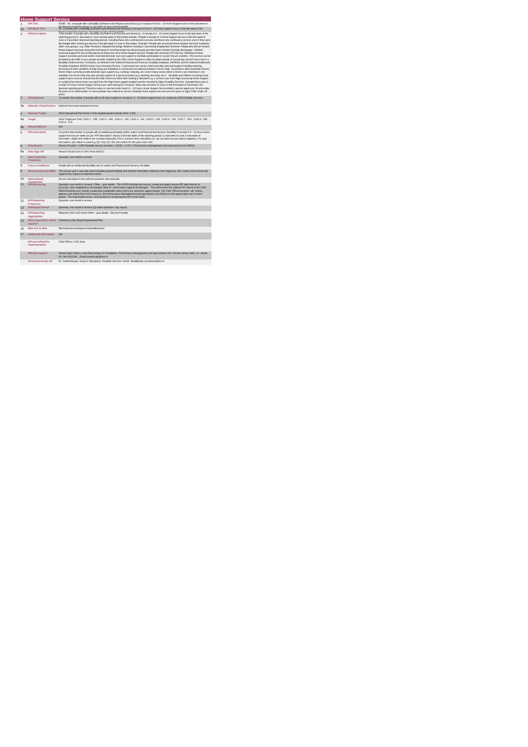# Home Support Service

| | | |
|---|---|---|
| 1 | KPI Title | DIS65 - No. of people with a disability (ID/Autism and Physical and Sensory) in receipt of from 6 - 10 Home Support hours in the last week of the biannual reporting period i.e. last week of June and December |
| 1a | KPI Short Title | No. of people with a disability (ID/Autism and Physical and Sensory) in receipt of from 6 - 10 Home Support hours in the last week of the biannual reporting period i.e. last week of June and December |
| 2 | KPI Description | Total number of people with a disability (ID/Autism and Physical and Sensory) , in receipt of 6 - 10 Home Support hours in the last week of the reporting period i.e. last week of June and last week of December Include:• People in receipt of a Home Support service in the last week of June or December (biannual reporting period), including those who commenced a service and those who continued a service, even if they were discharged after receiving a service in the last week of June or December. Exclude:• People who accessed Home Support services funded by other care groups ( e.g. Older Persons), Delayed Discharge Initiative Funding or Community Employment Scheme• People who did not receive Home Support services during the final week of June/December but did previously and who have not been formally discharged • Children receiving support for pre-school places as these are not a Home Support service• People who received a PA Service. Definitions Home Support: provides personal and/or essential domestic care and support to facilitate participation in social / leisure activities. This service can be provided by the HSE or by a private provider funded by the HSE. Home Support is often provided outside of normal day service hours and is a disability funded service. It includes; as defined in the National Physical and Sensory Disability Database (NPSDD) and the National Intellectual Disability Database (NIDD) Home Care Assistant Service: "a personal care service which provides personal support including washing, dressing and other activities of daily living and facilitation in social and recreational activities" Home Help: "(assistance with household chores). Home Helps currently provide domestic type support (e.g. cooking / cleaning, etc.) but in many cases where a Home Care Assistant is not available, the Home Help may also provide support of a personal nature (e.g. washing, dressing, etc.)". All adults and children receiving home support hours must be returned by the HSE Area from which their funding is allocated e.g. a service user from Sligo accessing Home Support in Longford but whose hours are paid from the Sligo home support budget must be returned by Sligo Disability Services. Example:Mary was in receipt of 5 hours Home Support Service per week during Q3. However, Mary only received 12 hours in the final week of December, the biannual reporting period. Therefore Mary is returned under band 11 - 20 hours Home Support ServiceAdult: a person aged over 18 and under 65 years (in a small number of cases people may continue to access disability home support services post 65 years of age) Child: Under 18 years. |
| 3 | KPI Rationale | To monitor the number of people with an ID and or autism in receipt of 6 - 10 home support hours as funded by HSE Disability Services. |
| 3a | Indicator Classification | National Scorecard Quadrant Access |
| 4 | National Target | 2019 Operational Plan Point in Time target/expected activity 2019: 1,832. |
| 4a | Target | 2019 Target per CHO: CHO 1 - 238 , CHO 2 - 164 , CHO 3 - 120 , CHO 4 - 162 , CHO 5 - 205 , CHO 6 - 184 , CHO 7 - 263 , CHO 8 - 290 , CHO 9 - 276. |
| 4b | Volume Metrics | N/A |
| 5 | KPI Calculation | Count the total number of people with an intellectual disability and/or autism and Physical and Sensory Disability in receipt of 6 - 10 hours home support service per week (as per "KPI description" above) in the last week of the reporting period i.e. last week of June or last week of December. Adults and children are counted separately.This is a point in time calculation (i.e. do not add bi-annual returns together). For year end outturn, Q4 outturn is used e.g. Q2: 418, Q4: 422, the outturn for the year end is 422. |
| 6 | Data Source | Service Provider > HSE Disability Service nominee > HOSC > CHO > Performance Management and Improvement Unit (PMIU). |
| 6a | Data Sign Off | Head of Social Care in CHO Area (HOSC) |
| 7 | Data Collection Frequency | Quarterly- one month in arrears |
| 8 | Tracer Conditions | People with an intellectual disability and /or autism and Physical and Sensory Disability |
| 9 | Minimum Data Set MDS | The service user's care plan which includes personal details and relevant information relating to their diagnosis, their needs and services and support they require to meet their needs. |
| 10 | International Comparison | Service developed in line with best practice internationally |
| 11 | KPI Monitoring | Quarterly- one month in arrears / Other – give details: The HOSC/nominee will receive, review and quality assure KPI data returns for accuracy and completeness and analyse data for performance against ELS/targets. They will forward the collated KPI returns to the Chief Officer/nominee and include a bullet point explanation where there are variances against target. The Chief Officer/nominee will review, approve and submit final CHO returns to the Performance Management and Improvement Unit (PMIU) on the agreed date each month / quarter. The responsible person at local level for monitoring this KPI is the HOSC. |
| 12 | KPI Reporting Frequency | Quarterly- one month in arrears |
| 13 | KPI Report Period | Quarterly- one month in arrears (Q2 data reported in July report) |
| 14 | KPI Reporting Aggregation | National/ CHO/ LHO Area/ Other – give details: Service Provider |
| 15 | KPI is reported in which reports? | Preliminary Data Report/Operational Plan |
| 16 | Web link to data | http://www.hse.ie/eng/services/publications/ |
| 17 | Additional Information | N/A |
| | KPI owner/lead for implementation | Chief Officer, CHO Area |
| | PBI data support | Sinéad Nulty O'Brien, Lead Data Analyst for Disabilities, Performance Management and Improvement Unit - Bective Street, Kells, Co. Meath. Ph: 046 9251328 , Email:sinead.nulty@hse.ie |
| | Governance/sign off | Dr. Cathal Morgan, Head of Operations, Disability Services Email: disabilityops.socialcare@hse.ie |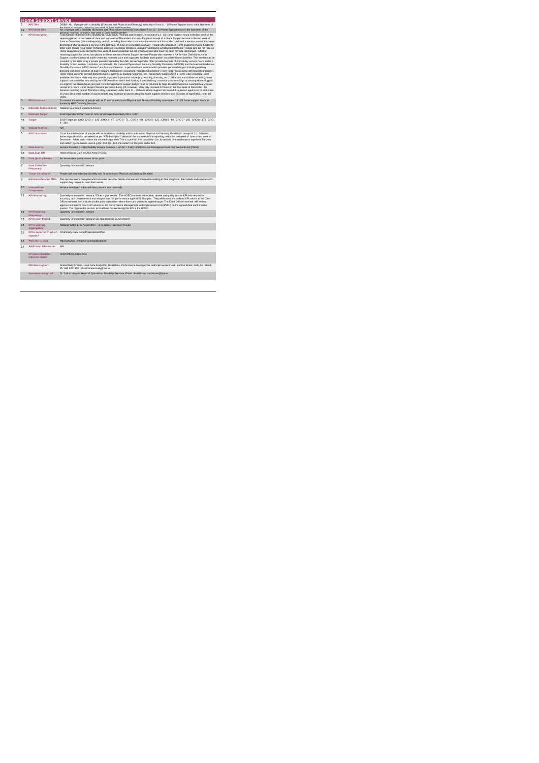## Home Support Service

| | | |
|---|---|---|
| 1 | **KPI Title** | DIS86 - No. of people with a disability (ID/Autism and Physical and Sensory) in receipt of from 11 - 20 Home Support hours in the last week of the biannual reporting period i.e. last week of June and December |
| 1a | **KPI Short Title** | No. of people with a disability (ID/Autism and Physical and Sensory) in receipt of from 11 - 20 Home Support hours in the last week of the biannual reporting period i.e. last week of June and December |
| 2 | **KPI Description** | Total number of people with a disability (ID/Autism and Physical and Sensory), in receipt of 11 - 20 Home Support hours in the last week of the reporting period i.e. last week of June and last week of December. Include:• People in receipt of a Home Support service in the last week of June or December (biannual reporting period), including those who commenced a service and those who continued a service, even if they were discharged after receiving a service in the last week of June or December. Exclude:• People who accessed Home Support services funded by other care groups ( e.g. Older Persons), Delayed Discharge Initiative Funding or Community Employment Scheme• People who did not receive Home Support services during the final week of June/December but did previously and who have not been formally discharged • Children receiving support for pre-school places as these are not a Home Support service• People who received a PA Service. Definitions:Home Support: provides personal and/or essential domestic care and support to facilitate participation in social / leisure activities. This service can be provided by the HSE or by a private provider funded by the HSE. Home Support is often provided outside of normal day service hours and is a disability funded service. It includes, as defined in the National Physical and Sensory Disability Database (NPSDD) and the National Intellectual Disability Database (NIDD) Home Care Assistant Service: "a personal care service which provides personal support including washing, dressing and other activities of daily living and facilitation in social and recreational activities" Home Help: "(assistance with household chores). Home Helps currently provide domestic type support (e.g. cooking / cleaning, etc.) but in many cases where a Home Care Assistant is not available, the Home Help may also provide support of a personal nature (e.g. washing, dressing, etc.)". All adults and children receiving home support hours must be returned by the HSE Area from which their funding is allocated e.g. a service user from Sligo accessing Home Support in Longford but whose hours are paid from the Sligo home support budget must be returned by Sligo Disability Services. Example:Mary was in receipt of 5 hours Home Support Service per week during Q3. However, Mary only received 12 hours in the final week of December, the biannual reporting period. Therefore Mary is returned under band 11 - 20 hours Home Support ServiceAdult: a person aged over 18 and under 65 years (in a small number of cases people may continue to access disability home support services post 65 years of age)Child: Under 18 years. |
| 3 | **KPI Rationale** | To monitor the number of people with an ID and or autism and Physical and Sensory Disability in receipt of 11 - 20 home support hours as funded by HSE Disability Services. |
| 3a | **Indicator Classification** | National Scorecard Quadrant Access |
| 4 | **National Target** | 2019 Operational Plan Point in Time target/expected activity 2019: 1,097. |
| 4a | **Target** | 2019 Target per CHO: CHO 1 - 142 , CHO 2 - 97 , CHO 3 - 71 , CHO 4 - 84 , CHO 5 - 121 , CHO 6 - 80 , CHO 7 - 156 , CHO 8 - 172 , CHO 9 - 164 |
| 4b | **Volume Metrics** | N/A |
| 5 | **KPI Calculation** | Count the total number of people with an intellectual disability and/or autism and Physical and Sensory Disability in receipt of 11 - 20 hours home support service per week (as per "KPI description" above) in the last week of the reporting period i.e. last week of June or last week of December. Adults and children are counted separately. This is a point in time calculation (i.e. do not add bi-annual returns together). For year end outturn, Q4 outturn is used e.g.Q2: 418, Q4: 422, the outturn for the year end is 422. |
| 6 | **Data Source** | Service Provider > HSE Disability Service nominee > HOSC > CHO > Performance Management and Improvement Unit (PMIU). |
| 6a | **Data Sign Off** | Head of Social Care in CHO Area (HOSC) |
| 6b | **Data Quality Issues** | No known data quality issues at this point. |
| 7 | **Data Collection Frequency** | Quarterly- one month in arrears |
| 8 | **Tracer Conditions** | People with an intellectual disability and /or autism and Physical and Sensory Disability |
| 9 | **Minimum Data Set MDS** | The service user's care plan which includes personal details and relevant information relating to their diagnosis, their needs and services and support they require to meet their needs. |
| 10 | **International Comparison** | Service developed in line with best practice internationally |
| 11 | **KPI Monitoring** | Quarterly- one month in arrears / Other – give details: The HOSC/nominee will receive, review and quality assure KPI data returns for accuracy and completeness and analyse data for performance against ELS/targets. They will forward the collated KPI returns to the Chief Officer/nominee and include a bullet point explanation where there are variances against target. The Chief Officer/nominee will review, approve and submit final CHO returns to the Performance Management and Improvement Unit (PMIU) on the agreed date each month / quarter. The responsible person at local level for monitoring this KPI is the HOSC. |
| 12 | **KPI Reporting Frequency** | Quarterly- one month in arrears |
| 13 | **KPI Report Period** | Quarterly- one month in arrears( Q2 data reported in July report) |
| 14 | **KPI Reporting Aggregation** | National/ CHO/ LHO Area/ Other – give details: Service Provider |
| 15 | **KPI is reported in which reports?** | Preliminary Data Report/Operational Plan |
| 16 | **Web link to data** | http://www.hse.ie/eng/services/publications/ |
| 17 | **Additional Information** | N/A |
| | **KPI owner/lead for implementation** | Chief Officer, CHO Area |
| | **PBI data support** | Sinéad Nulty O'Brien, Lead Data Analyst for Disabilities, Performance Management and Improvement Unit - Bective Street, Kells, Co. Meath. Ph: 046 9251328 , Email:sinead.nulty@hse.ie |
| | **Governance/sign off** | Dr. Cathal Morgan, Head of Operations, Disability Services Email: disabilityops.socialcare@hse.ie |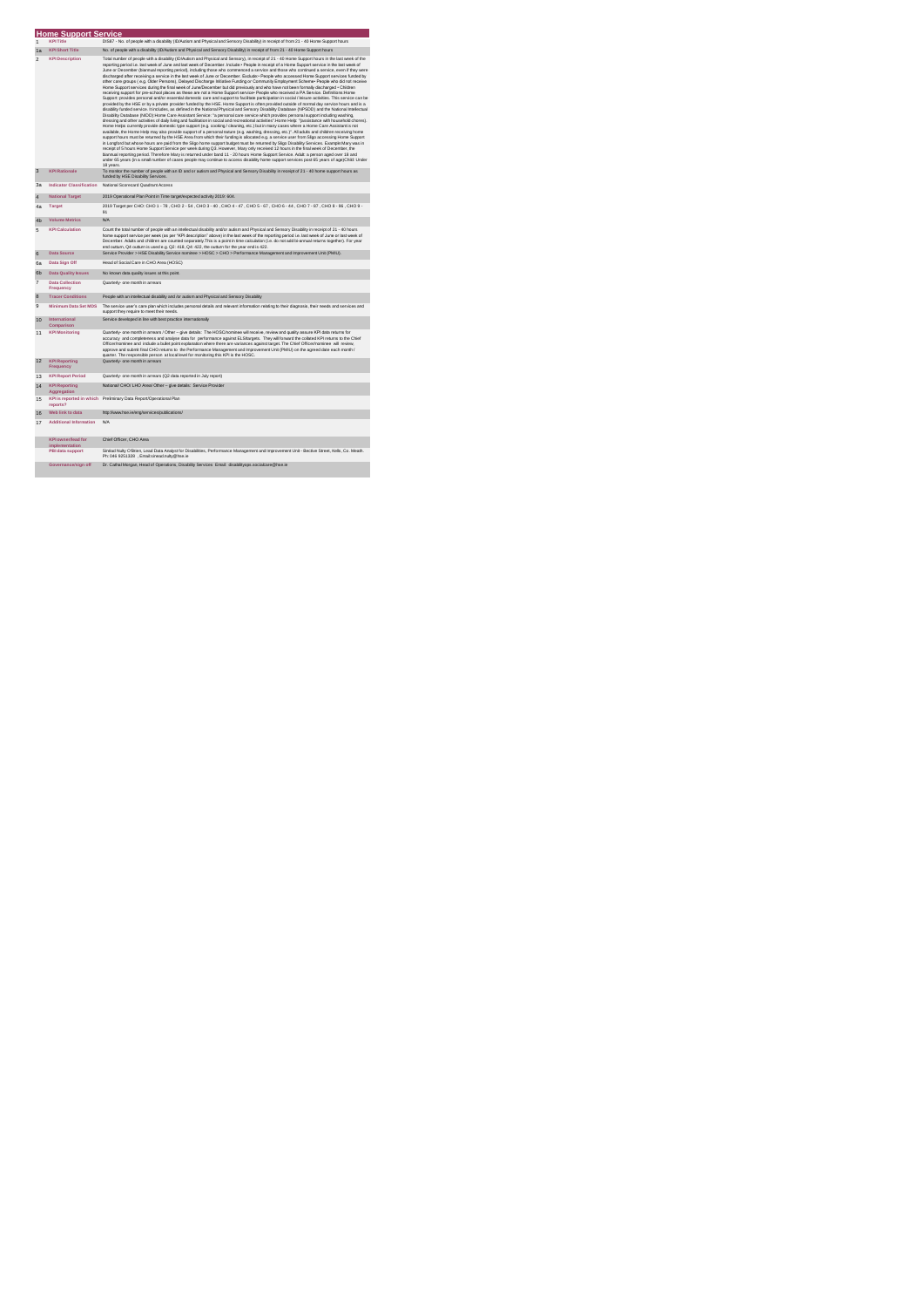## Home Support Service

| | | |
|---|---|---|
| 1 | **KPI Title** | DIS87 - No. of people with a disability (ID/Autism and Physical and Sensory Disability) in receipt of from 21 - 40 Home Support hours |
| 1a | **KPI Short Title** | No. of people with a disability (ID/Autism and Physical and Sensory Disability) in receipt of from 21 - 40 Home Support hours |
| 2 | **KPI Description** | Total number of people with a disability (ID/Autism and Physical and Sensory), in receipt of 21 - 40 Home Support hours in the last week of the reporting period i.e. last week of June and last week of December. Include: • People in receipt of a Home Support service in the last week of June or December (biannual reporting period), including those who commenced a service and those who continued a service, even if they were discharged after receiving a service in the last week of June or December. Exclude: • People who accessed Home Support services funded by other care groups (e.g. Older Persons). Delayed Discharge Initiative Funding or Community Employment Scheme • People who did not receive Home Support services during the final week of June/December but did previously and who have not been formally discharged • Children receiving support for pre-school places as these are not a Home Support service • People who received a PA Service. Definitions Home Support: provides personal and/or essential domestic care and support to facilitate participation in social / leisure activities. This service can be provided by the HSE or by a private provider funded by the HSE. Home Support is often provided outside of normal day service hours and is a disability funded service. It includes, as defined in the National Physical and Sensory Disability Database (NPSDD) and the National Intellectual Disability Database (NIDD) Home Care Assistant Service: "a personal care service which provides personal support including washing, dressing and other activities of daily living and facilitation in social and recreational activities" Home Help: "(assistance with household chores). Home Helps currently provide domestic type support (e.g. cooking / cleaning, etc.) but in many cases where a Home Care Assistant is not available, the Home Help may also provide support of a personal nature (e.g. washing, dressing, etc.)". All adults and children receiving home support hours must be returned by the HSE Area from which their funding is allocated e.g. a service user from Sligo accessing Home Support in Longford but whose hours are paid from the Sligo home support budget must be returned by Sligo Disability Services. Example:Mary was in receipt of 5 hours Home Support Service per week during Q3. However, Mary only received 12 hours in the final week of December, the biannual reporting period. Therefore Mary is returned under band 11 - 20 hours Home Support Service. Adult: a person aged over 18 and under 65 years (in a small number of cases people may continue to access disability home support services post 65 years of age)Child: Under 18 years. |
| 3 | **KPI Rationale** | To monitor the number of people with an ID and or autism and Physical and Sensory Disability in receipt of 21 - 40 home support hours as funded by HSE Disability Services. |
| 3a | **Indicator Classification** | National Scorecard Quadrant Access |
| 4 | **National Target** | 2019 Operational Plan Point in Time target/expected activity 2019: 604. |
| 4a | **Target** | 2019 Target per CHO: CHO 1 - 78 , CHO 2 - 54 , CHO 3 - 40 , CHO 4 - 47 , CHO 5 - 67 , CHO 6 - 44 , CHO 7 - 87 , CHO 8 - 96 , CHO 9 - 91 |
| 4b | **Volume Metrics** | N/A |
| 5 | **KPI Calculation** | Count the total number of people with an intellectual disability and/or autism and Physical and Sensory Disability in receipt of 21 - 40 hours home support service per week (as per "KPI description" above) in the last week of the reporting period i.e. last week of June or last week of December. Adults and children are counted separately.This is a point in time calculation (i.e. do not add bi-annual returns together). For year end outturn, Q4 outturn is used e.g. Q2: 418, Q4: 422, the outturn for the year end is 422. |
| 6 | **Data Source** | Service Provider > HSE Disability Service nominee > HOSC > CHO > Performance Management and Improvement Unit (PMIU). |
| 6a | **Data Sign Off** | Head of Social Care in CHO Area (HOSC) |
| 6b | **Data Quality Issues** | No known data quality issues at this point. |
| 7 | **Data Collection Frequency** | Quarterly- one month in arrears |
| 8 | **Tracer Conditions** | People with an intellectual disability and /or autism and Physical and Sensory Disability |
| 9 | **Minimum Data Set MDS** | The service user's care plan which includes personal details and relevant information relating to their diagnosis, their needs and services and support they require to meet their needs. |
| 10 | **International Comparison** | Service developed in line with best practice internationally |
| 11 | **KPI Monitoring** | Quarterly- one month in arrears / Other – give details: The HOSC/nominee will receive, review and quality assure KPI data returns for accuracy and completeness and analyse data for performance against ELS/targets. They will forward the collated KPI returns to the Chief Officer/nominee and include a bullet point explanation where there are variances against target. The Chief Officer/nominee will review, approve and submit final CHO returns to the Performance Management and Improvement Unit (PMIU) on the agreed date each month / quarter. The responsible person at local level for monitoring this KPI is the HOSC. |
| 12 | **KPI Reporting Frequency** | Quarterly- one month in arrears |
| 13 | **KPI Report Period** | Quarterly- one month in arrears (Q2 data reported in July report) |
| 14 | **KPI Reporting Aggregation** | National/ CHO/ LHO Area/ Other – give details: Service Provider |
| 15 | **KPI is reported in which reports?** | Preliminary Data Report/Operational Plan |
| 16 | **Web link to data** | http://www.hse.ie/eng/services/publications/ |
| 17 | **Additional Information** | N/A |
| | **KPI owner/lead for implementation** | Chief Officer, CHO Area |
| | **PBI data support** | Sinéad Nulty O'Brien, Lead Data Analyst for Disabilities, Performance Management and Improvement Unit - Bective Street, Kells, Co. Meath. Ph: 046 9251328 , Email:sinead.nulty@hse.ie |
| | **Governance/sign off** | Dr. Cathal Morgan, Head of Operations, Disability Services Email: disabilityops.socialcare@hse.ie |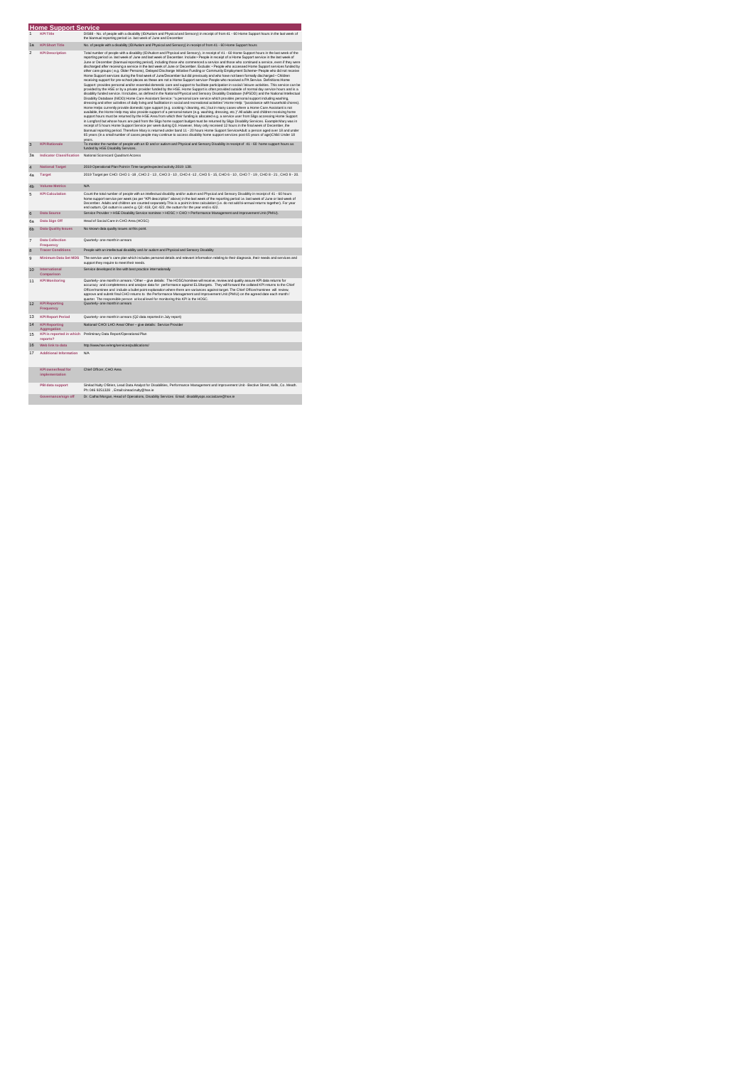## Home Support Service

| | | |
|---|---|---|
| 1 | KPI Title | DIS89 - No. of people with a disability (ID/Autism and Physical and Sensory) in receipt of from 41 - 60 Home Support hours in the last week of the biannual reporting period i.e. last week of June and December |
| 1a | KPI Short Title | No. of people with a disability (ID/Autism and Physical and Sensory) in receipt of from 41 - 60 Home Support hours |
| 2 | KPI Description | Total number of people with a disability (ID/Autism and Physical and Sensory), in receipt of 41 - 60 Home Support hours in the last week of the reporting period i.e. last week of June and last week of December. Include • People in receipt of a Home Support service in the last week of June or December (biannual reporting period), including those who commenced a service and those who continued a service, even if they were discharged after receiving a service in the last week of June or December. Exclude: • People who accessed Home Support services funded by other care groups ( e.g. Older Persons), Delayed Discharge Initiative Funding or Community Employment Scheme• People who did not receive Home Support services during the final week of June/December but did previously and who have not been formally discharged • Children receiving support for pre-school places as these are not a Home Support service• People who received a PA Service. Definitions Home Support: provides personal and/or essential domestic care and support to facilitate participation in social / leisure activities. This service can be provided by the HSE or by a private provider funded by the HSE. Home Support is often provided outside of normal day service hours and is a disability funded service. It includes, as defined in the National Physical and Sensory Disability Database (NPSDD) and the National Intellectual Disability Database (NIDD) Home Care Assistant Service: "a personal care service which provides personal support including washing, dressing and other activities of daily living and facilitation in social and recreational activities" Home Help: "(assistance with household chores). Home Helps currently provide domestic type support (e.g. cooking / cleaning, etc.) but in many cases where a Home Care Assistant is not available, the Home Help may also provide support of a personal nature (e.g. washing, dressing, etc.)" All adults and children receiving home support hours must be returned by the HSE Area from which their funding is allocated e.g. a service user from Sligo accessing Home Support in Longford but whose hours are paid from the Sligo home support budget must be returned by Sligo Disability Services. Example:Mary was in receipt of 5 hours Home Support Service per week during Q3. However, Mary only received 12 hours in the final week of December, the biannual reporting period. Therefore Mary is returned under band 11 - 20 hours Home Support ServiceAdult: a person aged over 18 and under 65 years (in a small number of cases people may continue to access disability home support services post 65 years of age)Child: Under 18 years. |
| 3 | KPI Rationale | To monitor the number of people with an ID and or autism and Physical and Sensory Disability in receipt of 41 - 60 home support hours as funded by HSE Disability Services. |
| 3a | Indicator Classification | National Scorecard Quadrant Access |
| 4 | National Target | 2019 Operational Plan Point in Time target/expected activity 2019: 138. |
| 4a | Target | 2019 Target per CHO: CHO 1 -18 , CHO 2 - 13 , CHO 3 - 10 , CHO 4 -12 , CHO 5 - 15, CHO 6 - 10 , CHO 7 - 19 , CHO 8 - 21 , CHO 9 - 20. |
| 4b | Volume Metrics | N/A |
| 5 | KPI Calculation | Count the total number of people with an intellectual disability and/or autism and Physical and Sensory Disability in receipt of 41 - 60 hours home support service per week (as per "KPI description" above) in the last week of the reporting period i.e. last week of June or last week of December. Adults and children are counted separately.This is a point in time calculation (i.e. do not add bi-annual returns together). For year end outturn, Q4 outturn is used e.g. Q2: 418, Q4: 422, the outturn for the year end is 422. |
| 6 | Data Source | Service Provider > HSE Disability Service nominee > HOSC > CHO > Performance Management and Improvement Unit (PMIU). |
| 6a | Data Sign Off | Head of Social Care in CHO Area (HOSC) |
| 6b | Data Quality Issues | No known data quality issues at this point. |
| 7 | Data Collection Frequency | Quarterly- one month in arrears |
| 8 | Tracer Conditions | People with an intellectual disability and /or autism and Physical and Sensory Disability |
| 9 | Minimum Data Set MDS | The service user's care plan which includes personal details and relevant information relating to their diagnosis, their needs and services and support they require to meet their needs. |
| 10 | International Comparison | Service developed in line with best practice internationally |
| 11 | KPI Monitoring | Quarterly- one month in arrears / Other – give details: The HOSC/nominee will receive, review and quality assure KPI data returns for accuracy and completeness and analyse data for performance against EL/targets. They will forward the collated KPI returns to the Chief Officer/nominee and include a bullet point explanation where there are variances against target. The Chief Officer/nominee will review, approve and submit final CHO returns to the Performance Management and Improvement Unit (PMIU) on the agreed date each month / quarter. The responsible person at local level for monitoring this KPI is the HOSC. |
| 12 | KPI Reporting Frequency | Quarterly- one month in arrears |
| 13 | KPI Report Period | Quarterly- one month in arrears (Q2 data reported in July report) |
| 14 | KPI Reporting Aggregation | National/ CHO/ LHO Area/ Other – give details: Service Provider |
| 15 | KPI is reported in which reports? | Preliminary Data Report/Operational Plan |
| 16 | Web link to data | http://www.hse.ie/eng/services/publications/ |
| 17 | Additional Information | N/A |
| | KPI owner/lead for implementation | Chief Officer, CHO Area |
| | PBI data support | Sinéad Nulty O'Brien, Lead Data Analyst for Disabilities, Performance Management and Improvement Unit - Bective Street, Kells, Co. Meath. Ph: 046 9251328 , Email:sinead.nulty@hse.ie |
| | Governance/sign off | Dr. Cathal Morgan, Head of Operations, Disability Services. Email: disabilityops.socialcare@hse.ie |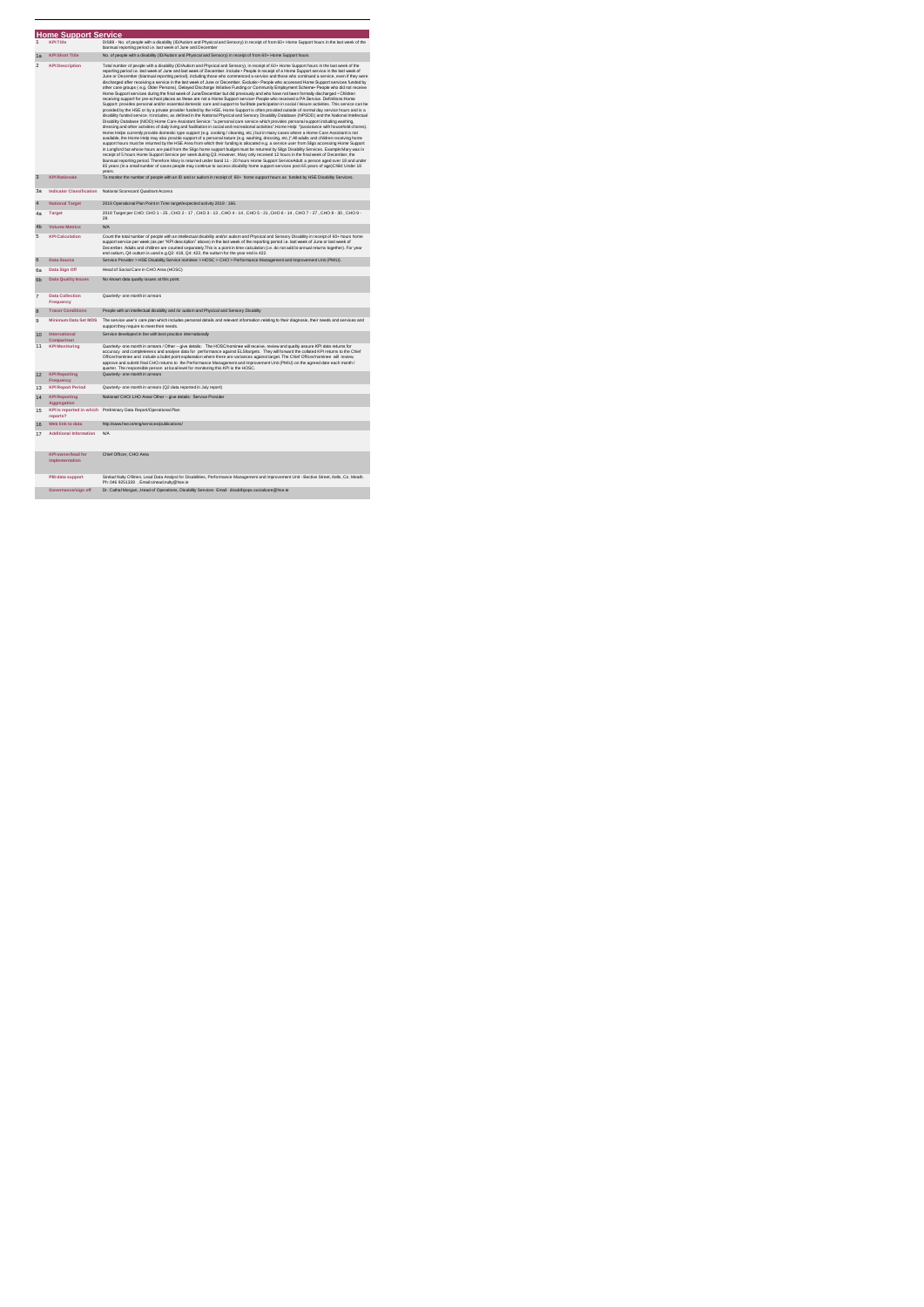## Home Support Service

| | | |
|---|---|---|
| 1 | KPI Title | DIS89 - No. of people with a disability (ID/Autism and Physical and Sensory) in receipt of from 60+ Home Support hours in the last week of the Biannual reporting period i.e. last week of June and December |
| 1a | KPI Short Title | No. of people with a disability (ID/Autism and Physical and Sensory) in receipt of from 60+ Home Support hours |
| 2 | KPI Description | Total number of people with a disability (ID/Autism and Physical and Sensory), in receipt of 60+ Home Support hours in the last week of the reporting period i.e. last week of June and last week of December. Include:• People in receipt of a Home Support service in the last week of June or December (biannual reporting period), including those who commenced a service and those who continued a service, even if they were discharged after receiving a service in the last week of June or December. Exclude:• People who accessed Home Support services funded by other care groups ( e.g. Older Persons), Delayed Discharge Initiative Funding or Community Employment Scheme• People who did not receive Home Support services during the final week of June/December but did previously and who have not been formally discharged • Children receiving support for pre-school places as these are not a Home Support service• People who received a PA Service. Definitions Home Support: provides personal and/or essential domestic care and support to facilitate participation in social / leisure activities. This service can be provided by the HSE or by a private provider funded by the HSE. Home Support is often provided outside of normal day service hours and is a disability funded service. It includes, as defined in the National Physical and Sensory Disability Database (NPSDD) and the National Intellectual Disability Database (NIDD):Home Care Assistant Service: "a personal care service which provides personal support including washing, dressing and other activities of daily living and facilitation in social and recreational activities" Home Help: "(assistance with household chores). Home Helps currently provide domestic type support (e.g. cooking / cleaning, etc.) but in many cases where a Home Care Assistant is not available, the Home Help may also provide support of a personal nature (e.g. washing, dressing, etc.)" All adults and children receiving home support hours must be returned by the HSE Area from which their funding is allocated e.g. a service user from Sligo accessing Home Support in Longford but whose hours are paid from the Sligo home support budget must be returned by Sligo Disability Services. Example:Mary was in receipt of 5 hours Home Support Service per week during Q3. However, Mary only received 12 hours in the final week of December, the Biannual reporting period. Therefore Mary is returned under band 11 - 20 hours Home Support ServiceAdult: a person aged over 18 and under 65 years (in a small number of cases people may continue to access disability home support services post 65 years of age)Child: Under 18 years. |
| 3 | KPI Rationale | To monitor the number of people with an ID and or autism in receipt of 60+ home support hours as funded by HSE Disability Services. |
| 3a | Indicator Classification | National Scorecard Quadrant Access |
| 4 | National Target | 2019 Operational Plan Point in Time target/expected activity 2019 : 186. |
| 4a | Target | 2019 Target per CHO: CHO 1 - 25 , CHO 2 - 17 , CHO 3 - 13 , CHO 4 - 14 , CHO 5 - 21 ,CHO 6 - 14 , CHO 7 - 27 , CHO 8 - 30 , CHO 9 - 28 |
| 4b | Volume Metrics | N/A |
| 5 | KPI Calculation | Count the total number of people with an intellectual disability and/or autism and Physical and Sensory Disability in receipt of 60+ hours home support service per week (as per "KPI description" above) in the last week of the reporting period i.e. last week of June or last week of December. Adults and children are counted separately.This is a point in time calculation (i.e. do not add bi-annual returns together). For year end outturn, Q4 outturn is used e.g.Q2: 418, Q4: 422, the outturn for the year end is 422. |
| 6 | Data Source | Service Provider > HSE Disability Service nominee > HOSC > CHO > Performance Management and Improvement Unit (PMIU). |
| 6a | Data Sign Off | Head of Social Care in CHO Area (HOSC) |
| 6b | Data Quality Issues | No known data quality issues at this point. |
| 7 | Data Collection Frequency | Quarterly- one month in arrears |
| 8 | Tracer Conditions | People with an intellectual disability and /or autism and Physical and Sensory Disability |
| 9 | Minimum Data Set MDS | The service user's care plan which includes personal details and relevant information relating to their diagnosis, their needs and services and support they require to meet their needs. |
| 10 | International Comparison | Service developed in line with best practice internationally |
| 11 | KPI Monitoring | Quarterly- one month in arrears / Other – give details: The HOSC/nominee will receive, review and quality assure KPI data returns for accuracy and completeness and analyse data for performance against EL/targets. They will forward the collated KPI returns to the Chief Officer/nominee and include a bullet point explanation where there are variances against target. The Chief Officer/nominee will review, approve and submit final CHO returns to the Performance Management and Improvement Unit (PMIU) on the agreed date each month / quarter. The responsible person at local level for monitoring this KPI is the HOSC. |
| 12 | KPI Reporting Frequency | Quarterly- one month in arrears |
| 13 | KPI Report Period | Quarterly- one month in arrears (Q2 data reported in July report) |
| 14 | KPI Reporting Aggregation | National/ CHO/ LHO Area/ Other – give details: Service Provider |
| 15 | KPI is reported in which reports? | Preliminary Data Report/Operational Plan |
| 16 | Web link to data | http://www.hse.ie/eng/services/publications/ |
| 17 | Additional Information | N/A |
| | KPI owner/lead for implementation | Chief Officer, CHO Area. |
| | PBI data support | Sinéad Nulty O'Brien, Lead Data Analyst for Disabilities, Performance Management and Improvement Unit - Bective Street, Kells, Co. Meath. Ph: 046 9251324 , Email:sinead.nulty@hse.ie |
| | Governance/sign off | Dr. Cathal Morgan, Head of Operations, Disability Services Email: disabilityops.socialcare@hse.ie |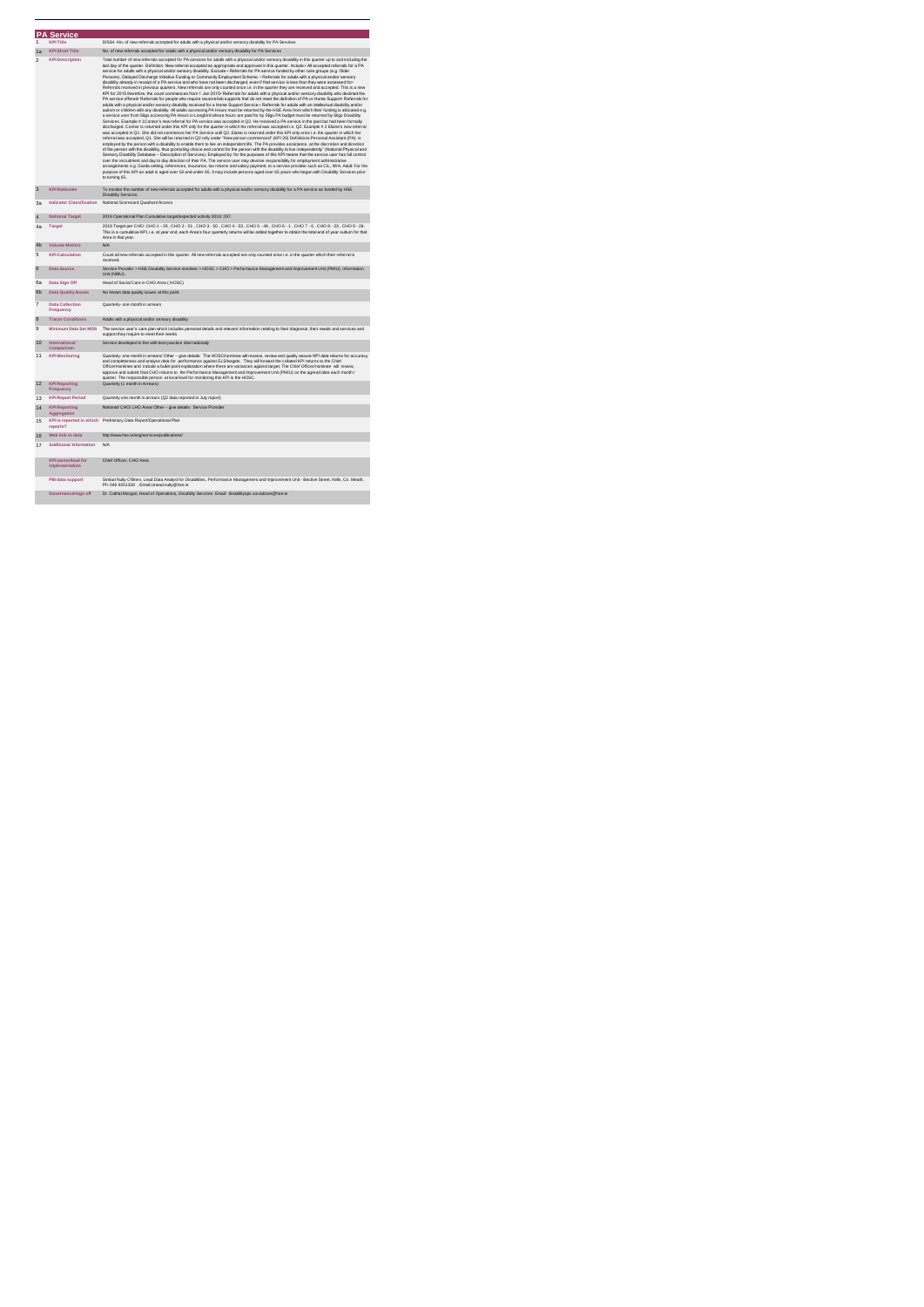## PA Service

| | | |
|---|---|---|
| 1 | KPI Title | DIS34 -No. of new referrals accepted for adults with a physical and/or sensory disability for PA Services |
| 1a | KPI Short Title | No. of new referrals accepted for adults with a physical and/or sensory disability for PA Services |
| 2 | KPI Description | Total number of new referrals accepted for PA services for adults with a physical and/or sensory disability in this quarter up to and including the last day of the quarter. Definition: New referral accepted as appropriate and approved in this quarter. Include:• All accepted referrals for a PA service for adults with a physical and/or sensory disability. Exclude:• Referrals for PA service funded by other care groups (e.g. Older Persons), Delayed Discharge Initiative Funding or Community Employment Scheme. • Referrals for adults with a physical and/or sensory disability already in receipt of a PA service and who have not been discharged, even if that service is less than they were assessed for• Referrals received in previous quarters. New referrals are only counted once i.e. in the quarter they are received and accepted. This is a new KPI for 2015 therefore, the count commences from 1 Jan 2015• Referrals for adults with a physical and/or sensory disability who declined the PA service offered• Referrals for people who require neurorehab supports that do not meet the definition of PA or Home Support• Referrals for adults with a physical and/or sensory disability received for a Home Support Service • Referrals for adults with an intellectual disability and/or autism or children with any disability. All adults accessing PA Hours must be returned by the HSE Area from which their funding is allocated e.g. a service user from Sligo accessing PA Hours in Longford whose hours are paid for by Sligo PA budget must be returned by Sligo Disability Services. Example # 1Connor's new referral for PA service was accepted in Q2. He received a PA service in the past but had been formally discharged. Connor is returned under this KPI only for the quarter in which his referral was accepted i.e. Q2. Example # 2 Elaine's new referral was accepted in Q1. She did not commence her PA Service until Q2. Elaine is returned under this KPI only once i.e. the quarter in which her referral was accepted, Q1. She will be returned in Q2 only under "New person commenced" (KPI 29) Definitions:Personal Assistant (PA): is employed by the person with a disability to enable them to live an independent life. The PA provides assistance, at the discretion and direction of the person with the disability, thus promoting choice and control for the person with the disability to live independently" (National Physical and Sensory Disability Database – Description of Services). Employed by: for the purposes of this KPI means that the service user has full control over the recruitment and day to day direction of their PA. The service user may devolve responsibility for employment administrative arrangements e.g. Garda vetting, references, insurance, tax returns and salary payment, to a service provider such as CIL, IWA. Adult: For the purpose of this KPI an adult is aged over 18 and under 65. It may include persons aged over 65 years who began with Disability Services prior to turning 65. |
| 3 | KPI Rationale | To monitor the number of new referrals accepted for adults with a physical and/or sensory disability for a PA service as funded by HSE Disability Services. |
| 3a | Indicator Classification | National Scorecard Quadrant Access |
| 4 | National Target | 2019 Operational Plan Cumulative target/expected activity 2019: 297. |
| 4a | Target | 2019 Target per CHO: CHO 1 - 29 , CHO 2 - 51 , CHO 3 - 50 , CHO 4 - 53 , CHO 5 - 48 , CHO 6 - 1 , CHO 7 - 6 , CHO 8 - 33 , CHO 9 - 26. This is a cumulative KPI, i.e. at year end, each Area's four quarterly returns will be added together to obtain the total end of year outturn for that Area in that year. |
| 4b | Volume Metrics | N/A |
| 5 | KPI Calculation | Count all new referrals accepted in this quarter. All new referrals accepted are only counted once i.e. in the quarter which their referral is received. |
| 6 | Data Source | Service Provider -> HSE Disability Service nominee -> HOSC > CHO > Performance Management and Improvement Unit (PMIU) - Information Unit (NIAU). |
| 6a | Data Sign Off | Head of Social Care in CHO Area ( HOSC) |
| 6b | Data Quality Issues | No known data quality issues at this point. |
| 7 | Data Collection Frequency | Quarterly- one month in arrears |
| 8 | Tracer Conditions | Adults with a physical and/or sensory disability |
| 9 | Minimum Data Set MDS | The service user's care plan which includes personal details and relevant information relating to their diagnosis, their needs and services and support they require to meet their needs. |
| 10 | International Comparison | Service developed in line with best practice internationally |
| 11 | KPI Monitoring | Quarterly- one month in arrears/ Other – give details: The HOSC/nominee will receive, review and quality assure KPI data returns for accuracy and completeness and analyse data for performance against ELS/targets. They will forward the collated KPI returns to the Chief Officer/nominee and include a bullet point explanation where there are variances against target. The Chief Officer/nominee will review, approve and submit final CHO returns to the Performance Management and Improvement Unit (PMIU) on the agreed date each month / quarter. The responsible person at local level for monitoring this KPI is the HOSC. |
| 12 | KPI Reporting Frequency | Quarterly (1 month in Arrears) |
| 13 | KPI Report Period | Quarterly one month in arrears (Q2 data reported in July report) |
| 14 | KPI Reporting Aggregation | National/ CHO/ LHO Area/ Other – give details: Service Provider |
| 15 | KPI is reported in which reports? | Preliminary Data Report/Operational Plan |
| 16 | Web link to data | http://www.hse.ie/eng/services/publications/ |
| 17 | Additional Information | N/A |
| | KPI owner/lead for implementation | Chief Officer, CHO Area |
| | PBI data support | Sinéad Nulty O'Brien, Lead Data Analyst for Disabilities, Performance Management and Improvement Unit - Bective Street, Kells, Co. Meath. Ph: 046 9251328 , Email:sinead.nulty@hse.ie |
| | Governance/sign off | Dr. Cathal Morgan, Head of Operations, Disability Services Email: disabilityops.socialcare@hse.ie |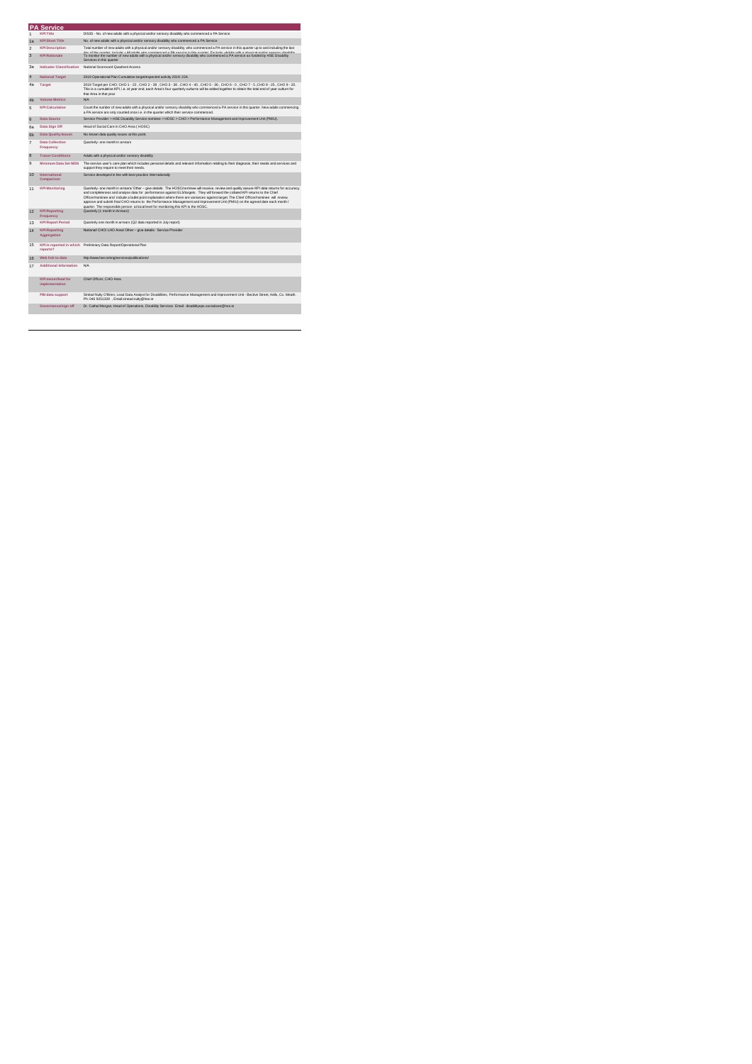## PA Service

| | | |
|---|---|---|
| 1 | **KPI Title** | DIS35 - No. of new adults with a physical and/or sensory disability who commenced a PA Service |
| 1a | **KPI Short Title** | No. of new adults with a physical and/or sensory disability who commenced a PA Service |
| 2 | **KPI Description** | Total number of new adults with a physical and/or sensory disability, who commenced a PA service in this quarter up to and including the last day of the quarter. Include - All adults who commenced a PA service in this quarter. Exclude - Adults with a physical and/or sensory disability |
| 3 | **KPI Rationale** | To monitor the number of new adults with a physical and/or sensory disability who commenced a PA service as funded by HSE Disability Services in this quarter |
| 3a | **Indicator Classification** | National Scorecard Quadrant Access |
| 4 | **National Target** | 2019 Operational Plan Cumulative target/expected activity 2019: 224. |
| 4a | **Target** | 2019 Target per CHO: CHO 1 - 22 , CHO 2 - 38 , CHO 3 - 39 , CHO 4 - 40 , CHO 5 - 36 , CHO 6 - 0 , CHO 7 - 5 ,CHO 8 - 25 , CHO 9 - 20. This is a cumulative KPI, i.e. at year end, each Area's four quarterly outturns will be added together to obtain the total end of year outturn for that Area in that year |
| 4b | **Volume Metrics** | N/A |
| 5 | **KPI Calculation** | Count the number of new adults with a physical and/or sensory disability who commenced a PA service in this quarter. New adults commencing a PA service are only counted once i.e. in the quarter which their service commenced. |
| 6 | **Data Source** | Service Provider > HSE Disability Service nominee > HOSC > CHO > Performance Management and Improvement Unit (PMIU). |
| 6a | **Data Sign Off** | Head of Social Care in CHO Area ( HOSC) |
| 6b | **Data Quality Issues** | No known data quality issues at this point. |
| 7 | **Data Collection Frequency** | Quarterly- one month in arrears |
| 8 | **Tracer Conditions** | Adults with a physical and/or sensory disability |
| 9 | **Minimum Data Set MDS** | The service user's care plan which includes personal details and relevant information relating to their diagnosis, their needs and services and support they require to meet their needs. |
| 10 | **International Comparison** | Service developed in line with best practice internationally |
| 11 | **KPI Monitoring** | Quarterly- one month in arrears/ Other – give details: The HOSC/nominee will receive, review and quality assure KPI data returns for accuracy and completeness and analyse data for performance against ELS/targets. They will forward the collated KPI returns to the Chief Officer/nominee and include a bullet point explanation where there are variances against target. The Chief Officer/nominee will review, approve and submit final CHO returns to the Performance Management and Improvement Unit (PMIU) on the agreed date each month / quarter. The responsible person at local level for monitoring this KPI is the HOSC. |
| 12 | **KPI Reporting Frequency** | Quarterly (1 month in Arrears) |
| 13 | **KPI Report Period** | Quarterly one month in arrears (Q2 data reported in July report) |
| 14 | **KPI Reporting Aggregation** | National/ CHO/ LHO Area/ Other – give details: Service Provider |
| 15 | **KPI is reported in which reports?** | Preliminary Data Report/Operational Plan |
| 16 | **Web link to data** | http://www.hse.ie/eng/services/publications/ |
| 17 | **Additional Information** | N/A |
| | **KPI owner/lead for implementation** | Chief Officer, CHO Area |
| | **PBI data support** | Sinéad Nulty O'Brien, Lead Data Analyst for Disabilities, Performance Management and Improvement Unit - Bective Street, Kells, Co. Meath. Ph: 046 9251328 , Email:sinead.nulty@hse.ie |
| | **Governance/sign off** | Dr. Cathal Morgan, Head of Operations, Disability Services Email: disabilityops.socialcare@hse.ie |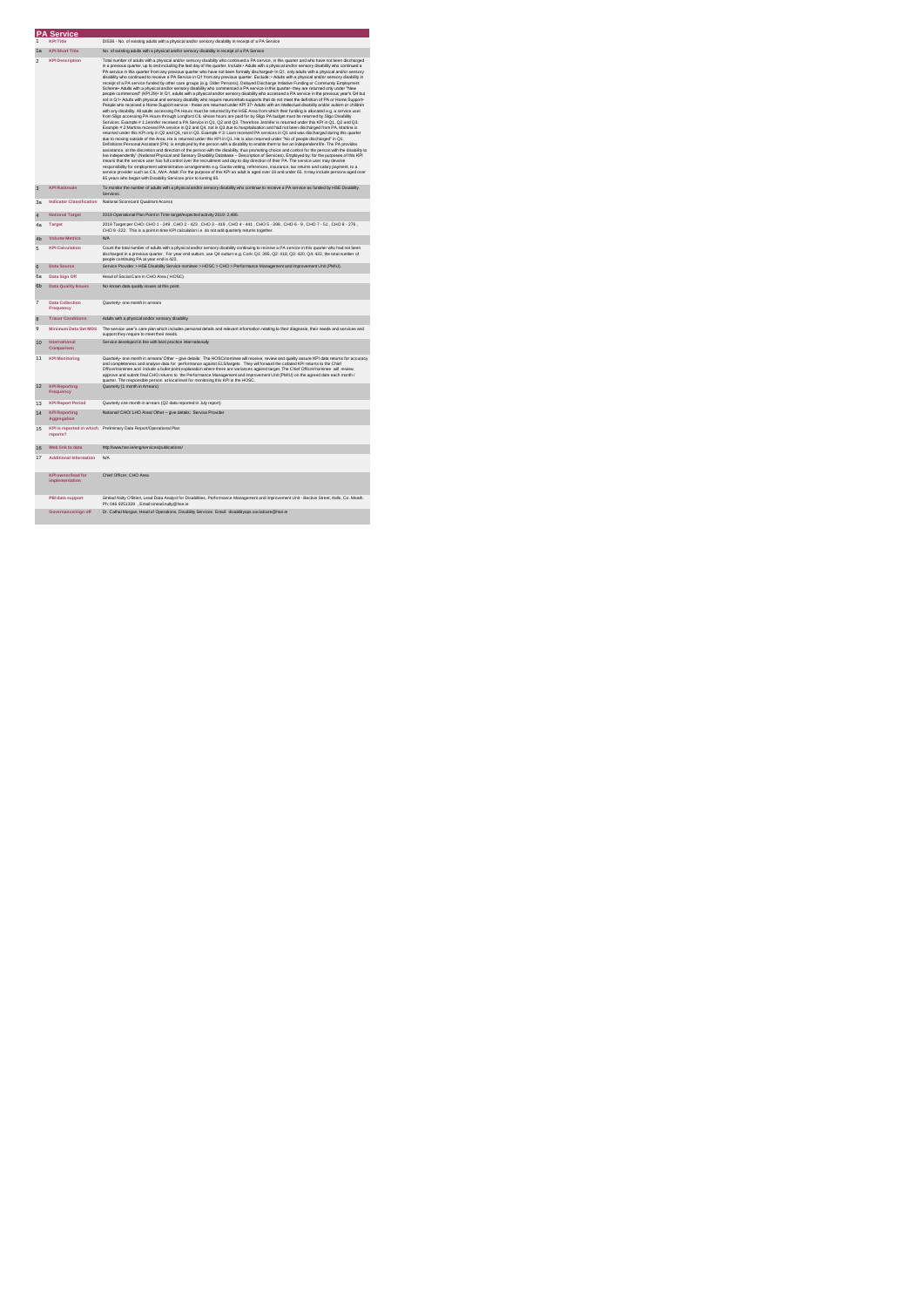# PA Service

| | | |
|---|---|---|
| 1 | KPI Title | DIS36 - No. of existing adults with a physical and/or sensory disability in receipt of a PA Service |
| 1a | KPI Short Title | No. of existing adults with a physical and/or sensory disability in receipt of a PA Service |
| 2 | KPI Description | Total number of adults with a physical and/or sensory disability who continued a PA service, in this quarter and who have not been discharged in a previous quarter, up to and including the last day of the quarter. Include • Adults with a physical and/or sensory disability who continued a PA service in this quarter from any previous quarter who have not been formally discharged• In Q1, only adults with a physical and/or sensory disability who continued to receive a PA Service in Q1 from any previous quarter. Exclude: • Adults with a physical and/or sensory disability in receipt of a PA service funded by other care groups (e.g. Older Persons), Delayed Discharge Initiative Funding or Community Employment Scheme• Adults with a physical and/or sensory disability who commenced a PA service in this quarter- they are returned only under "New people commenced" (KPI 25)• In Q1, adults with a physical and/or sensory disability who accessed a PA service in the previous year's Q4 but not in Q1• Adults with physical and sensory disability who require neurorehab supports that do not meet the definition of PA or Home Support• People who received a Home Support service - these are returned under KPI 37• Adults with an intellectual disability and/or autism or children with any disability. All adults accessing PA Hours must be returned by the HSE Area from which their funding is allocated e.g. a service user from Sligo accessing PA Hours through Longford CIL whose hours are paid for by Sligo PA budget must be returned by Sligo Disability Services. Example # 1 Jennifer received a PA Service in Q1, Q2 and Q3. Therefore Jennifer is returned under this KPI in Q1, Q2 and Q3. Example # 2 Martina received PA service in Q3 and Q4, not in Q3 due to hospitalisation and had not been discharged from PA. Martina is returned under this KPI only in Q2 and Q4, not in Q3. Example # 3: Liam received PA services in Q1 and was discharged during this quarter due to moving outside of the Area. He is returned under this KPI in Q1. He is also returned under "No of people discharged" in Q1. Definitions:Personal Assistant (PA): is employed by the person with a disability to enable them to live an independent life. The PA provides assistance, at the discretion and direction of the person with the disability, thus promoting choice and control for the person with the disability to live independently" (National Physical and Sensory Disability Database – Description of Services). Employed by: for the purposes of this KPI means that the service user has full control over the recruitment and day to day direction of their PA. The service user may devolve responsibility for employment administrative arrangements e.g. Garda vetting, references, insurance, tax returns and salary payment, to a service provider such as CIL, IWA. Adult: For the purpose of this KPI an adult is aged over 18 and under 65. It may include persons aged over 65 years who began with Disability Services prior to turning 65. |
| 3 | KPI Rationale | To monitor the number of adults with a physical and/or sensory disability who continue to receive a PA service as funded by HSE Disability Services. |
| 3a | Indicator Classification | National Scorecard Quadrant Access |
| 4 | National Target | 2019 Operational Plan Point in Time target/expected activity 2019: 2,486. |
| 4a | Target | 2019 Target per CHO: CHO 1 - 249 , CHO 2 - 423 , CHO 3 - 419 , CHO 4 - 441 , CHO 5 - 398 , CHO 6 - 9 , CHO 7 - 51 , CHO 8 - 276 , CHO 9 -222. This is a point in time KPI calculation i.e. do not add quarterly returns together. |
| 4b | Volume Metrics | N/A |
| 5 | KPI Calculation | Count the total number of adults with a physical and/or sensory disability continuing to receive a PA service in this quarter who had not been discharged in a previous quarter. For year end outturn, use Q4 outturn e.g. Cork: Q1: 398, Q2: 416, Q3: 420, Q4: 422, the total number of people continuing PA at year end is 422. |
| 6 | Data Source | Service Provider > HSE Disability Service nominee > HOSC > CHO > Performance Management and Improvement Unit (PMIU). |
| 6a | Data Sign Off | Head of Social Care in CHO Area ( HOSC) |
| 6b | Data Quality Issues | No known data quality issues at this point |
| 7 | Data Collection Frequency | Quarterly- one month in arrears |
| 8 | Tracer Conditions | Adults with a physical and/or sensory disability |
| 9 | Minimum Data Set MDS | The service user's care plan which includes personal details and relevant information relating to their diagnosis, their needs and services and support they require to meet their needs. |
| 10 | International Comparison | Service developed in line with best practice internationally |
| 11 | KPI Monitoring | Quarterly- one month in arrears/ Other – give details: The HOSC/nominee will receive, review and quality assure KPI data returns for accuracy and completeness and analyse data for performance against ELS/targets. They will forward the collated KPI returns to the Chief Officer/nominee and include a bullet point explanation where there are variances against target. The Chief Officer/nominee will review, approve and submit final CHO returns to the Performance Management and Improvement Unit (PMIU) on the agreed date each month / quarter. The responsible person at local level for monitoring this KPI is the HOSC. |
| 12 | KPI Reporting Frequency | Quarterly (1 month in Arrears) |
| 13 | KPI Report Period | Quarterly one month in arrears (Q2 data reported in July report) |
| 14 | KPI Reporting Aggregation | National/ CHO/ LHO Area/ Other – give details: Service Provider |
| 15 | KPI is reported in which reports? | Preliminary Data Report/Operational Plan |
| 16 | Web link to data | http://www.hse.ie/eng/services/publications/ |
| 17 | Additional Information | N/A |
| | KPI owner/lead for implementation | Chief Officer, CHO Area |
| | PBI data support | Sinéad Nulty O'Brien, Lead Data Analyst for Disabilities, Performance Management and Improvement Unit - Bective Street, Kells, Co. Meath. Ph: 046 9251328 , Email:sinead.nulty@hse.ie |
| | Governance/sign off | Dr. Cathal Morgan, Head of Operations, Disability Services Email: disabilityops.socialcare@hse.ie |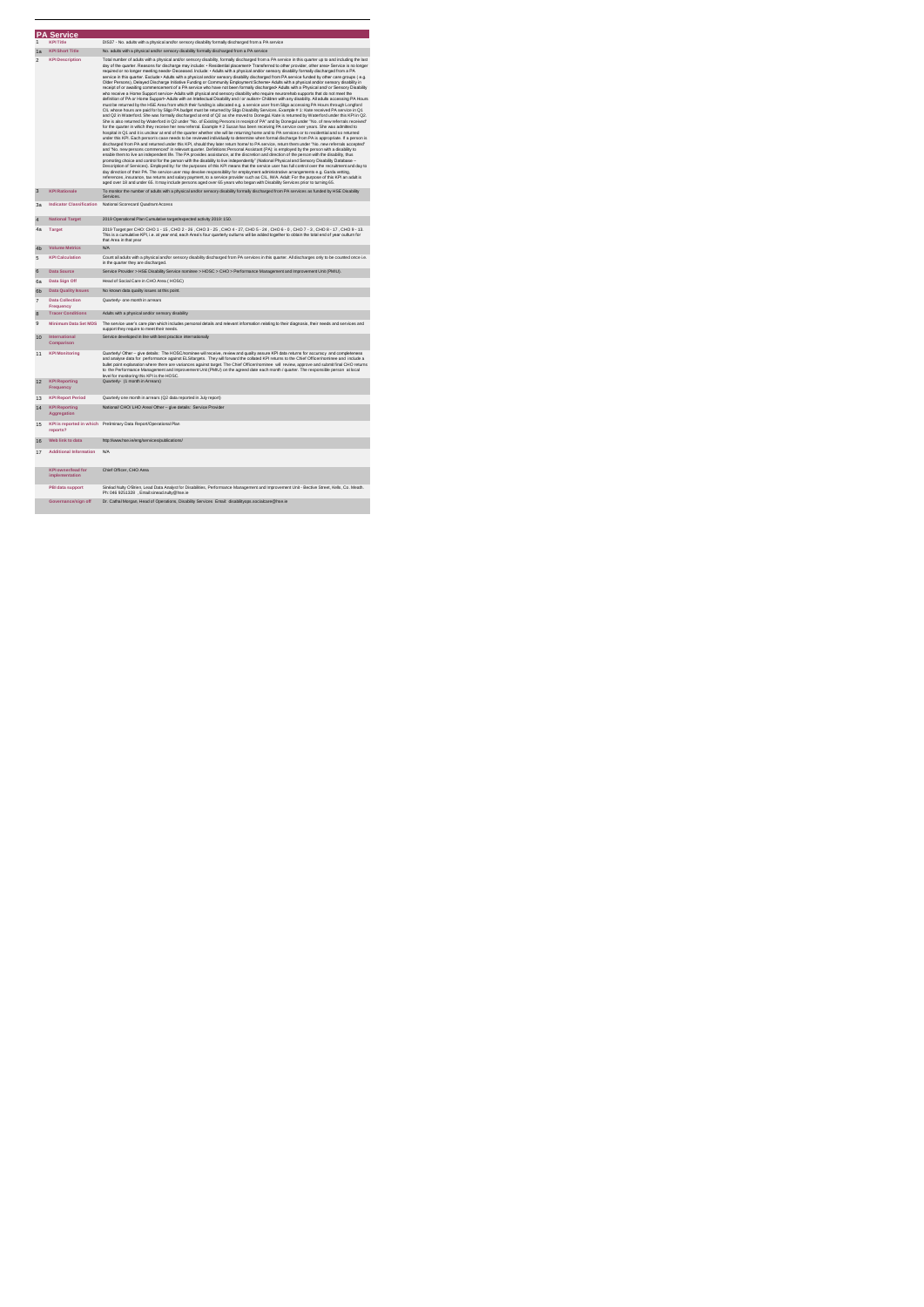# PA Service

| | | |
|---|---|---|
| 1 | KPI Title | DIS37 - No. adults with a physical and/or sensory disability formally discharged from a PA service |
| 1a | KPI Short Title | No. adults with a physical and/or sensory disability formally discharged from a PA service |
| 2 | KPI Description | Total number of adults with a physical and/or sensory disability, formally discharged from a PA service in this quarter up to and including the last day of the quarter. Reasons for discharge may include: • Residential placement• Transferred to other provider, other area• Service is no longer required or no longer meeting needs• Deceased. Include: • Adults with a physical and/or sensory disability formally discharged from a PA service in this quarter. Exclude • Adults with a physical and/or sensory disability discharged from PA service funded by other care groups ( e.g. Older Persons), Delayed Discharge Initiative Funding or Community Employment Scheme• Adults with a physical and/or sensory disability in receipt of or awaiting commencement of a PA service who have not been formally discharged• Adults with a Physical and/ or Sensory Disability who receive a Home Support service• Adults with physical and sensory disability who require neurorehab supports that do not meet the definition of PA or Home Support• Adults with an Intellectual Disability and / or autism• Children with any disability. All adults accessing PA Hours must be returned by the HSE Area from which their funding is allocated e.g. a service user from Sligo accessing PA Hours through Longford CIL whose hours are paid for by Sligo PA budget must be returned by Sligo Disability Services. Example # 1: Kate received PA service in Q1 and Q2 in Waterford. She was formally discharged at end of Q2 as she moved to Donegal. Kate is returned by Waterford under this KPI in Q2. She is also returned by Waterford in Q2 under "No. of Existing Persons in receipt of PA" and by Donegal under "No. of new referrals received" for the quarter in which they receive her new referral. Example # 2 Susan has been receiving PA service over years. She was admitted to hospital in Q1 and it is unclear at end of the quarter whether she will be returning home and to PA services or to residential and so returned under this KPI. Each person's case needs to be reviewed individually to determine when formal discharge from PA is appropriate. If a person is discharged from PA and returned under this KPI, should they later return home/ to PA service, return them under "No. new referrals accepted" and "No. new persons commenced" in relevant quarter. Definitions:Personal Assistant (PA): is employed by the person with a disability to enable them to live an independent life. The PA provides assistance, at the discretion and direction of the person with the disability, thus promoting choice and control for the person with the disability to live independently" (National Physical and Sensory Disability Database – Description of Services). Employed by: for the purposes of this KPI means that the service user has full control over the recruitment and day to day direction of their PA. The service user may devolve responsibility for employment administrative arrangements e.g. Garda vetting, references, insurance, tax returns and salary payment, to a service provider such as CIL. W/A Adult: For the purpose of this KPI an adult is aged over 18 and under 65. It may include persons aged over 65 years who began with Disability Services prior to turning 65. |
| 3 | KPI Rationale | To monitor the number of adults with a physical and/or sensory disability formally discharged from PA services as funded by HSE Disability Services. |
| 3a | Indicator Classification | National Scorecard Quadrant Access |
| 4 | National Target | 2019 Operational Plan Cumulative target/expected activity 2019: 150. |
| 4a | Target | 2019 Target per CHO: CHO 1 - 15 , CHO 2 - 26 , CHO 3 - 35 , CHO 4 - 27, CHO 5 - 24 , CHO 6 - 0 , CHO 7 - 3 , CHO 8 - 17 , CHO 9 - 13. This is a cumulative KPI, i.e. at year end, each Area's four quarterly outturns will be added together to obtain the total end of year outturn for that Area in that year. |
| 4b | Volume Metrics | N/A |
| 5 | KPI Calculation | Count all adults with a physical and/or sensory disability discharged from PA services in this quarter. All discharges only to be counted once i.e. in the quarter they are discharged. |
| 6 | Data Source | Service Provider > HSE Disability Service nominee > HOSC > CHO > Performance Management and Improvement Unit (PMIU). |
| 6a | Data Sign Off | Head of Social Care in CHO Area ( HOSC) |
| 6b | Data Quality Issues | No known data quality issues at this point. |
| 7 | Data Collection Frequency | Quarterly- one month in arrears |
| 8 | Tracer Conditions | Adults with a physical and/or sensory disability |
| 9 | Minimum Data Set MDS | The service user's care plan which includes personal details and relevant information relating to their diagnosis, their needs and services and support they require to meet their needs. |
| 10 | International Comparison | Service developed in line with best practice internationally |
| 11 | KPI Monitoring | Quarterly/ Other – give details: The HOSC/nominee will receive, review and quality assure KPI data returns for accuracy and completeness and analyse data for performance against ELS/targets. They will forward the collated KPI returns to the Chief Officer/nominee and include a bullet point explanation where there are variances against target. The Chief Officer/nominee will review, approve and submit final CHO returns to the Performance Management and Improvement Unit (PMIU) on the agreed date each month / quarter. The responsible person at local level for monitoring this KPI is the HOSC. |
| 12 | KPI Reporting Frequency | Quarterly- (1 month in Arrears) |
| 13 | KPI Report Period | Quarterly one month in arrears (Q2 data reported in July report) |
| 14 | KPI Reporting Aggregation | National/ CHO/ LHO Area/ Other – give details: Service Provider |
| 15 | KPI is reported in which reports? | Preliminary Data Report/Operational Plan |
| 16 | Web link to data | http://www.hse.ie/eng/services/publications/ |
| 17 | Additional Information | N/A |
| | KPI owner/lead for implementation | Chief Officer, CHO Area |
| | PBI data support | Sinéad Nally O'Brien, Lead Data Analyst for Disabilities, Performance Management and Improvement Unit - Bective Street, Kells, Co. Meath. Ph: 046 9251328 , Email:sinead.nally@hse.ie |
| | Governance/sign off | Dr. Cathal Morgan, Head of Operations, Disability Services Email: disabilityops.socialcare@hse.ie |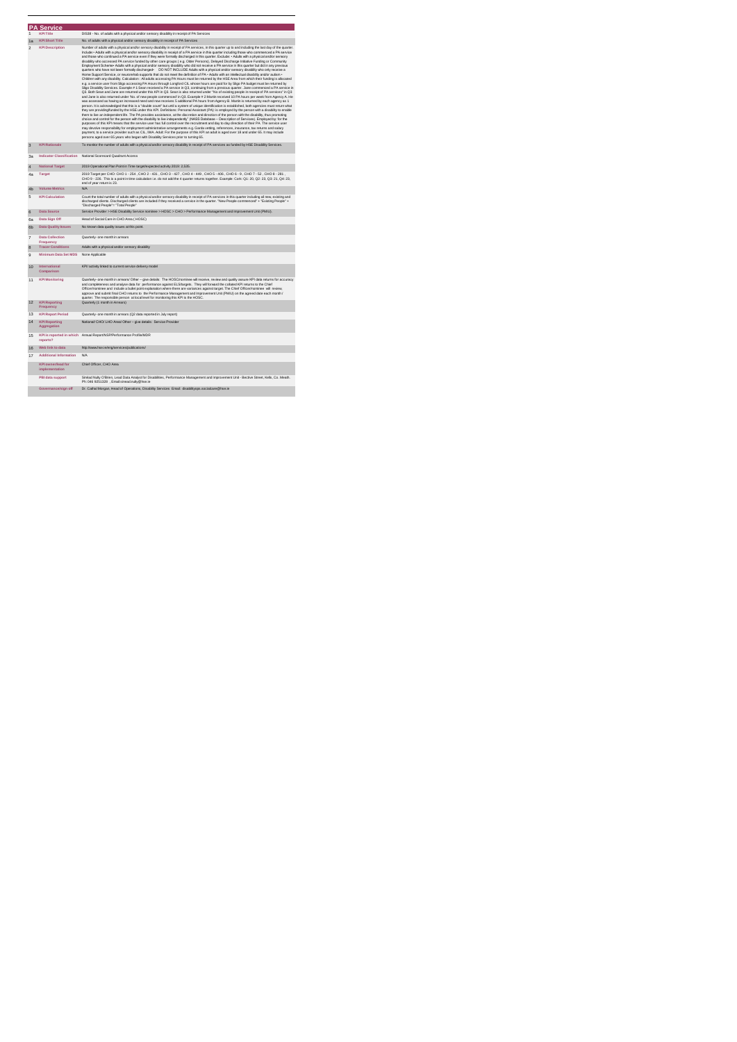## PA Service

| | | |
|---|---|---|
| 1 | KPI Title | DIS38 - No. of adults with a physical and/or sensory disability in receipt of PA Services |
| 1a | KPI Short Title | No. of adults with a physical and/or sensory disability in receipt of PA Services |
| 2 | KPI Description | Number of adults with a physical and/or sensory disability in receipt of PA services, in this quarter up to and including the last day of the quarter. Include:• Adults with a physical and/or sensory disability in receipt of a PA service in this quarter including those who commenced a PA service and those who continued a PA service even if they were formally discharged in this quarter. Exclude: • Adults with a physical and/or sensory disability who accessed PA service funded by other care groups ( e.g. Older Persons), Delayed Discharge Initiative Funding or Community Employment Scheme• Adults with a physical and/or sensory disability who did not receive a PA service in this quarter but did in any previous quarters who have not been formally discharged• DO NOT INCLUDE Adults with a physical and/or sensory disability who only receive a Home Support Service, or neurorehab supports that do not meet the definition of PA • Adults with an intellectual disability and/or autism • Children with any disability. Calculation: All adults accessing PA Hours must be returned by the HSE Area from which their funding is allocated e.g. a service user from Sligo accessing PA Hours through Longford CIL whose hours are paid for by Sligo PA budget must be returned by Sligo Disability Services. Example # 1:Sean received a PA service in Q3, continuing from a previous quarter. Jane commenced a PA service in Q3. Both Sean and Jane are returned under this KPI in Q3. Sean is also returned under "No of existing people in receipt of PA services" in Q3 and Jane is also returned under "No. of new people commenced" in Q3. Example # 2:Martin received 10 PA hours per week from Agency A. He was assessed as having an increased need and now receives 5 additional PA hours from Agency B. Martin is returned by each agency as 1 person. It is acknowledged that this is a "double count" but until a system of unique identification is established, both agencies must return what they are providing/funded by the HSE under this KPI. Definitions: Personal Assistant (PA): is employed by the person with a disability to enable them to live an independent life. The PA provides assistance, at the discretion and direction of the person with the disability, thus promoting choice and control for the person with the disability to live independently" (NASS Database – Description of Services). Employed by: for the purposes of this KPI means that the service user has full control over the recruitment and day to day direction of their PA. The service user may devolve responsibility for employment administrative arrangements e.g. Garda vetting, references, insurance, tax returns and salary payment, to a service provider such as CIL, IWA. Adult: For the purpose of this KPI an adult is aged over 18 and under 65. It may include persons aged over 65 years who began with Disability Services prior to turning 65. |
| 3 | KPI Rationale | To monitor the number of adults with a physical and/or sensory disability in receipt of PA services as funded by HSE Disability Services. |
| 3a | Indicator Classification | National Scorecard Quadrant Access |
| 4 | National Target | 2019 Operational Plan Point in Time target/expected activity 2019: 2,535. |
| 4a | Target | 2019 Target per CHO: CHO 1 - 254 , CHO 2 - 431 , CHO 3 - 427 , CHO 4 - 449 , CHO 5 - 406 , CHO 6 - 9 , CHO 7 - 52 , CHO 8 - 281 , CHO 9 - 226 . This is a point in time calculation i.e. do not add the 4 quarter returns together. Example: Cork: Q1: 20, Q2: 23, Q3: 21, Q4: 23, end of year return is: 23. |
| 4b | Volume Metrics | N/A |
| 5 | KPI Calculation | Count the total number of adults with a physical and/or sensory disability in receipt of PA services in this quarter including all new, existing and discharged clients. Discharged clients are included if they received a service in the quarter. "New People commenced" + "Existing People" + "Discharged People" = "Total People" |
| 6 | Data Source | Service Provider > HSE Disability Service nominee > HOSC > CHO > Performance Management and Improvement Unit (PMIU). |
| 6a | Data Sign Off | Head of Social Care in CHO Area ( HOSC) |
| 6b | Data Quality Issues | No known data quality issues at this point. |
| 7 | Data Collection Frequency | Quarterly- one month in arrears |
| 8 | Tracer Conditions | Adults with a physical and/or sensory disability |
| 9 | Minimum Data Set MDS | None Applicable |
| 10 | International Comparison | KPI/ activity linked to current service delivery model |
| 11 | KPI Monitoring | Quarterly- one month in arrears/ Other – give details: The HOSC/nominee will receive, review and quality assure KPI data returns for accuracy and completeness and analyse data for performance against SLS/targets. They will forward the collated KPI returns to the Chief Officer/nominee and include a bullet point explanation where there are variances against target. The Chief Officer/nominee will review, approve and submit final CHO returns to the Performance Management and Improvement Unit (PMIU) on the agreed date each month / quarter. The responsible person at local level for monitoring this KPI is the HOSC. |
| 12 | KPI Reporting Frequency | Quarterly (1 month in Arrears) |
| 13 | KPI Report Period | Quarterly- one month in arrears (Q2 data reported in July report) |
| 14 | KPI Reporting Aggregation | National/ CHO/ LHO Area/ Other – give details: Service Provider |
| 15 | KPI is reported in which reports? | Annual Report/NSP/Performance Profile/MDR |
| 16 | Web link to data | http://www.hse.ie/eng/services/publications/ |
| 17 | Additional Information | N/A |
| | KPI owner/lead for implementation | Chief Officer, CHO Area |
| | PBI data support | Sinéad Nally O'Brien, Lead Data Analyst for Disabilities, Performance Management and Improvement Unit - Bective Street, Kells, Co. Meath. Ph: 046 9251328 , Email:sinead.nally@hse.ie |
| | Governance/sign off | Dr. Cathal Morgan, Head of Operations, Disability Services Email: disabilityops.socialcare@hse.ie |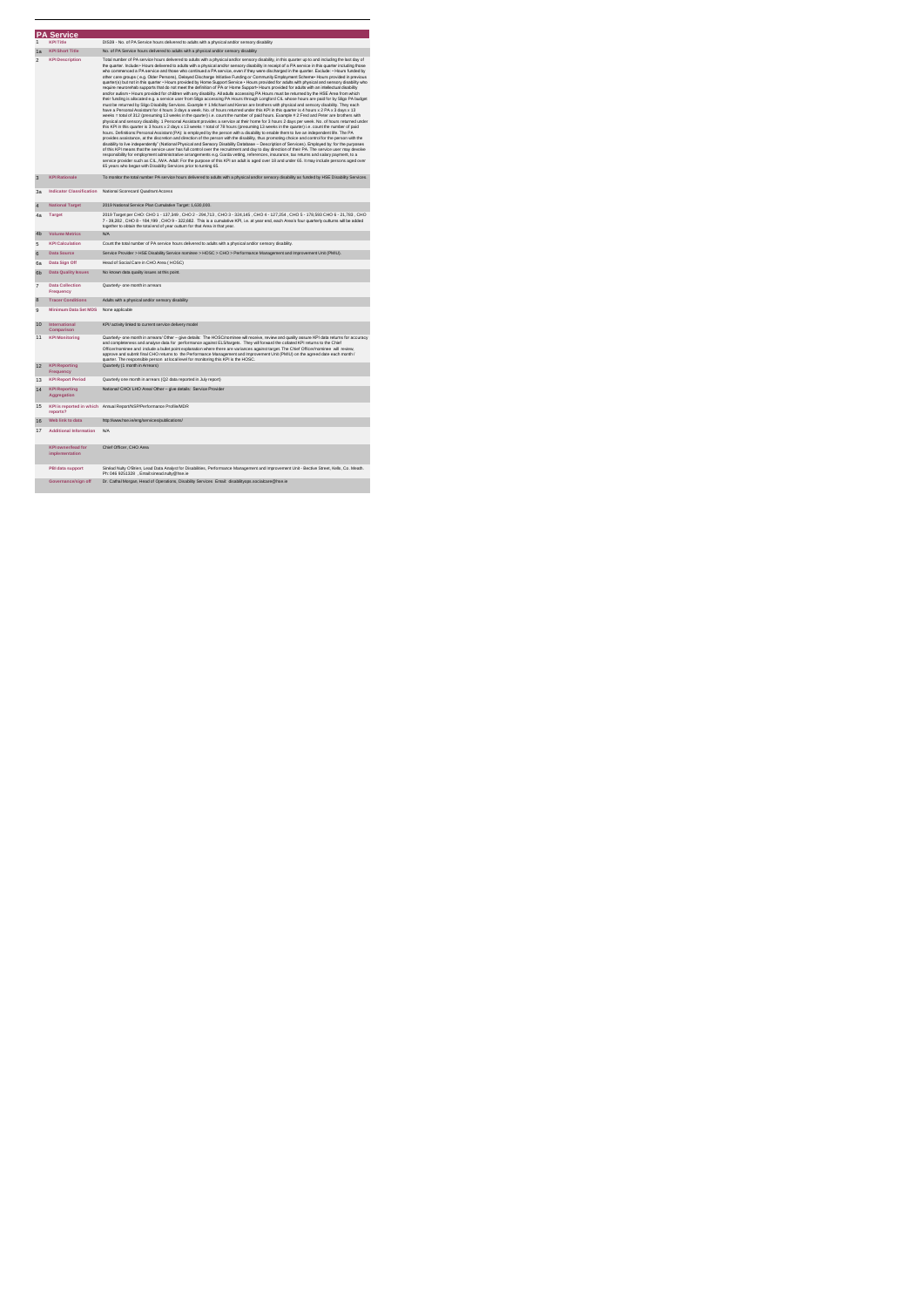## PA Service

| | | |
|---|---|---|
| 1 | KPI Title | DIS39 - No. of PA Service hours delivered to adults with a physical and/or sensory disability |
| 1a | KPI Short Title | No. of PA Service hours delivered to adults with a physical and/or sensory disability |
| 2 | KPI Description | Total number of PA service hours delivered to adults with a physical and/or sensory disability, in this quarter up to and including the last day of the quarter. Include:• Hours delivered to adults with a physical and/or sensory disability in receipt of a PA service in this quarter including those who commenced a PA service and those who continued a PA service, even if they were discharged in the quarter. Exclude: • Hours funded by other care groups ( e.g. Older Persons), Delayed Discharge Initiative Funding or Community Employment Scheme• Hours provided in previous quarter(s) but not in this quarter • Hours provided by Home Support Service • Hours provided for adults with physical and sensory disability who require neurorehab supports that do not meet the definition of PA or Home Support• Hours provided for adults with an intellectual disability and/or autism • Hours provided for children with any disability. All adults accessing PA Hours must be returned by the HSE Area from which their funding is allocated e.g. a service user from Sligo accessing PA Hours through Longford CIL whose hours are paid for by Sligo PA budget must be returned by Sligo Disability Services. Example # 1 Michael and Kieran are brothers with physical and sensory disability. They each have a Personal Assistant for 4 hours 3 days a week. No. of hours returned under this KPI in this quarter is 4 hours x 2 PA x 3 days x 13 weeks = total of 312 (presuming 13 weeks in the quarter) i.e. count the number of paid hours. Example # 2 Fred and Peter are brothers with physical and sensory disability. 1 Personal Assistant provides a service at their home for 3 hours 2 days per week. No. of hours returned under this KPI in this quarter is 3 hours x 2 days x 13 weeks = total of 78 hours (presuming 13 weeks in the quarter) i.e. count the number of paid hours. Definitions:Personal Assistant (PA): is employed by the person with a disability to enable them to live an independent life. The PA provides assistance, at the discretion and direction of the person with the disability, thus promoting choice and control for the person with the disability to live independently" (National Physical and Sensory Disability Database – Description of Services). Employed by: for the purposes of this KPI means that the service user has full control over the recruitment and day to day direction of their PA. The service user may devolve responsibility for employment administrative arrangements e.g. Garda vetting, references, insurance, tax returns and salary payment, to a service provider such as CIL, IWA. Adult: For the purpose of this KPI an adult is aged over 18 and under 65. It may include persons aged over 65 years who began with Disability Services prior to turning 65. |
| 3 | KPI Rationale | To monitor the total number PA service hours delivered to adults with a physical and/or sensory disability as funded by HSE Disability Services. |
| 3a | Indicator Classification | National Scorecard Quadrant Access |
| 4 | National Target | 2019 National Service Plan Cumulative Target: 1,630,000. |
| 4a | Target | 2019 Target per CHO: CHO 1 - 137,349 , CHO 2 - 294,713 , CHO 3 - 324,145 , CHO 4 - 127,254 , CHO 5 - 178,593 CHO 6 - 21,783 , CHO 7 - 39,282 , CHO 8 - 104,199 , CHO 9 - 322,682. This is a cumulative KPI, i.e. at year end, each Area's four quarterly outturns will be added together to obtain the total end of year outturn for that Area in that year. |
| 4b | Volume Metrics | N/A |
| 5 | KPI Calculation | Count the total number of PA service hours delivered to adults with a physical and/or sensory disability. |
| 6 | Data Source | Service Provider > HSE Disability Service nominee > HOSC > CHO > Performance Management and Improvement Unit (PMIU). |
| 6a | Data Sign Off | Head of Social Care in CHO Area ( HOSC) |
| 6b | Data Quality Issues | No known data quality issues at this point. |
| 7 | Data Collection Frequency | Quarterly- one month in arrears |
| 8 | Tracer Conditions | Adults with a physical and/or sensory disability |
| 9 | Minimum Data Set MDS | None applicable |
| 10 | International Comparison | KPI activity linked to current service delivery model |
| 11 | KPI Monitoring | Quarterly- one month in arrears/ Other – give details: The HOSC/nominee will receive, review and quality assure KPI data returns for accuracy and completeness and analyse data for performance against ELS/targets. They will forward the collated KPI returns to the Chief Officer/nominee and include a bullet point explanation where there are variances against target. The Chief Officer/nominee will review, approve and submit final CHO returns to the Performance Management and Improvement Unit (PMIU) on the agreed date each month / quarter. The responsible person at local level for monitoring this KPI is the HOSC. |
| 12 | KPI Reporting Frequency | Quarterly (1 month in Arrears) |
| 13 | KPI Report Period | Quarterly one month in arrears (Q2 data reported in July report) |
| 14 | KPI Reporting Aggregation | National/ CHO/ LHO Area/ Other – give details: Service Provider |
| 15 | KPI is reported in which reports? | Annual Report/NSP/Performance Profile/MDR |
| 16 | Web link to data | http://www.hse.ie/eng/services/publications/ |
| 17 | Additional Information | N/A |
| | KPI owner/lead for implementation | Chief Officer, CHO Area. |
| | PBI data support | Sinéad Nulty O'Brien, Lead Data Analyst for Disabilities, Performance Management and Improvement Unit - Bective Street, Kells, Co. Meath. Ph: 046 9251328 , Email:sinead.nulty@hse.ie |
| | Governance/sign off | Dr. Cathal Morgan, Head of Operations, Disability Services Email: disabilityops.socialcare@hse.ie |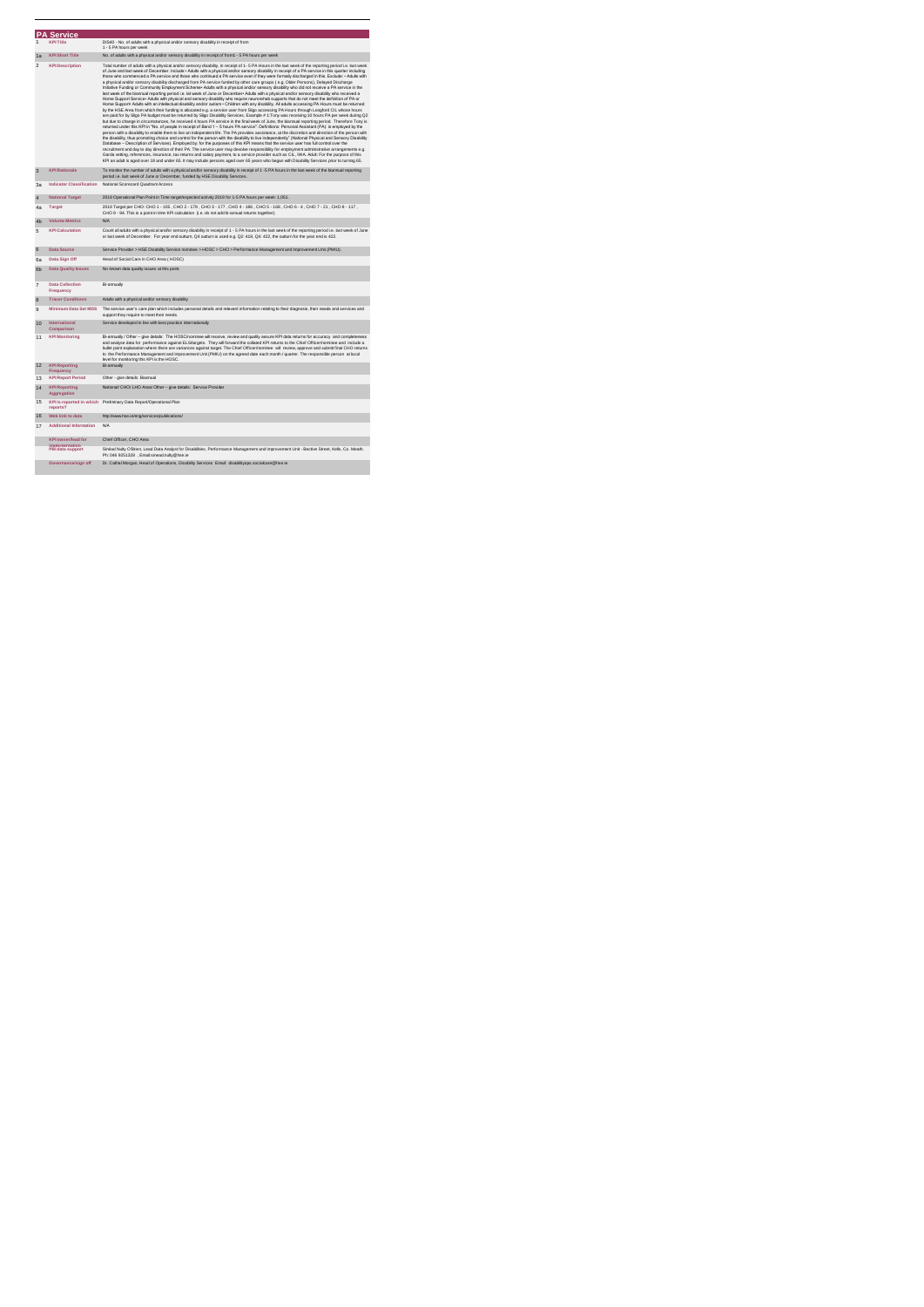| PA Service | | |
|---|---|---|
| 1 | KPI Title | DIS40 - No. of adults with a physical and/or sensory disability in receipt of from 1 - 5 PA hours per week |
| 1a | KPI Short Title | No. of adults with a physical and/or sensory disability in receipt of from1 - 5 PA hours per week |
| 2 | KPI Description | Total number of adults with a physical and/or sensory disability, in receipt of 1- 5 PA Hours in the last week of the reporting period i.e. last week of June and last week of December. Include:• Adults with a physical and/or sensory disability in receipt of a PA service in this quarter including those who commenced a PA service and those who continued a PA service even if they were formally discharged in this. Exclude: • Adults with a physical and/or sensory disability discharged from PA service funded by other care groups ( e.g. Older Persons), Delayed Discharge Initiative Funding or Community Employment Scheme• Adults with a physical and/or sensory disability who did not receive a PA service in the last week of the biannual reporting period i.e. last week of June or December• Adults with a physical and/or sensory disability who received a Home Support Service• Adults with physical and sensory disability who require neurorehab supports that do not meet the definition of PA or Home Support• Adults with an intellectual disability and/or autism • Children with any disability. All adults accessing PA Hours must be returned by the HSE Area from which their funding is allocated e.g. a service user from Sligo accessing PA Hours through Longford CIL whose hours are paid for by Sligo PA budget must be returned by Sligo Disability Services. Example # 1:Tony was receiving 10 hours PA per week during Q2 but due to change in circumstances, he received 4 hours PA service in the final week of June, the biannual reporting period. Therefore Tony is returned under this KPI in "No. of people in receipt of Band 1 – 5 hours PA service". Definitions: Personal Assistant (PA) is employed by the person with a disability to enable them to live an independent life. The PA provides assistance, at the discretion and direction of the person with the disability, thus promoting choice and control for the person with the disability to live independently" (National Physical and Sensory Disability Database – Description of Services). Employed by: for the purposes of this KPI means that the service user has full control over the recruitment and day to day direction of their PA. The service user may devolve responsibility for employment administrative arrangements e.g. Garda vetting, references, insurance, tax returns and salary payment, to a service provider such as CIL, IWA. Adult: For the purpose of this KPI an adult is aged over 18 and under 65. It may include persons aged over 65 years who began with Disability Services prior to turning 65. |
| 3 | KPI Rationale | To monitor the number of adults with a physical and/or sensory disability in receipt of 1 -5 PA hours in the last week of the biannual reporting period i.e. last week of June or December, funded by HSE Disability Services. |
| 3a | Indicator Classification | National Scorecard Quadrant Access |
| 4 | National Target | 2019 Operational Plan Point in Time target/expected activity 2019 for 1-5 PA hours per week: 1,051. |
| 4a | Target | 2019 Target per CHO: CHO 1 - 105 , CHO 2 - 179 , CHO 3 - 177 , CHO 4 - 186 , CHO 5 - 168 , CHO 6 - 4 , CHO 7 - 21 , CHO 8 - 117 , CHO 9 - 94. This is a point in time KPI calculation (i.e. do not add bi-annual returns together) . |
| 4b | Volume Metrics | N/A |
| 5 | KPI Calculation | Count all adults with a physical and/or sensory disability in receipt of 1 - 5 PA hours in the last week of the reporting period i.e. last week of June or last week of December. For year end outturn, Q4 outturn is used e.g. Q2: 416, Q4: 422, the outturn for the year end is 422. |
| 6 | Data Source | Service Provider > HSE Disability Service nominee > HOSC > CHO > Performance Management and Improvement Unit (PMIU). |
| 6a | Data Sign Off | Head of Social Care in CHO Area ( HOSC) |
| 6b | Data Quality Issues | No known data quality issues at this point. |
| 7 | Data Collection Frequency | Bi-annually |
| 8 | Tracer Conditions | Adults with a physical and/or sensory disability |
| 9 | Minimum Data Set MDS | The service user's care plan which includes personal details and relevant information relating to their diagnosis, their needs and services and support they require to meet their needs. |
| 10 | International Comparison | Service developed in line with best practice internationally |
| 11 | KPI Monitoring | Bi-annually / Other – give details: The HOSC/nominee will receive, review and quality assure KPI data returns for accuracy and completeness and analyse data for performance against ELS/targets. They will forward the collated KPI returns to the Chief Officer/nominee and include a bullet point explanation where there are variances against target. The Chief Officer/nominee will review, approve and submit final CHO returns to the Performance Management and Improvement Unit (PMIU) on the agreed date each month / quarter. The responsible person at local level for monitoring this KPI is the HOSC. |
| 12 | KPI Reporting Frequency | Bi-annually |
| 13 | KPI Report Period | Other - give details: Biannual |
| 14 | KPI Reporting Aggregation | National/ CHO/ LHO Area/ Other – give details: Service Provider |
| 15 | KPI is reported in which reports? | Preliminary Data Report/Operational Plan |
| 16 | Web link to data | http://www.hse.ie/eng/services/publications/ |
| 17 | Additional Information | N/A |
| | KPI owner/lead for implementation | Chief Officer, CHO Area |
| | PBI data support | Sinéad Nulty O'Brien, Lead Data Analyst for Disabilities, Performance Management and Improvement Unit - Bective Street, Kells, Co. Meath. Ph: 046 9251328 , Email:sinead.nulty@hse.ie |
| | Governance/sign off | Dr. Cathal Morgan, Head of Operations, Disability Services Email: disabilityops.socialcare@hse.ie |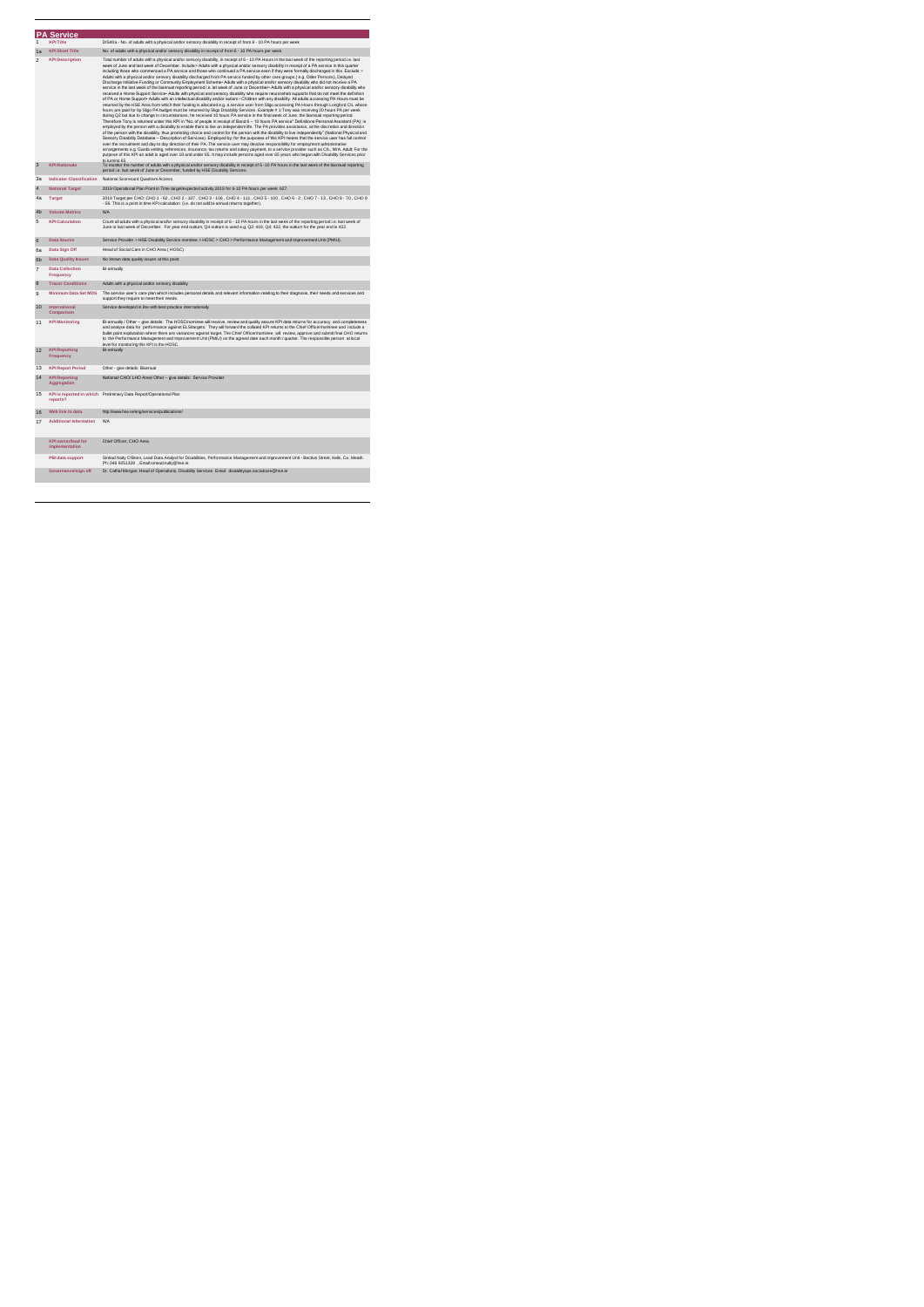# PA Service

| | | |
|---|---|---|
| 1 | KPI Title | DIS40a - No. of adults with a physical and/or sensory disability in receipt of from 6 - 10 PA hours per week |
| 1a | KPI Short Title | No. of adults with a physical and/or sensory disability in receipt of from 6 - 10 PA hours per week |
| 2 | KPI Description | Total number of adults with a physical and/or sensory disability, in receipt of 6 - 10 PA Hours in the last week of the reporting period i.e. last week of June and last week of December. Include:• Adults with a physical and/or sensory disability in receipt of a PA service in this quarter including those who commenced a PA service and those who continued a PA service even if they were formally discharged in this. Exclude: • Adults with a physical and/or sensory disability discharged from PA service funded by other care groups ( e.g. Older Persons), Delayed Discharge Initiative Funding or Community Employment Scheme• Adults with a physical and/or sensory disability who did not receive a PA service in the last week of the biannual reporting period i.e. lst week of June or December• Adults with a physical and/or sensory disability who received a Home Support Service• Adults with physical and sensory disability who require neurorehab supports that do not meet the definition of PA or Home Support• Adults with an intellectual disability and/or autism • Children with any disability. All adults accessing PA Hours must be returned by the HSE Area from which their funding is allocated e.g. a service user from Sligo accessing PA Hours through Longford CIL whose hours are paid for by Sligo PA budget must be returned by Sligo Disability Services. Example # 1 Tony was receiving 20 hours PA per week during Q2 but due to change in circumstances; he received 10 hours PA service in the final week of June, the biannual reporting period. Therefore Tony is returned under this KPI in "No. of people in receipt of Band 6 – 10 hours PA service" Definitions: Personal Assistant (PA): is employed by the person with a disability to enable them to live an independent life. The PA provides assistance, at the discretion and direction of the person with the disability, thus promoting choice and control for the person with the disability to live independently" (National Physical and Sensory Disability Database – Description of Services). Employed by; for the purposes of this KPI means that the service user has full control over the recruitment and day to day direction of their PA. The service user may devolve responsibility for employment administrative arrangements e.g. Garda vetting, references, insurance, tax returns and salary payment, to a service provider such as CIL, IWA. Adult: For the purpose of this KPI an adult is aged over 18 and under 65. It may include persons aged over 65 years who began with Disability Services prior to turning 65. |
| 3 | KPI Rationale | To monitor the number of adults with a physical and/or sensory disability in receipt of 6 -10 PA hours in the last week of the biannual reporting period i.e. last week of June or December, funded by HSE Disability Services. |
| 3a | Indicator Classification | National Scorecard Quadrant Access |
| 4 | National Target | 2019 Operational Plan Point in Time target/expected activity 2019 for 6-10 PA hours per week: 627 |
| 4a | Target | 2019 Target per CHO: CHO 1 - 62 , CHO 2 - 107 , CHO 3 - 106 , CHO 4 - 111 , CHO 5 - 100 , CHO 6 - 2 , CHO 7 - 13 , CHO 8 - 70 , CHO 9 - 56. This is a point in time KPI calculation (i.e. do not add bi-annual returns together). |
| 4b | Volume Metrics | N/A |
| 5 | KPI Calculation | Count all adults with a physical and/or sensory disability in receipt of 6 - 10 PA hours in the last week of the reporting period i.e. last week of June or last week of December. For year end outturn, Q4 outturn is used e.g. Q2: 415, Q4: 422, the outturn for the year end is 422. |
| 6 | Data Source | Service Provider > HSE Disability Service nominee > HOSC > CHO > Performance Management and Improvement Unit (PMIU). |
| 6a | Data Sign Off | Head of Social Care in CHO Area ( HOSC) |
| 6b | Data Quality Issues | No known data quality issues at this point. |
| 7 | Data Collection Frequency | Bi-annually |
| 8 | Tracer Conditions | Adults with a physical and/or sensory disability |
| 9 | Minimum Data Set MDS | The service user's care plan which includes personal details and relevant information relating to their diagnosis, their needs and services and support they require to meet their needs. |
| 10 | International Comparison | Service developed in line with best practice internationally |
| 11 | KPI Monitoring | Bi-annually / Other – give details: The HOSC/nominee will receive, review and quality assure KPI data returns for accuracy and completeness and analyse data for performance against ELS/targets. They will forward the collated KPI returns to the Chief Officer/nominee and include a bullet point explanation where there are variances against target. The Chief Officer/nominee will review, approve and submit final CHO returns to the Performance Management and Improvement Unit (PMIU) on the agreed date each month / quarter. The responsible person at local level for monitoring this KPI is the HOSC. |
| 12 | KPI Reporting Frequency | Bi-annually |
| 13 | KPI Report Period | Other - give details: Biannual |
| 14 | KPI Reporting Aggregation | National/ CHO/ LHO Area/ Other – give details: Service Provider |
| 15 | KPI is reported in which reports? | Preliminary Data Report/Operational Plan |
| 16 | Web link to data | http://www.hse.ie/eng/services/publications/ |
| 17 | Additional Information | N/A |
| | KPI owner/lead for implementation | Chief Officer, CHO Area |
| | PBI data support | Sinéad Nulty O'Brien, Lead Data Analyst for Disabilities, Performance Management and Improvement Unit - Bective Street, Kells, Co. Meath. Ph: 046 9251328 . Email:sinead.nulty@hse.ie |
| | Governance/sign off | Dr. Cathal Morgan, Head of Operations, Disability Services Email: disabilityops.socialcare@hse.ie |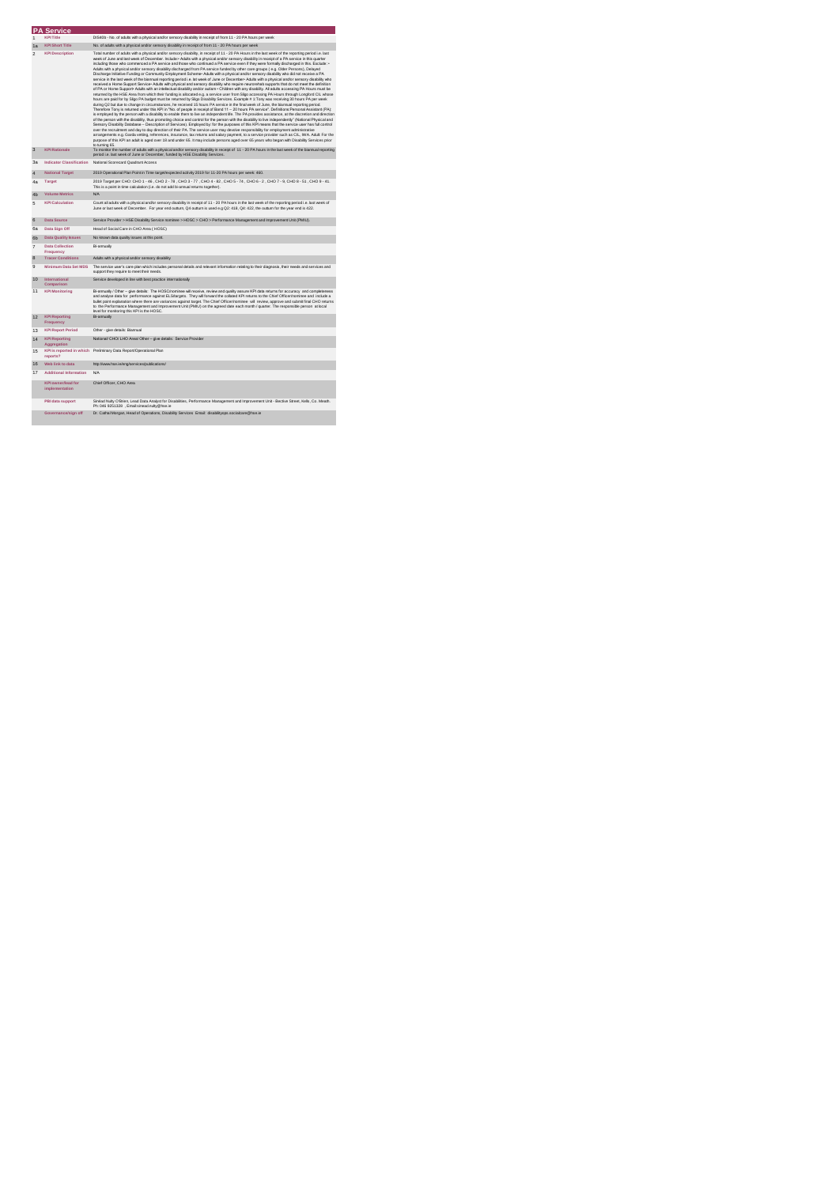# PA Service

| | | |
|---|---|---|
| 1 | **KPI Title** | DIS40b - No. of adults with a physical and/or sensory disability in receipt of from 11 - 20 PA hours per week |
| 1a | **KPI Short Title** | No. of adults with a physical and/or sensory disability in receipt of from 11 - 20 PA hours per week |
| 2 | **KPI Description** | Total number of adults with a physical and/or sensory disability, in receipt of 11 - 20 PA Hours in the last week of the reporting period i.e. last week of June and last week of December. Include:• Adults with a physical and/or sensory disability in receipt of a PA service in this quarter including those who commenced a PA service and those who continued a PA service even if they were formally discharged in this. Exclude: • Adults with a physical and/or sensory disability discharged from PA service funded by other care groups ( e.g. Older Persons). Delayed Discharge Initiative Funding or Community Employment Scheme• Adults with a physical and/or sensory disability who did not receive a PA service in the last week of the biannual reporting period i.e. lst week of June or December• Adults with a physical and/or sensory disability who received a Home Support Service• Adults with physical and sensory disability who require neurorehab supports that do not meet the definition of PA or Home Support• Adults with an intellectual disability and/or autism • Children with any disability. All adults accessing PA Hours must be returned by the HSE Area from which their funding is allocated e.g. a service user from Sligo accessing PA Hours through Longford CIL whose hours are paid for by Sligo PA budget must be returned by Sligo Disability Services. Example # 1:Tony was receiving 30 hours PA per week during Q2 but due to change in circumstances, he received 15 hours PA service in the final week of June, the biannual reporting period. Therefore Tony is returned under this KPI in "No. of people in receipt of Band 11 – 20 hours PA service". Definitions:Personal Assistant (PA): is employed by the person with a disability to enable them to live an independent life. The PA provides assistance, at the discretion and direction of the person with the disability, thus promoting choice and control for the person with the disability to live independently" (National Physical and Sensory Disability Database – Description of Services). Employed by: for the purposes of this KPI means that the service user has full control over the recruitment and day to day direction of their PA. The service user may devolve responsibility for employment administrative arrangements e.g. Garda vetting, references, insurance, tax returns and salary payment, to a service provider such as CIL, IWA. Adult: For the purpose of this KPI an adult is aged over 18 and under 65. It may include persons aged over 65 years who began with Disability Services prior to turning 65. |
| 3 | **KPI Rationale** | To monitor the number of adults with a physical and/or sensory disability in receipt of 11 - 20 PA hours in the last week of the biannual reporting period i.e. last week of June or December, funded by HSE Disability Services. |
| 3a | **Indicator Classification** | National Scorecard Quadrant Access |
| 4 | **National Target** | 2019 Operational Plan Point in Time target/expected activity 2019 for 11-20 PA hours per week: 490. |
| 4a | **Target** | 2019 Target per CHO: CHO 1 - 46 , CHO 2 - 78 , CHO 3 - 77 , CHO 4 - 82 , CHO 5 - 74 , CHO 6 - 2 , CHO 7 - 9, CHO 8 - 51 , CHO 9 - 41. This is a point in time calculation (i.e. do not add bi-annual returns together). |
| 4b | **Volume Metrics** | N/A |
| 5 | **KPI Calculation** | Count all adults with a physical and/or sensory disability in receipt of 11 - 20 PA hours in the last week of the reporting period i.e. last week of June or last week of December. For year end outturn, Q4 outturn is used e.g Q2: 418, Q4: 422, the outturn for the year end is 422. |
| 6 | **Data Source** | Service Provider > HSE Disability Service nominee > HOSC > CHO > Performance Management and Improvement Unit (PMIU). |
| 6a | **Data Sign Off** | Head of Social Care in CHO Area ( HOSC) |
| 6b | **Data Quality Issues** | No known data quality issues at this point. |
| 7 | **Data Collection Frequency** | Bi-annually |
| 8 | **Tracer Conditions** | Adults with a physical and/or sensory disability |
| 9 | **Minimum Data Set MDS** | The service user's care plan which includes personal details and relevant information relating to their diagnosis, their needs and services and support they require to meet their needs. |
| 10 | **International Comparison** | Service developed in line with best practice internationally |
| 11 | **KPI Monitoring** | Bi-annually / Other – give details: The HOSC/nominee will receive, review and quality assure KPI data returns for accuracy and completeness and analyse data for performance against ELS/targets. They will forward the collated KPI returns to the Chief Officer/nominee and include a bullet point explanation where there are variances against target. The Chief Officer/nominee will review, approve and submit final CHO returns to the Performance Management and Improvement Unit (PMIU) on the agreed date each month / quarter. The responsible person at local level for monitoring this KPI is the HOSC. |
| 12 | **KPI Reporting Frequency** | Bi-annually |
| 13 | **KPI Report Period** | Other - give details: Biannual |
| 14 | **KPI Reporting Aggregation** | National/ CHO/ LHO Area/ Other – give details: Service Provider |
| 15 | **KPI is reported in which reports?** | Preliminary Data Report/Operational Plan |
| 16 | **Web link to data** | http://www.hse.ie/eng/services/publications/ |
| 17 | **Additional Information** | N/A |
| | **KPI owner/lead for implementation** | Chief Officer, CHO Area |
| | **PBI data support** | Sinéad Nally O'Brien, Lead Data Analyst for Disabilities, Performance Management and Improvement Unit - Bective Street, Kells, Co. Meath. Ph: 046 9251328 , Email:sinead.nally@hse.ie |
| | **Governance/sign off** | Dr. Cathal Morgan, Head of Operations, Disability Services Email: disabilityops.socialcare@hse.ie |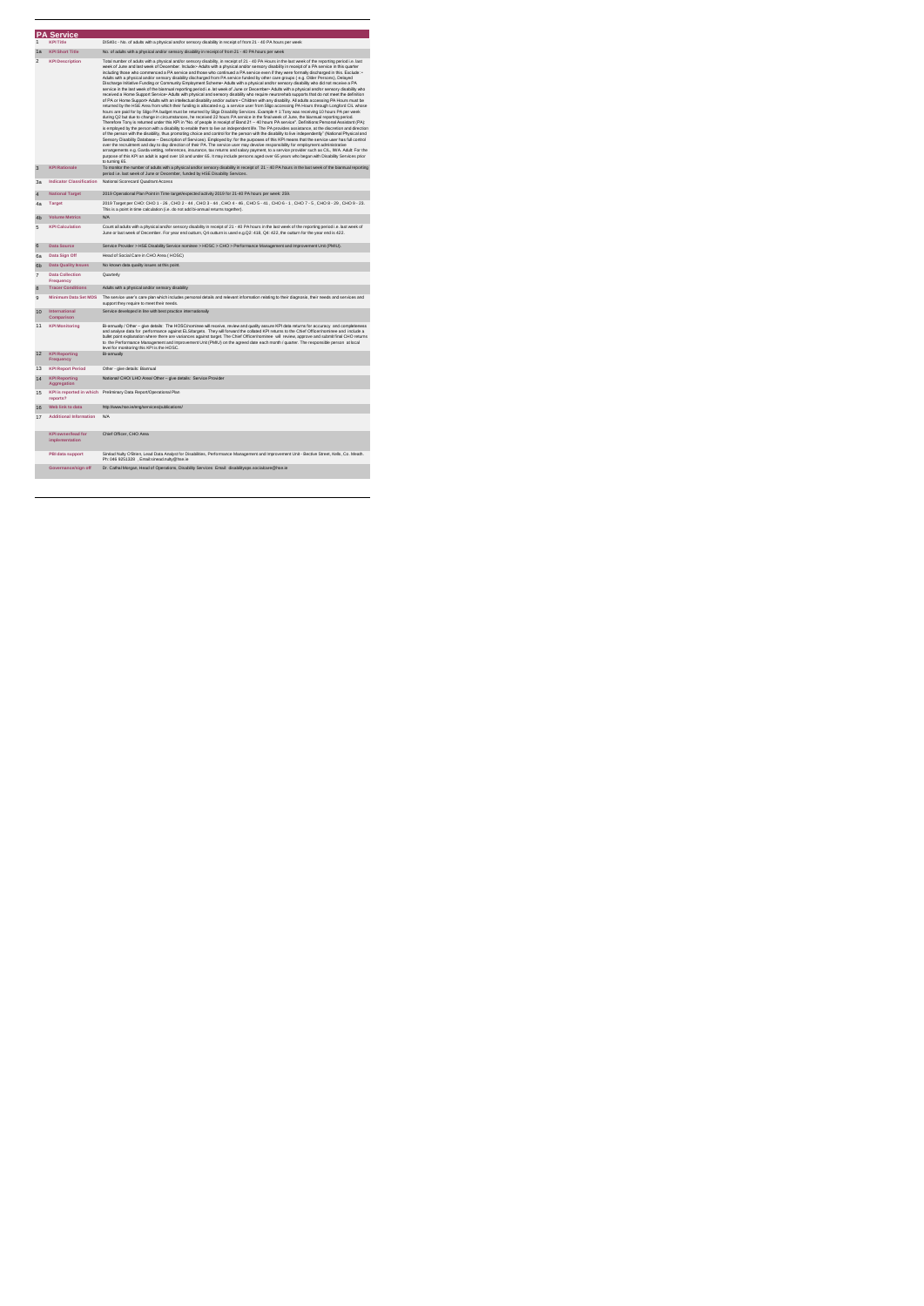# PA Service

| | | |
|---|---|---|
| 1 | **KPI Title** | DIS40c - No. of adults with a physical and/or sensory disability in receipt of from 21 - 40 PA hours per week |
| 1a | **KPI Short Title** | No. of adults with a physical and/or sensory disability in receipt of from 21 - 40 PA hours per week |
| 2 | **KPI Description** | Total number of adults with a physical and/or sensory disability, in receipt of 21 - 40 PA Hours in the last week of the reporting period i.e. last week of June and last week of December. Include:• Adults with a physical and/or sensory disability in receipt of a PA service in this quarter including those who commenced a PA service and those who continued a PA service even if they were formally discharged in this. Exclude :• Adults with a physical and/or sensory disability discharged from PA service funded by other care groups ( e.g. Older Persons), Delayed Discharge Initiative Funding or Community Employment Scheme• Adults with a physical and/or sensory disability who did not receive a PA service in the last week of the biannual reporting period i.e. last week of June or December• Adults with a physical and sensory disability who received a Home Support Service• Adults with physical and sensory disability who require neurorehab supports that do not meet the definition of PA or Home Support• Adults with an intellectual disability and/or autism • Children with any disability. All adults accessing PA Hours must be returned by the HSE Area from which their funding is allocated e.g. a service user from Sligo accessing PA Hours through Longford CIL whose hours are paid for by Sligo PA budget must be returned by Sligo Disability Services. Example # 1:Tony was receiving 10 hours PA per week during Q2 but due to change in circumstances, he received 22 hours PA service in the final week of June, the biannual reporting period. Therefore Tony is returned under this KPI in "No. of people in receipt of Band 21 – 40 hours PA service". Definitions:Personal Assistant (PA) is employed by the person with a disability to enable them to live an independent life. The PA provides assistance, at the discretion and direction of the person with the disability, thus promoting choice and control for the person with the disability to live independently" (National Physical and Sensory Disability Database – Description of Services). Employed by: for the purposes of this KPI means that the service user has full control over the recruitment and day to day direction of their PA. The service user may devolve responsibility for employment administrative arrangements e.g. Garda vetting, references, insurance, tax returns and salary payment, to a service provider such as CIL, IWA. Adult: For the purpose of this KPI an adult is aged over 18 and under 65. It may include persons aged over 65 years who began with Disability Services prior to turning 65. |
| 3 | **KPI Rationale** | To monitor the number of adults with a physical and/or sensory disability in receipt of 21 - 40 PA hours in the last week of the biannual reporting period i.e. last week of June or December, funded by HSE Disability Services. |
| 3a | **Indicator Classification** | National Scorecard Quadrant Access |
| 4 | **National Target** | 2019 Operational Plan Point in Time target/expected activity 2019 for 21-40 PA hours per week: 259. |
| 4a | **Target** | 2019 Target per CHO: CHO 1 - 26 , CHO 2 - 44 , CHO 3 - 44 , CHO 4 - 46 , CHO 5 - 41 , CHO 6 - 1 , CHO 7 - 5 , CHO 8 - 29 , CHO 9 - 23. This is a point in time calculation (i.e. do not add bi-annual returns together). |
| 4b | **Volume Metrics** | N/A |
| 5 | **KPI Calculation** | Count all adults with a physical and/or sensory disability in receipt of 21 - 40 PA hours in the last week of the reporting period i.e. last week of June or last week of December. For year end outturn, Q4 outturn is used e.g.Q2: 418, Q4: 422, the outturn for the year end is 422. |
| 6 | **Data Source** | Service Provider > HSE Disability Service nominee > HOSC > CHO > Performance Management and Improvement Unit (PMIU). |
| 6a | **Data Sign Off** | Head of Social Care in CHO Area ( HOSC) |
| 6b | **Data Quality Issues** | No known data quality issues at this point. |
| 7 | **Data Collection Frequency** | Quarterly |
| 8 | **Tracer Conditions** | Adults with a physical and/or sensory disability |
| 9 | **Minimum Data Set MDS** | The service user's care plan which includes personal details and relevant information relating to their diagnosis, their needs and services and support they require to meet their needs. |
| 10 | **International Comparison** | Service developed in line with best practice internationally |
| 11 | **KPI Monitoring** | Bi-annually / Other – give details: The HOSC/nominee will receive, review and quality assure KPI data returns for accuracy and completeness and analyse data for performance against ELS/targets. They will forward the collated KPI returns to the Chief Officer/nominee and include a bullet point explanation where there are variances against target. The Chief Officer/nominee will review, approve and submit final CHO returns to the Performance Management and Improvement Unit (PMIU) on the agreed date each month / quarter. The responsible person at local level for monitoring this KPI is the HOSC. |
| 12 | **KPI Reporting Frequency** | Bi-annually |
| 13 | **KPI Report Period** | Other - give details: Biannual |
| 14 | **KPI Reporting Aggregation** | National/ CHO/ LHO Area/ Other – give details: Service Provider |
| 15 | **KPI is reported in which reports?** | Preliminary Data Report/Operational Plan |
| 16 | **Web link to data** | http://www.hse.ie/eng/services/publications/ |
| 17 | **Additional Information** | N/A |
| | **KPI owner/lead for implementation** | Chief Officer, CHO Area |
| | **PBI data support** | Sinéad Nulty O'Brien, Lead Data Analyst for Disabilities, Performance Management and Improvement Unit - Bective Street, Kells, Co. Meath. Ph: 046 9251328 , Email:sinead.nulty@hse.ie |
| | **Governance/sign off** | Dr. Cathal Morgan, Head of Operations, Disability Services Email: disabilityops.socialcare@hse.ie |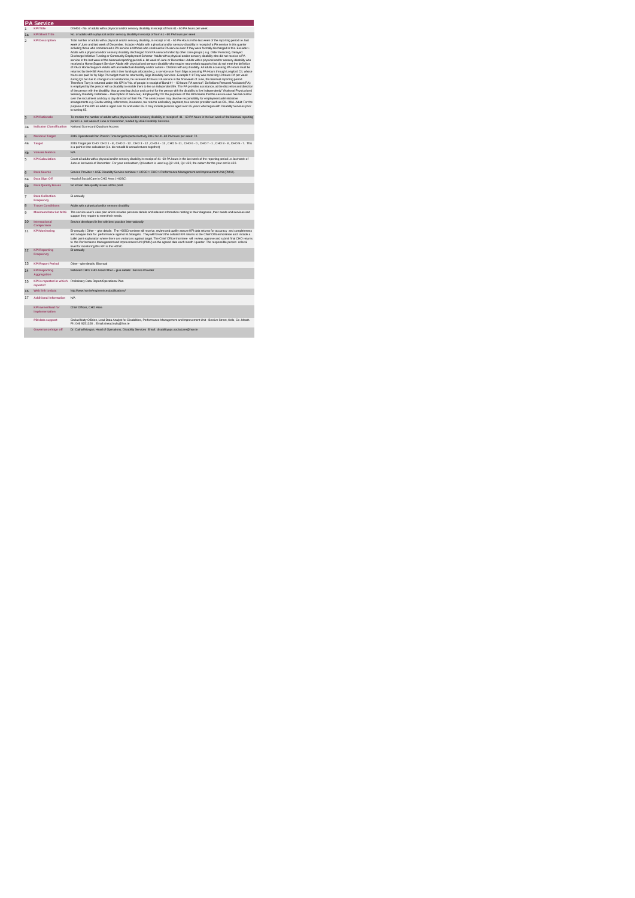# PA Service

| | | |
|---|---|---|
| 1 | KPI Title | DIS404 - No. of adults with a physical and/or sensory disability in receipt of from 41 - 60 PA hours per week |
| 1a | KPI Short Title | No. of adults with a physical and/or sensory disability in receipt of from 41 - 60 PA hours per week |
| 2 | KPI Description | Total number of adults with a physical and/or sensory disability, in receipt of 41 - 60 PA Hours in the last week of the reporting period i.e. last week of June and last week of December. Include:- Adults with a physical and/or sensory disability in receipt of a PA service in this quarter including those who commenced a PA service and those who continued a PA service even if they were formally discharged in this. Exclude: - Adults with a physical and/or sensory disability discharged from PA service funded by other care groups ( e.g. Older Persons), Delayed Discharge Initiative Funding or Community Employment Scheme- Adults with a physical and/or sensory disability who did not receive a PA service in the last week of the biannual reporting period i.e. last week of June or December- Adults with a physical and sensory disability who received a Home Support Service- Adults with physical and sensory disability who require neurorehab supports that do not meet the definition of PA or Home Support- Adults with an intellectual disability and/or autism • Children with any disability. All adults accessing PA Hours must be returned by the HSE Area from which their funding is allocated e.g. a service user from Sligo accessing PA Hours through Longford CIL whose hours are paid for by Sligo PA budget must be returned by Sligo Disability Services. Example #.1 Tony was receiving 10 hours PA per week during Q2 but due to change in circumstances, he received 42 hours PA service in the final week of June, the biannual reporting period. Therefore Tony is returned under this KPI in "No. of people in receipt of Band 41 – 60 hours PA service". Definitions:Personal Assistant (PA): is employed by the person with a disability to enable them to live an independent life. The PA provides assistance, at the discretion and direction of the person with the disability, thus promoting choice and control for the person with the disability to live independently" (National Physical and Sensory Disability Database – Description of Services). Employed by: for the purposes of this KPI means that the service user has full control over the recruitment and day to day direction of their PA. The service user may devolve responsibility for employment administrative arrangements e.g. Garda vetting, references, insurance, tax returns and salary payment, to a service provider such as CIL, IWA. Adult: For the purpose of this KPI an adult is aged over 18 and under 65. It may include persons aged over 65 years who began with Disability Services prior to turning 65. |
| 3 | KPI Rationale | To monitor the number of adults with a physical and/or sensory disability in receipt of 41 - 60 PA hours in the last week of the biannual reporting period i.e. last week of June or December, funded by HSE Disability Services. |
| 3a | Indicator Classification | National Scorecard Quadrant Access |
| 4 | National Target | 2019 Operational Plan Point in Time target/expected activity 2019 for 41-60 PA hours per week: 72. |
| 4a | Target | 2019 Target per CHO: CHO 1 - 8 , CHO 2 - 12 , CHO 3 - 12 , CHO 4 - 13 , CHO 5 -11 , CHO 6 - 0 , CHO 7 - 1 , CHO 8 - 8 , CHO 9 - 7. This is a point in time calculation (i.e. do not add bi-annual returns together) |
| 4b | Volume Metrics | N/A |
| 5 | KPI Calculation | Count all adults with a physical and/or sensory disability in receipt of 41 -60 PA hours in the last week of the reporting period i.e. last week of June or last week of December. For year end outturn, Q4 outturn is used e.g.Q2: 418, Q4: 422, the outturn for the year end is 422. |
| 6 | Data Source | Service Provider > HSE Disability Service nominee > HOSC > CHO > Performance Management and Improvement Unit (PMIU). |
| 6a | Data Sign Off | Head of Social Care in CHO Area ( HOSC) |
| 6b | Data Quality Issues | No known data quality issues at this point. |
| 7 | Data Collection Frequency | Bi-annually |
| 8 | Tracer Conditions | Adults with a physical and/or sensory disability |
| 9 | Minimum Data Set MDS | The service user's care plan which includes personal details and relevant information relating to their diagnosis, their needs and services and support they require to meet their needs. |
| 10 | International Comparison | Service developed in line with best practice internationally |
| 11 | KPI Monitoring | Bi-annually / Other – give details: The HOSC/nominee will receive, review and quality assure KPI data returns for accuracy and completeness and analyse data for performance against ELS/targets. They will forward the collated KPI returns to the Chief Officer/nominee and include a bullet point explanation where there are variances against target. The Chief Officer/nominee will review, approve and submit final CHO returns to the Performance Management and Improvement Unit (PMIU) on the agreed date each month / quarter. The responsible person at local level for monitoring this KPI is the HOSC. |
| 12 | KPI Reporting Frequency | Bi-annually |
| 13 | KPI Report Period | Other - give details: Biannual |
| 14 | KPI Reporting Aggregation | National/ CHO/ LHO Area/ Other – give details: Service Provider |
| 15 | KPI is reported in which reports? | Preliminary Data Report/Operational Plan |
| 16 | Web link to data | http://www.hse.ie/eng/services/publications/ |
| 17 | Additional Information | N/A |
| | KPI owner/lead for implementation | Chief Officer, CHO Area. |
| | PBI data support | Sinéad Nulty O'Brien, Lead Data Analyst for Disabilities, Performance Management and Improvement Unit - Bective Street, Kells ,Co. Meath. Ph: 046 9251328 , Email:sinead.nulty@hse.ie |
| | Governance/sign off | Dr. Cathal Morgan, Head of Operations, Disability Services. Email: disabilityops.socialcare@hse.ie |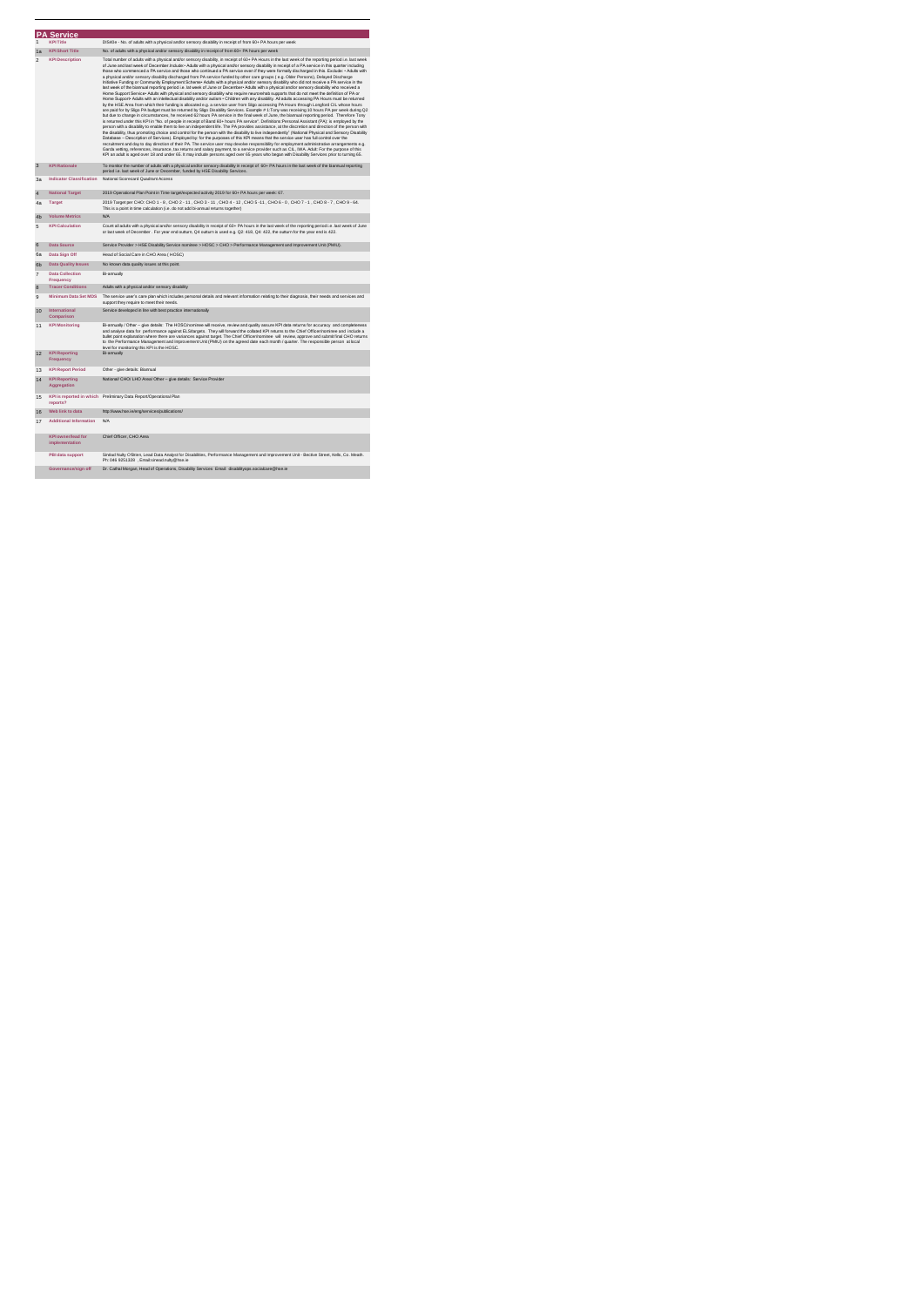## PA Service

| | | |
|---|---|---|
| 1 | KPI Title | DIS40e - No. of adults with a physical and/or sensory disability in receipt of from 60+ PA hours per week |
| 1a | KPI Short Title | No. of adults with a physical and/or sensory disability in receipt of from 60+ PA hours per week |
| 2 | KPI Description | Total number of adults with a physical and/or sensory disability, in receipt of 60+ PA Hours in the last week of the reporting period i.e. last week of June and last week of December. Include:• Adults with a physical and/or sensory disability in receipt of a PA service in this quarter including those who commenced a PA service and those who continued a PA service even if they were formally discharged in this. Exclude: • Adults with a physical and/or sensory disability discharged from PA service funded by other care groups ( e.g. Older Persons), Delayed Discharge Initiative Funding or Community Employment Scheme• Adults with a physical and/or sensory disability who did not receive a PA service in the last week of the biannual reporting period i.e. last week of June or December• Adults with a physical and/or sensory disability who received a Home Support Service• Adults with physical and sensory disability who require neuro rehab supports that do not meet the definition of PA or Home Support• Adults with an intellectual disability and/or autism • Children with any disability. All adults accessing PA Hours must be returned by the HSE Area from which their funding is allocated e.g. a service user from Sligo accessing PA Hours through Longford CIL whose hours are paid for by Sligo PA budget must be returned by Sligo Disability Services. Example # 1:Tony was receiving 10 hours PA per week during Q2 but due to change in circumstances, he received 62 hours PA service in the final week of June, the biannual reporting period. Therefore Tony is returned under this KPI in "No. of people in receipt of Band 60+ hours PA service". Definitions Personal Assistant (PA): is employed by the person with a disability to enable them to live an independent life. The PA provides assistance, at the discretion and direction of the person with the disability, thus promoting choice and control for the person with the disability to live independently" (National Physical and Sensory Disability Database – Description of Services). Employed by: for the purposes of this KPI means that the service user has full control over the recruitment and day to day direction of their PA. The service user may devolve responsibility for employment administrative arrangements e.g. Garda vetting, references, insurance, tax returns and salary payment, to a service provider such as CIL, IWA. Adult: For the purpose of this KPI an adult is aged over 18 and under 65. It may include persons aged over 65 years who began with Disability Services prior to turning 65. |
| 3 | KPI Rationale | To monitor the number of adults with a physical and/or sensory disability in receipt of 60+ PA hours in the last week of the biannual reporting period i.e. last week of June or December, funded by HSE Disability Services. |
| 3a | Indicator Classification | National Scorecard Quadrant Access |
| 4 | National Target | 2019 Operational Plan Point in Time target/expected activity 2019 for 60+ PA hours per week: 67. |
| 4a | Target | 2019 Target per CHO: CHO 1 - 8 , CHO 2 - 11 , CHO 3 - 11 , CHO 4 - 12 , CHO 5 -11 , CHO 6 - 0 , CHO 7 - 1 , CHO 8 - 7 , CHO 9 - 64. This is a point in time calculation (i.e. do not add bi-annual returns together) |
| 4b | Volume Metrics | N/A |
| 5 | KPI Calculation | Count all adults with a physical and/or sensory disability in receipt of 60+ PA hours in the last week of the reporting period i.e. last week of June or last week of December . For year end outturn, Q4 outturn is used e.g. Q2: 416, Q4: 422, the outturn for the year end is 422. |
| 6 | Data Source | Service Provider > HSE Disability Service nominee > HOSC > CHO > Performance Management and Improvement Unit (PMIU). |
| 6a | Data Sign Off | Head of Social Care in CHO Area ( HOSC) |
| 6b | Data Quality Issues | No known data quality issues at this point. |
| 7 | Data Collection Frequency | Bi-annually |
| 8 | Tracer Conditions | Adults with a physical and/or sensory disability |
| 9 | Minimum Data Set MDS | The service user's care plan which includes personal details and relevant information relating to their diagnosis, their needs and services and support they require to meet their needs. |
| 10 | International Comparison | Service developed in line with best practice internationally |
| 11 | KPI Monitoring | Bi-annually / Other – give details: The HOSC/nominee will receive, review and quality assure KPI data returns for accuracy and completeness and analyse data for performance against ELS/targets. They will forward the collated KPI returns to the Chief Officer/nominee and include a bullet point explanation where there are variances against target. The Chief Officer/nominee will review, approve and submit final CHO returns to the Performance Management and Improvement Unit (PMIU) on the agreed date each month / quarter. The responsible person at local level for monitoring this KPI is the HOSC. |
| 12 | KPI Reporting Frequency | Bi-annually |
| 13 | KPI Report Period | Other - give details: Biannual |
| 14 | KPI Reporting Aggregation | National/ CHO/ LHO Area/ Other – give details: Service Provider |
| 15 | KPI is reported in which reports? | Preliminary Data Report/Operational Plan |
| 16 | Web link to data | http://www.hse.ie/eng/services/publications/ |
| 17 | Additional Information | N/A |
| | KPI owner/lead for implementation | Chief Officer, CHO Area |
| | PBI data support | Sinéad Nulty O'Brien, Lead Data Analyst for Disabilities, Performance Management and Improvement Unit - Bective Street, Kells, Co. Meath. Ph: 046 9251328 , Email:sinead.nulty@hse.ie |
| | Governance/sign off | Dr. Cathal Morgan, Head of Operations, Disability Services Email: disabilityops.socialcare@hse.ie |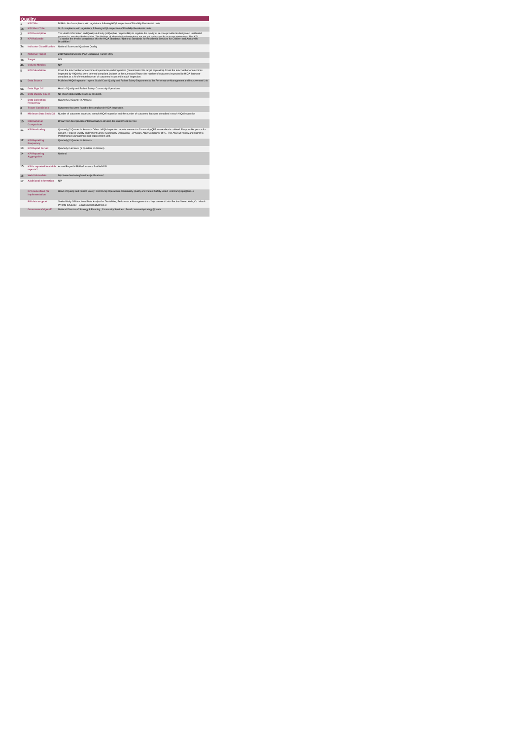## Quality

| | | |
|---|---|---|
| 1 | KPI Title | DIS60 - % of compliance with regulations following HIQA inspection of Disability Residential Units |
| 1a | KPI Short Title | % of compliance with regulations following HIQA inspection of Disability Residential Units |
| 2 | KPI Description | The Health Information and Quality Authority (HIQA) has responsibility to regulate the quality of service provided in designated residential centres for people with disabilities. The findings of all monitoring inspections are set out under specific outcome statements. This KPI |
| 3 | KPI Rationale | To monitor the level of compliance with the HIQA Standards: "National Standards for Residential Services for Children and Adults with Disabilities" |
| 3a | Indicator Classification | National Scorecard Quadrant Quality |
| 4 | National Target | 2019 National Service Plan Cumulative Target: 80% |
| 4a | Target | N/A |
| 4b | Volume Metrics | N/A |
| 5 | KPI Calculation | Count the total number of outcomes inspected in each inspection (denominator/ the target population) Count the total number of outcomes inspected by HIQA that were deemed compliant. (subset or the numerator)Report the number of outcomes inspected by HIQA that were compliant as a % of the total number of outcomes inspected in each inspection. |
| 6 | Data Source | Published HIQA inspection reports.Social Care Quality and Patient Safety Department to the Performance Management and Improvement Unit |
| 6a | Data Sign Off | Head of Quality and Patient Safety, Community Operations |
| 6b | Data Quality Issues | No known data quality issues at this point. |
| 7 | Data Collection Frequency | Quarterly (2 Quarter in Arrears) |
| 8 | Tracer Conditions | Outcomes that were found to be compliant in HIQA inspection. |
| 9 | Minimum Data Set MDS | Number of outcomes inspected in each HIQA inspection and the number of outcomes that were compliant in each HIQA inspection |
| 10 | International Comparison | Drawn from best practice internationally to develop this customised service |
| 11 | KPI Monitoring | Quarterly (2 Quarter in Arrears). Other: HIQA inspection reports are sent to Community QPS where data is collated. Responsible person for sign off : Head of Quality and Patient Safety, Community Operations - JP Nolan; AND Community QPS. The AND will review and submit to Performance Management and Improvement Unit. |
| 12 | KPI Reporting Frequency | Quarterly( 2 Quarter in Arrears) |
| 13 | KPI Report Period | Quarterly in arrears (2 Quarters in Arrears) |
| 14 | KPI Reporting Aggregation | National |
| 15 | KPI is reported in which reports? | Annual Report/NSP/Performance Profile/MDR |
| 16 | Web link to data | http://www.hse.ie/eng/services/publications/ |
| 17 | Additional Information | N/A |
| | KPI owner/lead for implementation | Head of Quality and Patient Safety, Community Operations. Community Quality and Patient Safety Email: community.qps@hse.ie |
| | PBI data support | Sinéad Nulty O'Brien, Lead Data Analyst for Disabilities, Performance Management and Improvement Unit - Bective Street, Kells, Co. Meath. Ph: 046 9251328 , Email:sinead.nulty@hse.ie |
| | Governance/sign off | National Director of Strategy & Planning , Community Services, Email: communitystrategy@hse.ie |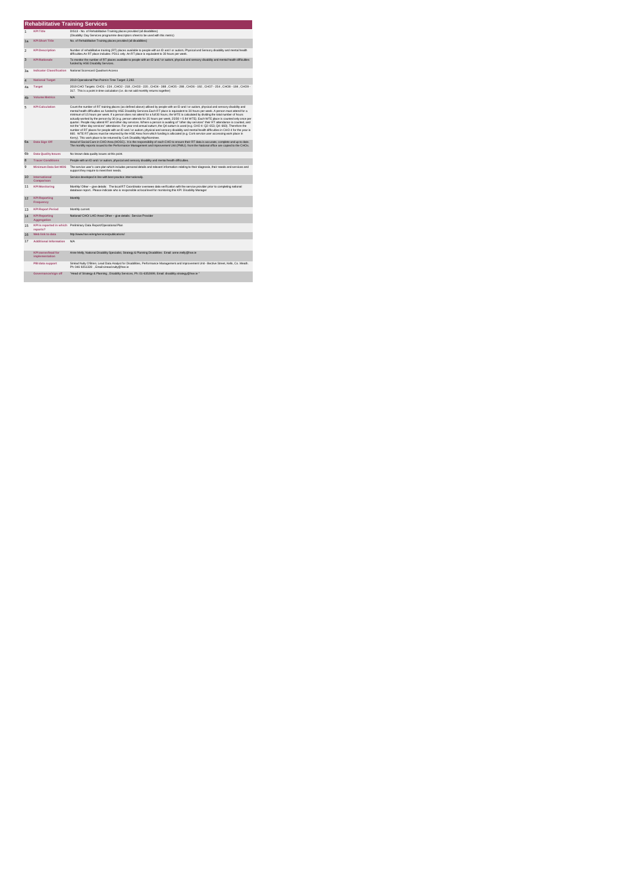## Rehabilitative Training Services

| | | |
|---|---|---|
| 1 | KPI Title | DIS13 - No. of Rehabilitative Training places provided (all disabilities) (Disability Day Services programme descriptors sheet to be used with this metric) |
| 1a | KPI Short Title | No. of Rehabilitative Training places provided (all disabilities) |
| 2 | KPI Description | Number of rehabilitative training (RT) places available to people with an ID and / or autism, Physical and Sensory disability and mental health difficulties.An RT place includes: PD11 only. An RT place is equivalent to 30 hours per week. |
| 3 | KPI Rationale | To monitor the number of RT places available to people with an ID and / or autism, physical and sensory disability and mental health difficulties funded by HSE Disability Services. |
| 3a | Indicator Classification | National Scorecard Quadrant Access |
| 4 | National Target | 2019 Operational Plan Point in Time Target: 2,262. |
| 4a | Target | 2019 CHO Targets: CHO1 - 224 , CHO2 - 218 , CHO3 - 320 , CHO4 - 388 , CHO5 - 208 , CHO6 - 192 , CHO7 - 254 , CHO8 - 184 , CHO9 - 317. This is a point in time calculation (i.e. do not add monthly returns together) |
| 4b | Volume Metrics | N/A |
| 5 | KPI Calculation | Count the number of RT training places (as defined above) utilised by people with an ID and / or autism, physical and sensory disability and mental health difficulties as funded by HSE Disability Services.Each RT place is equivalent to 30 hours per week. A person must attend for a minimum of 15 hours per week. If a person does not attend for a full 30 hours, the WTE is calculated by dividing the total number of hours actually worked by the person by 30 (e.g. person attends for 25 hours per week, 25/30 = 0.84 WTE). Each WTE place is counted only once per quarter. People may attend RT and other day services. Where a person is availing of "other day services" their RT attendance is counted, and not the "other day services" attendance. For year end annual outturn, the Q4 outturn is used (e.g. CHO 4: Q2: 653; Q4: 660). Therefore the number of RT places for people with an ID and / or autism, physical and sensory disability and mental health difficulties in CHO 4 for the year is 660. WTE RT places must be returned by the HSE Area from which funding is allocated (e.g. Cork service user accessing work place in Kerry). This work place to be returned by Cork Disability Mgr/Nominee. |
| 6a | Data Sign Off | Head of Social Care in CHO Area (HOSC). It is the responsibility of each CHO to ensure their RT data is accurate, complete and up to date. The monthly reports issued to the Performance Management and Improvement Unit (PMIU) from the National office are copied to the CHOs. |
| 6b | Data Quality Issues | No known data quality issues at this point. |
| 8 | Tracer Conditions | People with an ID and / or autism, physical and sensory disability and mental health difficulties. |
| 9 | Minimum Data Set MDS | The service user's care plan which includes personal details and relevant information relating to their diagnosis, their needs and services and support they require to meet their needs. |
| 10 | International Comparison | Service developed in line with best practice internationally. |
| 11 | KPI Monitoring | Monthly/ Other – give details: The local RT Coordinator oversees data verification with the service provider prior to completing national database report.. Please indicate who is responsible at local level for monitoring this KPI: Disability Manager |
| 12 | KPI Reporting Frequency | Monthly |
| 13 | KPI Report Period | Monthly current |
| 14 | KPI Reporting Aggregation | National/ CHO/ LHO Area/ Other – give details: Service Provider |
| 15 | KPI is reported in which reports? | Preliminary Data Report/Operational Plan |
| 16 | Web link to data | http://www.hse.ie/eng/services/publications/ |
| 17 | Additional Information | N/A |
| | KPI owner/lead for implementation | Anne Melly, National Disability Specialist, Strategy & Planning Disabilities . Email: anne.melly@hse.ie |
| | PBI data support | Sinéad Nulty O'Brien, Lead Data Analyst for Disabilities, Performance Management and Improvement Unit - Bective Street, Kells ,Co. Meath. Ph: 046 9251328 , Email:sinead.nulty@hse.ie |
| | Governance/sign off | "Head of Strategy & Planning , Disability Services, Ph: 01-6352699, Email: disability.strategy@hse.ie " |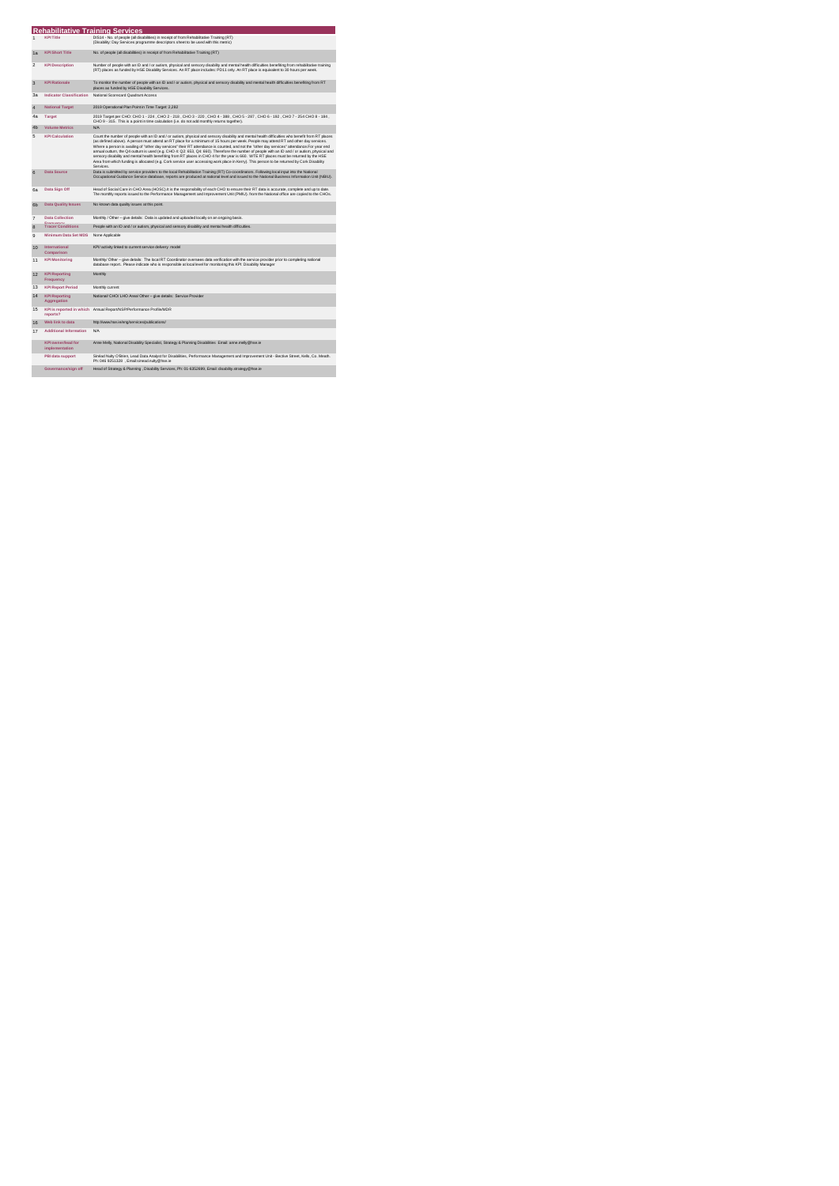## Rehabilitative Training Services

| | | |
|---|---|---|
| 1 | KPI Title | DIS14 - No. of people (all disabilities) in receipt of from Rehabilitative Training (RT) (Disability Day Services programme description sheet to be used with this metric) |
| 1a | KPI Short Title | No. of people (all disabilities) in receipt of from Rehabilitative Training (RT) |
| 2 | KPI Description | Number of people with an ID and / or autism, physical and sensory disability and mental health difficulties benefiting from rehabilitative training (RT) places as funded by HSE Disability Services. An RT place includes: PD11 only. An RT place is equivalent to 30 hours per week. |
| 3 | KPI Rationale | To monitor the number of people with an ID and/ or autism, physical and sensory disability and mental health difficulties benefiting from RT places as funded by HSE Disability Services. |
| 3a | Indicator Classification | National Scorecard Quadrant Access |
| 4 | National Target | 2019 Operational Plan Point in Time Target: 2,292 |
| 4a | Target | 2019 Target per CHO: CHO 1 - 224 , CHO 2 - 218 , CHO 3 - 220 , CHO 4 - 388 , CHO 5 - 207 , CHO 6 - 192 , CHO 7 - 254 CHO 8 - 184 , CHO 9 - 215. This is a point in time calculation (i.e. do not add monthly returns together). |
| 4b | Volume Metrics | N/A |
| 5 | KPI Calculation | Count the number of people with an ID and / or autism, physical and sensory disability and mental health difficulties who benefit from RT places (as defined above). A person must attend an RT place for a minimum of 15 hours per week. People may attend RT and other day services. Where a person is availing of "other day services" their RT attendance is counted, and not the "other day services" attendance.For year end annual outturn, the Q4 outturn is used (e.g. CHO 4: Q3: 653, Q4: 660). Therefore the number of people with an ID and / or autism, physical and sensory disability and mental health benefiting from RT places in CHO 4 for the year is 660. WTE RT places must be returned by the HSE Area from which funding is allocated (e.g. Cork service user accessing work place in Kerry). This person to be returned by Cork Disability Services. |
| 6 | Data Source | Data is submitted by service providers to the local Rehabilitative Training (RT) Co-coordinators. Following local input into the National Occupational Guidance Service database, reports are produced at national level and issued to the National Business Information Unit (NBIU). |
| 6a | Data Sign Off | Head of Social Care in CHO Area (HOSC).It is the responsibility of each CHO to ensure their RT data is accurate, complete and up to date. The monthly reports issued to the Performance Management and Improvement Unit (PMIU) from the National office are copied to the CHOs. |
| 6b | Data Quality Issues | No known data quality issues at this point. |
| 7 | Data Collection Frequency | Monthly / Other – give details: Data is updated and uploaded locally on an ongoing basis. |
| 8 | Tracer Conditions | People with an ID and / or autism, physical and sensory disability and mental health difficulties. |
| 9 | Minimum Data Set MDS | None Applicable |
| 10 | International Comparison | KPI/ activity linked to current service delivery model |
| 11 | KPI Monitoring | Monthly/ Other – give details: The local RT Coordinator oversees data verification with the service provider prior to completing national database report.. Please indicate who is responsible at local level for monitoring this KPI: Disability Manager |
| 12 | KPI Reporting Frequency | Monthly |
| 13 | KPI Report Period | Monthly current |
| 14 | KPI Reporting Aggregation | National/ CHO/ LHO Area/ Other – give details: Service Provider |
| 15 | KPI is reported in which reports? | Annual Report/NSP/Performance Profile/MDR |
| 16 | Web link to data | http://www.hse.ie/eng/services/publications/ |
| 17 | Additional Information | N/A |
| | KPI owner/lead for implementation | Anne Melly, National Disability Specialist, Strategy & Planning Disabilities. Email: anne.melly@hse.ie |
| | PBI data support | Sinéad Nulty O'Brien, Lead Data Analyst for Disabilities, Performance Management and Improvement Unit - Bective Street, Kells, Co. Meath. Ph: 046 9251328 , Email:sinead.nulty@hse.ie |
| | Governance/sign off | Head of Strategy & Planning , Disability Services, Ph: 01-6352699, Email: disability.strategy@hse.ie |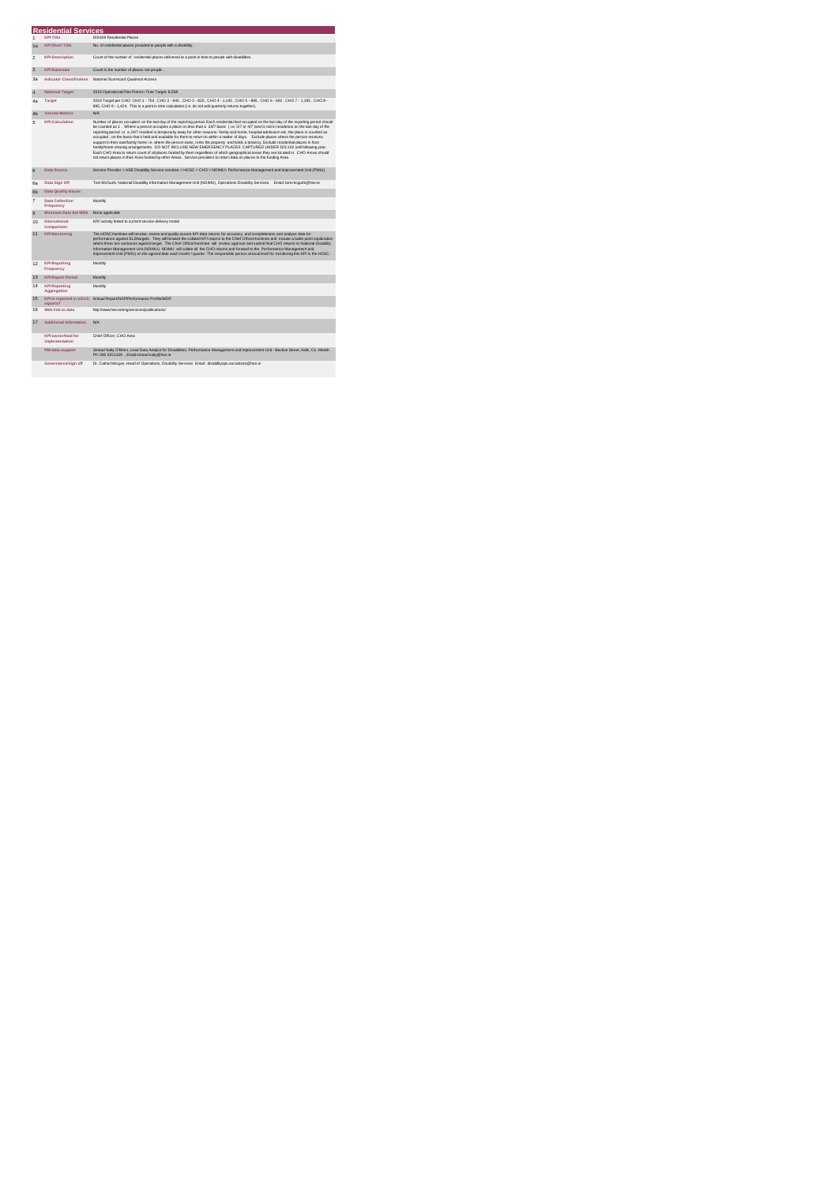# Residential Services

| | | |
|---|---|---|
| 1 | KPI Title | DIS108 Residential Places |
| 1a | KPI Short Title | No. of residential places provided to people with a disability. |
| 2 | KPI Description | Count of the number of residential places delivered at a point in time to people with disabilities . |
| 3 | KPI Rationale | Count is the number of places not people . |
| 3a | Indicator Classification | National Scorecard Quadrant Access |
| 4 | National Target | 2019 Operational Plan Point in Time Target: 8,568 |
| 4a | Target | 2019 Target per CHO: CHO 1 - 763 , CHO 2 - 845 , CHO 3 - 825 , CHO 4 - 1,145 , CHO 5 - 986 , CHO 6 - 650 , CHO 7 - 1,195 , CHO 8 - 895, CHO 9 - 1,424 . This is a point in time calculation (i.e. do not add quarterly returns together). |
| 4b | Volume Metrics | N/A |
| 5 | KPI Calculation | Number of places occupied on the last day of the reporting period. Each residential bed occupied on the last day of the reporting period should be counted as 1 . Where a person occupies a place on less than a 24/7 basis ( i.e. 5/7 or 4/7 )and is not in residence on the last day of the reporting period or a 24/7 resident is temporarily away for other reasons- family visit home, hospital admission etc, the place is counted as occupied , on the basis that it held and available for them to return to within a matter of days. Exclude places where the person receives support in their own/family home i.e. where the person owns, rents the property and holds a tenancy. Exclude residential places in host family/home-sharing arrangements . DO NOT INCLUDE NEW EMERGENCY PLACES CAPTURED UNDER DIS 102 until following year. Each CHO Area to return count of all places funded by them regardless of which geographical areas they are located in. CHO Areas should not return places in their Area funded by other Areas. Service providers to return data on places to the funding Area. |
| 6 | Data Source | Service Provider > HSE Disability Service nominee > HOSC > CHO > NDIMU> Performance Management and Improvement Unit (PMIU). |
| 6a | Data Sign Off | Tom McGuirk, National Disability Information Management Unit (NDIMU), Operations Disability Services. Email tom.mcguirk@hse.ie |
| 6b | Data Quality Issues | |
| 7 | Data Collection Frequency | Monthly |
| 9 | Minimum Data Set MDS | None applicable |
| 10 | International Comparison | KPI/ activity linked to current service delivery model |
| 11 | KPI Monitoring | The HOSC/nominee will receive, review and quality assure KPI data returns for accuracy and completeness and analyse data for performance against ELS/targets. They will forward the collated KPI returns to the Chief Officer/nominee and include a bullet point explanation where there are variances against target. The Chief Officer/nominee will review, approve and submit final CHO returns to National Disability Information Management Unit (NDIMU). NDIMU will collate all the CHO returns and forward to the Performance Management and Improvement Unit (PMIU) on the agreed date each month / quarter. The responsible person at local level for monitoring this KPI is the HOSC. |
| 12 | KPI Reporting Frequency | Monthly |
| 13 | KPI Report Period | Monthly |
| 14 | KPI Reporting Aggregation | Monthly |
| 15 | KPI is reported in which reports? | Annual Report/NSP/Performance Profile/MDR |
| 16 | Web link to data | http://www.hse.ie/eng/services/publications/ |
| 17 | Additional Information | N/A |
| | KPI owner/lead for implementation | Chief Officer, CHO Area |
| | PBI data support | Sinéad Nally O'Brien, Lead Data Analyst for Disabilities, Performance Management and Improvement Unit - Bective Street, Kells ,Co. Meath. Ph: 046 9251320 , Email:sinead.nally@hse.ie |
| | Governance/sign off | Dr. Cathal Morgan, Head of Operations, Disability Services Email: disabilityops.socialcare@hse.ie |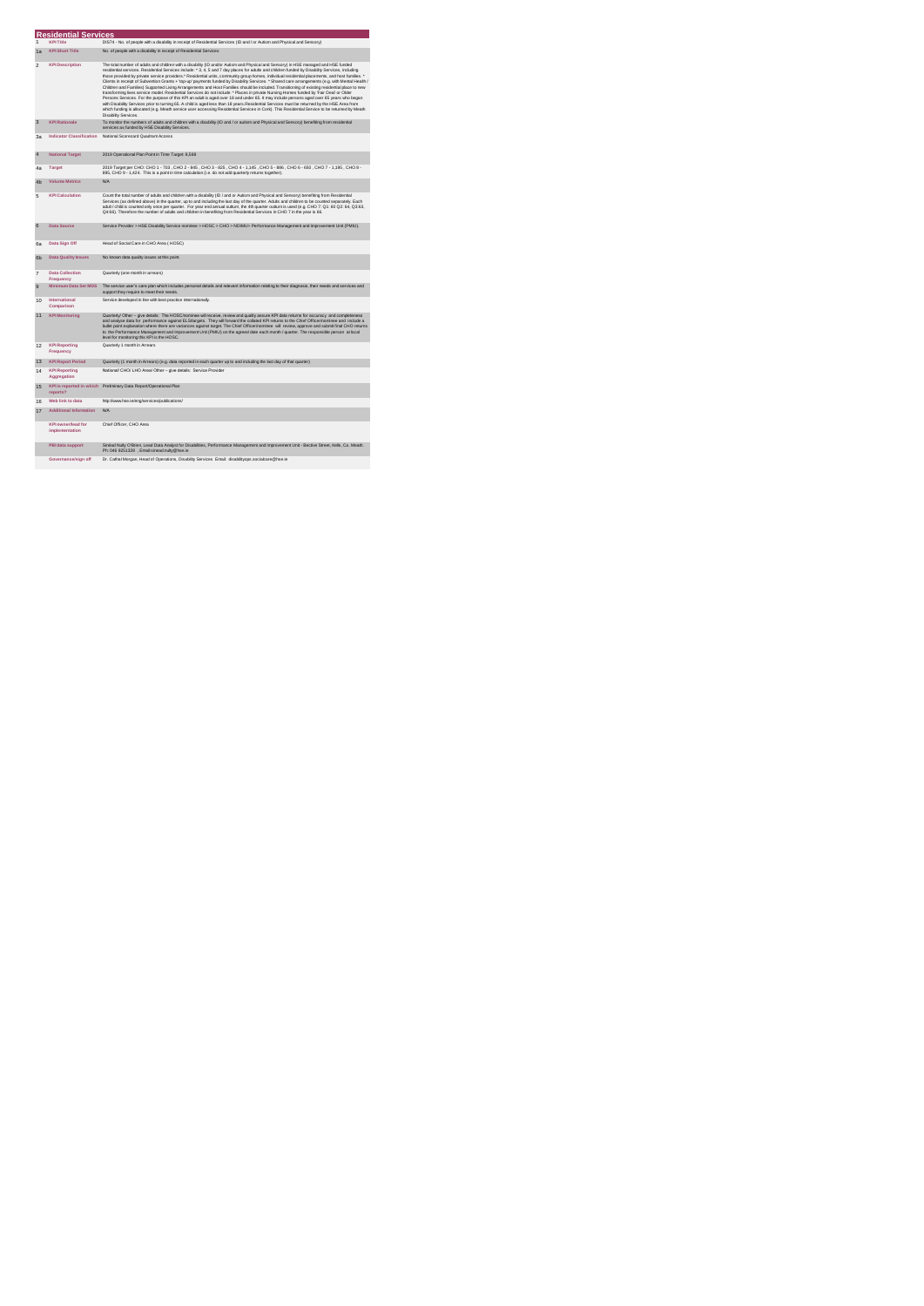## Residential Services

| | | |
|---|---|---|
| 1 | KPI Title | DIS74 - No. of people with a disability in receipt of Residential Services (ID and / or Autism and Physical and Sensory) |
| 1a | KPI Short Title | No. of people with a disability in receipt of Residential Services |
| 2 | KPI Description | The total number of adults and children with a disability (ID and/or Autism and Physical and Sensory) in HSE managed and HSE funded residential services. Residential Services include: * 3, 4, 5 and 7 day places for adults and children funded by Disability Services, including those provided by private service providers.* Residential units, community group homes, individual residential placements, and host families. * Clients in receipt of Subvention Grants + 'top-up' payments funded by Disability Services. * Shared care arrangements (e.g. with Mental Health / Children and Families) Supported Living Arrangements and Host Families should be included. Transitioning of existing residential place to new transforming lives service model. Residential Services do not include: * Places in private Nursing Homes funded by 'Fair Deal' or Older Persons Services. For the purpose of this KPI an adult is aged over 18 and under 65. It may include persons aged over 65 years who began with Disability Services prior to turning 65. A child is aged less than 18 years.Residential Services must be returned by the HSE Area from which funding is allocated (e.g. Meath service user accessing Residential Services in Cork). This Residential Service to be returned by Meath Disability Services. |
| 3 | KPI Rationale | To monitor the numbers of adults and children with a disability (ID and / or autism and Physical and Sensory) benefiting from residential services as funded by HSE Disability Services. |
| 3a | Indicator Classification | National Scorecard Quadrant Access |
| 4 | National Target | 2019 Operational Plan Point in Time Target: 8,568 |
| 4a | Target | 2019 Target per CHO: CHO 1 - 703 , CHO 2 - 845 , CHO 3 - 925 , CHO 4 - 1,145 , CHO 5 - 886 , CHO 6 - 650 , CHO 7 - 1,195 , CHO 8 - 895, CHO 9 - 1,424. This is a point in time calculation (i.e. do not add quarterly returns together). |
| 4b | Volume Metrics | N/A |
| 5 | KPI Calculation | Count the total number of adults and children with a disability (ID / and or Autism and Physical and Sensory) benefiting from Residential Services (as defined above) in the quarter, up to and including the last day of the quarter. Adults and children to be counted separately. Each adult / child is counted only once per quarter. For year end annual outturn, the 4th quarter outturn is used (e.g. CHO 7; Q1: 60 Q2: 64, Q3:63, Q4:66). Therefore the number of adults and children in benefiting from Residential Services in CHO 7 in the year is 66. |
| 6 | Data Source | Service Provider > HSE Disability Service nominee > HOSC > CHO > NDIMU> Performance Management and Improvement Unit (PMIU) |
| 6a | Data Sign Off | Head of Social Care in CHO Area ( HOSC) |
| 6b | Data Quality Issues | No known data quality issues at this point. |
| 7 | Data Collection Frequency | Quarterly (one month in arrears) |
| 9 | Minimum Data Set MDS | The service user's care plan which includes personal details and relevant information relating to their diagnosis, their needs and services and support they require to meet their needs. |
| 10 | International Comparison | Service developed in line with best practice internationally. |
| 11 | KPI Monitoring | Quarterly/ Other – give details: The HOSC/nominee will receive, review and quality assure KPI data returns for accuracy and completeness and analyse data for performance against ELS/targets. They will forward the collated KPI returns to the Chief Officer/nominee and include a bullet point explanation where there are variances against target. The Chief Officer/nominee will review, approve and submit final CHO returns to the Performance Management and Improvement Unit (PMIU) on the agreed date each month / quarter. The responsible person at local level for monitoring this KPI is the HOSC. |
| 12 | KPI Reporting Frequency | Quarterly 1 month in Arrears |
| 13 | KPI Report Period | Quarterly (1 month in Arrears) (e.g. data reported in each quarter up to and including the last day of that quarter) |
| 14 | KPI Reporting Aggregation | National/ CHO/ LHO Area/ Other – give details: Service Provider |
| 15 | KPI is reported in which reports? | Preliminary Data Report/Operational Plan |
| 16 | Web link to data | http://www.hse.ie/eng/services/publications/ |
| 17 | Additional Information | N/A |
| | KPI owner/lead for implementation | Chief Officer, CHO Area |
| | PBI data support | Sinéad Nulty O'Brien, Lead Data Analyst for Disabilities, Performance Management and Improvement Unit - Bective Street, Kells, Co. Meath. Ph: 046 9251328 , Email:sinead.nulty@hse.ie |
| | Governance/sign off | Dr. Cathal Morgan, Head of Operations, Disability Services Email: disabilityops.socialcare@hse.ie |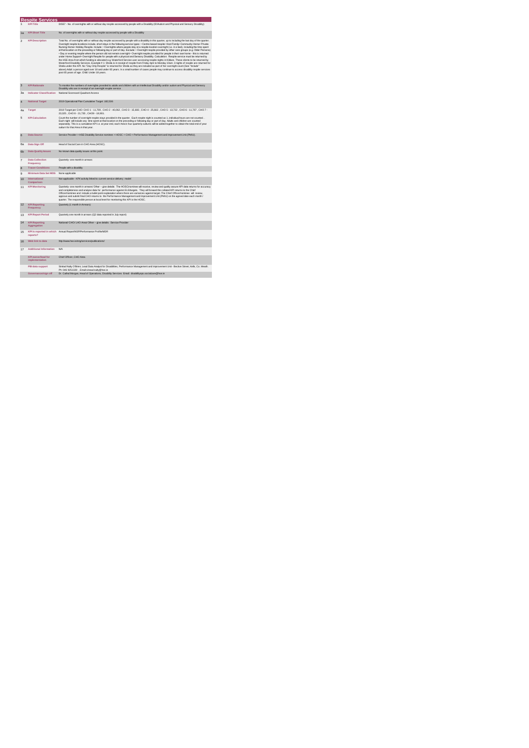## Respite Services

| | | |
|---|---|---|
| 1 | KPI Title | DIS57 - No. of overnights with or without day respite accessed by people with a Disability (ID/Autism and Physical and Sensory Disability) |
| 1a | KPI Short Title | No. of overnights with or without day respite accessed by people with a Disability |
| 2 | KPI Description | Total No. of overnights with or without day respite accessed by people with a disability in this quarter, up to including the last day of the quarter. Overnight respite locations include, short stays in the following service types: • Centre based respite• Host Family• Community Home• Private Nursing Home• Holiday Respite. Include: • Overnights where people stay at a respite location overnight (i.e. in a bed), including the time spent at that location on the preceding or following day or part of day. Exclude: • Overnight respite provided by other care groups (e.g. Older Persons) • Day or evening respite where the person did not remain overnight • Overnight respite provided for people in their own home - this is returned under Home Support• Overnight Respite for people with a physical and Sensory Disability. Calculation: Respite service must be returned by the HSE Area from which funding is allocated e.g. Waterford Service user accessing respite nights in Kildare. These clients to be returned by Waterford Disability Services. Example # 1: Sheila is in receipt of respite from Friday 4pm to Monday 10am. 3 nights of respite are returned for Sheila under this KPI. No "Day Only Respite" is returned for Sheila as they are included as part of her overnight count (See "Include" above) Adult: a person aged over 18 and under 65 years. In a small number of cases people may continue to access disability respite services post 65 years of age. Child: Under 18 years. |
| 3 | KPI Rationale | To monitor the numbers of overnights provided to adults and children with an Intellectual Disability and/or autism and Physical and Sensory Disability who are in receipt of an overnight respite service |
| 3a | Indicator Classification | National Scorecard Quadrant Access |
| 4 | National Target | 2019 Operational Plan Cumulative Target: 182,506 |
| 4a | Target | 2019 Target per CHO: CHO 1 - 11,709 , CHO 2 - 40,062 , CHO 3 - 15,683 , CHO 4 - 25,663 , CHO 5 - 13,722 , CHO 6 - 11,707 , CHO 7 - 23,325 , CHO 8 - 21,735 , CHO9 - 18,901. |
| 5 | KPI Calculation | Count the number of overnight respite stays provided in the quarter. Each respite night is counted as 1, individual hours are not counted. . Each night will include any time spent at that location on the preceding or following day or part of day. Adults and children are counted separately. This is a cumulative KPI i.e. at year end, each Area's four quarterly outturns will be added together to obtain the total end of year outturn for that Area in that year. |
| 6 | Data Source | Service Provider > HSE Disability Service nominee > HOSC > CHO > Performance Management and Improvement Unit (PMIU). |
| 6a | Data Sign Off | Head of Social Care in CHO Area (HOSC). |
| 6b | Data Quality Issues | No known data quality issues at this point. |
| 7 | Data Collection Frequency | Quarterly- one month in arrears |
| 8 | Tracer Conditions | People with a disability |
| 9 | Minimum Data Set MDS | None applicable |
| 10 | International Comparison | Not applicable - KPI activity linked to current service delivery model |
| 11 | KPI Monitoring | Quarterly- one month in arrears/ Other – give details: The HOSC/nominee will receive, review and quality assure KPI data returns for accuracy and completeness and analyse data for performance against SLB/targets. They will forward the collated KPI returns to the Chief Officer/nominee and include a bullet point explanation where there are variances against target. The Chief Officer/nominee will review, approve and submit final CHO returns to the Performance Management and Improvement Unit (PMIU) on the agreed date each month / quarter. The responsible person at local level for monitoring this KPI is the HOSC. |
| 12 | KPI Reporting Frequency | Quarterly (1 month in Arrears) |
| 13 | KPI Report Period | Quarterly one month in arrears (Q2 data reported in July report) |
| 14 | KPI Reporting Aggregation | National/ CHO/ LHO Area/ Other – give details: Service Provider |
| 15 | KPI is reported in which reports? | Annual Report/NSP/Performance Profile/MDR |
| 16 | Web link to data | http://www.hse.ie/eng/services/publications/ |
| 17 | Additional Information | N/A |
| | KPI owner/lead for implementation | Chief Officer, CHO Area |
| | PBI data support | Sinéad Nulty O'Brien, Lead Data Analyst for Disabilities, Performance Management and Improvement Unit - Bective Street, Kells, Co. Meath. Ph: 046 9251328 , Email:sinead.nulty@hse.ie |
| | Governance/sign off | Dr. Cathal Morgan, Head of Operations, Disability Services Email: disabilityops.socialcare@hse.ie |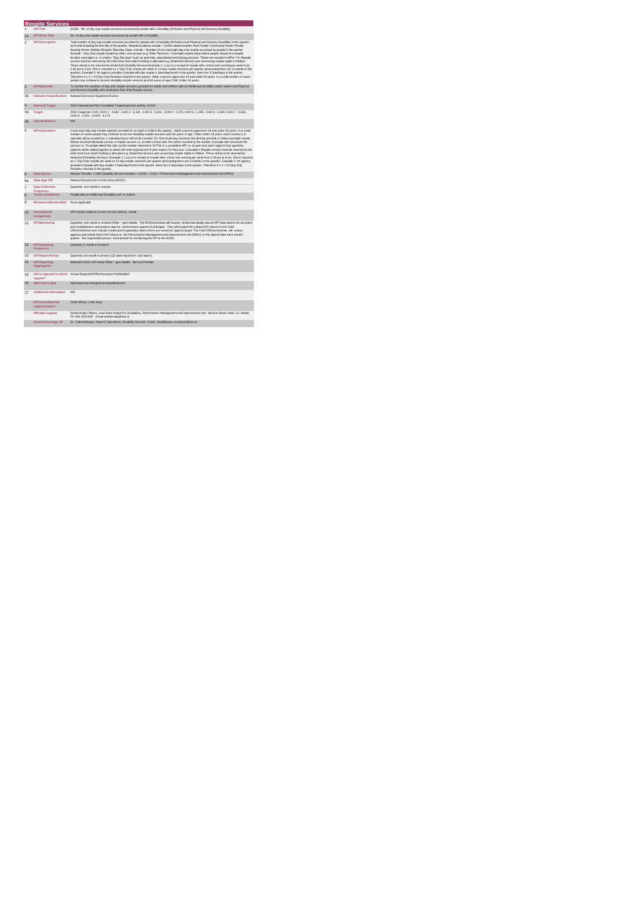## Respite Services

| | | |
|---|---|---|
| 1 | KPI Title | DIS59 - No. of day only respite sessions accessed by people with a Disability (ID/Autism and Physical and Sensory Disability) |
| 1a | KPI Short Title | No. of day only respite sessions accessed by people with a Disability |
| 2 | KPI Description | Total number of day only respite sessions provided for people with a Disability (ID/Autism and Physical and Sensory Disability) in this quarter, up to and including the last day of the quarter. Respite locations include: • Centre based respite• Host Family• Community Home• Private Nursing Home• Holiday Respite• Saturday Clubs. Include: • Number of non-overnight day only respite accessed by people in the quarter. Exclude: • Day Only respite funded by other care groups (e.g. Older Persons) • Overnight respite stays where people stayed at a respite location overnight (i.e. in a bed) • "Day Services" such as work-like, educational and training services. These are counted in KPIs 1-9. Respite service must be returned by the HSE Area from which funding is allocated e.g. Waterford Service user accessing respite nights in Kildare. These clients to be returned by Waterford Disability Services.Example 1: Lucy is in receipt of respite after school one evening per week from 2:30 pm to 9 pm. She is returned as 1 'Day Only' respite per week or 13 day respite sessions per quarter (presuming there are 13 weeks in the quarter). Example 2: An agency provides 6 people with day respite 1 Saturday/month in the quarter, there are 4 Saturdays in the quarter. Therefore 6 x 4 = 24 Day Only Respites returned in the quarter. Adult: a person aged over 18 and under 65 years. In a small number of cases people may continue to access disability respite services post 65 years of age.Child: Under 18 years. |
| 3 | KPI Rationale | To monitor the numbers of day only respite sessions provided for adults and children with an intellectual Disability and/or autism and Physical and Sensory Disability who received a Day Only Respite service. |
| 3a | Indicator Classification | National Scorecard Quadrant Access |
| 4 | National Target | 2019 Operational Plan Cumulative Target/expected activity: 32,622 |
| 4a | Target | 2019 Target per CHO: CHO 1 - 4,902 , CHO 2 - 5,121 , CHO 3 - 5,410 , CHO 4 - 2,179, CHO 5 - 1,405 , CHO 6 - 2,545, CHO 7 - 5,663 , CHO 8 - 1,201 , CHO9 - 3,176. |
| 4b | Volume Metrics | N/A |
| 5 | KPI Calculation | Count each day only respite episode provided for an adult or child in this quarter. Adult: a person aged over 18 and under 65 years. In a small number of cases people may continue to access disability respite services post 65 years of age. Child: Under 18 years. Each session ( or episode) will be counted as 1, individual hours will not be counted. Do not include day sessions that directly precede or follow overnight respite. Where several individuals access a respite session i.e. an after school club, this will be counted by the number of people who accessed the service i.e. 10 people attend the club, so the number returned is 10.This is a cumulative KPI i.e. at year end, each region's four quarterly outturns will be added together to obtain the total regional end of year outturn for that year. Calculation: Respite service must be returned by the HSE Area from which funding is allocated e.g. Waterford Service user accessing respite nights in Kildare. These clients to be returned by Waterford Disability Services. Example 1: Lucy is in receipt of respite after school one evening per week from 2:30 pm to 9 pm. She is returned as 1 'Day Only' respite per week or 13 day respite sessions per quarter (presuming there are 13 weeks in the quarter). Example 2: An agency provides 6 people with day respite 1 Saturday/month in the quarter, there are 4 Saturdays in the quarter. Therefore 6 x 4 = 24 Day Only Respites returned in the quarter. |
| 6 | Data Source | Service Provider > HSE Disability Service nominee > HOSC > CHO > Performance Management and Improvement Unit (PMIU). |
| 6a | Data Sign Off | Head of Social Care in CHO Area (HOSC). |
| 7 | Data Collection Frequency | Quarterly- one month in arrears |
| 8 | Tracer Conditions | People with an Intellectual Disability and / or autism |
| 9 | Minimum Data Set MDS | None applicable |
| 10 | International Comparison | KPI/ activity linked to current service delivery model |
| 11 | KPI Monitoring | Quarterly- one month in arrears/ Other – give details: The HOSC/nominee will receive, review and quality assure KPI data returns for accuracy and completeness and analyse data for performance against ELS/targets. They will forward the collated KPI returns to the Chief Officer/nominee and include a bullet point explanation where there are variances against target. The Chief Officer/nominee will review, approve and submit final CHO returns to the Performance Management and Improvement Unit (PMIU) on the agreed date each month / quarter. The responsible person at local level for monitoring this KPI is the HOSC. |
| 12 | KPI Reporting Frequency | Quarterly (1 month in Arrears) |
| 13 | KPI Report Period | Quarterly one month in arrears (Q2 data reported in July report) |
| 14 | KPI Reporting Aggregation | National/ CHO/ LHO Area/ Other – give details: Service Provider |
| 15 | KPI is reported in which reports? | Annual Report/NSP/Performance Profile/MDR |
| 16 | Web link to data | http://www.hse.ie/eng/services/publications/ |
| 17 | Additional Information | N/A |
| | KPI owner/lead for implementation | Chief Officer, CHO Area. |
| | PBI data support | Sinéad Nulty O'Brien, Lead Data Analyst for Disabilities, Performance Management and Improvement Unit - Bective Street, Kells, Co. Meath. Ph: 046 9251328 , Email:sinead.nulty@hse.ie |
| | Governance/sign off | Dr. Cathal Morgan, Head of Operations, Disability Services Email: disabilityops.socialcare@hse.ie |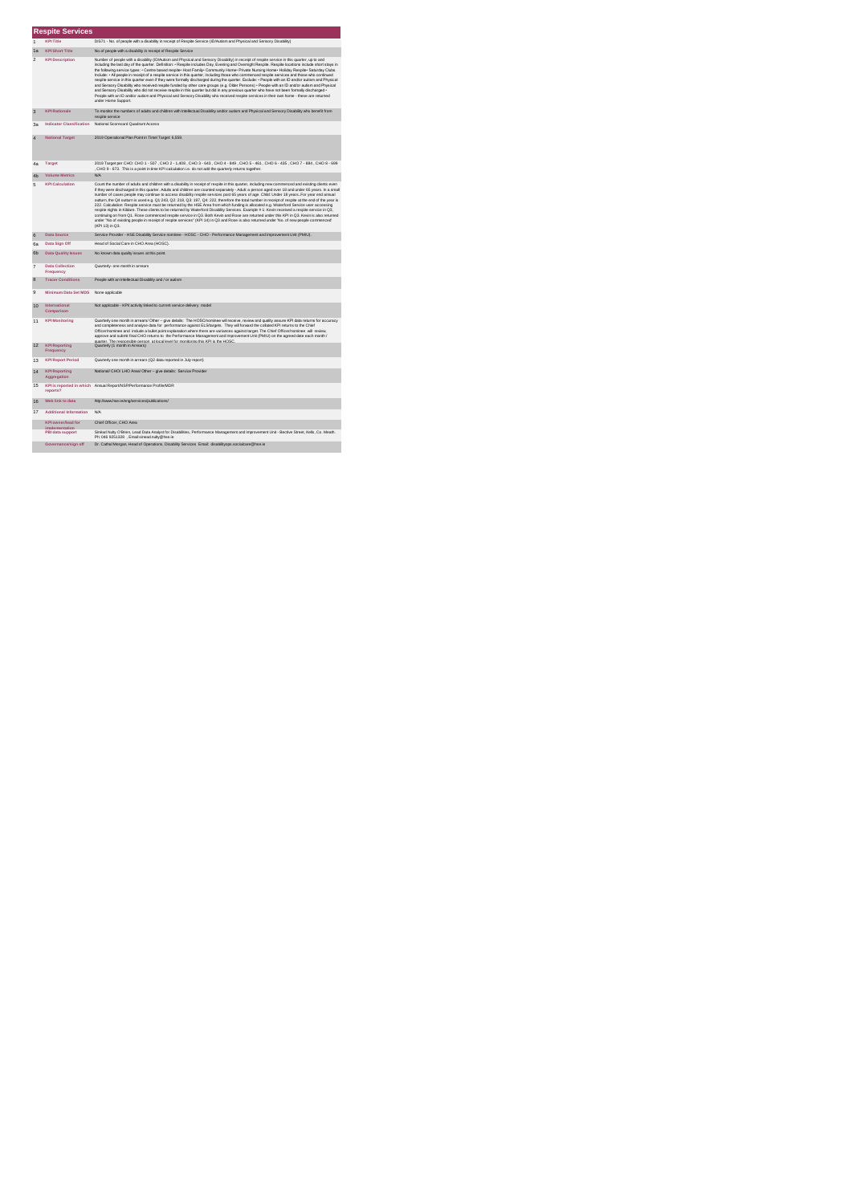## Respite Services

| | | |
|---|---|---|
| 1 | KPI Title | DIS71 - No. of people with a disability in receipt of Respite Service (ID/Autism and Physical and Sensory Disability) |
| 1a | KPI Short Title | No of people with a disability in receipt of Respite Service |
| 2 | KPI Description | Number of people with a disability (ID/Autism and Physical and Sensory Disability) in receipt of respite service in this quarter, up to and including the last day of the quarter. Definition: • Respite includes Day, Evening and Overnight Respite. Respite locations include short stays in the following service types: • Centre based respite• Host Family• Community Home• Private Nursing Home• Holiday Respite• Saturday Clubs. Include: • All people in receipt of a respite service in this quarter, including those who commenced respite services and those who continued respite service in this quarter even if they were formally discharged during the quarter. Exclude: • People with an ID and/or autism and Physical and Sensory Disability who received respite funded by other care groups (e.g. Older Persons) • People with an ID and/or autism and Physical and Sensory Disability who did not receive respite in this quarter but did in any previous quarter who have not been formally discharged • People with an ID and/or autism and Physical and Sensory Disability who received respite services in their own home - these are returned under Home Support. |
| 3 | KPI Rationale | To monitor the numbers of adults and children with Intellectual Disability and/or autism and Physical and Sensory Disability who benefit from respite service |
| 3a | Indicator Classification | National Scorecard Quadrant Access |
| 4 | National Target | 2019 Operational Plan Point in Time Target: 6,559. |
| 4a | Target | 2019 Target per CHO: CHO 1 - 507 , CHO 2 - 1,409 , CHO 3 - 643 , CHO 4 - 849 , CHO 5 - 461 , CHO 6 - 435 , CHO 7 - 864 , CHO 8 - 699 , CHO 9 - 672. This is a point in time KPI calculation i.e. do not add the quarterly returns together. |
| 4b | Volume Metrics | N/A |
| 5 | KPI Calculation | Count the number of adults and children with a disability in receipt of respite in this quarter, including new commenced and existing clients even if they were discharged in this quarter. Adults and children are counted separately - Adult: a person aged over 18 and under 65 years. In a small number of cases people may continue to access disability respite services post 65 years of age. Child: Under 18 years. For year end annual outturn, the Q4 outturn is used e.g. Q1 243, Q2: 218, Q3: 197, Q4: 222, therefore the total number in receipt of respite at the end of the year is 222. Calculation: Respite service must be returned by the HSE Area from which funding is allocated e.g. Waterford Service user accessing respite nights in Kildare. These clients to be returned by Waterford Disability Services. Example # 1: Kevin received a respite service in Q1, continuing on from Q1. Rose commenced respite service in Q2. Both Kevin and Rose are returned under this KPI in Q3. Kevin is also returned under "No of existing people in receipt of respite services" (KPI 14) in Q3 and Rose is also returned under 'No. of new people commenced' (KPI 13) in Q3. |
| 6 | Data Source | Service Provider - HSE Disability Service nominee - HOSC - CHO - Performance Management and Improvement Unit (PMIU). |
| 6a | Data Sign Off | Head of Social Care in CHO Area (HOSC). |
| 6b | Data Quality Issues | No known data quality issues at this point. |
| 7 | Data Collection Frequency | Quarterly- one month in arrears |
| 8 | Tracer Conditions | People with an Intellectual Disability and / or autism |
| 9 | Minimum Data Set MDS | None applicable |
| 10 | International Comparison | Not applicable - KPI activity linked to current service delivery model |
| 11 | KPI Monitoring | Quarterly one month in arrears/ Other – give details: The HOSC/nominee will receive, review and quality assure KPI data returns for accuracy and completeness and analyse data for performance against SLS/targets. They will forward the collated KPI returns to the Chief Officer/nominee and include a bullet point explanation where there are variances against target. The Chief Officer/nominee will review, approve and submit final CHO returns to the Performance Management and Improvement Unit (PMIU) on the agreed date each month / quarter. The responsible person at local level for monitoring this KPI is the HOSC. |
| 12 | KPI Reporting Frequency | Quarterly (1 month in Arrears) |
| 13 | KPI Report Period | Quarterly one month in arrears (Q2 data reported in July report) |
| 14 | KPI Reporting Aggregation | National/ CHO/ LHO Area/ Other – give details: Service Provider |
| 15 | KPI is reported in which reports? | Annual Report/NSP/Performance Profile/MDR |
| 16 | Web link to data | http://www.hse.ie/eng/services/publications/ |
| 17 | Additional Information | N/A |
| | KPI owner/lead for implementation | Chief Officer, CHO Area |
| | PBI data support | Sinéad Nulty O'Brien, Lead Data Analyst for Disabilities, Performance Management and Improvement Unit - Bective Street, Kells, Co. Meath. Ph: 046 9251330 . Email:sinead.nulty@hse.ie |
| | Governance/sign off | Dr. Cathal Morgan, Head of Operations, Disability Services Email: disabilityops.socialcare@hse.ie |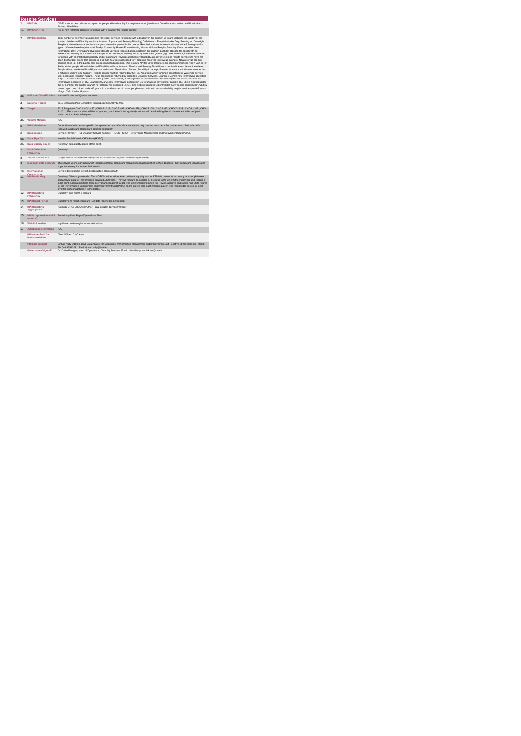# Respite Services

| | | |
|---|---|---|
| 1 | KPI Title | DIS60 - No. of new referrals accepted for people with a disability for respite services (Intellectual Disability and/or autism and Physical and Sensory Disability) |
| 1a | KPI Short Title | No. of new referrals accepted for people with a disability for respite services |
| 2 | KPI Description | Total number of new referrals accepted for respite services for people with a disability in this quarter, up to and including the last day of the quarter. (Intellectual Disability and/or autism and Physical and Sensory Disability) Definitions: • Respite includes Day, Evening and Overnight Respite. • New referrals accepted as appropriate and approved in this quarter. Respite locations include short stays in the following service types: • Centre based respite• Host Family• Community Home• Private Nursing Home• Holiday Respite• Saturday Clubs. Include • New referrals for Day, Evening and Overnight Respite Services received and accepted in this quarter. Exclude • Respite for people with an Intellectual Disability and/or autism and Physical and Sensory Disability funded by other care groups (e.g. Older Persons)• Referrals received for people with an Intellectual Disability and/or autism and Physical and Sensory Disability already in receipt of respite service who have not been discharged, even if that service is less than they were assessed for • Referrals received in previous quarters. New referrals are only counted once i.e. in the quarter they are received and accepted. This is a new KPI for 2015 therefore, the count commences from 1 Jan 2015• Referrals for people with an Intellectual Disability and/or autism and Physical and Sensory Disability who declined the respite service offered • People with an Intellectual Disability and/or autism and Physical and Sensory Disability in receipt of respite type care in their own home as this is returned under Home Support. Respite service must be returned by the HSE Area from which funding is allocated e.g. Waterford service user accessing respite in Kildare. These clients to be returned by Waterford Disability Services. Example 1:John's new referral was accepted in Q3. He received respite services in the past but was formally discharged. He is returned under this KPI only for the quarter in which his referral was accepted i.e. Q2. Example 2:Mary's new referral was accepted in Q1 for 2 weeks day summer camp in Q3. She is returned under this KPI only for the quarter in which her referral was accepted i.e. Q1. She will be returned in Q3 only under "New people commenced". Adult: a person aged over 18 and under 65 years. In a small number of cases people may continue to access disability respite services post 65 years of age. Child: Under 18 years. |
| 3a | Indicator Classification | National Scorecard Quadrant Access |
| 4 | National Target | 2019 Operation Plan Cumulative Target/Expected Activity: 989. |
| 4a | Target | 2019 Target per CHO: CHO 1 - 77 , CHO 2 - 212 , CHO 3 - 97 , CHO 4 - 128 , CHO 5 - 70 , CHO 6 - 60 , CHO 7 - 133 , CHO 8 - 105 , CHO 9 -101. This is a cumulative KPI i.e. at year end, each Area's four quarterly outturns will be added together to obtain the total end of year outturn for that Area in that year. |
| 4b | Volume Metrics | N/A |
| 5 | KPI Calculation | Count all new referrals accepted in this quarter. All new referrals accepted are only counted once i.e. in the quarter which their referral is received. Adults and children are counted separately. |
| 6 | Data Source | Service Provider - HSE Disability Service nominee - HOSC - CHO - Performance Management and Improvement Unit (PMIU). |
| 6a | Data Sign Off | Head of Social Care in CHO Area (HOSC). |
| 6b | Data Quality Issues | No known data quality issues at this point. |
| 7 | Data Collection Frequency | Quarterly |
| 8 | Tracer Conditions | People with an Intellectual Disability and / or autism and Physical and Sensory Disability |
| 9 | Minimum Data Set MDS | The service user's care plan which includes personal details and relevant information relating to their diagnosis, their needs and services and support they require to meet their needs. |
| 10 | International Comparison | Service developed in line with best practice internationally |
| 11 | KPI Monitoring | Quarterly/ Other – give details: The HOSC/nominee will receive, review and quality assure KPI data returns for accuracy and completeness and analyse data for performance against ELS/targets. They will forward the collated KPI returns to the Chief Officer/nominee and include a bullet point explanation where there are variances against target. The Chief Officer/nominee will review, approve and submit final CHO returns to the Performance Management and Improvement Unit (PMIU) on the agreed date each month / quarter. The responsible person at local level for monitoring this KPI is the HOSC. |
| 12 | KPI Reporting Frequency | Quarterly- one month in arrears |
| 13 | KPI Report Period | Quarterly one month in arrears (Q2 data reported in July report) |
| 14 | KPI Reporting Aggregation | National/ CHO/ LHO Area/ Other – give details: Service Provider |
| 15 | KPI is reported in which reports? | Preliminary Data Report/Operational Plan |
| 16 | Web link to data | http://www.hse.ie/eng/services/publications/ |
| 17 | Additional Information | N/A |
| | KPI owner/lead for implementation | Chief Officer, CHO Area |
| | PBI data support | Sinéad Nally O'Brien, Lead Data Analyst for Disabilities, Performance Management and Improvement Unit - Bective Street, Kells, Co. Meath. Ph: 046 9251328 . Email:sinead.nally@hse.ie |
| | Governance/sign off | Dr. Cathal Morgan, Head of Operations, Disability Services Email: disabilityops.socialcare@hse.ie |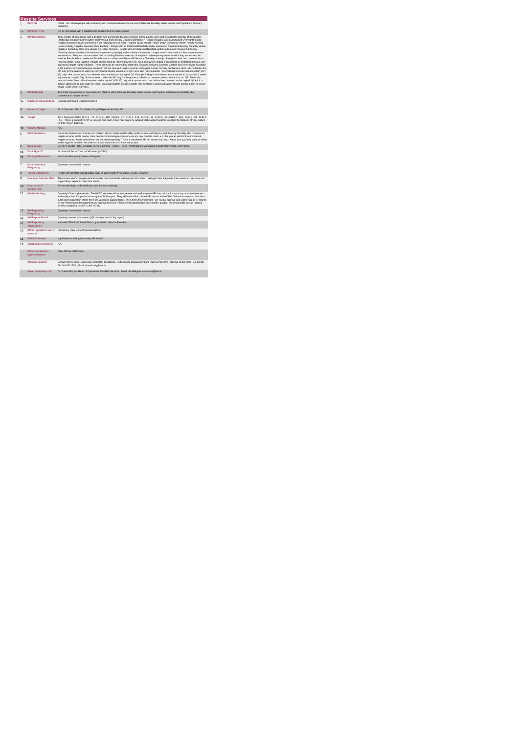## Respite Services

| | | |
|---|---|---|
| 1 | KPI Title | DIS81 - No. of new people with a disability who commenced a respite service (Intellectual Disability and/or autism and Physical and Sensory Disability) |
| 1a | KPI Short Title | No. of new people with a disability who commenced a respite service |
| 2 | KPI Description | Total number of new people with a disability who commenced respite services in this quarter, up to and including the last day of the quarter. (Intellectual Disability and/or autism and Physical and Sensory Disability)Definition: • Respite includes Day, Evening and Overnight Respite. Respite locations include short stays in the following service types: • Centre based respite• Host Family• Community Home• Private Nursing Home• Holiday Respite• Saturday Clubs Exclude: • People with an Intellectual Disability and/or autism and Physical & Sensory Disability whose respite is funded by other care groups e.g. Older Persons • People with an Intellectual Disability and/or autism and Physical & Sensory Disability who received respite services in previous quarter(s) and who have not been discharged, even if that service is less than they were assessed for. They are returned under "No. of existing Persons in receipt of respite" in subsequent quarters in which they access respite service• People with an Intellectual Disability and/or autism and Physical & Sensory Disability in receipt of respite in their own home as this is returned under Home Support. Respite service must be returned by the HSE Area from which funding is allocated e.g. Waterford Service user accessing respite nights in Kildare. These clients to be returned by Waterford Disability Services.Example 1:John's new referral was accepted in Q2 and he commenced respite service in Q3. He received respite services in the past but was formally discharged. He is returned under this KPI only for the quarter in which he commenced respite services i.e. Q3. He is also returned under "New referral received and accepted" (KPI 12) only in the quarter which his referrals was received and accepted, Q2. Example 2:Mary's new referral was accepted in January for 2 weeks day summer camp in July. She is returned under this KPI only for the quarter in which she commenced respite service, i.e. Q3. She is also returned under "New referral received and accepted" (KPI 12) only in the quarter which her referral was received and accepted, Q1 Adult: a person aged over 18 and under 65 years. In a small number of cases people may continue to access disability respite services post 65 years of age. Child: Under 18 years. |
| 3 | KPI Rationale | To monitor the numbers of new adults and children with Intellectual Disability and/or autism and Physical and Sensory Disability who commenced a respite service |
| 3a | Indicator Classification | National Scorecard Quadrant Access |
| 4 | National Target | 2019 Operation Plan Cumulative Target/ Expected Activity: 882 |
| 4a | Target | 2019 Target per CHO: CHO 1 - 70 , CHO 2 - 188 , CHO 3 - 97 , CHO 4 - 113 , CHO 5 - 63 , CHO 6 - 58 , CHO 7 - 118 , CHO 8 - 94 , CHO 9 - 81 . This is a cumulative KPI i.e. at year end, each Area's four quarterly outturns will be added together to obtain the total end of year outturn for that Area in that year. |
| 4b | Volume Metrics | N/A |
| 5 | KPI Calculation | Count the total number of adults and children with an Intellectual Disability and/or autism and Physical and Sensory Disability who commenced respite services in this quarter. New people commencing respite services are only counted once i.e. in the quarter which they commenced respite services. Adults and children are counted separately. This is a cumulative KPI i.e. at year end, each Area's four quarterly outturns will be added together to obtain the total end of year outturn for that Area in that year. |
| 6 | Data Source | Service Provider - HSE Disability Service nominee - HOSC - CHO - Performance Management and Improvement Unit (PMIU). |
| 6a | Data Sign Off | Mr. Head of Social Care in CHO Area (HOSC). |
| 6b | Data Quality Issues | No known data quality issues at this point. |
| 7 | Data Collection Frequency | Quarterly- one month in arrears |
| 8 | Tracer Conditions | People with an Intellectual Disability and / or autism and Physical and Sensory Disability |
| 9 | Minimum Data Set MDS | The service user's care plan which includes personal details and relevant information relating to their diagnosis, their needs and services and support they require to meet their needs. |
| 10 | International Comparison | Service developed in line with best practice internationally |
| 11 | KPI Monitoring | Quarterly/ Other – give details: The HOSC/nominee will receive, review and quality assure KPI data returns for accuracy and completeness and analyse data for performance against ELS/targets. They will forward the collated KPI returns to the Chief Officer/nominee and include a bullet point explanation where there are variances against target. The Chief Officer/nominee will review, approve and submit final CHO returns to the Performance Management and Improvement Unit (PMIU) on the agreed date each month / quarter. The responsible person at local level for monitoring this KPI is the HOSC. |
| 12 | KPI Reporting Frequency | Quarterly- one month in arrears |
| 13 | KPI Report Period | Quarterly one month in arrears (Q2 data reported in July report) |
| 14 | KPI Reporting Aggregation | National/ CHO/ LHO Area/ Other – give details: Service Provider |
| 15 | KPI is reported in which reports? | Preliminary Data Report/Operational Plan |
| 16 | Web link to data | http://www.hse.ie/eng/services/publications/ |
| 17 | Additional Information | N/A |
| | KPI owner/lead for implementation | Chief Officer, CHO Area. |
| | PBI data support | Sinéad Nulty O'Brien, Lead Data Analyst for Disabilities, Performance Management and Improvement Unit - Bective Street, Kells, Co. Meath. Ph: 046 9251328 , Email:sinead.nulty@hse.ie |
| | Governance/sign off | Dr. Cathal Morgan, Head of Operations, Disability Services Email: disabilityops.socialcare@hse.ie |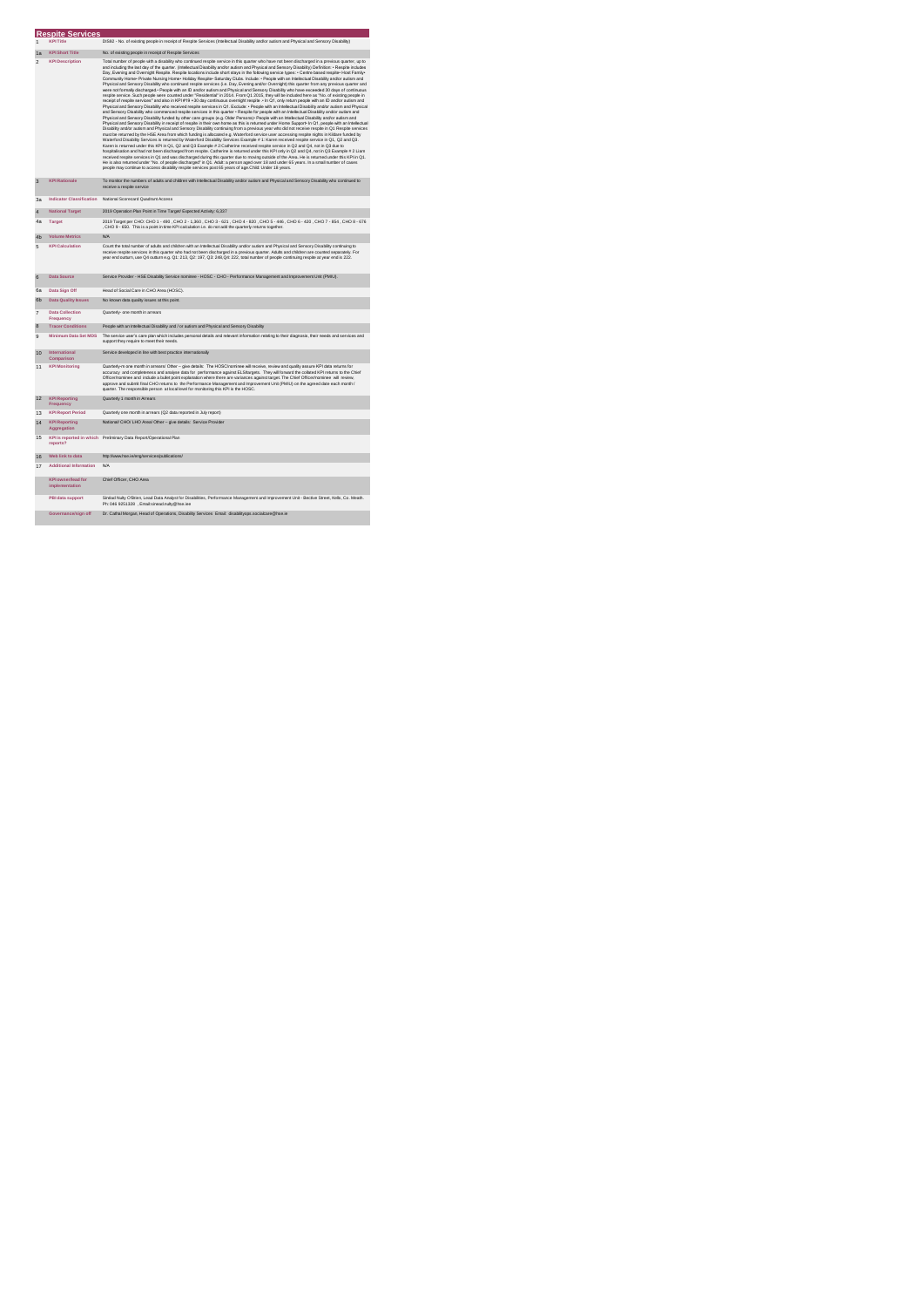# Respite Services

| | | |
|---|---|---|
| 1 | KPI Title | DIS60 - No. of existing people in receipt of Respite Services (Intellectual Disability and/or autism and Physical and Sensory Disability) |
| 1a | KPI Short Title | No. of existing people in receipt of Respite Services |
| 2 | KPI Description | Total number of people with a disability who continued respite service in this quarter who have not been discharged in a previous quarter, up to and including the last day of the quarter. (Intellectual Disability and/or autism and Physical and Sensory Disability) Definition: • Respite includes Day, Evening and Overnight Respite. Respite locations include short stays in the following service types: • Centre based respite• Host Family• Community Home• Private Nursing Home• Holiday Respite• Saturday Clubs. Include: • People with an Intellectual Disability and/or autism and Physical and Sensory Disability who continued respite services (i.e. Day, Evening and/or Overnight) this quarter from any previous quarter and were not formally discharged • People with an ID and/or autism and Physical and Sensory Disability who have exceeded 30 days of continuous respite service. Such people were counted under "Residential" in 2014. From Q1 2015, they will be included here as "No. of existing people in receipt of respite services" and also in KPI #78 +30 day continuous overnight respite. • In Q1, only return people with an ID and/or autism and Physical and Sensory Disability who received respite services in Q1. Exclude: • People with an Intellectual Disability and/or autism and Physical and Sensory Disability who commenced respite services in this quarter • Respite for people with an Intellectual Disability and/or autism and Physical and Sensory Disability funded by other care groups (e.g. Older Persons)• People with an Intellectual Disability and/or autism and Physical and Sensory Disability in receipt of respite in their own home as this is returned under Home Support• In Q1, people with an Intellectual Disability and/or autism and Physical and Sensory Disability continuing from a previous year who did not receive respite in Q1 Respite services must be returned by the HSE Area from which funding is allocated e.g. Waterford service user accessing respite nights in Kildare funded by Waterford Disability Services is returned by Waterford Disability Services Example # 1: Karen received respite service in Q1, Q2 and Q3. Karen is returned under this KPI in Q1, Q2 and Q3 Example # 2:Catherine received respite service in Q2 and Q4, not in Q3 due to hospitalisation and had not been discharged from respite. Catherine is returned under this KPI only in Q2 and Q4, not in Q3 Example # 2 Liam received respite services in Q1 and was discharged during this quarter due to moving outside of the Area. He is returned under this KPI in Q1. He is also returned under "No. of people discharged" in Q1. Adult: a person aged over 18 and under 65 years. In a small number of cases people may continue to access disability respite services post 65 years of age.Child: Under 18 years. |
| 3 | KPI Rationale | To monitor the numbers of adults and children with Intellectual Disability and/or autism and Physical and Sensory Disability who continued to receive a respite service |
| 3a | Indicator Classification | National Scorecard Quadrant Access |
| 4 | National Target | 2019 Operation Plan Point in Time Target/ Expected Activity: 6,337 |
| 4a | Target | 2019 Target per CHO: CHO 1 - 490 , CHO 2 - 1,360 , CHO 3 - 621 , CHO 4 - 820 , CHO 5 - 466 , CHO 6 - 420 , CHO 7 - 854 , CHO 8 - 676 , CHO 9 - 650. This is a point in time KPI calculation i.e. do not add the quarterly returns together. |
| 4b | Volume Metrics | N/A |
| 5 | KPI Calculation | Count the total number of adults and children with an Intellectual Disability and/or autism and Physical and Sensory Disability continuing to receive respite services in this quarter who had not been discharged in a previous quarter. Adults and children are counted separately. For year end outturn, use Q4 outturn e.g. Q1: 213; Q2: 197; Q3: 246;Q4: 222, total number of people continuing respite at year end is 222. |
| 6 | Data Source | Service Provider - HSE Disability Service nominee - HOSC - CHO - Performance Management and Improvement Unit (PMIU). |
| 6a | Data Sign Off | Head of Social Care in CHO Area (HOSC). |
| 6b | Data Quality Issues | No known data quality issues at this point |
| 7 | Data Collection Frequency | Quarterly- one month in arrears |
| 8 | Tracer Conditions | People with an Intellectual Disability and / or autism and Physical and Sensory Disability |
| 9 | Minimum Data Set MDS | The service user's care plan which includes personal details and relevant information relating to their diagnosis, their needs and services and support they require to meet their needs. |
| 10 | International Comparison | Service developed in line with best practice internationally |
| 11 | KPI Monitoring | Quarterly-in one month in arrears/ Other – give details: The HOSC/nominee will receive, review and quality assure KPI data returns for accuracy and completeness and analyse data for performance against ELS/targets. They will forward the collated KPI returns to the Chief Officer/nominee and include a bullet point explanation where there are variances against target. The Chief Officer/nominee will review, approve and submit final CHO returns to the Performance Management and Improvement Unit (PMIU) on the agreed date each month / quarter. The responsible person at local level for monitoring this KPI is the HOSC. |
| 12 | KPI Reporting Frequency | Quarterly 1 month in Arrears |
| 13 | KPI Report Period | Quarterly one month in arrears (Q2 data reported in July report) |
| 14 | KPI Reporting Aggregation | National/ CHO/ LHO Area/ Other – give details: Service Provider |
| 15 | KPI is reported in which reports? | Preliminary Data Report/Operational Plan |
| 16 | Web link to data | http://www.hse.ie/eng/services/publications/ |
| 17 | Additional Information | N/A |
| | KPI owner/lead for implementation | Chief Officer, CHO Area |
| | PBI data support | Sinéad Nulty O'Brien, Lead Data Analyst for Disabilities, Performance Management and Improvement Unit - Bective Street, Kells, Co. Meath. Ph: 046 9251328 , Email:sinead.nulty@hse.iee |
| | Governance/sign off | Dr. Cathal Morgan, Head of Operations, Disability Services Email: disabilityops.socialcare@hse.ie |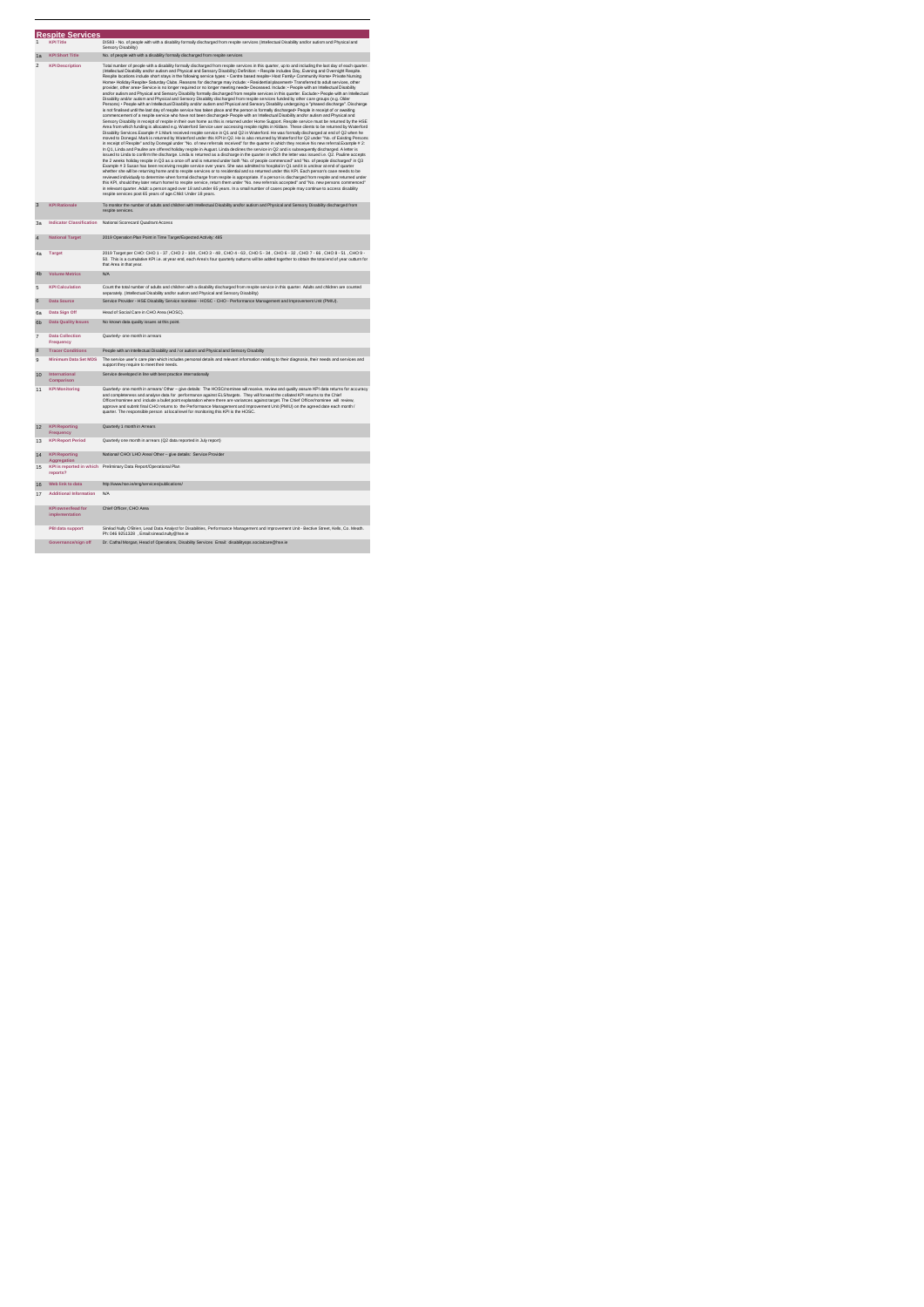## Respite Services

| | | |
|---|---|---|
| 1 | KPI Title | DIS63 - No. of people with a disability formally discharged from respite services (Intellectual Disability and/or autism and Physical and Sensory Disability) |
| 1a | KPI Short Title | No. of people with with a disability formally discharged from respite services |
| 2 | KPI Description | Total number of people with a disability formally discharged from respite services in this quarter, up to and including the last day of each quarter. (Intellectual Disability and/or autism and Physical and Sensory Disability) Definition: • Respite includes Day, Evening and Overnight Respite. Respite locations include short stays in the following service types: • Centre based respite• Host Family• Community Home• Private Nursing Home• Holiday Respite• Saturday Clubs: Reasons for discharge may include: • Residential placement• Transferred to adult services, other provider, other area• Service is no longer required or no longer meeting needs• Deceased. Include: • People with an Intellectual Disability and/or autism and Physical and Sensory Disability formally discharged from respite services in this quarter. Exclude• People with an Intellectual Disability and/or autism and Physical and Sensory Disability discharged from respite services funded by other care groups (e.g. Older Persons) • People with an Intellectual Disability and/or autism and Physical and Sensory Disability undergoing a "phased discharge". Discharge is not finalised until the last day of respite service has taken place and the person is formally discharged• People in receipt of or awaiting commencement of a respite service who have not been discharged• People with an Intellectual Disability and/or autism and Physical and Sensory Disability in receipt of respite in their own home as this is returned under Home Support. Respite service must be returned by the HSE Area from which funding is allocated e.g. Waterford Service user accessing respite nights in Kildare. These clients to be returned by Waterford Disability Services.Example # 1:Mark received respite service in Q1 and Q2 in Waterford. He was formally discharged at end of Q2 when he moved to Donegal. Mark is returned by Waterford under this KPI in Q2. He is also returned by Waterford for Q2 under "No. of Existing Persons in receipt of Respite" and by Donegal under "No. of new referrals received" for the quarter in which they receive his new referral.Example # 2: In Q1, Linda and Pauline are offered holiday respite in August. Linda declines the service in Q2 and is subsequently discharged. A letter is issued to Linda to confirm the discharge. Linda is returned as a discharge in the quarter in which the letter was issued i.e. Q2. Pauline accepts the 2 weeks holiday respite in Q3 as a once off and is returned under both "No. of people commenced" and "No. of people discharged" in Q3 Example # 3 Susan has been receiving respite service over years. She was admitted to hospital in Q1 and it is unclear at end of quarter whether she will be returning home and to respite services or to residential and so returned under this KPI. Each person's case needs to be reviewed individually to determine when formal discharge from respite is appropriate. If a person is discharged from respite and returned under this KPI, should they later return home/to respite service, return them under "No. new referrals accepted" and "No. new persons commenced" in relevant quarter. Adult: a person aged over 18 and under 65 years. In a small number of cases people may continue to access disability respite services post 65 years of age.Child: Under 18 years. |
| 3 | KPI Rationale | To monitor the number of adults and children with Intellectual Disability and/or autism and Physical and Sensory Disability discharged from respite services. |
| 3a | Indicator Classification | National Scorecard Quadrant Access |
| 4 | National Target | 2019 Operation Plan Point in Time Target/Expected Activity: 485 |
| 4a | Target | 2019 Target per CHO: CHO 1 - 37 , CHO 2 - 104 , CHO 3 - 49 , CHO 4 - 63 , CHO 5 - 34 , CHO 6 - 32 , CHO 7 - 66 , CHO 8 - 51 , CHO 9 - 50. This is a cumulative KPI i.e. at year end, each Area's four quarterly outturns will be added together to obtain the total end of year outturn for that Area in that year. |
| 4b | Volume Metrics | N/A |
| 5 | KPI Calculation | Count the total number of adults and children with a disability discharged from respite service in this quarter. Adults and children are counted separately. (Intellectual Disability and/or autism and Physical and Sensory Disability) |
| 6 | Data Source | Service Provider - HSE Disability Service nominee - HOSC - CHO - Performance Management and Improvement Unit (PMIU). |
| 6a | Data Sign Off | Head of Social Care in CHO Area (HOSC). |
| 6b | Data Quality Issues | No known data quality issues at this point. |
| 7 | Data Collection Frequency | Quarterly- one month in arrears |
| 8 | Tracer Conditions | People with an Intellectual Disability and / or autism and Physical and Sensory Disability |
| 9 | Minimum Data Set MDS | The service user's care plan which includes personal details and relevant information relating to their diagnosis, their needs and services and support they require to meet their needs. |
| 10 | International Comparison | Service developed in line with best practice internationally |
| 11 | KPI Monitoring | Quarterly- one month in arrears/ Other – give details: The HOSC/nominee will receive, review and quality assure KPI data returns for accuracy and completeness and analyse data for performance against ELS/targets. They will forward the collated KPI returns to the Chief Officer/nominee and include a bullet point explanation where there are variances against target. The Chief Officer/nominee will review, approve and submit final CHO returns to the Performance Management and Improvement Unit (PMIU) on the agreed date each month / quarter. The responsible person at local level for monitoring this KPI is the HOSC. |
| 12 | KPI Reporting Frequency | Quarterly 1 month in Arrears |
| 13 | KPI Report Period | Quarterly one month in arrears (Q2 data reported in July report) |
| 14 | KPI Reporting Aggregation | National/ CHO/ LHO Area/ Other – give details: Service Provider |
| 15 | KPI is reported in which reports? | Preliminary Data Report/Operational Plan |
| 16 | Web link to data | http://www.hse.ie/eng/services/publications/ |
| 17 | Additional Information | N/A |
| | KPI owner/lead for implementation | Chief Officer, CHO Area |
| | PBI data support | Sinéad Nulty O'Brien, Lead Data Analyst for Disabilities, Performance Management and Improvement Unit - Bective Street, Kells ,Co. Meath. Ph: 046 9251328 , Email:sinead.nulty@hse.ie |
| | Governance/sign off | Dr. Cathal Morgan, Head of Operations, Disability Services Email: disabilityops.socialcare@hse.ie |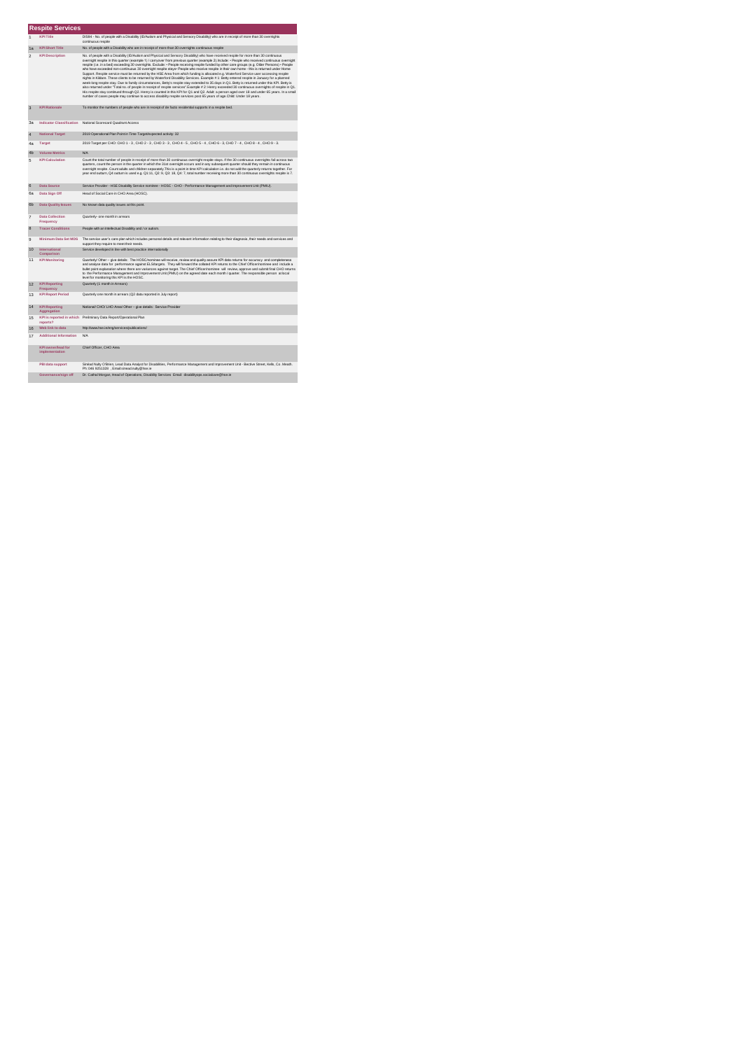## Respite Services

| | | |
|---|---|---|
| 1 | KPI Title | DIS84 - No. of people with a Disability (ID/Autism and Physical and Sensory Disability) who are in receipt of more than 30 overnights continuous respite |
| 1a | KPI Short Title | No. of people with a Disability who are in receipt of more than 30 overnights continuous respite |
| 2 | KPI Description | No. of people with a Disability (ID/Autism and Physical and Sensory Disability) who have received respite for more than 30 continuous overnight respite in this quarter (example 1) / carryover from previous quarter (example 2).Include: • People who received continuous overnight respite (i.e. in a bed) exceeding 30 overnights. Exclude: • People receiving respite funded by other care groups (e.g. Older Persons) • People who have exceeded non-continuous 30 overnight respite stays• People who receive respite in their own home - this is returned under Home Support. Respite service must be returned by the HSE Area from which funding is allocated e.g. Waterford Service user accessing respite nights in Kildare. These clients to be returned by Waterford Disability Services. Example # 1: Betty entered respite in January for a planned week-long respite stay. Due to family circumstances, Betty's respite stay extended to 35 days in Q1. Betty is returned under this KPI. Betty is also returned under "Total no. of people in receipt of respite services".Example # 2: Henry exceeded 30 continuous overnights of respite in Q1. His respite stay continued through Q2. Henry is counted in this KPI for Q1 and Q2. Adult: a person aged over 18 and under 65 years. In a small number of cases people may continue to access disability respite services post 65 years of age.Child: Under 18 years. |
| 3 | KPI Rationale | To monitor the numbers of people who are in receipt of de facto residential supports in a respite bed. |
| 3a | Indicator Classification | National Scorecard Quadrant Access |
| 4 | National Target | 2019 Operational Plan Point in Time Target/expected activity: 32 |
| 4a | Target | 2019 Target per CHO: CHO 1 - 3 , CHO 2 - 3 , CHO 3 - 3 , CHO 4 - 5 , CHO 5 - 4 , CHO 6 - 3, CHO 7 - 4 , CHO 8 - 4 , CHO 9 - 3. |
| 4b | Volume Metrics | N/A |
| 5 | KPI Calculation | Count the total number of people in receipt of more than 30 continuous overnight respite stays. If the 30 continuous overnights fall across two quarters, count the person in the quarter in which the 31st overnight occurs and in any subsequent quarter should they remain in continuous overnight respite. Count adults and children separately.This is a point in time KPI calculation i.e. do not add the quarterly returns together. For year end outturn, Q4 outturn is used e.g. Q1:11, Q2: 9, Q3: 18, Q4: 7, total number receiving more than 30 continuous overnights respite is 7. |
| 6 | Data Source | Service Provider - HSE Disability Service nominee - HOSC - CHO - Performance Management and Improvement Unit (PMIU). |
| 6a | Data Sign Off | Head of Social Care in CHO Area (HOSC). |
| 6b | Data Quality Issues | No known data quality issues at this point. |
| 7 | Data Collection Frequency | Quarterly- one month in arrears |
| 8 | Tracer Conditions | People with an intellectual Disability and / or autism |
| 9 | Minimum Data Set MDS | The service user's care plan which includes personal details and relevant information relating to their diagnosis, their needs and services and support they require to meet their needs. |
| 10 | International Comparison | Service developed in line with best practice internationally |
| 11 | KPI Monitoring | Quarterly/ Other – give details: The HOSC/nominee will receive, review and quality assure KPI data returns for accuracy and completeness and analyse data for performance against ELS/targets. They will forward the collated KPI returns to the Chief Officer/nominee and include a bullet point explanation where there are variances against target. The Chief Officer/nominee will review, approve and submit final CHO returns to the Performance Management and Improvement Unit (PMIU) on the agreed date each month / quarter. The responsible person at local level for monitoring this KPI is the HOSC. |
| 12 | KPI Reporting Frequency | Quarterly (1 month in Arrears) |
| 13 | KPI Report Period | Quarterly one month in arrears (Q2 data reported in July report) |
| 14 | KPI Reporting Aggregation | National/ CHO/ LHO Area/ Other – give details: Service Provider |
| 15 | KPI is reported in which reports? | Preliminary Data Report/Operational Plan |
| 16 | Web link to data | http://www.hse.ie/eng/services/publications/ |
| 17 | Additional Information | N/A |
| | KPI owner/lead for implementation | Chief Officer, CHO Area |
| | PBI data support | Sinéad Nulty O'Brien, Lead Data Analyst for Disabilities, Performance Management and Improvement Unit - Bective Street, Kells, Co. Meath. Ph: 046 9251320 , Email:sinead.nulty@hse.ie |
| | Governance/sign off | Dr. Cathal Morgan, Head of Operations, Disability Services Email: disabilityops.socialcare@hse.ie |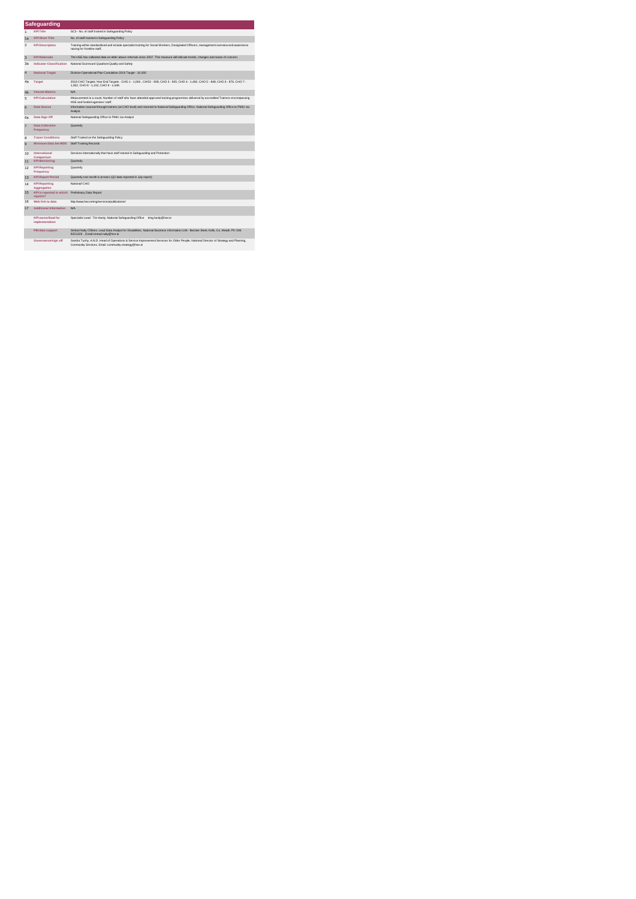# Safeguarding

| | | |
|---|---|---|
| 1 | KPI Title | SC3 - No. of staff trained in Safeguarding Policy |
| 1a | KPI Short Title | No. of staff trained in Safeguarding Policy |
| 2 | KPI Description | Training will be standardised and include specialist training for Social Workers, Designated Officers, management overview and awareness raising for frontline staff. |
| 3 | KPI Rationale | The HSE has collected data on elder abuse referrals since 2007. This measure will indicate trends, changes and areas of concern. |
| 3a | Indicator Classification | National Scorecard Quadrant Quality and Safety |
| 4 | National Target | Division Operational Plan Cumulative 2019 Target - 10,930 |
| 4a | Target | 2019 CHO Targets Year End Targets - CHO 1 - 1,064 , CHO2 - 908, CHO 3 - 920, CHO 4 - 1,492, CHO 5 - 848, CHO 6 - 876, CHO 7 - 1,352, CHO 8 - 1,152, CHO 9 - 1,668. |
| 4b | Volume Metrics | N/A |
| 5 | KPI Calculation | Measurement is a count. Number of staff who have attended approved training programmes delivered by accredited Trainers encompassing HSE and funded agencies' staff. |
| 6 | Data Source | Information sourced through trainers (at CHO level) and returned to National Safeguarding Office. National Safeguarding Office to PMIU via Analyst. |
| 6a | Data Sign Off | National Safeguarding Office to PMIU via Analyst |
| 7 | Data Collection Frequency | Quarterly |
| 8 | Tracer Conditions | Staff Trained on the Safeguarding Policy |
| 9 | Minimum Data Set MDS | Staff Training Records |
| 10 | International Comparison | Services Internationally that have staff trained in Safeguarding and Protection |
| 11 | KPI Monitoring | Quarterly |
| 12 | KPI Reporting Frequency | Quarterly |
| 13 | KPI Report Period | Quarterly one month in arrears (Q2 data reported in July report) |
| 14 | KPI Reporting Aggregation | National/ CHO |
| 15 | KPI is reported in which reports? | Preliminary Data Report |
| 16 | Web link to data | http://www.hse.ie/eng/services/publications/ |
| 17 | Additional Information | N/A |
| | KPI owner/lead for implementation | Specialist Lead: Tim Hanly, National Safeguarding Office tim.hanly@hse.ie |
| | PBI data support | Sinéad Nulty O'Brien, Lead Data Analyst for Disabilities, National Business Information Unit - Bective Street, Kells, Co. Meath. Ph: 046 9251329 , Email:sinead.nulty@hse.ie |
| | Governance/sign off | Sandra Tuohy, A.N.D. Head of Operations & Service Improvement Services for Older People, National Director of Strategy and Planning, Community Services, Email: community.strategy@hse.ie |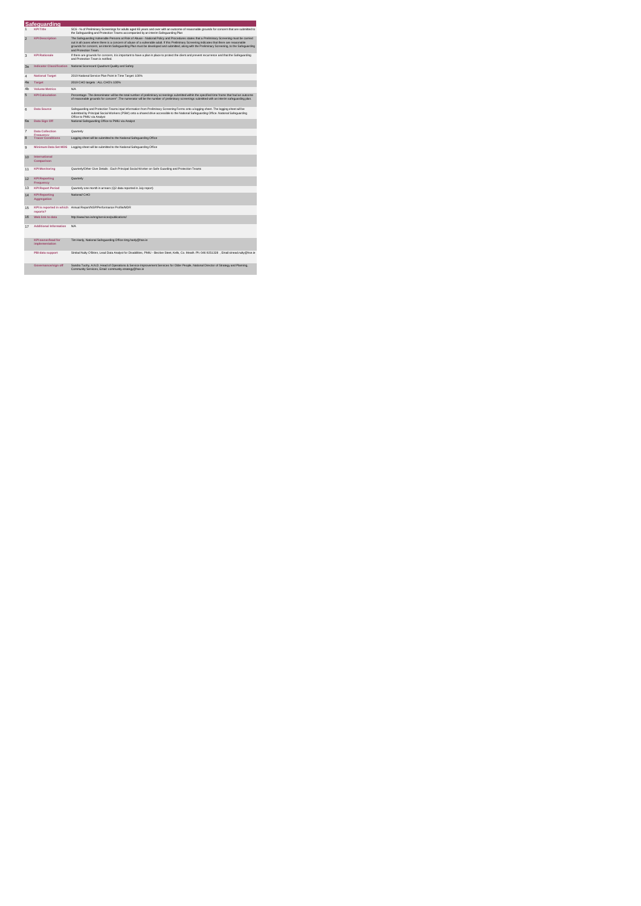# Safeguarding

| | | |
|---|---|---|
| 1 | **KPI Title** | SC6 - % of Preliminary Screenings for adults aged 65 years and over with an outcome of reasonable grounds for concern that are submitted to the Safeguarding and Protection Teams accompanied by an interim Safeguarding Plan |
| 2 | **KPI Description** | The Safeguarding Vulnerable Persons at Risk of Abuse - National Policy and Procedures states that a Preliminary Screening must be carried out in all cases where there is a concern of abuse of a vulnerable adult. If this Preliminary Screening indicates that there are reasonable grounds for concern, an interim Safeguarding Plan must be developed and submitted, along with the Preliminary Screening, to the Safeguarding and Protection Team. |
| 3 | **KPI Rationale** | If there are grounds for concern, it is important to have a plan in place to protect the client and prevent recurrence and that the Safeguarding and Protection Team is notified. |
| 3a | **Indicator Classification** | National Scorecard Quadrant Quality and Safety |
| 4 | **National Target** | 2019 National Service Plan Point in Time Target: 100% |
| 4a | **Target** | 2019 CHO targets : ALL CHO's 100% |
| 4b | **Volume Metrics** | N/A |
| 5 | **KPI Calculation** | Percentage- The denominator will be the total number of preliminary screenings submitted within the specified time frame that had an outcome of reasonable grounds for concern". The numerator will be the number of preliminary screenings submitted with an interim safeguarding plan. |
| 6 | **Data Source** | Safeguarding and Protection Teams input information from Preliminary Screening Forms onto a logging sheet. The logging sheet will be submitted by Principal Social Workers (PSW) onto a shared drive accessible to the National Safeguarding Office. National Safeguarding Office to PMIU via Analyst |
| 6a | **Data Sign Off** | National Safeguarding Office to PMIU via Analyst |
| 7 | **Data Collection Frequency** | Quarterly |
| 8 | **Tracer Conditions** | Logging sheet will be submitted to the National Safeguarding Office |
| 9 | **Minimum Data Set MDS** | Logging sheet will be submitted to the National Safeguarding Office |
| 10 | **International Comparison** | |
| 11 | **KPI Monitoring** | Quarterly/Other Give Details : Each Principal Social Worker on Safe Guarding and Protection Teams |
| 12 | **KPI Reporting Frequency** | Quarterly |
| 13 | **KPI Report Period** | Quarterly one month in arrears (Q2 data reported in July report) |
| 14 | **KPI Reporting Aggregation** | National/ CHO |
| 15 | **KPI is reported in which reports?** | Annual Report/NSP/Performance Profile/MDR |
| 16 | **Web link to data** | http://www.hse.ie/eng/services/publications/ |
| 17 | **Additional Information** | N/A |
| | **KPI owner/lead for implementation** | Tim Hanly, National Safeguarding Office tim.hanly@hse.ie |
| | **PBI data support** | Sinéad Nulty O'Brien, Lead Data Analyst for Disabilities, PMIU - Bective Steet, Kells, Co. Meath. Ph: 046 9251328 , Email sinead.nulty@hse.ie |
| | **Governance/sign off** | Sandra Tuohy, A.N.D. Head of Operations & Service Improvement Services for Older People, National Director of Strategy and Planning, Community Services, Email: community.strategy@hse.ie |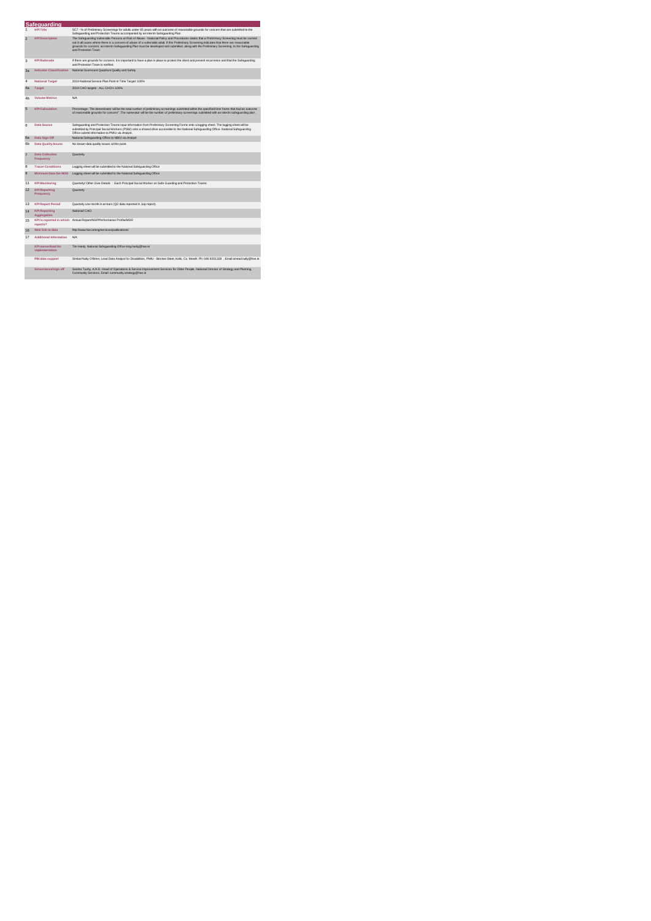# Safeguarding

| | | |
|---|---|---|
| 1 | **KPI Title** | SC7 - % of Preliminary Screenings for adults under 65 years with an outcome of reasonable grounds for concern that are submitted to the Safeguarding and Protection Teams accompanied by an interim Safeguarding Plan |
| 2 | **KPI Description** | The Safeguarding Vulnerable Persons at Risk of Abuse - National Policy and Procedures states that a Preliminary Screening must be carried out in all cases where there is a concern of abuse of a vulnerable adult. If this Preliminary Screening indicates that there are reasonable grounds for concern, an interim Safeguarding Plan must be developed and submitted, along with the Preliminary Screening, to the Safeguarding and Protection Team. |
| 3 | **KPI Rationale** | If there are grounds for concern, it is important to have a plan in place to protect the client and prevent recurrence and that the Safeguarding and Protection Team is notified. |
| 3a | **Indicator Classification** | National Scorecard Quadrant Quality and Safety |
| 4 | **National Target** | 2019 National Service Plan Point in Time Target: 100% |
| 4a | **Target** | 2019 CHO targets : ALL CHO's 100% |
| 4b | **Volume Metrics** | N/A |
| 5 | **KPI Calculation** | Percentage- The denominator will be the total number of preliminary screenings submitted within the specified time frame that had an outcome of reasonable grounds for concern". The numerator will be the number of preliminary screenings submitted with an interim safeguarding plan . |
| 6 | **Data Source** | Safeguarding and Protection Teams input information from Preliminary Screening Forms onto a logging sheet. The logging sheet will be submitted by Principal Social Workers (PSW) onto a shared drive accessible to the National Safeguarding Office. National Safeguarding Office submit information to PMIU via Analyst. |
| 6a | **Data Sign Off** | National Safeguarding Office to NMIU via Analyst |
| 6b | **Data Quality Issues** | No known data quality issues at this point. |
| 7 | **Data Collection Frequency** | Quarterly |
| 8 | **Tracer Conditions** | Logging sheet will be submitted to the National Safeguarding Office |
| 9 | **Minimum Data Set MDS** | Logging sheet will be submitted to the National Safeguarding Office |
| 11 | **KPI Monitoring** | Quarterly/ Other Give Details : Each Principal Social Worker on Safe Guarding and Protection Teams |
| 12 | **KPI Reporting Frequency** | Quarterly |
| 13 | **KPI Report Period** | Quarterly one month in arrears (Q2 data reported in July report) |
| 14 | **KPI Reporting Aggregation** | National/ CHO |
| 15 | **KPI is reported in which reports?** | Annual Report/NSP/Performance Profile/MDR |
| 16 | **Web link to data** | http://www.hse.ie/eng/services/publications/ |
| 17 | **Additional Information** | N/A |
| | **KPI owner/lead for implementation** | Tim Hanly, National Safeguarding Office timg.hanly@hse.ie |
| | **PBI data support** | Sinéad Nulty O'Brien, Lead Data Analyst for Disabilities, PMIU - Bective Steet, Kells, Co. Meath. Ph: 046 9251328 , Email sinead.nulty@hse.ie |
| | **Governance/sign off** | Sandra Tuohy, A.N.D. Head of Operations & Service Improvement Services for Older People, National Director of Strategy and Planning, Community Services, Email: community.strategy@hse.ie |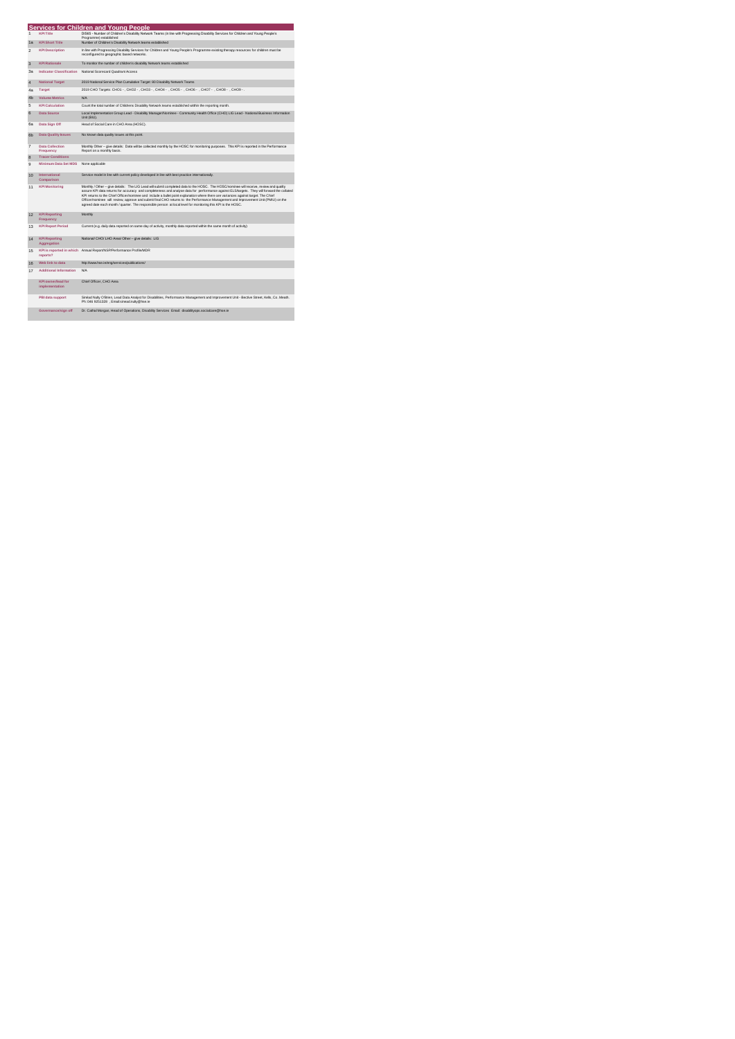## Services for Children and Young People

| | | |
|---|---|---|
| 1 | **KPI Title** | DIS65 - Number of Children's Disability Network Teams (in line with Progressing Disability Services for Children and Young People's Programme) established |
| 1a | **KPI Short Title** | Number of Children's Disability Network teams established |
| 2 | **KPI Description** | In line with Progressing Disability Services for Children and Young People's Programme existing therapy resources for children must be reconfigured to geographic based networks. |
| 3 | **KPI Rationale** | To monitor the number of children's disability Network teams established |
| 3a | **Indicator Classification** | National Scorecard Quadrant Access |
| 4 | **National Target** | 2019 National Service Plan Cumulative Target: 80 Disability Network Teams |
| 4a | **Target** | 2019 CHO Targets: CHO1 - , CHO2 - , CHO3 - , CHO4 - , CHO5 - , CHO6 - , CHO7 - , CHO8 - , CHO9 - . |
| 4b | **Volume Metrics** | N/A |
| 5 | **KPI Calculation** | Count the total number of Childrens Disability Network teams established within the reporting month. |
| 6 | **Data Source** | Local Implementation Group Lead - Disability Manager/Nominee - Community Health Office (CHO) LIG Lead - National Business Information Unit (BIU). |
| 6a | **Data Sign Off** | Head of Social Care in CHO Area (HOSC). |
| 6b | **Data Quality Issues** | No known data quality issues at this point. |
| 7 | **Data Collection Frequency** | Monthly Other – give details: Data will be collected monthly by the HOSC for monitoring purposes. This KPI is reported in the Performance Report on a monthly basis. |
| 8 | **Tracer Conditions** | |
| 9 | **Minimum Data Set MDS** | None applicable |
| 10 | **International Comparison** | Service model in line with current policy developed in line with best practice internationally. |
| 11 | **KPI Monitoring** | Monthly / Other – give details: The LIG Lead will submit completed data to the HOSC. The HOSC/nominee will receive, review and quality assure KPI data returns for accuracy and completeness and analyse data for performance against ELS/targets. They will forward the collated KPI returns to the Chief Officer/nominee and include a bullet point explanation where there are variances against target. The Chief Officer/nominee will review, approve and submit final CHO returns to the Performance Management and Improvement Unit (PMIU) on the agreed date each month / quarter. The responsible person at local level for monitoring this KPI is the HOSC. |
| 12 | **KPI Reporting Frequency** | Monthly |
| 13 | **KPI Report Period** | Current (e.g. daily data reported on same day of activity, monthly data reported within the same month of activity) |
| 14 | **KPI Reporting Aggregation** | National/ CHO/ LHO Area/ Other – give details: LIG |
| 15 | **KPI is reported in which reports?** | Annual Report/NSP/Performance Profile/MDR |
| 16 | **Web link to data** | http://www.hse.ie/eng/services/publications/ |
| 17 | **Additional Information** | N/A |
| | **KPI owner/lead for implementation** | Chief Officer, CHO Area |
| | **PBI data support** | Sinéad Nulty O'Brien, Lead Data Analyst for Disabilities, Performance Management and Improvement Unit - Bective Street, Kells, Co. Meath. Ph: 046 9251328 , Email:sinead.nulty@hse.ie |
| | **Governance/sign off** | Dr. Cathal Morgan, Head of Operations, Disability Services Email: disabilityops.socialcare@hse.ie |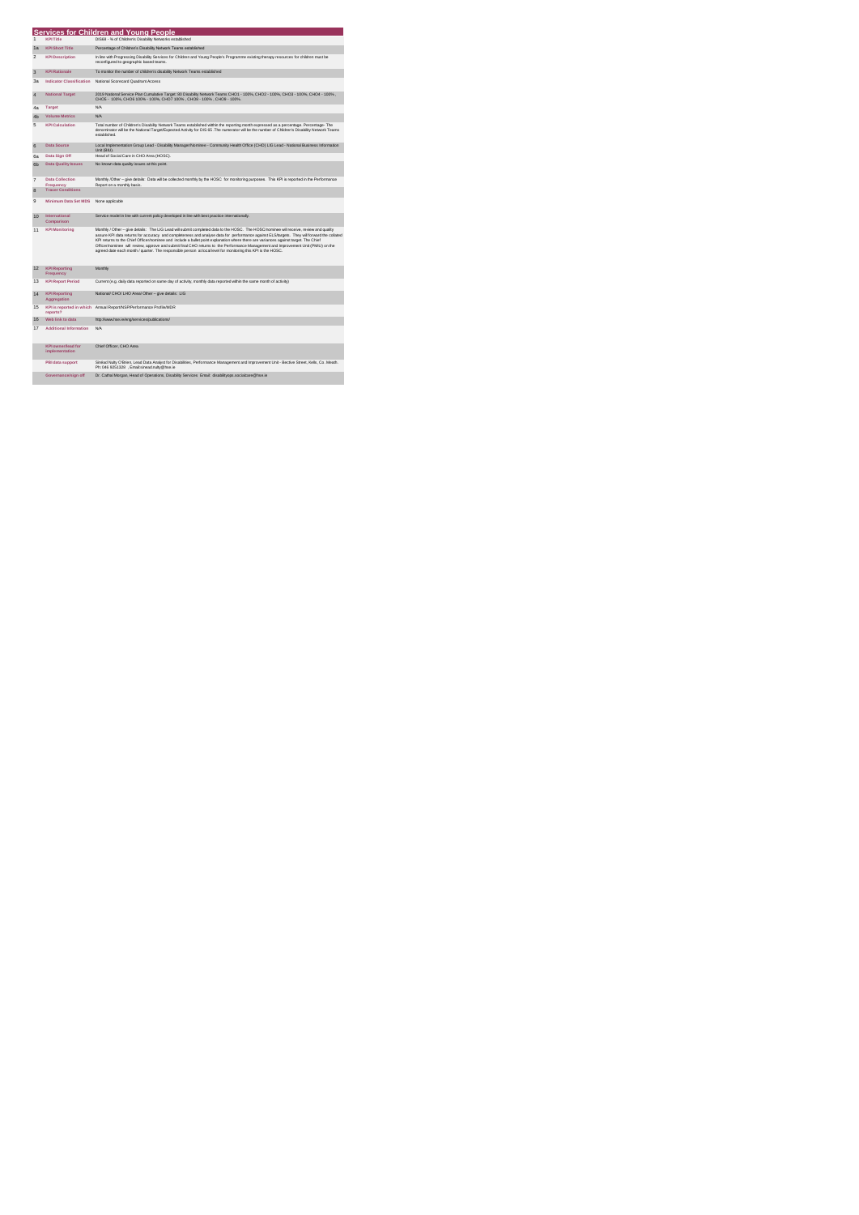## Services for Children and Young People

| | | |
|---|---|---|
| 1 | KPI Title | DIS66 - % of Children's Disability Networks established |
| 1a | KPI Short Title | Percentage of Children's Disability Network Teams established |
| 2 | KPI Description | In line with Progressing Disability Services for Children and Young People's Programme existing therapy resources for children must be reconfigured to geographic based teams. |
| 3 | KPI Rationale | To monitor the number of children's disability Network Teams established |
| 3a | Indicator Classification | National Scorecard Quadrant Access |
| 4 | National Target | 2019 National Service Plan Cumulative Target: 80 Disability Network Teams CHO1 - 100%, CHO2 - 100%, CHO3 - 100%, CHO4 - 100% , CHO5 - 100%, CHO6 100% - 100%, CHO7 100% , CHO8 - 100% , CHO9 - 100%. |
| 4a | Target | N/A |
| 4b | Volume Metrics | N/A |
| 5 | KPI Calculation | Total number of Children's Disability Network Teams established within the reporting month expressed as a percentage. Percentage- The denominator will be the National Target/Expected Activity for DIS 65. The numerator will be the number of Children's Disability Network Teams established. |
| 6 | Data Source | Local Implementation Group Lead - Disability Manager/Nominee - Community Health Office (CHO) LIG Lead - National Business Information Unit (BIU). |
| 6a | Data Sign Off | Head of Social Care in CHO Area (HOSC). |
| 6b | Data Quality Issues | No known data quality issues at this point. |
| 7 | Data Collection Frequency | Monthly /Other – give details: Data will be collected monthly by the HOSC for monitoring purposes. This KPI is reported in the Performance Report on a monthly basis. |
| 8 | Tracer Conditions | |
| 9 | Minimum Data Set MDS | None applicable |
| 10 | International Comparison | Service model in line with current policy developed in line with best practice internationally. |
| 11 | KPI Monitoring | Monthly / Other – give details: The LIG Lead will submit completed data to the HOSC. The HOSC/nominee will receive, review and quality assure KPI data returns for accuracy and completeness and analyse data for performance against ELS/targets. They will forward the collated KPI returns to the Chief Officer/nominee and include a bullet point explanation where there are variances against target. The Chief Officer/nominee will review, approve and submit final CHO returns to the Performance Management and Improvement Unit (PMIU) on the agreed date each month / quarter. The responsible person at local level for monitoring this KPI is the HOSC. |
| 12 | KPI Reporting Frequency | Monthly |
| 13 | KPI Report Period | Current (e.g. daily data reported on same day of activity, monthly data reported within the same month of activity) |
| 14 | KPI Reporting Aggregation | National/ CHO/ LHO Area/ Other – give details: LIG |
| 15 | KPI is reported in which reports? | Annual Report/NSP/Performance Profile/MDR |
| 16 | Web link to data | http://www.hse.ie/eng/services/publications/ |
| 17 | Additional Information | N/A |
| | KPI owner/lead for implementation | Chief Officer, CHO Area |
| | PBI data support | Sinéad Nulty O'Brien, Lead Data Analyst for Disabilities, Performance Management and Improvement Unit - Bective Street, Kells, Co. Meath. Ph: 046 9251326 , Email:sinead.nulty@hse.ie |
| | Governance/sign off | Dr. Cathal Morgan, Head of Operations, Disability Services Email: disabilityops.socialcare@hse.ie |